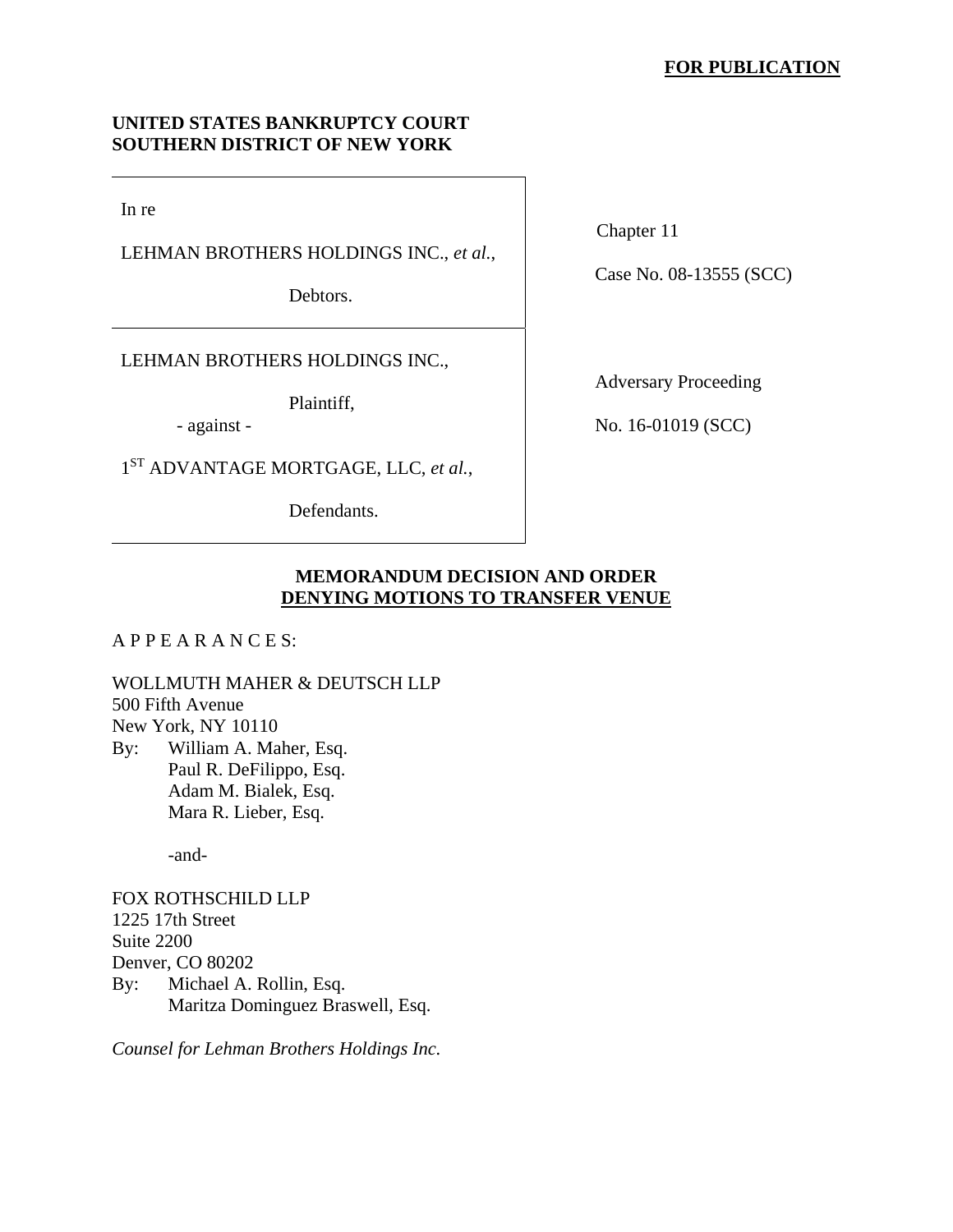**FOR PUBLICATION**

**UNITED STATES BANKRUPTCY COURT**
**SOUTHERN DISTRICT OF NEW YORK**

| | |
|---|---|
| In re<br><br>LEHMAN BROTHERS HOLDINGS INC., *et al.*,<br><br>Debtors. | Chapter 11<br><br>Case No. 08-13555 (SCC) |
| LEHMAN BROTHERS HOLDINGS INC.,<br><br>Plaintiff,<br><br>- against -<br><br>1[ST] ADVANTAGE MORTGAGE, LLC, *et al.*,<br><br>Defendants. | Adversary Proceeding<br><br>No. 16-01019 (SCC) |

**MEMORANDUM DECISION AND ORDER**
**DENYING MOTIONS TO TRANSFER VENUE**

A P P E A R A N C E S:

WOLLMUTH MAHER & DEUTSCH LLP
500 Fifth Avenue
New York, NY 10110
By: William A. Maher, Esq.
Paul R. DeFilippo, Esq.
Adam M. Bialek, Esq.
Mara R. Lieber, Esq.

-and-

FOX ROTHSCHILD LLP
1225 17th Street
Suite 2200
Denver, CO 80202
By: Michael A. Rollin, Esq.
Maritza Dominguez Braswell, Esq.

*Counsel for Lehman Brothers Holdings Inc.*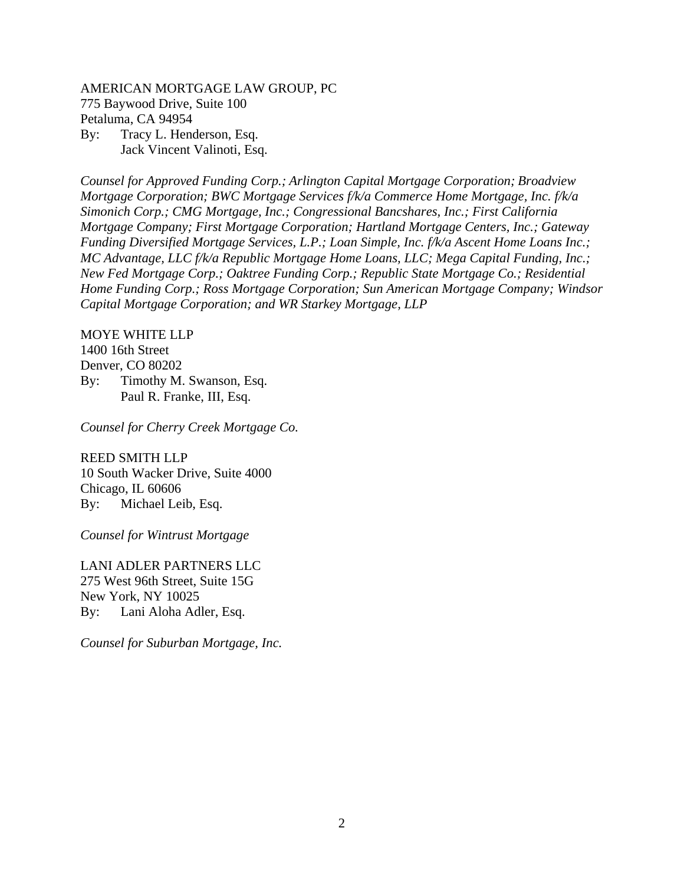AMERICAN MORTGAGE LAW GROUP, PC
775 Baywood Drive, Suite 100
Petaluma, CA 94954
By: Tracy L. Henderson, Esq.
Jack Vincent Valinoti, Esq.

*Counsel for Approved Funding Corp.; Arlington Capital Mortgage Corporation; Broadview Mortgage Corporation; BWC Mortgage Services f/k/a Commerce Home Mortgage, Inc. f/k/a Simonich Corp.; CMG Mortgage, Inc.; Congressional Bancshares, Inc.; First California Mortgage Company; First Mortgage Corporation; Hartland Mortgage Centers, Inc.; Gateway Funding Diversified Mortgage Services, L.P.; Loan Simple, Inc. f/k/a Ascent Home Loans Inc.; MC Advantage, LLC f/k/a Republic Mortgage Home Loans, LLC; Mega Capital Funding, Inc.; New Fed Mortgage Corp.; Oaktree Funding Corp.; Republic State Mortgage Co.; Residential Home Funding Corp.; Ross Mortgage Corporation; Sun American Mortgage Company; Windsor Capital Mortgage Corporation; and WR Starkey Mortgage, LLP*

MOYE WHITE LLP
1400 16th Street
Denver, CO 80202
By: Timothy M. Swanson, Esq.
Paul R. Franke, III, Esq.

*Counsel for Cherry Creek Mortgage Co.*

REED SMITH LLP
10 South Wacker Drive, Suite 4000
Chicago, IL 60606
By: Michael Leib, Esq.

*Counsel for Wintrust Mortgage*

LANI ADLER PARTNERS LLC
275 West 96th Street, Suite 15G
New York, NY 10025
By: Lani Aloha Adler, Esq.

*Counsel for Suburban Mortgage, Inc.*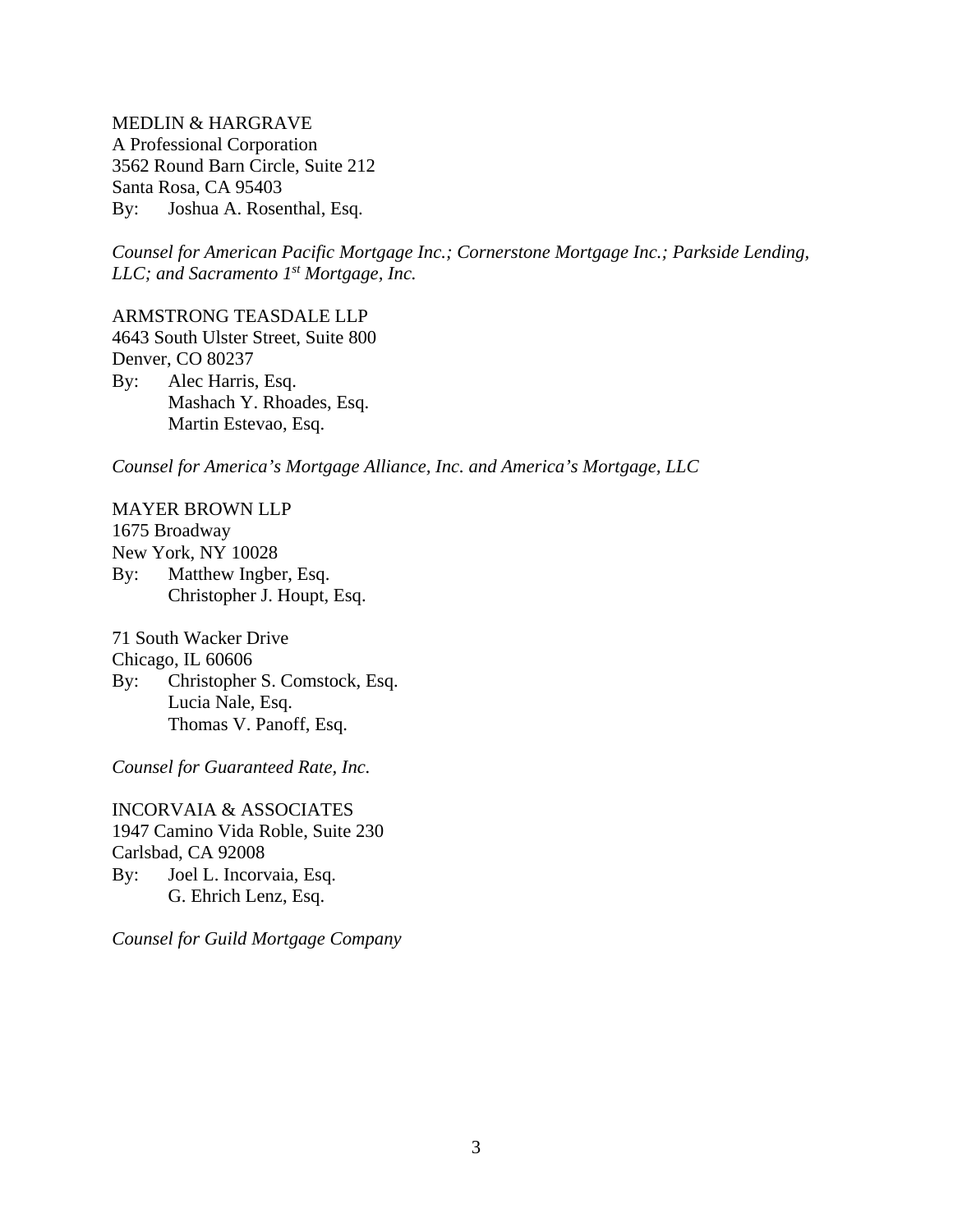MEDLIN & HARGRAVE
A Professional Corporation
3562 Round Barn Circle, Suite 212
Santa Rosa, CA 95403
By: Joshua A. Rosenthal, Esq.

*Counsel for American Pacific Mortgage Inc.; Cornerstone Mortgage Inc.; Parkside Lending, LLC; and Sacramento 1st Mortgage, Inc.*

ARMSTRONG TEASDALE LLP
4643 South Ulster Street, Suite 800
Denver, CO 80237
By: Alec Harris, Esq.
Mashach Y. Rhoades, Esq.
Martin Estevao, Esq.

*Counsel for America's Mortgage Alliance, Inc. and America's Mortgage, LLC*

MAYER BROWN LLP
1675 Broadway
New York, NY 10028
By: Matthew Ingber, Esq.
Christopher J. Houpt, Esq.

71 South Wacker Drive
Chicago, IL 60606
By: Christopher S. Comstock, Esq.
Lucia Nale, Esq.
Thomas V. Panoff, Esq.

*Counsel for Guaranteed Rate, Inc.*

INCORVAIA & ASSOCIATES
1947 Camino Vida Roble, Suite 230
Carlsbad, CA 92008
By: Joel L. Incorvaia, Esq.
G. Ehrich Lenz, Esq.

*Counsel for Guild Mortgage Company*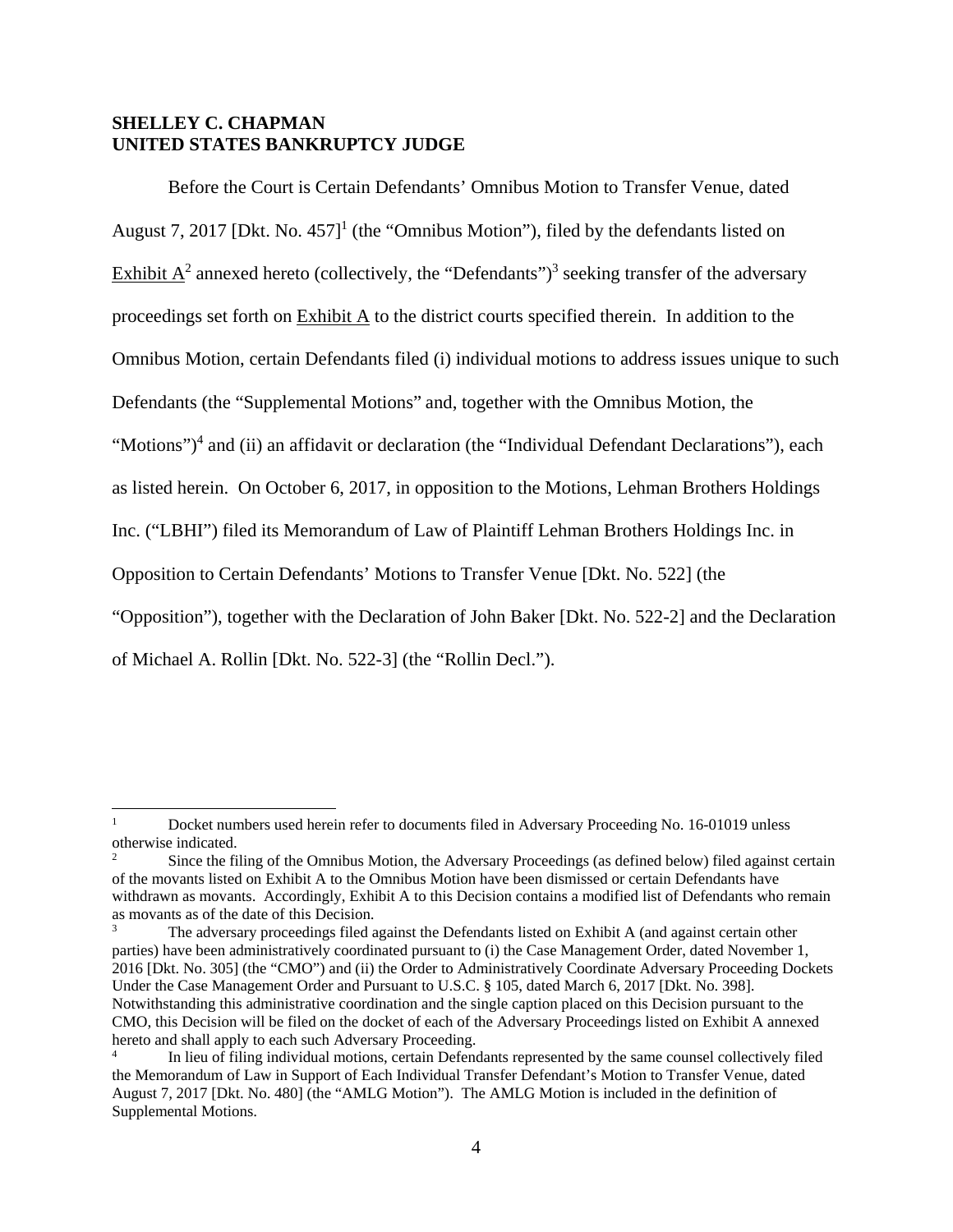**SHELLEY C. CHAPMAN**
**UNITED STATES BANKRUPTCY JUDGE**

Before the Court is Certain Defendants' Omnibus Motion to Transfer Venue, dated August 7, 2017 [Dkt. No. 457][1] (the "Omnibus Motion"), filed by the defendants listed on Exhibit A[2] annexed hereto (collectively, the "Defendants")[3] seeking transfer of the adversary proceedings set forth on Exhibit A to the district courts specified therein. In addition to the Omnibus Motion, certain Defendants filed (i) individual motions to address issues unique to such Defendants (the "Supplemental Motions" and, together with the Omnibus Motion, the "Motions")[4] and (ii) an affidavit or declaration (the "Individual Defendant Declarations"), each as listed herein. On October 6, 2017, in opposition to the Motions, Lehman Brothers Holdings Inc. ("LBHI") filed its Memorandum of Law of Plaintiff Lehman Brothers Holdings Inc. in Opposition to Certain Defendants' Motions to Transfer Venue [Dkt. No. 522] (the "Opposition"), together with the Declaration of John Baker [Dkt. No. 522-2] and the Declaration of Michael A. Rollin [Dkt. No. 522-3] (the "Rollin Decl.").

---

[1] Docket numbers used herein refer to documents filed in Adversary Proceeding No. 16-01019 unless otherwise indicated.

[2] Since the filing of the Omnibus Motion, the Adversary Proceedings (as defined below) filed against certain of the movants listed on Exhibit A to the Omnibus Motion have been dismissed or certain Defendants have withdrawn as movants. Accordingly, Exhibit A to this Decision contains a modified list of Defendants who remain as movants as of the date of this Decision.

[3] The adversary proceedings filed against the Defendants listed on Exhibit A (and against certain other parties) have been administratively coordinated pursuant to (i) the Case Management Order, dated November 1, 2016 [Dkt. No. 305] (the "CMO") and (ii) the Order to Administratively Coordinate Adversary Proceeding Dockets Under the Case Management Order and Pursuant to U.S.C. § 105, dated March 6, 2017 [Dkt. No. 398]. Notwithstanding this administrative coordination and the single caption placed on this Decision pursuant to the CMO, this Decision will be filed on the docket of each of the Adversary Proceedings listed on Exhibit A annexed hereto and shall apply to each such Adversary Proceeding.

[4] In lieu of filing individual motions, certain Defendants represented by the same counsel collectively filed the Memorandum of Law in Support of Each Individual Transfer Defendant's Motion to Transfer Venue, dated August 7, 2017 [Dkt. No. 480] (the "AMLG Motion"). The AMLG Motion is included in the definition of Supplemental Motions.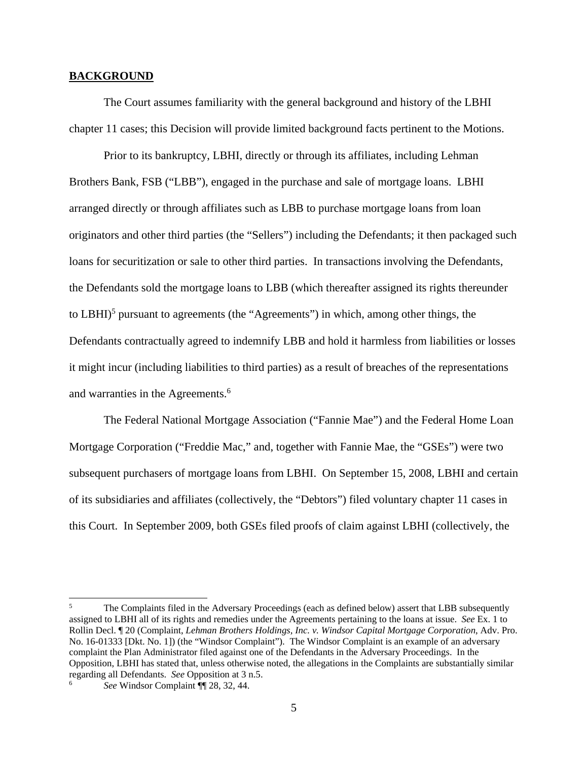## **BACKGROUND**

The Court assumes familiarity with the general background and history of the LBHI chapter 11 cases; this Decision will provide limited background facts pertinent to the Motions.

Prior to its bankruptcy, LBHI, directly or through its affiliates, including Lehman Brothers Bank, FSB ("LBB"), engaged in the purchase and sale of mortgage loans. LBHI arranged directly or through affiliates such as LBB to purchase mortgage loans from loan originators and other third parties (the "Sellers") including the Defendants; it then packaged such loans for securitization or sale to other third parties. In transactions involving the Defendants, the Defendants sold the mortgage loans to LBB (which thereafter assigned its rights thereunder to LBHI)[5] pursuant to agreements (the "Agreements") in which, among other things, the Defendants contractually agreed to indemnify LBB and hold it harmless from liabilities or losses it might incur (including liabilities to third parties) as a result of breaches of the representations and warranties in the Agreements.[6]

The Federal National Mortgage Association ("Fannie Mae") and the Federal Home Loan Mortgage Corporation ("Freddie Mac," and, together with Fannie Mae, the "GSEs") were two subsequent purchasers of mortgage loans from LBHI. On September 15, 2008, LBHI and certain of its subsidiaries and affiliates (collectively, the "Debtors") filed voluntary chapter 11 cases in this Court. In September 2009, both GSEs filed proofs of claim against LBHI (collectively, the

---

[5] The Complaints filed in the Adversary Proceedings (each as defined below) assert that LBB subsequently assigned to LBHI all of its rights and remedies under the Agreements pertaining to the loans at issue. *See* Ex. 1 to Rollin Decl. ¶ 20 (Complaint, *Lehman Brothers Holdings, Inc. v. Windsor Capital Mortgage Corporation*, Adv. Pro. No. 16-01333 [Dkt. No. 1]) (the "Windsor Complaint"). The Windsor Complaint is an example of an adversary complaint the Plan Administrator filed against one of the Defendants in the Adversary Proceedings. In the Opposition, LBHI has stated that, unless otherwise noted, the allegations in the Complaints are substantially similar regarding all Defendants. *See* Opposition at 3 n.5.

[6] *See* Windsor Complaint ¶¶ 28, 32, 44.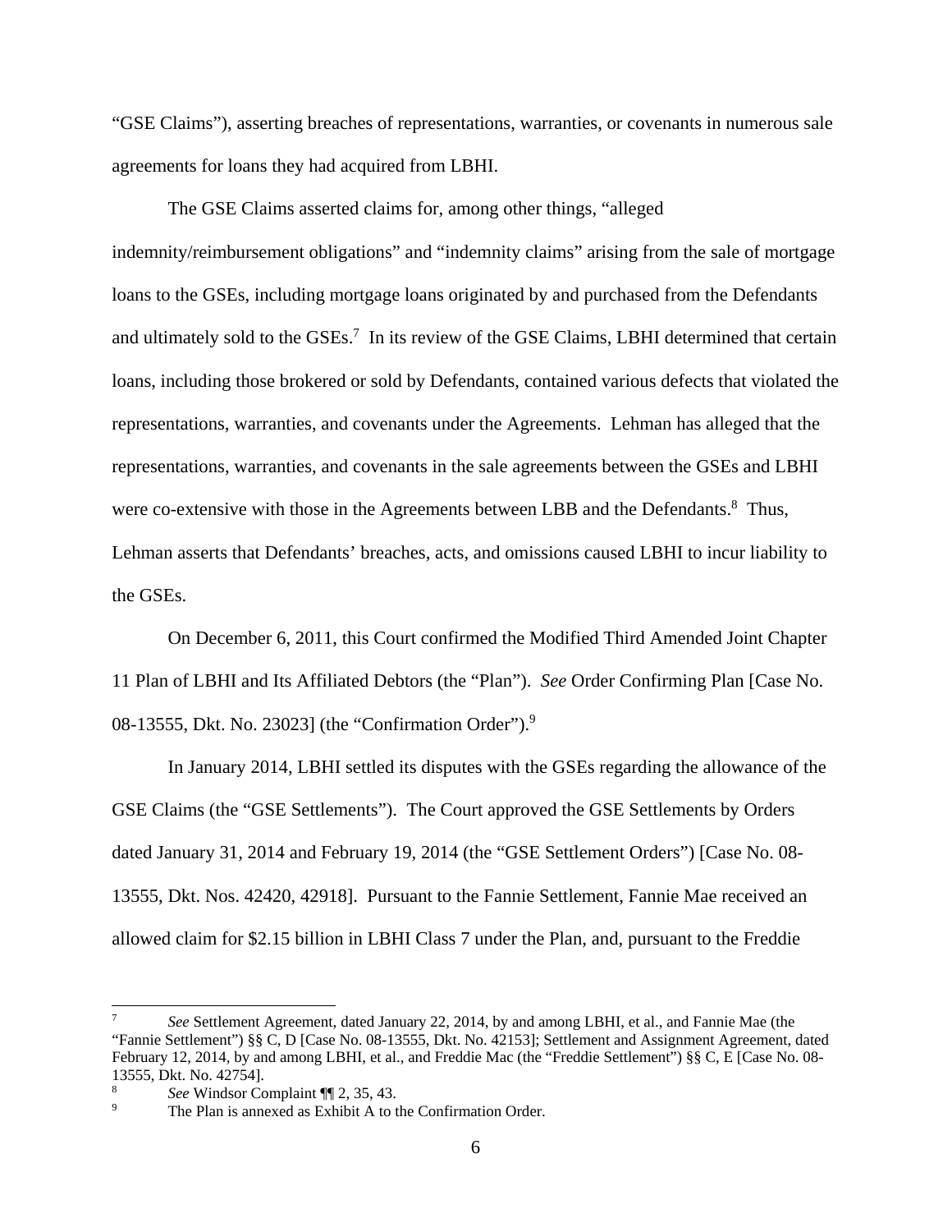"GSE Claims"), asserting breaches of representations, warranties, or covenants in numerous sale agreements for loans they had acquired from LBHI.

The GSE Claims asserted claims for, among other things, "alleged indemnity/reimbursement obligations" and "indemnity claims" arising from the sale of mortgage loans to the GSEs, including mortgage loans originated by and purchased from the Defendants and ultimately sold to the GSEs.[7] In its review of the GSE Claims, LBHI determined that certain loans, including those brokered or sold by Defendants, contained various defects that violated the representations, warranties, and covenants under the Agreements. Lehman has alleged that the representations, warranties, and covenants in the sale agreements between the GSEs and LBHI were co-extensive with those in the Agreements between LBB and the Defendants.[8] Thus, Lehman asserts that Defendants' breaches, acts, and omissions caused LBHI to incur liability to the GSEs.

On December 6, 2011, this Court confirmed the Modified Third Amended Joint Chapter 11 Plan of LBHI and Its Affiliated Debtors (the "Plan"). *See* Order Confirming Plan [Case No. 08-13555, Dkt. No. 23023] (the "Confirmation Order").[9]

In January 2014, LBHI settled its disputes with the GSEs regarding the allowance of the GSE Claims (the "GSE Settlements"). The Court approved the GSE Settlements by Orders dated January 31, 2014 and February 19, 2014 (the "GSE Settlement Orders") [Case No. 08-13555, Dkt. Nos. 42420, 42918]. Pursuant to the Fannie Settlement, Fannie Mae received an allowed claim for $2.15 billion in LBHI Class 7 under the Plan, and, pursuant to the Freddie

---

[7] *See* Settlement Agreement, dated January 22, 2014, by and among LBHI, et al., and Fannie Mae (the "Fannie Settlement") §§ C, D [Case No. 08-13555, Dkt. No. 42153]; Settlement and Assignment Agreement, dated February 12, 2014, by and among LBHI, et al., and Freddie Mac (the "Freddie Settlement") §§ C, E [Case No. 08-13555, Dkt. No. 42754].

[8] *See* Windsor Complaint ¶¶ 2, 35, 43.

[9] The Plan is annexed as Exhibit A to the Confirmation Order.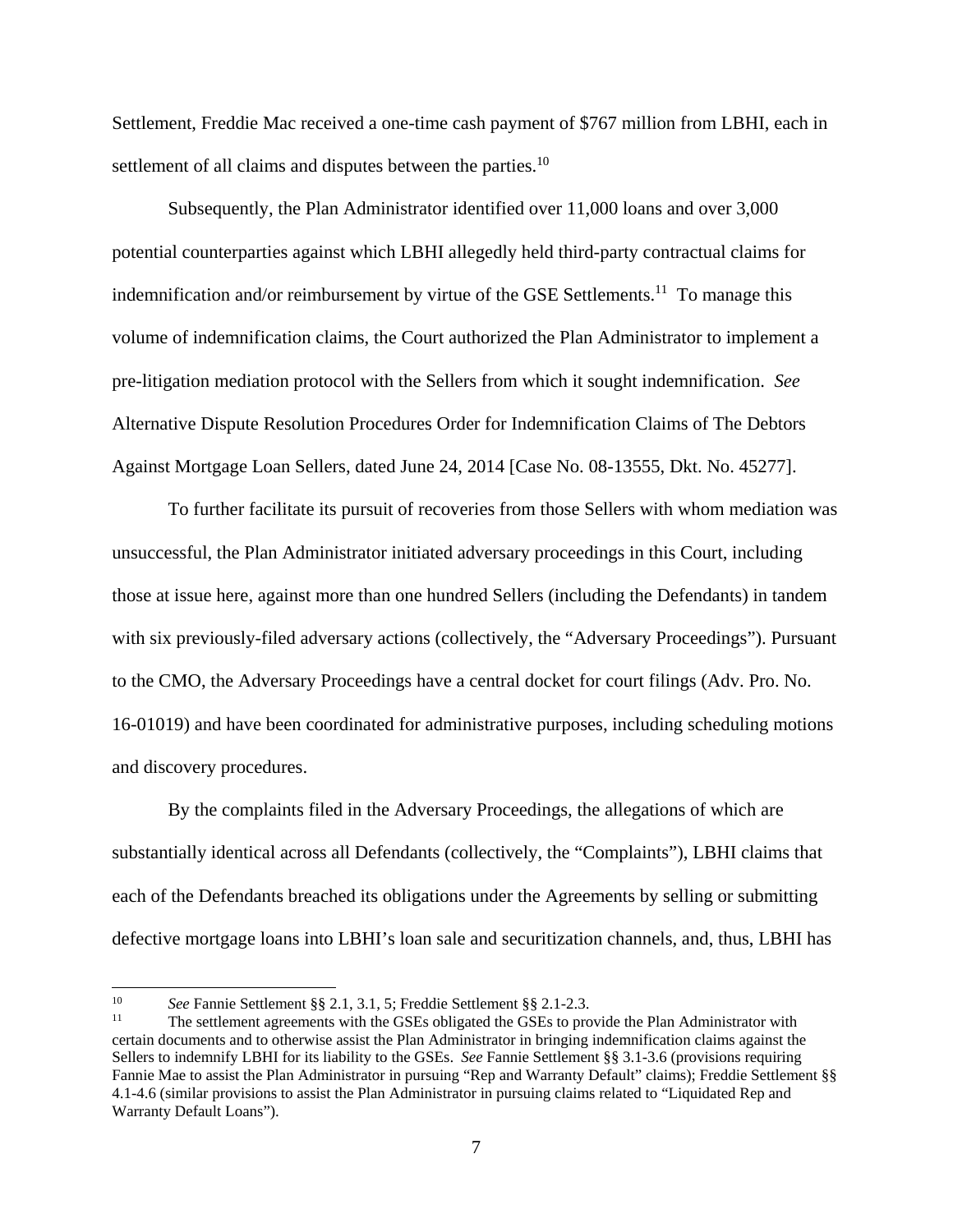Settlement, Freddie Mac received a one-time cash payment of $767 million from LBHI, each in settlement of all claims and disputes between the parties.[10]

Subsequently, the Plan Administrator identified over 11,000 loans and over 3,000 potential counterparties against which LBHI allegedly held third-party contractual claims for indemnification and/or reimbursement by virtue of the GSE Settlements.[11] To manage this volume of indemnification claims, the Court authorized the Plan Administrator to implement a pre-litigation mediation protocol with the Sellers from which it sought indemnification. *See* Alternative Dispute Resolution Procedures Order for Indemnification Claims of The Debtors Against Mortgage Loan Sellers, dated June 24, 2014 [Case No. 08-13555, Dkt. No. 45277].

To further facilitate its pursuit of recoveries from those Sellers with whom mediation was unsuccessful, the Plan Administrator initiated adversary proceedings in this Court, including those at issue here, against more than one hundred Sellers (including the Defendants) in tandem with six previously-filed adversary actions (collectively, the "Adversary Proceedings"). Pursuant to the CMO, the Adversary Proceedings have a central docket for court filings (Adv. Pro. No. 16-01019) and have been coordinated for administrative purposes, including scheduling motions and discovery procedures.

By the complaints filed in the Adversary Proceedings, the allegations of which are substantially identical across all Defendants (collectively, the "Complaints"), LBHI claims that each of the Defendants breached its obligations under the Agreements by selling or submitting defective mortgage loans into LBHI's loan sale and securitization channels, and, thus, LBHI has

---

[10] *See* Fannie Settlement §§ 2.1, 3.1, 5; Freddie Settlement §§ 2.1-2.3.

[11] The settlement agreements with the GSEs obligated the GSEs to provide the Plan Administrator with certain documents and to otherwise assist the Plan Administrator in bringing indemnification claims against the Sellers to indemnify LBHI for its liability to the GSEs. *See* Fannie Settlement §§ 3.1-3.6 (provisions requiring Fannie Mae to assist the Plan Administrator in pursuing "Rep and Warranty Default" claims); Freddie Settlement §§ 4.1-4.6 (similar provisions to assist the Plan Administrator in pursuing claims related to "Liquidated Rep and Warranty Default Loans").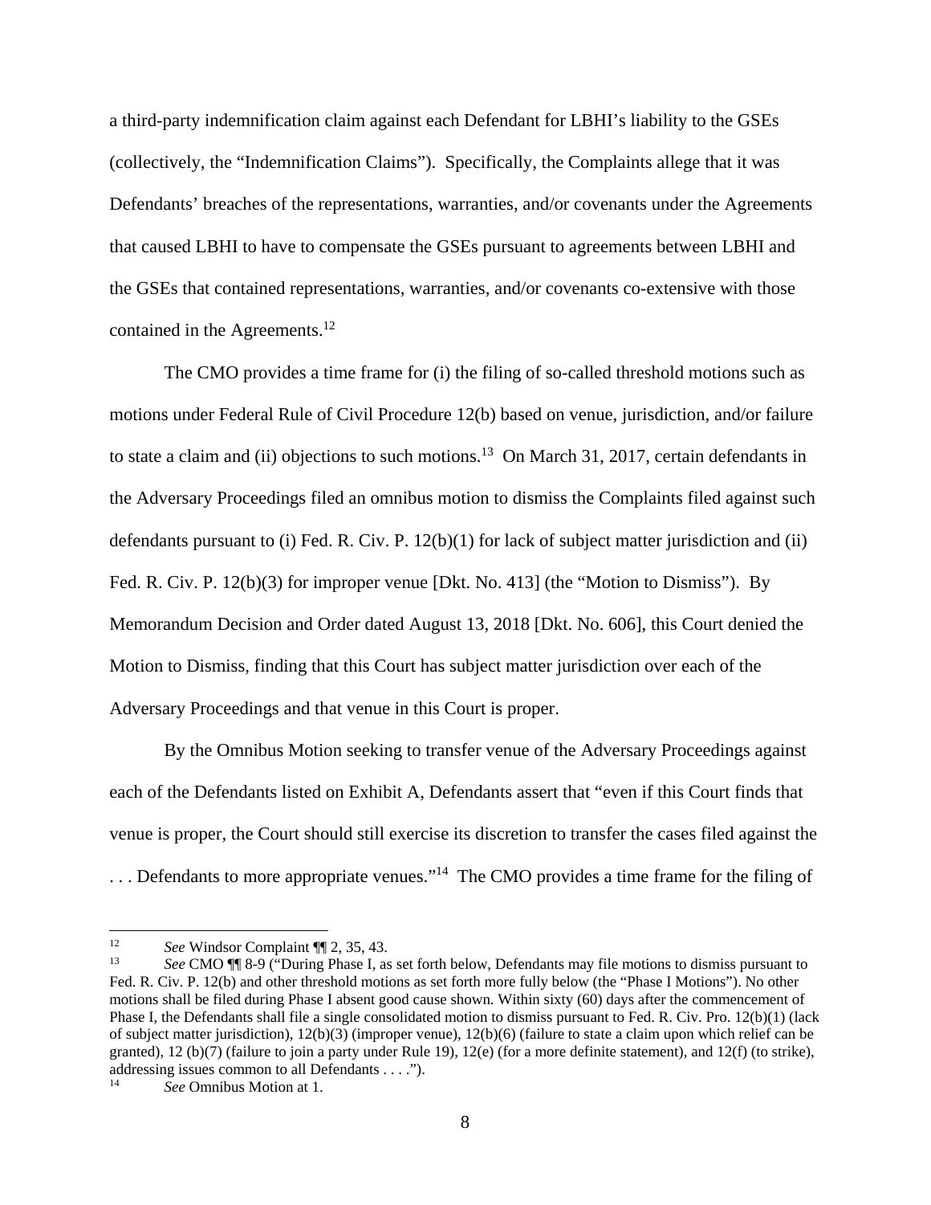a third-party indemnification claim against each Defendant for LBHI's liability to the GSEs (collectively, the "Indemnification Claims"). Specifically, the Complaints allege that it was Defendants' breaches of the representations, warranties, and/or covenants under the Agreements that caused LBHI to have to compensate the GSEs pursuant to agreements between LBHI and the GSEs that contained representations, warranties, and/or covenants co-extensive with those contained in the Agreements.[12]

The CMO provides a time frame for (i) the filing of so-called threshold motions such as motions under Federal Rule of Civil Procedure 12(b) based on venue, jurisdiction, and/or failure to state a claim and (ii) objections to such motions.[13] On March 31, 2017, certain defendants in the Adversary Proceedings filed an omnibus motion to dismiss the Complaints filed against such defendants pursuant to (i) Fed. R. Civ. P. 12(b)(1) for lack of subject matter jurisdiction and (ii) Fed. R. Civ. P. 12(b)(3) for improper venue [Dkt. No. 413] (the "Motion to Dismiss"). By Memorandum Decision and Order dated August 13, 2018 [Dkt. No. 606], this Court denied the Motion to Dismiss, finding that this Court has subject matter jurisdiction over each of the Adversary Proceedings and that venue in this Court is proper.

By the Omnibus Motion seeking to transfer venue of the Adversary Proceedings against each of the Defendants listed on Exhibit A, Defendants assert that "even if this Court finds that venue is proper, the Court should still exercise its discretion to transfer the cases filed against the . . . Defendants to more appropriate venues."[14] The CMO provides a time frame for the filing of

---

[12] *See* Windsor Complaint ¶¶ 2, 35, 43.

[13] *See* CMO ¶¶ 8-9 ("During Phase I, as set forth below, Defendants may file motions to dismiss pursuant to Fed. R. Civ. P. 12(b) and other threshold motions as set forth more fully below (the "Phase I Motions"). No other motions shall be filed during Phase I absent good cause shown. Within sixty (60) days after the commencement of Phase I, the Defendants shall file a single consolidated motion to dismiss pursuant to Fed. R. Civ. Pro. 12(b)(1) (lack of subject matter jurisdiction), 12(b)(3) (improper venue), 12(b)(6) (failure to state a claim upon which relief can be granted), 12 (b)(7) (failure to join a party under Rule 19), 12(e) (for a more definite statement), and 12(f) (to strike), addressing issues common to all Defendants . . . .").

[14] *See* Omnibus Motion at 1.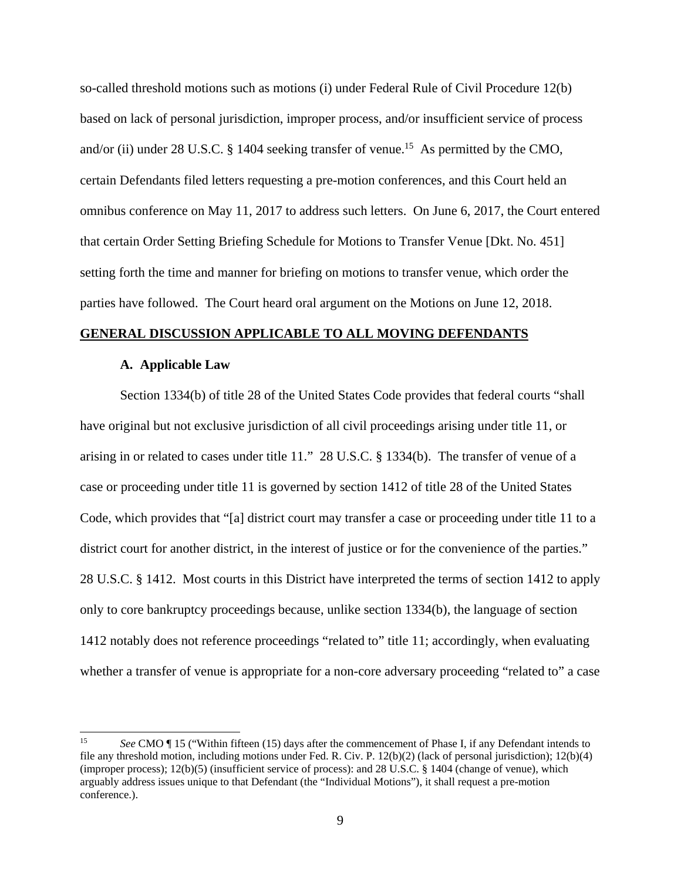so-called threshold motions such as motions (i) under Federal Rule of Civil Procedure 12(b) based on lack of personal jurisdiction, improper process, and/or insufficient service of process and/or (ii) under 28 U.S.C. § 1404 seeking transfer of venue.[15] As permitted by the CMO, certain Defendants filed letters requesting a pre-motion conferences, and this Court held an omnibus conference on May 11, 2017 to address such letters. On June 6, 2017, the Court entered that certain Order Setting Briefing Schedule for Motions to Transfer Venue [Dkt. No. 451] setting forth the time and manner for briefing on motions to transfer venue, which order the parties have followed. The Court heard oral argument on the Motions on June 12, 2018.

**GENERAL DISCUSSION APPLICABLE TO ALL MOVING DEFENDANTS**

**A. Applicable Law**

Section 1334(b) of title 28 of the United States Code provides that federal courts "shall have original but not exclusive jurisdiction of all civil proceedings arising under title 11, or arising in or related to cases under title 11." 28 U.S.C. § 1334(b). The transfer of venue of a case or proceeding under title 11 is governed by section 1412 of title 28 of the United States Code, which provides that "[a] district court may transfer a case or proceeding under title 11 to a district court for another district, in the interest of justice or for the convenience of the parties." 28 U.S.C. § 1412. Most courts in this District have interpreted the terms of section 1412 to apply only to core bankruptcy proceedings because, unlike section 1334(b), the language of section 1412 notably does not reference proceedings "related to" title 11; accordingly, when evaluating whether a transfer of venue is appropriate for a non-core adversary proceeding "related to" a case

---

[15] *See* CMO ¶ 15 ("Within fifteen (15) days after the commencement of Phase I, if any Defendant intends to file any threshold motion, including motions under Fed. R. Civ. P. 12(b)(2) (lack of personal jurisdiction); 12(b)(4) (improper process); 12(b)(5) (insufficient service of process): and 28 U.S.C. § 1404 (change of venue), which arguably address issues unique to that Defendant (the "Individual Motions"), it shall request a pre-motion conference.).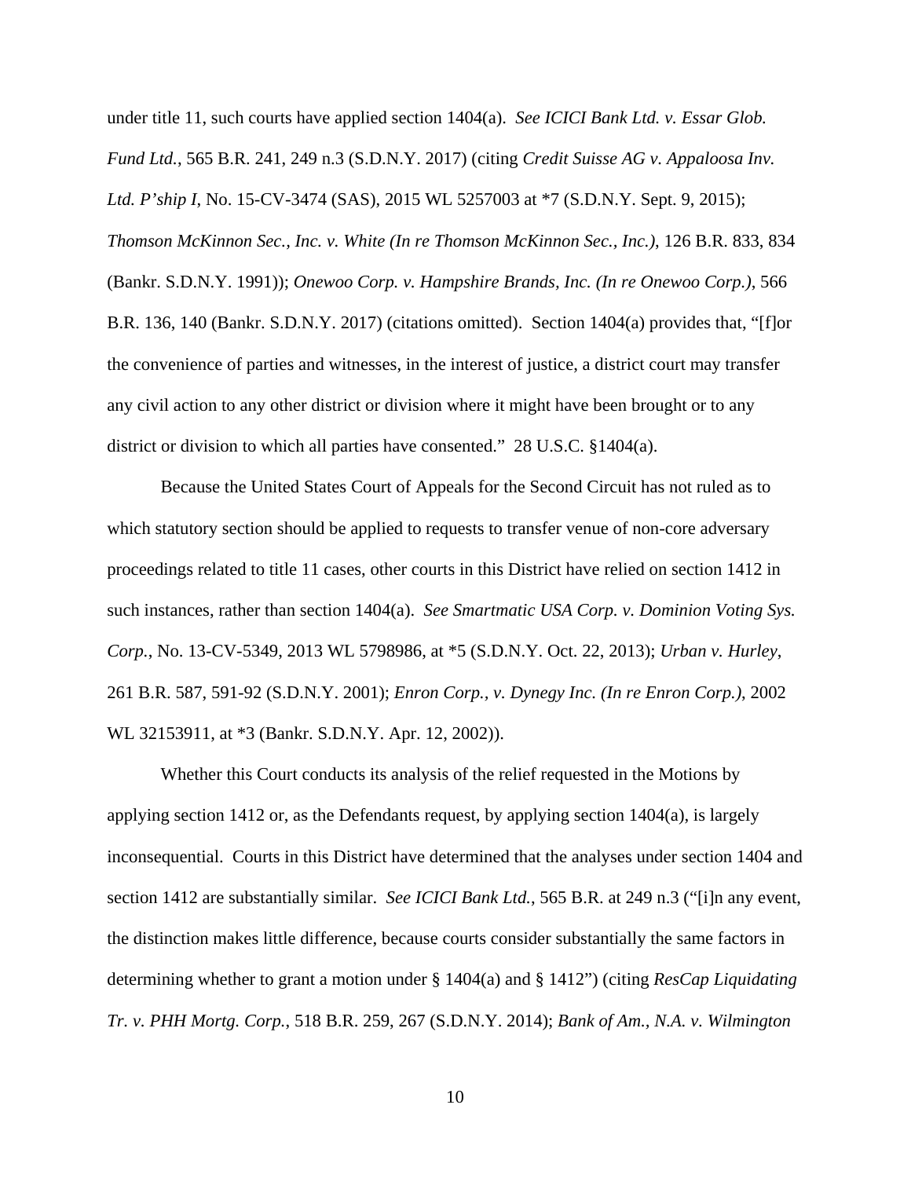under title 11, such courts have applied section 1404(a). *See ICICI Bank Ltd. v. Essar Glob. Fund Ltd.*, 565 B.R. 241, 249 n.3 (S.D.N.Y. 2017) (citing *Credit Suisse AG v. Appaloosa Inv. Ltd. P'ship I*, No. 15-CV-3474 (SAS), 2015 WL 5257003 at *7 (S.D.N.Y. Sept. 9, 2015); *Thomson McKinnon Sec., Inc. v. White (In re Thomson McKinnon Sec., Inc.)*, 126 B.R. 833, 834 (Bankr. S.D.N.Y. 1991)); *Onewoo Corp. v. Hampshire Brands, Inc. (In re Onewoo Corp.)*, 566 B.R. 136, 140 (Bankr. S.D.N.Y. 2017) (citations omitted). Section 1404(a) provides that, "[f]or the convenience of parties and witnesses, in the interest of justice, a district court may transfer any civil action to any other district or division where it might have been brought or to any district or division to which all parties have consented." 28 U.S.C. §1404(a).

Because the United States Court of Appeals for the Second Circuit has not ruled as to which statutory section should be applied to requests to transfer venue of non-core adversary proceedings related to title 11 cases, other courts in this District have relied on section 1412 in such instances, rather than section 1404(a). *See Smartmatic USA Corp. v. Dominion Voting Sys. Corp.*, No. 13-CV-5349, 2013 WL 5798986, at *5 (S.D.N.Y. Oct. 22, 2013); *Urban v. Hurley*, 261 B.R. 587, 591-92 (S.D.N.Y. 2001); *Enron Corp., v. Dynegy Inc. (In re Enron Corp.)*, 2002 WL 32153911, at *3 (Bankr. S.D.N.Y. Apr. 12, 2002)).

Whether this Court conducts its analysis of the relief requested in the Motions by applying section 1412 or, as the Defendants request, by applying section 1404(a), is largely inconsequential. Courts in this District have determined that the analyses under section 1404 and section 1412 are substantially similar. *See ICICI Bank Ltd.*, 565 B.R. at 249 n.3 ("[i]n any event, the distinction makes little difference, because courts consider substantially the same factors in determining whether to grant a motion under § 1404(a) and § 1412") (citing *ResCap Liquidating Tr. v. PHH Mortg. Corp.*, 518 B.R. 259, 267 (S.D.N.Y. 2014); *Bank of Am., N.A. v. Wilmington*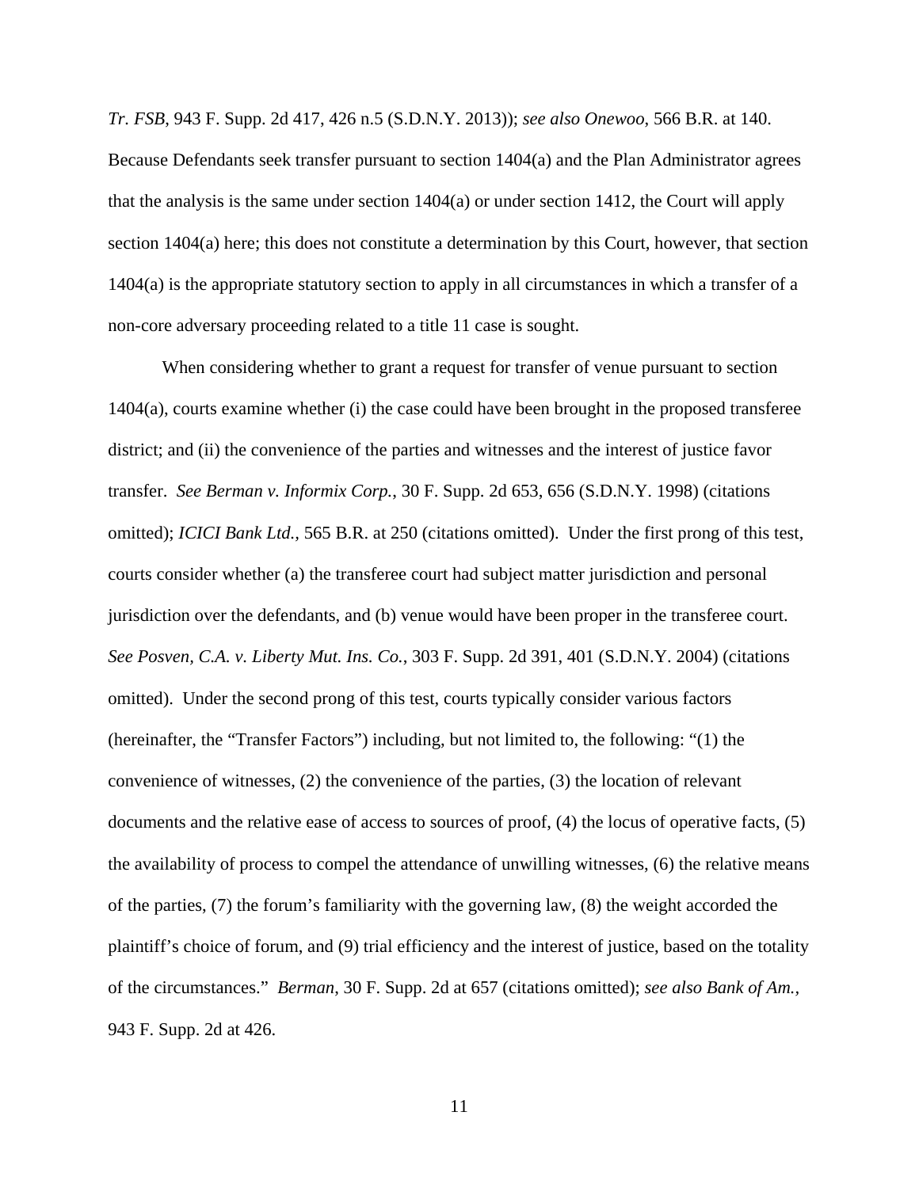*Tr. FSB*, 943 F. Supp. 2d 417, 426 n.5 (S.D.N.Y. 2013)); *see also Onewoo*, 566 B.R. at 140. Because Defendants seek transfer pursuant to section 1404(a) and the Plan Administrator agrees that the analysis is the same under section 1404(a) or under section 1412, the Court will apply section 1404(a) here; this does not constitute a determination by this Court, however, that section 1404(a) is the appropriate statutory section to apply in all circumstances in which a transfer of a non-core adversary proceeding related to a title 11 case is sought.

When considering whether to grant a request for transfer of venue pursuant to section 1404(a), courts examine whether (i) the case could have been brought in the proposed transferee district; and (ii) the convenience of the parties and witnesses and the interest of justice favor transfer. *See Berman v. Informix Corp.*, 30 F. Supp. 2d 653, 656 (S.D.N.Y. 1998) (citations omitted); *ICICI Bank Ltd.*, 565 B.R. at 250 (citations omitted). Under the first prong of this test, courts consider whether (a) the transferee court had subject matter jurisdiction and personal jurisdiction over the defendants, and (b) venue would have been proper in the transferee court. *See Posven, C.A. v. Liberty Mut. Ins. Co.*, 303 F. Supp. 2d 391, 401 (S.D.N.Y. 2004) (citations omitted). Under the second prong of this test, courts typically consider various factors (hereinafter, the "Transfer Factors") including, but not limited to, the following: "(1) the convenience of witnesses, (2) the convenience of the parties, (3) the location of relevant documents and the relative ease of access to sources of proof, (4) the locus of operative facts, (5) the availability of process to compel the attendance of unwilling witnesses, (6) the relative means of the parties, (7) the forum's familiarity with the governing law, (8) the weight accorded the plaintiff's choice of forum, and (9) trial efficiency and the interest of justice, based on the totality of the circumstances." *Berman*, 30 F. Supp. 2d at 657 (citations omitted); *see also Bank of Am.*, 943 F. Supp. 2d at 426.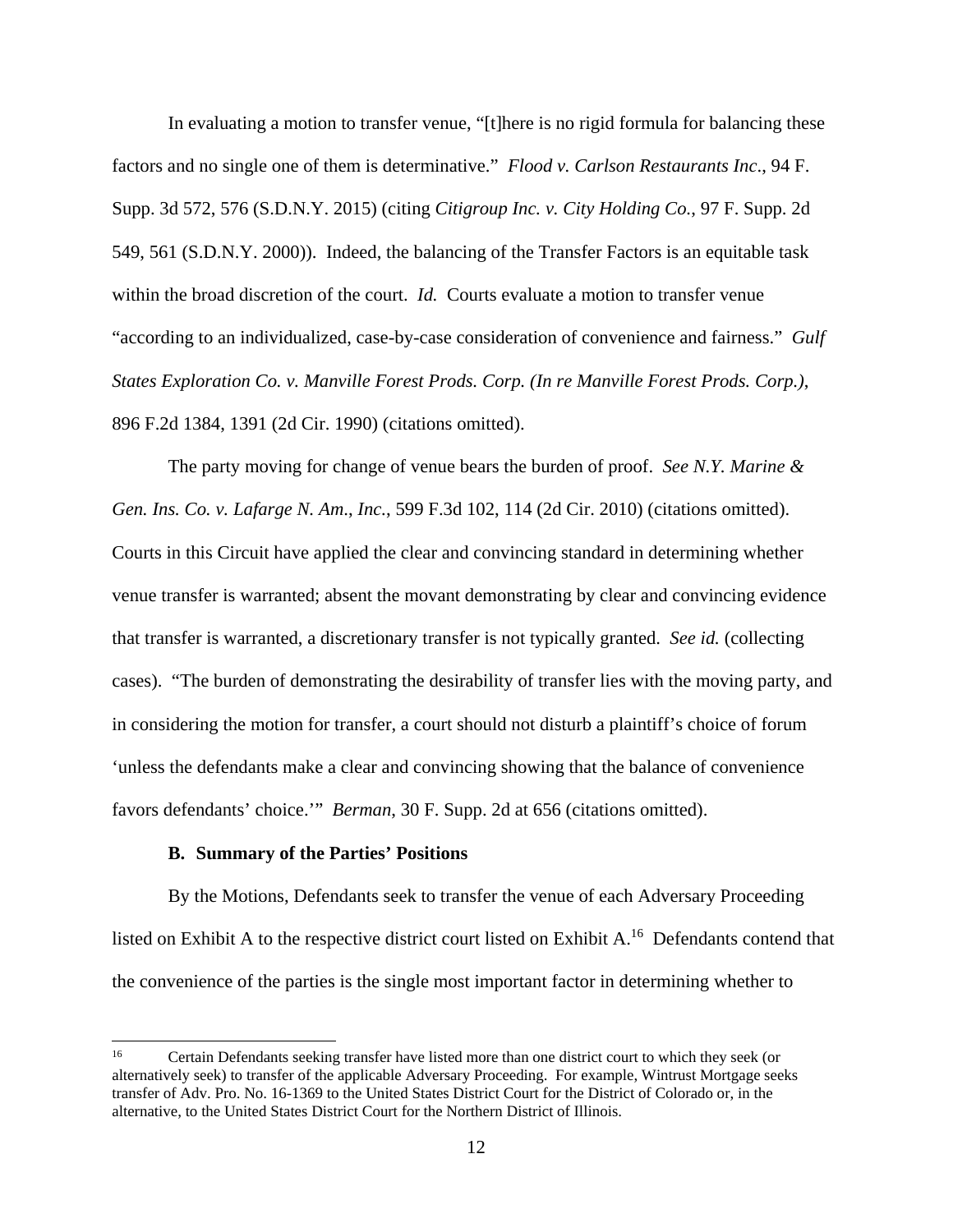In evaluating a motion to transfer venue, "[t]here is no rigid formula for balancing these factors and no single one of them is determinative." *Flood v. Carlson Restaurants Inc*., 94 F. Supp. 3d 572, 576 (S.D.N.Y. 2015) (citing *Citigroup Inc. v. City Holding Co.*, 97 F. Supp. 2d 549, 561 (S.D.N.Y. 2000)). Indeed, the balancing of the Transfer Factors is an equitable task within the broad discretion of the court. *Id.* Courts evaluate a motion to transfer venue "according to an individualized, case-by-case consideration of convenience and fairness." *Gulf States Exploration Co. v. Manville Forest Prods. Corp. (In re Manville Forest Prods. Corp.)*, 896 F.2d 1384, 1391 (2d Cir. 1990) (citations omitted).

The party moving for change of venue bears the burden of proof. *See N.Y. Marine & Gen. Ins. Co. v. Lafarge N. Am., Inc.*, 599 F.3d 102, 114 (2d Cir. 2010) (citations omitted). Courts in this Circuit have applied the clear and convincing standard in determining whether venue transfer is warranted; absent the movant demonstrating by clear and convincing evidence that transfer is warranted, a discretionary transfer is not typically granted. *See id.* (collecting cases). "The burden of demonstrating the desirability of transfer lies with the moving party, and in considering the motion for transfer, a court should not disturb a plaintiff's choice of forum 'unless the defendants make a clear and convincing showing that the balance of convenience favors defendants' choice.'" *Berman*, 30 F. Supp. 2d at 656 (citations omitted).

### B. Summary of the Parties' Positions

By the Motions, Defendants seek to transfer the venue of each Adversary Proceeding listed on Exhibit A to the respective district court listed on Exhibit A.[16] Defendants contend that the convenience of the parties is the single most important factor in determining whether to

[16] Certain Defendants seeking transfer have listed more than one district court to which they seek (or alternatively seek) to transfer of the applicable Adversary Proceeding. For example, Wintrust Mortgage seeks transfer of Adv. Pro. No. 16-1369 to the United States District Court for the District of Colorado or, in the alternative, to the United States District Court for the Northern District of Illinois.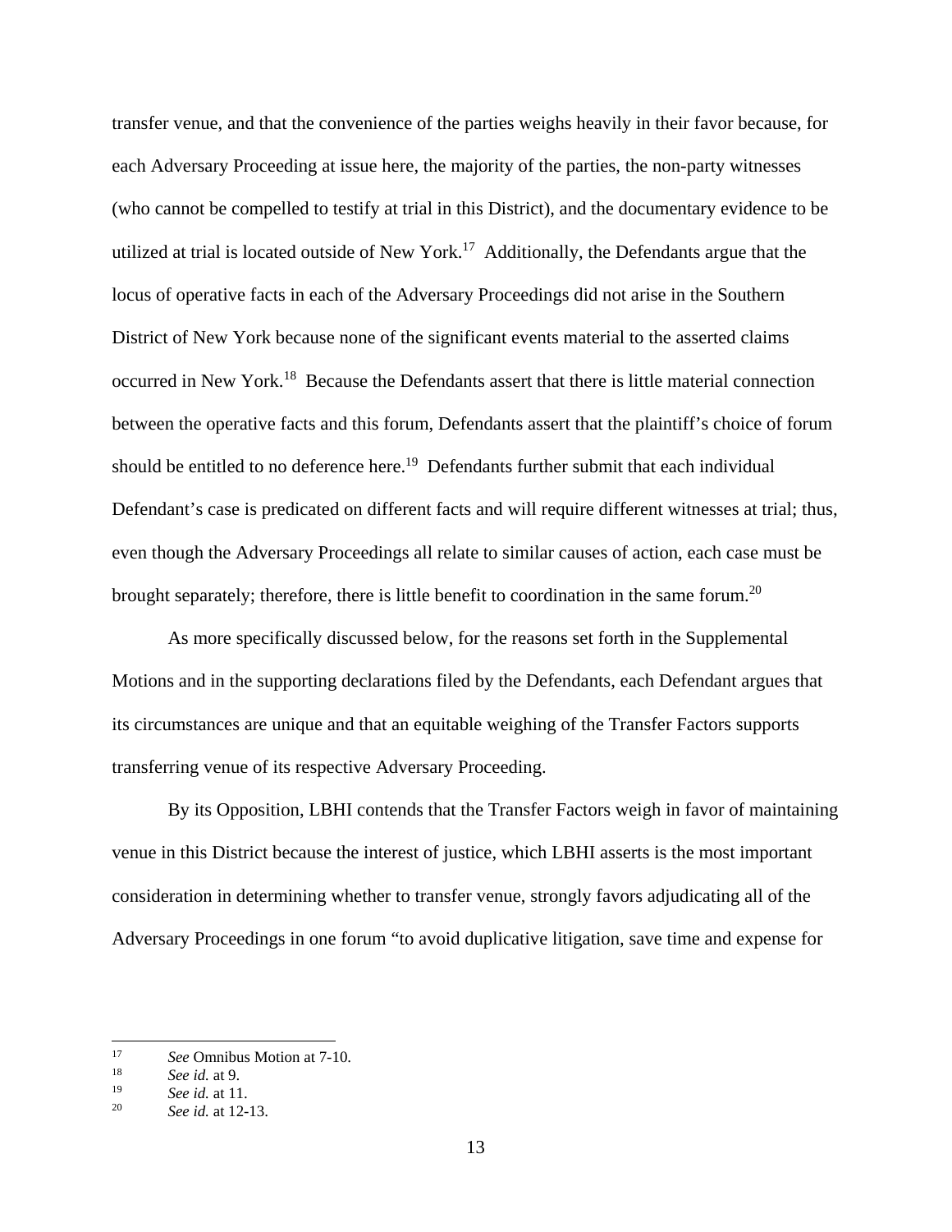transfer venue, and that the convenience of the parties weighs heavily in their favor because, for each Adversary Proceeding at issue here, the majority of the parties, the non-party witnesses (who cannot be compelled to testify at trial in this District), and the documentary evidence to be utilized at trial is located outside of New York.[17] Additionally, the Defendants argue that the locus of operative facts in each of the Adversary Proceedings did not arise in the Southern District of New York because none of the significant events material to the asserted claims occurred in New York.[18] Because the Defendants assert that there is little material connection between the operative facts and this forum, Defendants assert that the plaintiff's choice of forum should be entitled to no deference here.[19] Defendants further submit that each individual Defendant's case is predicated on different facts and will require different witnesses at trial; thus, even though the Adversary Proceedings all relate to similar causes of action, each case must be brought separately; therefore, there is little benefit to coordination in the same forum.[20]

As more specifically discussed below, for the reasons set forth in the Supplemental Motions and in the supporting declarations filed by the Defendants, each Defendant argues that its circumstances are unique and that an equitable weighing of the Transfer Factors supports transferring venue of its respective Adversary Proceeding.

By its Opposition, LBHI contends that the Transfer Factors weigh in favor of maintaining venue in this District because the interest of justice, which LBHI asserts is the most important consideration in determining whether to transfer venue, strongly favors adjudicating all of the Adversary Proceedings in one forum "to avoid duplicative litigation, save time and expense for

---

[17] *See* Omnibus Motion at 7-10.

[18] *See id.* at 9.

[19] *See id.* at 11.

[20] *See id.* at 12-13.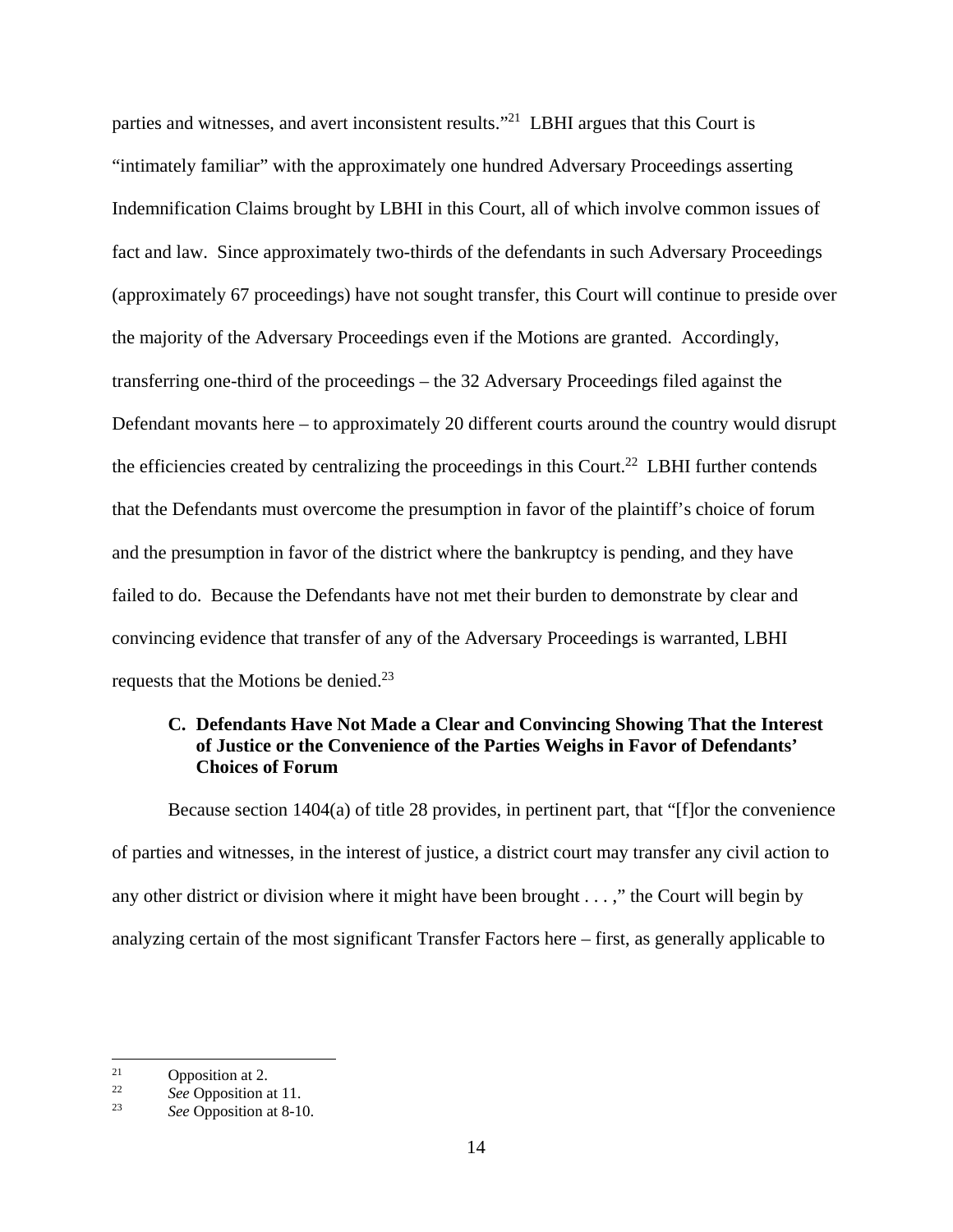parties and witnesses, and avert inconsistent results."[21] LBHI argues that this Court is "intimately familiar" with the approximately one hundred Adversary Proceedings asserting Indemnification Claims brought by LBHI in this Court, all of which involve common issues of fact and law. Since approximately two-thirds of the defendants in such Adversary Proceedings (approximately 67 proceedings) have not sought transfer, this Court will continue to preside over the majority of the Adversary Proceedings even if the Motions are granted. Accordingly, transferring one-third of the proceedings – the 32 Adversary Proceedings filed against the Defendant movants here – to approximately 20 different courts around the country would disrupt the efficiencies created by centralizing the proceedings in this Court.[22] LBHI further contends that the Defendants must overcome the presumption in favor of the plaintiff's choice of forum and the presumption in favor of the district where the bankruptcy is pending, and they have failed to do. Because the Defendants have not met their burden to demonstrate by clear and convincing evidence that transfer of any of the Adversary Proceedings is warranted, LBHI requests that the Motions be denied.[23]

### C. Defendants Have Not Made a Clear and Convincing Showing That the Interest of Justice or the Convenience of the Parties Weighs in Favor of Defendants' Choices of Forum

Because section 1404(a) of title 28 provides, in pertinent part, that "[f]or the convenience of parties and witnesses, in the interest of justice, a district court may transfer any civil action to any other district or division where it might have been brought . . . ," the Court will begin by analyzing certain of the most significant Transfer Factors here – first, as generally applicable to

---

[21] Opposition at 2.

[22] *See* Opposition at 11.

[23] *See* Opposition at 8-10.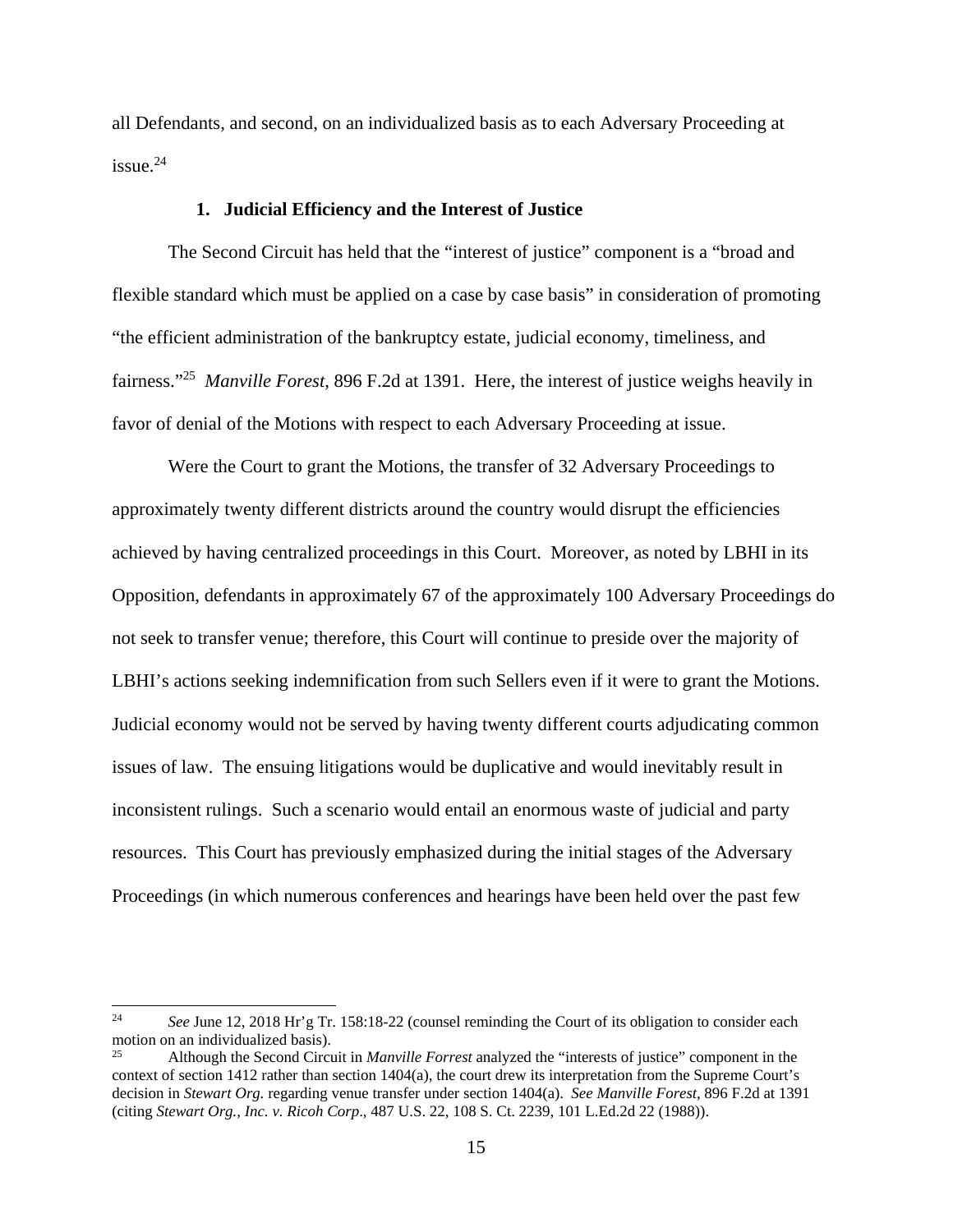all Defendants, and second, on an individualized basis as to each Adversary Proceeding at issue.[24]

### 1. Judicial Efficiency and the Interest of Justice

The Second Circuit has held that the "interest of justice" component is a "broad and flexible standard which must be applied on a case by case basis" in consideration of promoting "the efficient administration of the bankruptcy estate, judicial economy, timeliness, and fairness."[25] *Manville Forest*, 896 F.2d at 1391. Here, the interest of justice weighs heavily in favor of denial of the Motions with respect to each Adversary Proceeding at issue.

Were the Court to grant the Motions, the transfer of 32 Adversary Proceedings to approximately twenty different districts around the country would disrupt the efficiencies achieved by having centralized proceedings in this Court. Moreover, as noted by LBHI in its Opposition, defendants in approximately 67 of the approximately 100 Adversary Proceedings do not seek to transfer venue; therefore, this Court will continue to preside over the majority of LBHI's actions seeking indemnification from such Sellers even if it were to grant the Motions. Judicial economy would not be served by having twenty different courts adjudicating common issues of law. The ensuing litigations would be duplicative and would inevitably result in inconsistent rulings. Such a scenario would entail an enormous waste of judicial and party resources. This Court has previously emphasized during the initial stages of the Adversary Proceedings (in which numerous conferences and hearings have been held over the past few

---

[24] *See* June 12, 2018 Hr'g Tr. 158:18-22 (counsel reminding the Court of its obligation to consider each motion on an individualized basis).

[25] Although the Second Circuit in *Manville Forrest* analyzed the "interests of justice" component in the context of section 1412 rather than section 1404(a), the court drew its interpretation from the Supreme Court's decision in *Stewart Org.* regarding venue transfer under section 1404(a). *See Manville Forest*, 896 F.2d at 1391 (citing *Stewart Org., Inc. v. Ricoh Corp*., 487 U.S. 22, 108 S. Ct. 2239, 101 L.Ed.2d 22 (1988)).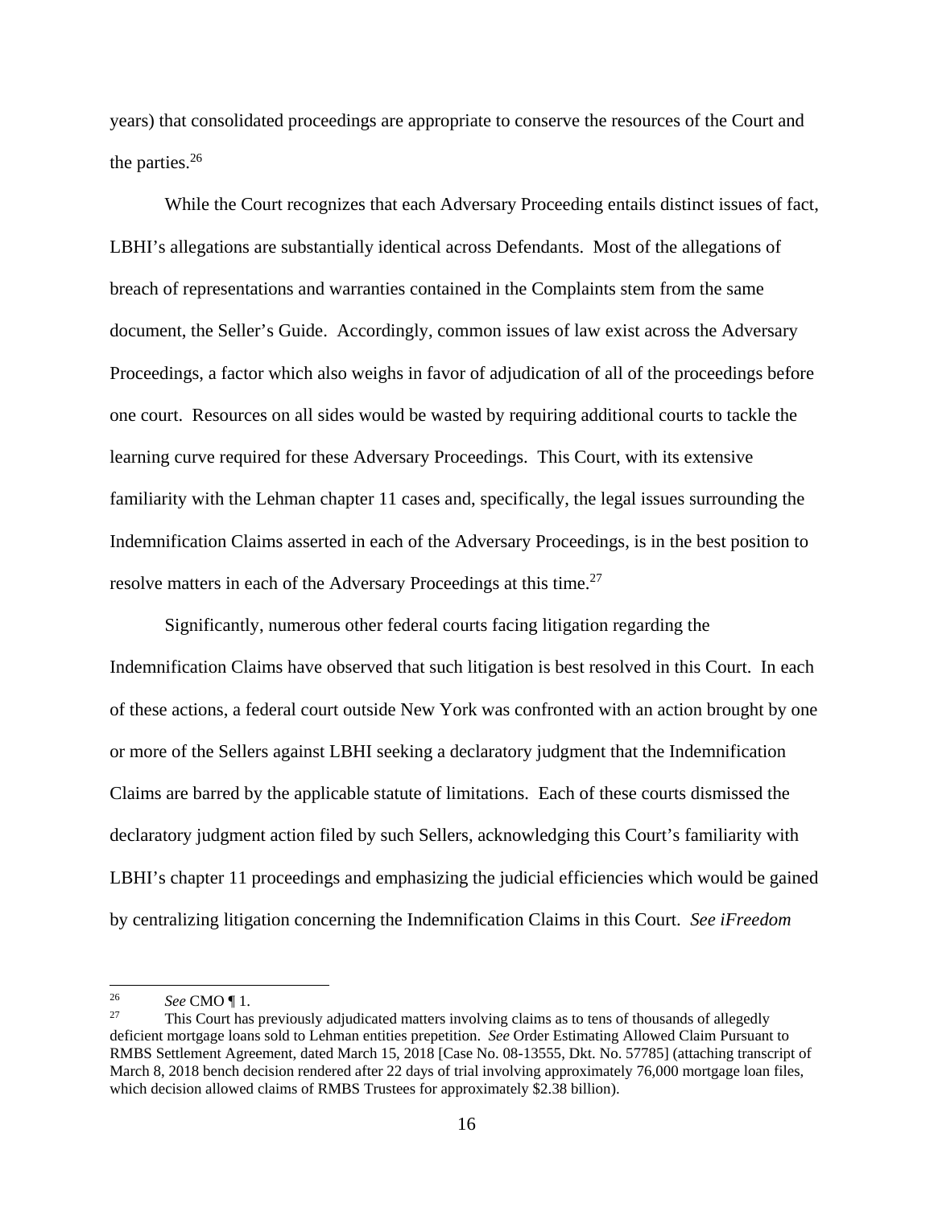years) that consolidated proceedings are appropriate to conserve the resources of the Court and the parties.[26]

While the Court recognizes that each Adversary Proceeding entails distinct issues of fact, LBHI's allegations are substantially identical across Defendants. Most of the allegations of breach of representations and warranties contained in the Complaints stem from the same document, the Seller's Guide. Accordingly, common issues of law exist across the Adversary Proceedings, a factor which also weighs in favor of adjudication of all of the proceedings before one court. Resources on all sides would be wasted by requiring additional courts to tackle the learning curve required for these Adversary Proceedings. This Court, with its extensive familiarity with the Lehman chapter 11 cases and, specifically, the legal issues surrounding the Indemnification Claims asserted in each of the Adversary Proceedings, is in the best position to resolve matters in each of the Adversary Proceedings at this time.[27]

Significantly, numerous other federal courts facing litigation regarding the Indemnification Claims have observed that such litigation is best resolved in this Court. In each of these actions, a federal court outside New York was confronted with an action brought by one or more of the Sellers against LBHI seeking a declaratory judgment that the Indemnification Claims are barred by the applicable statute of limitations. Each of these courts dismissed the declaratory judgment action filed by such Sellers, acknowledging this Court's familiarity with LBHI's chapter 11 proceedings and emphasizing the judicial efficiencies which would be gained by centralizing litigation concerning the Indemnification Claims in this Court. *See iFreedom*

---

[26] *See* CMO ¶ 1.

[27] This Court has previously adjudicated matters involving claims as to tens of thousands of allegedly deficient mortgage loans sold to Lehman entities prepetition. *See* Order Estimating Allowed Claim Pursuant to RMBS Settlement Agreement, dated March 15, 2018 [Case No. 08-13555, Dkt. No. 57785] (attaching transcript of March 8, 2018 bench decision rendered after 22 days of trial involving approximately 76,000 mortgage loan files, which decision allowed claims of RMBS Trustees for approximately $2.38 billion).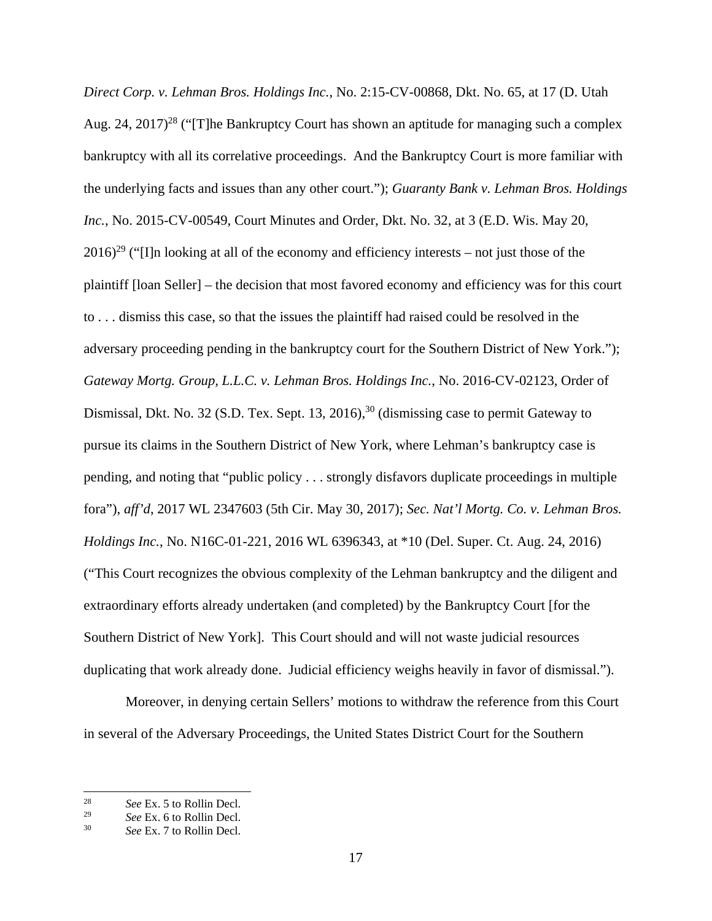*Direct Corp. v. Lehman Bros. Holdings Inc.*, No. 2:15-CV-00868, Dkt. No. 65, at 17 (D. Utah Aug. 24, 2017)[28] ("[T]he Bankruptcy Court has shown an aptitude for managing such a complex bankruptcy with all its correlative proceedings. And the Bankruptcy Court is more familiar with the underlying facts and issues than any other court."); *Guaranty Bank v. Lehman Bros. Holdings Inc.*, No. 2015-CV-00549, Court Minutes and Order, Dkt. No. 32, at 3 (E.D. Wis. May 20, 2016)[29] ("[I]n looking at all of the economy and efficiency interests – not just those of the plaintiff [loan Seller] – the decision that most favored economy and efficiency was for this court to . . . dismiss this case, so that the issues the plaintiff had raised could be resolved in the adversary proceeding pending in the bankruptcy court for the Southern District of New York."); *Gateway Mortg. Group, L.L.C. v. Lehman Bros. Holdings Inc.*, No. 2016-CV-02123, Order of Dismissal, Dkt. No. 32 (S.D. Tex. Sept. 13, 2016),[30] (dismissing case to permit Gateway to pursue its claims in the Southern District of New York, where Lehman's bankruptcy case is pending, and noting that "public policy . . . strongly disfavors duplicate proceedings in multiple fora"), *aff'd*, 2017 WL 2347603 (5th Cir. May 30, 2017); *Sec. Nat'l Mortg. Co. v. Lehman Bros. Holdings Inc.*, No. N16C-01-221, 2016 WL 6396343, at *10 (Del. Super. Ct. Aug. 24, 2016) ("This Court recognizes the obvious complexity of the Lehman bankruptcy and the diligent and extraordinary efforts already undertaken (and completed) by the Bankruptcy Court [for the Southern District of New York]. This Court should and will not waste judicial resources duplicating that work already done. Judicial efficiency weighs heavily in favor of dismissal.").

Moreover, in denying certain Sellers' motions to withdraw the reference from this Court in several of the Adversary Proceedings, the United States District Court for the Southern

---

[28] *See* Ex. 5 to Rollin Decl.

[29] *See* Ex. 6 to Rollin Decl.

[30] *See* Ex. 7 to Rollin Decl.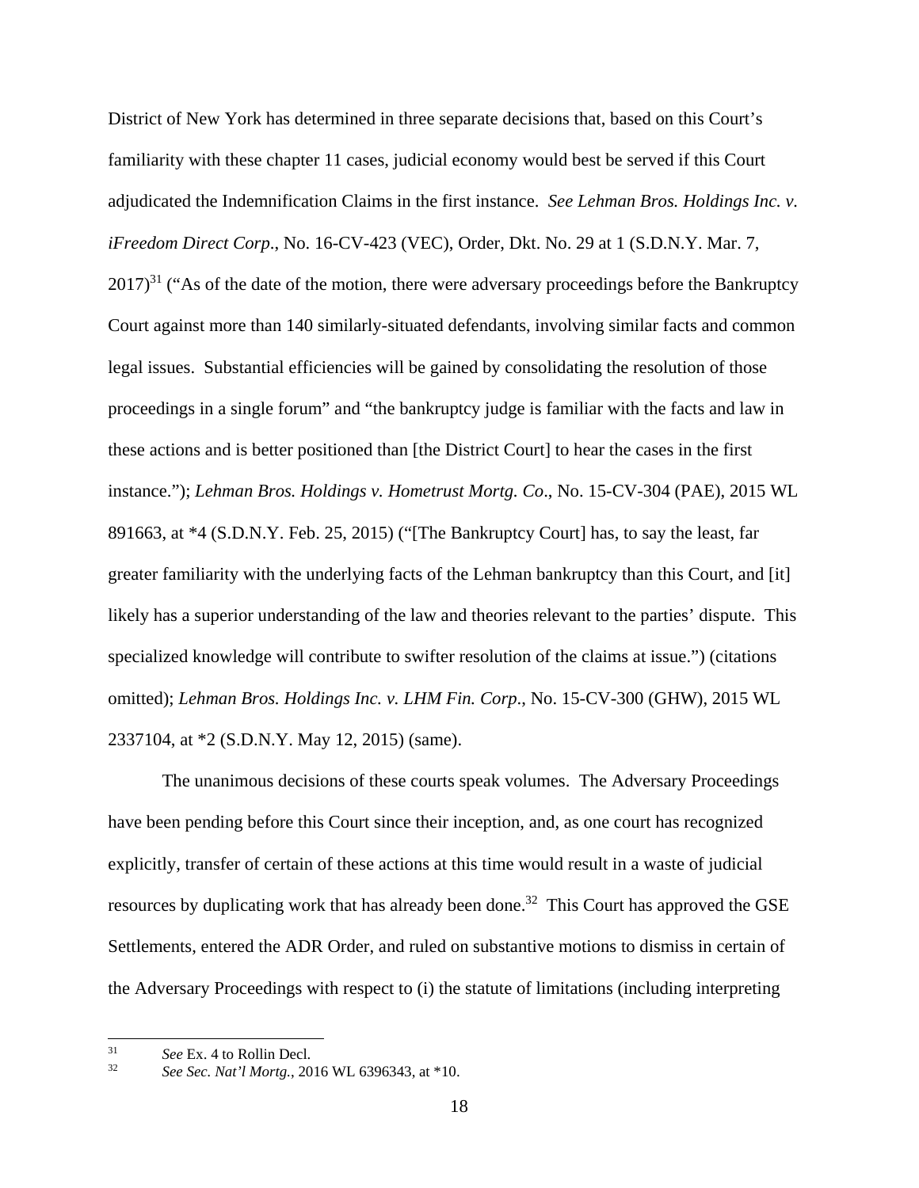District of New York has determined in three separate decisions that, based on this Court's familiarity with these chapter 11 cases, judicial economy would best be served if this Court adjudicated the Indemnification Claims in the first instance. *See Lehman Bros. Holdings Inc. v. iFreedom Direct Corp*., No. 16-CV-423 (VEC), Order, Dkt. No. 29 at 1 (S.D.N.Y. Mar. 7, 2017)[31] ("As of the date of the motion, there were adversary proceedings before the Bankruptcy Court against more than 140 similarly-situated defendants, involving similar facts and common legal issues. Substantial efficiencies will be gained by consolidating the resolution of those proceedings in a single forum" and "the bankruptcy judge is familiar with the facts and law in these actions and is better positioned than [the District Court] to hear the cases in the first instance."); *Lehman Bros. Holdings v. Hometrust Mortg. Co*., No. 15-CV-304 (PAE), 2015 WL 891663, at *4 (S.D.N.Y. Feb. 25, 2015) ("[The Bankruptcy Court] has, to say the least, far greater familiarity with the underlying facts of the Lehman bankruptcy than this Court, and [it] likely has a superior understanding of the law and theories relevant to the parties' dispute. This specialized knowledge will contribute to swifter resolution of the claims at issue.") (citations omitted); *Lehman Bros. Holdings Inc. v. LHM Fin. Corp*., No. 15-CV-300 (GHW), 2015 WL 2337104, at *2 (S.D.N.Y. May 12, 2015) (same).

The unanimous decisions of these courts speak volumes. The Adversary Proceedings have been pending before this Court since their inception, and, as one court has recognized explicitly, transfer of certain of these actions at this time would result in a waste of judicial resources by duplicating work that has already been done.[32] This Court has approved the GSE Settlements, entered the ADR Order, and ruled on substantive motions to dismiss in certain of the Adversary Proceedings with respect to (i) the statute of limitations (including interpreting

---

[31] *See* Ex. 4 to Rollin Decl.

[32] *See Sec. Nat'l Mortg.*, 2016 WL 6396343, at *10.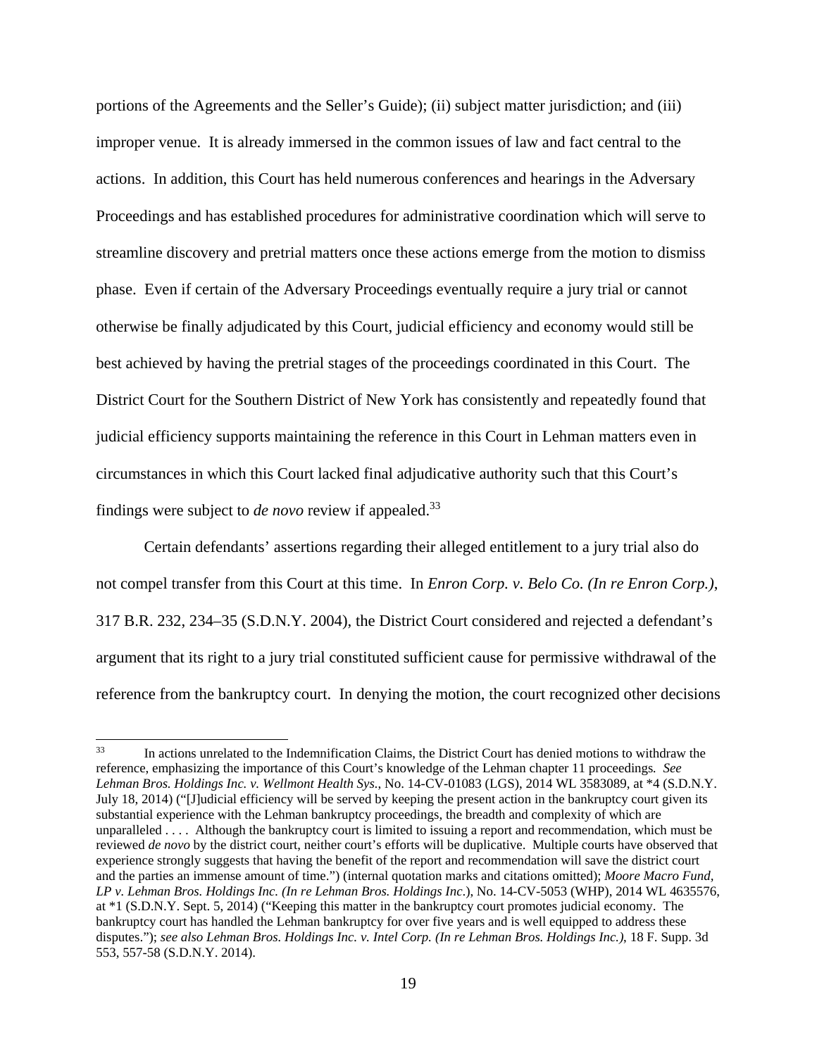portions of the Agreements and the Seller's Guide); (ii) subject matter jurisdiction; and (iii) improper venue. It is already immersed in the common issues of law and fact central to the actions. In addition, this Court has held numerous conferences and hearings in the Adversary Proceedings and has established procedures for administrative coordination which will serve to streamline discovery and pretrial matters once these actions emerge from the motion to dismiss phase. Even if certain of the Adversary Proceedings eventually require a jury trial or cannot otherwise be finally adjudicated by this Court, judicial efficiency and economy would still be best achieved by having the pretrial stages of the proceedings coordinated in this Court. The District Court for the Southern District of New York has consistently and repeatedly found that judicial efficiency supports maintaining the reference in this Court in Lehman matters even in circumstances in which this Court lacked final adjudicative authority such that this Court's findings were subject to *de novo* review if appealed.[33]

Certain defendants' assertions regarding their alleged entitlement to a jury trial also do not compel transfer from this Court at this time. In *Enron Corp. v. Belo Co. (In re Enron Corp.)*, 317 B.R. 232, 234–35 (S.D.N.Y. 2004), the District Court considered and rejected a defendant's argument that its right to a jury trial constituted sufficient cause for permissive withdrawal of the reference from the bankruptcy court. In denying the motion, the court recognized other decisions

---

[33] In actions unrelated to the Indemnification Claims, the District Court has denied motions to withdraw the reference, emphasizing the importance of this Court's knowledge of the Lehman chapter 11 proceedings. *See Lehman Bros. Holdings Inc. v. Wellmont Health Sys.*, No. 14-CV-01083 (LGS), 2014 WL 3583089, at *4 (S.D.N.Y. July 18, 2014) ("[J]udicial efficiency will be served by keeping the present action in the bankruptcy court given its substantial experience with the Lehman bankruptcy proceedings, the breadth and complexity of which are unparalleled . . . . Although the bankruptcy court is limited to issuing a report and recommendation, which must be reviewed *de novo* by the district court, neither court's efforts will be duplicative. Multiple courts have observed that experience strongly suggests that having the benefit of the report and recommendation will save the district court and the parties an immense amount of time.") (internal quotation marks and citations omitted); *Moore Macro Fund, LP v. Lehman Bros. Holdings Inc. (In re Lehman Bros. Holdings Inc.*), No. 14-CV-5053 (WHP), 2014 WL 4635576, at *1 (S.D.N.Y. Sept. 5, 2014) ("Keeping this matter in the bankruptcy court promotes judicial economy. The bankruptcy court has handled the Lehman bankruptcy for over five years and is well equipped to address these disputes."); *see also Lehman Bros. Holdings Inc. v. Intel Corp. (In re Lehman Bros. Holdings Inc.)*, 18 F. Supp. 3d 553, 557-58 (S.D.N.Y. 2014).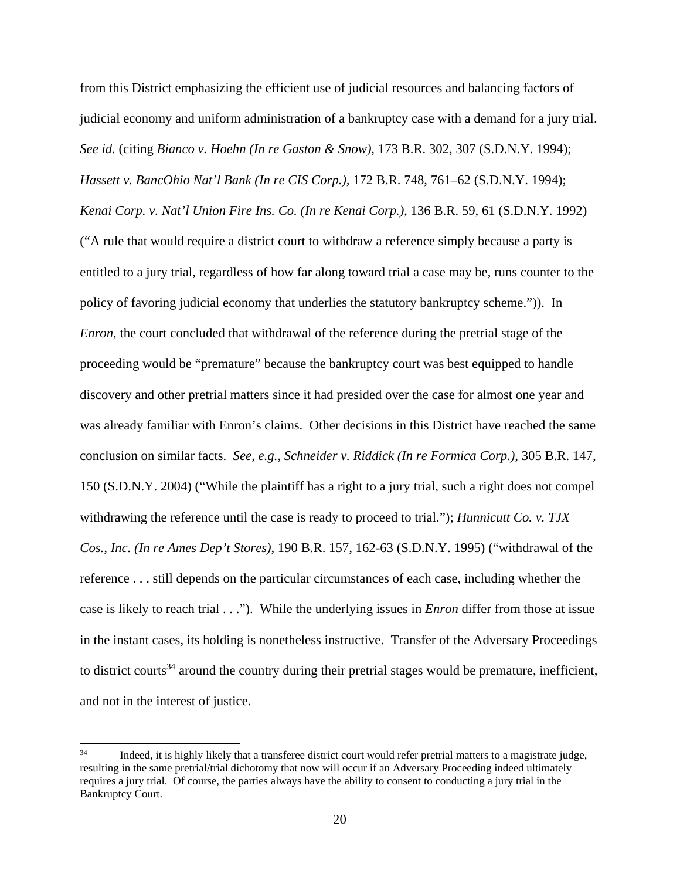from this District emphasizing the efficient use of judicial resources and balancing factors of judicial economy and uniform administration of a bankruptcy case with a demand for a jury trial. *See id.* (citing *Bianco v. Hoehn (In re Gaston & Snow)*, 173 B.R. 302, 307 (S.D.N.Y. 1994); *Hassett v. BancOhio Nat'l Bank (In re CIS Corp.)*, 172 B.R. 748, 761–62 (S.D.N.Y. 1994); *Kenai Corp. v. Nat'l Union Fire Ins. Co. (In re Kenai Corp.)*, 136 B.R. 59, 61 (S.D.N.Y. 1992) ("A rule that would require a district court to withdraw a reference simply because a party is entitled to a jury trial, regardless of how far along toward trial a case may be, runs counter to the policy of favoring judicial economy that underlies the statutory bankruptcy scheme.")). In *Enron*, the court concluded that withdrawal of the reference during the pretrial stage of the proceeding would be "premature" because the bankruptcy court was best equipped to handle discovery and other pretrial matters since it had presided over the case for almost one year and was already familiar with Enron's claims. Other decisions in this District have reached the same conclusion on similar facts. *See, e.g., Schneider v. Riddick (In re Formica Corp.)*, 305 B.R. 147, 150 (S.D.N.Y. 2004) ("While the plaintiff has a right to a jury trial, such a right does not compel withdrawing the reference until the case is ready to proceed to trial."); *Hunnicutt Co. v. TJX Cos., Inc. (In re Ames Dep't Stores)*, 190 B.R. 157, 162-63 (S.D.N.Y. 1995) ("withdrawal of the reference . . . still depends on the particular circumstances of each case, including whether the case is likely to reach trial . . ."). While the underlying issues in *Enron* differ from those at issue in the instant cases, its holding is nonetheless instructive. Transfer of the Adversary Proceedings to district courts[34] around the country during their pretrial stages would be premature, inefficient, and not in the interest of justice.

---

[34] Indeed, it is highly likely that a transferee district court would refer pretrial matters to a magistrate judge, resulting in the same pretrial/trial dichotomy that now will occur if an Adversary Proceeding indeed ultimately requires a jury trial. Of course, the parties always have the ability to consent to conducting a jury trial in the Bankruptcy Court.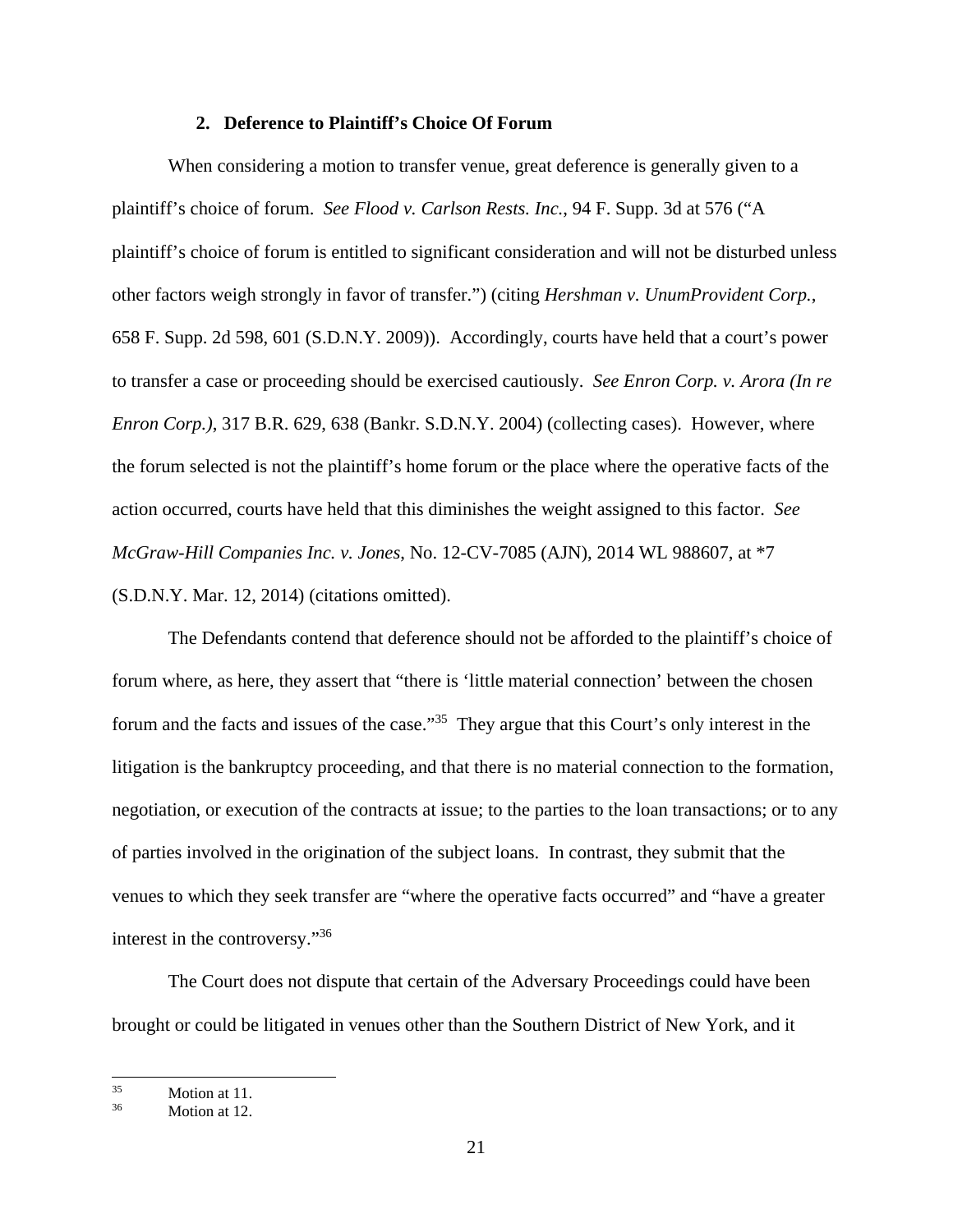### 2. Deference to Plaintiff's Choice Of Forum

When considering a motion to transfer venue, great deference is generally given to a plaintiff's choice of forum. *See Flood v. Carlson Rests. Inc.*, 94 F. Supp. 3d at 576 ("A plaintiff's choice of forum is entitled to significant consideration and will not be disturbed unless other factors weigh strongly in favor of transfer.") (citing *Hershman v. UnumProvident Corp.*, 658 F. Supp. 2d 598, 601 (S.D.N.Y. 2009)). Accordingly, courts have held that a court's power to transfer a case or proceeding should be exercised cautiously. *See Enron Corp. v. Arora (In re Enron Corp.)*, 317 B.R. 629, 638 (Bankr. S.D.N.Y. 2004) (collecting cases). However, where the forum selected is not the plaintiff's home forum or the place where the operative facts of the action occurred, courts have held that this diminishes the weight assigned to this factor. *See McGraw-Hill Companies Inc. v. Jones*, No. 12-CV-7085 (AJN), 2014 WL 988607, at *7 (S.D.N.Y. Mar. 12, 2014) (citations omitted).

The Defendants contend that deference should not be afforded to the plaintiff's choice of forum where, as here, they assert that "there is 'little material connection' between the chosen forum and the facts and issues of the case."[35] They argue that this Court's only interest in the litigation is the bankruptcy proceeding, and that there is no material connection to the formation, negotiation, or execution of the contracts at issue; to the parties to the loan transactions; or to any of parties involved in the origination of the subject loans. In contrast, they submit that the venues to which they seek transfer are "where the operative facts occurred" and "have a greater interest in the controversy."[36]

The Court does not dispute that certain of the Adversary Proceedings could have been brought or could be litigated in venues other than the Southern District of New York, and it

[35] Motion at 11.

[36] Motion at 12.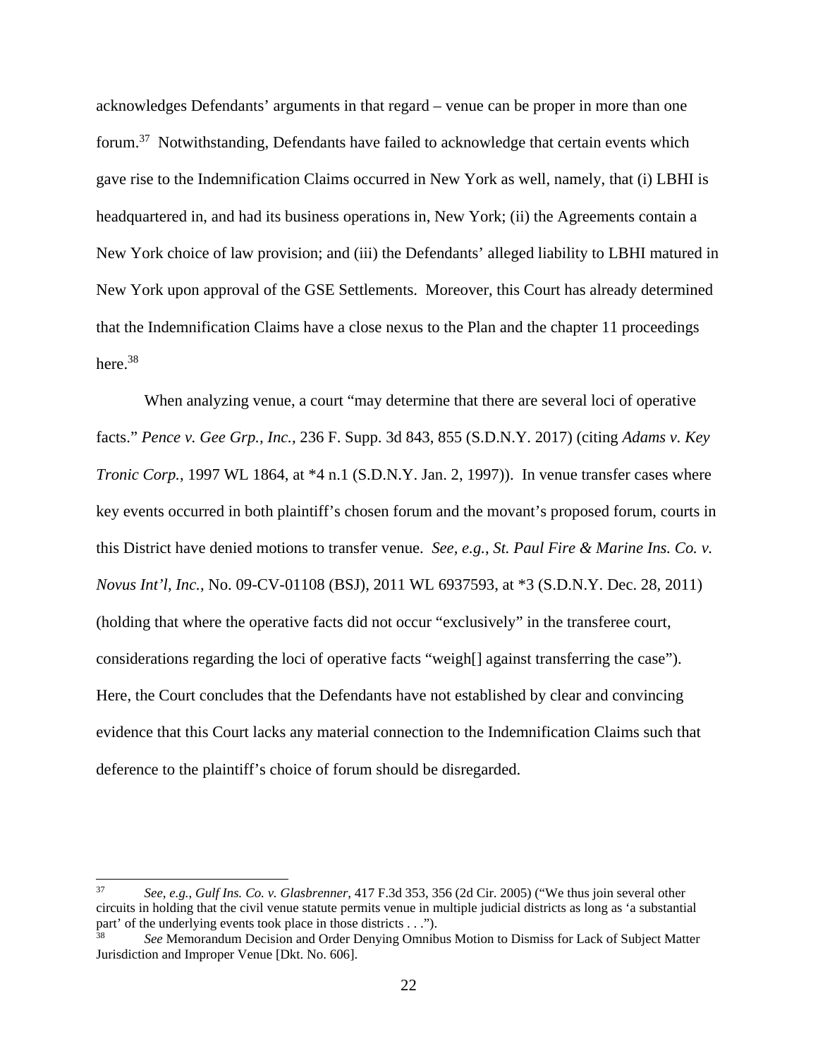acknowledges Defendants' arguments in that regard – venue can be proper in more than one forum.[37] Notwithstanding, Defendants have failed to acknowledge that certain events which gave rise to the Indemnification Claims occurred in New York as well, namely, that (i) LBHI is headquartered in, and had its business operations in, New York; (ii) the Agreements contain a New York choice of law provision; and (iii) the Defendants' alleged liability to LBHI matured in New York upon approval of the GSE Settlements. Moreover, this Court has already determined that the Indemnification Claims have a close nexus to the Plan and the chapter 11 proceedings here.[38]

When analyzing venue, a court "may determine that there are several loci of operative facts." *Pence v. Gee Grp., Inc.*, 236 F. Supp. 3d 843, 855 (S.D.N.Y. 2017) (citing *Adams v. Key Tronic Corp.*, 1997 WL 1864, at *4 n.1 (S.D.N.Y. Jan. 2, 1997)). In venue transfer cases where key events occurred in both plaintiff's chosen forum and the movant's proposed forum, courts in this District have denied motions to transfer venue. *See, e.g.*, *St. Paul Fire & Marine Ins. Co. v. Novus Int'l, Inc.*, No. 09-CV-01108 (BSJ), 2011 WL 6937593, at *3 (S.D.N.Y. Dec. 28, 2011) (holding that where the operative facts did not occur "exclusively" in the transferee court, considerations regarding the loci of operative facts "weigh[] against transferring the case"). Here, the Court concludes that the Defendants have not established by clear and convincing evidence that this Court lacks any material connection to the Indemnification Claims such that deference to the plaintiff's choice of forum should be disregarded.

---

[37] *See, e.g.*, *Gulf Ins. Co. v. Glasbrenner*, 417 F.3d 353, 356 (2d Cir. 2005) ("We thus join several other circuits in holding that the civil venue statute permits venue in multiple judicial districts as long as 'a substantial part' of the underlying events took place in those districts . . .").

[38] *See* Memorandum Decision and Order Denying Omnibus Motion to Dismiss for Lack of Subject Matter Jurisdiction and Improper Venue [Dkt. No. 606].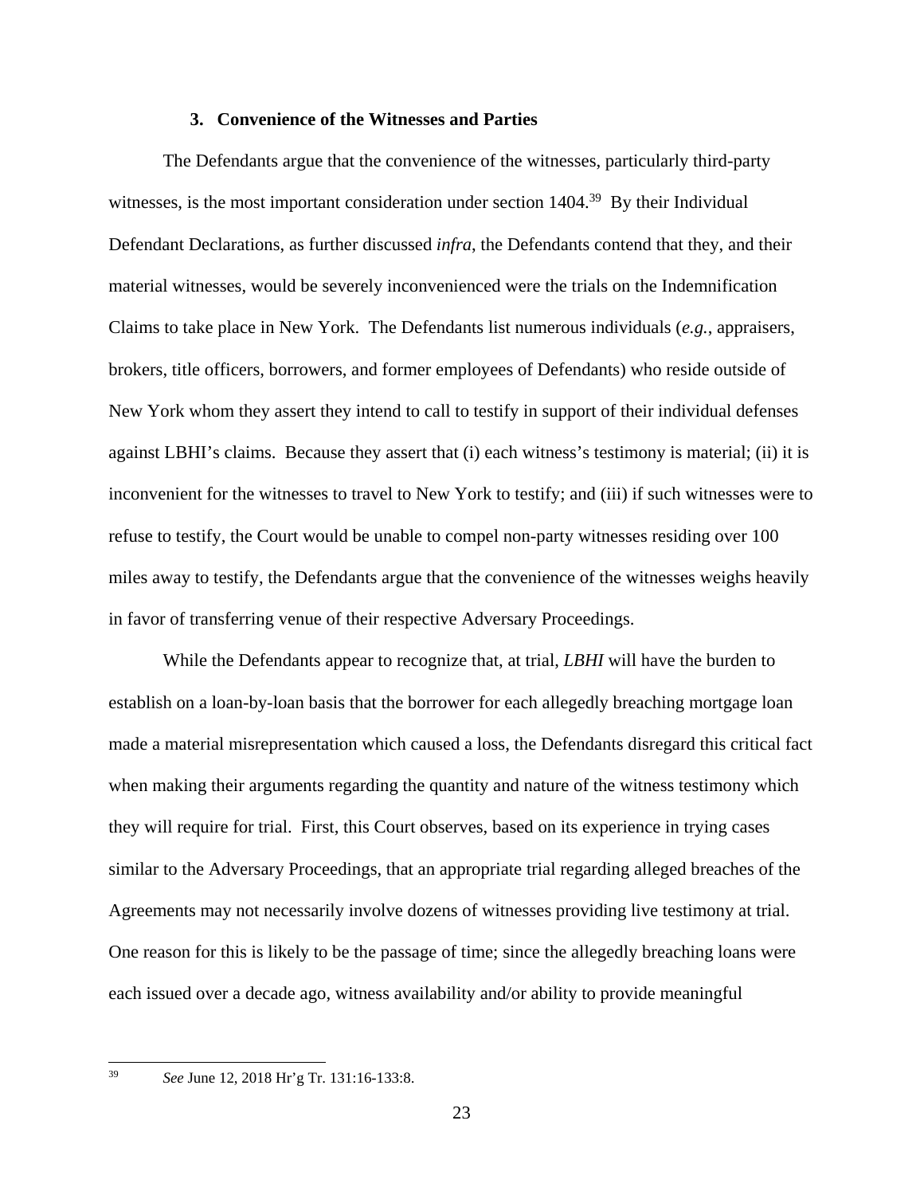### 3. Convenience of the Witnesses and Parties

The Defendants argue that the convenience of the witnesses, particularly third-party witnesses, is the most important consideration under section 1404.[39] By their Individual Defendant Declarations, as further discussed *infra*, the Defendants contend that they, and their material witnesses, would be severely inconvenienced were the trials on the Indemnification Claims to take place in New York. The Defendants list numerous individuals (*e.g.*, appraisers, brokers, title officers, borrowers, and former employees of Defendants) who reside outside of New York whom they assert they intend to call to testify in support of their individual defenses against LBHI's claims. Because they assert that (i) each witness's testimony is material; (ii) it is inconvenient for the witnesses to travel to New York to testify; and (iii) if such witnesses were to refuse to testify, the Court would be unable to compel non-party witnesses residing over 100 miles away to testify, the Defendants argue that the convenience of the witnesses weighs heavily in favor of transferring venue of their respective Adversary Proceedings.

While the Defendants appear to recognize that, at trial, *LBHI* will have the burden to establish on a loan-by-loan basis that the borrower for each allegedly breaching mortgage loan made a material misrepresentation which caused a loss, the Defendants disregard this critical fact when making their arguments regarding the quantity and nature of the witness testimony which they will require for trial. First, this Court observes, based on its experience in trying cases similar to the Adversary Proceedings, that an appropriate trial regarding alleged breaches of the Agreements may not necessarily involve dozens of witnesses providing live testimony at trial. One reason for this is likely to be the passage of time; since the allegedly breaching loans were each issued over a decade ago, witness availability and/or ability to provide meaningful

[39] *See* June 12, 2018 Hr'g Tr. 131:16-133:8.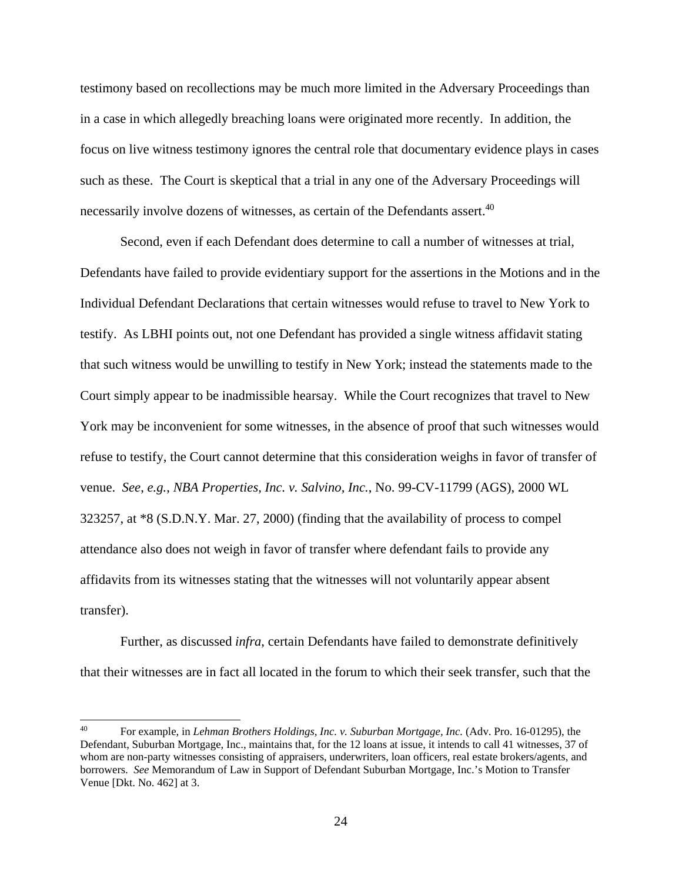testimony based on recollections may be much more limited in the Adversary Proceedings than in a case in which allegedly breaching loans were originated more recently. In addition, the focus on live witness testimony ignores the central role that documentary evidence plays in cases such as these. The Court is skeptical that a trial in any one of the Adversary Proceedings will necessarily involve dozens of witnesses, as certain of the Defendants assert.[40]

Second, even if each Defendant does determine to call a number of witnesses at trial, Defendants have failed to provide evidentiary support for the assertions in the Motions and in the Individual Defendant Declarations that certain witnesses would refuse to travel to New York to testify. As LBHI points out, not one Defendant has provided a single witness affidavit stating that such witness would be unwilling to testify in New York; instead the statements made to the Court simply appear to be inadmissible hearsay. While the Court recognizes that travel to New York may be inconvenient for some witnesses, in the absence of proof that such witnesses would refuse to testify, the Court cannot determine that this consideration weighs in favor of transfer of venue. *See*, *e.g.*, *NBA Properties, Inc. v. Salvino, Inc.*, No. 99-CV-11799 (AGS), 2000 WL 323257, at *8 (S.D.N.Y. Mar. 27, 2000) (finding that the availability of process to compel attendance also does not weigh in favor of transfer where defendant fails to provide any affidavits from its witnesses stating that the witnesses will not voluntarily appear absent transfer).

Further, as discussed *infra*, certain Defendants have failed to demonstrate definitively that their witnesses are in fact all located in the forum to which their seek transfer, such that the

---

[40] For example, in *Lehman Brothers Holdings, Inc. v. Suburban Mortgage, Inc.* (Adv. Pro. 16-01295), the Defendant, Suburban Mortgage, Inc., maintains that, for the 12 loans at issue, it intends to call 41 witnesses, 37 of whom are non-party witnesses consisting of appraisers, underwriters, loan officers, real estate brokers/agents, and borrowers. *See* Memorandum of Law in Support of Defendant Suburban Mortgage, Inc.'s Motion to Transfer Venue [Dkt. No. 462] at 3.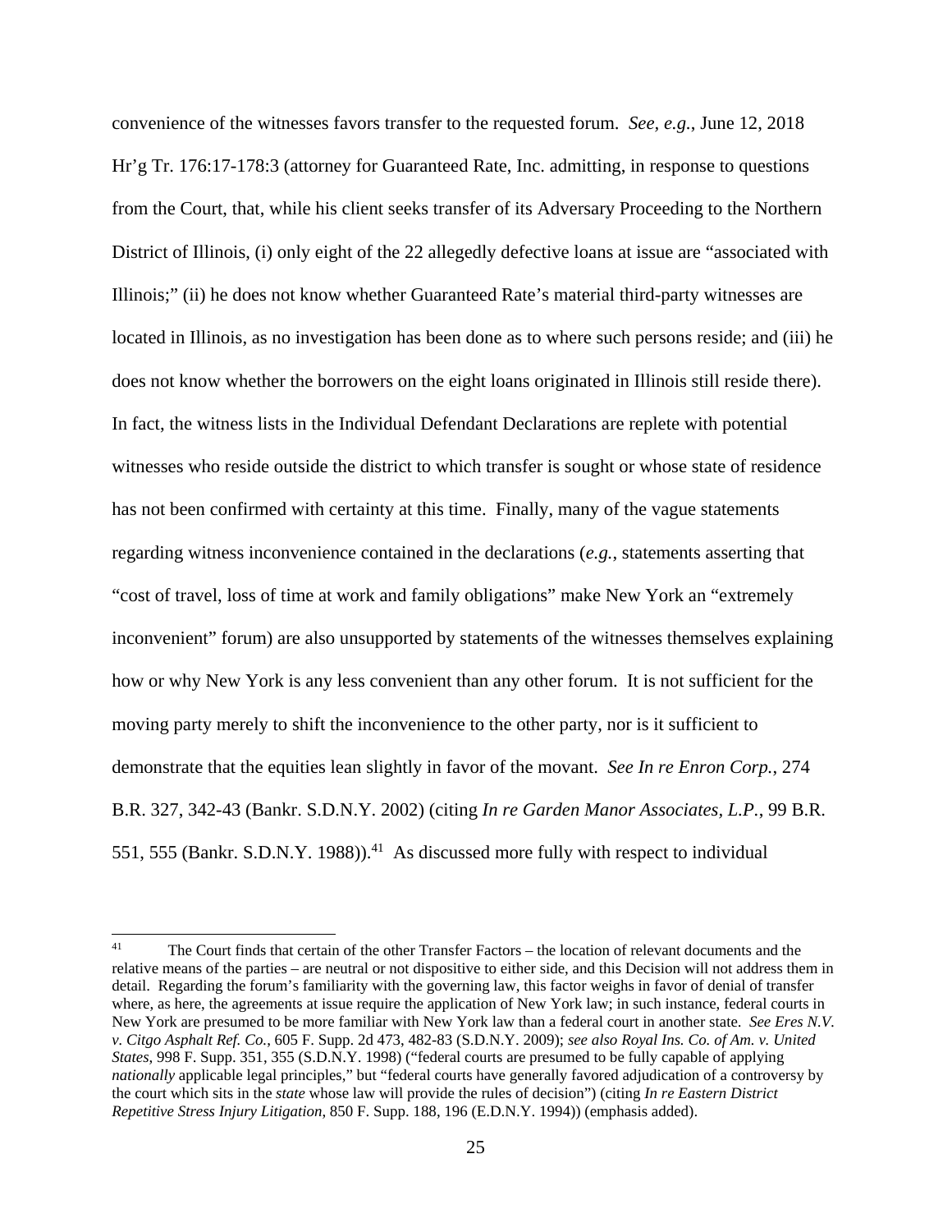convenience of the witnesses favors transfer to the requested forum. *See, e.g.*, June 12, 2018 Hr'g Tr. 176:17-178:3 (attorney for Guaranteed Rate, Inc. admitting, in response to questions from the Court, that, while his client seeks transfer of its Adversary Proceeding to the Northern District of Illinois, (i) only eight of the 22 allegedly defective loans at issue are "associated with Illinois;" (ii) he does not know whether Guaranteed Rate's material third-party witnesses are located in Illinois, as no investigation has been done as to where such persons reside; and (iii) he does not know whether the borrowers on the eight loans originated in Illinois still reside there). In fact, the witness lists in the Individual Defendant Declarations are replete with potential witnesses who reside outside the district to which transfer is sought or whose state of residence has not been confirmed with certainty at this time. Finally, many of the vague statements regarding witness inconvenience contained in the declarations (*e.g.*, statements asserting that "cost of travel, loss of time at work and family obligations" make New York an "extremely inconvenient" forum) are also unsupported by statements of the witnesses themselves explaining how or why New York is any less convenient than any other forum. It is not sufficient for the moving party merely to shift the inconvenience to the other party, nor is it sufficient to demonstrate that the equities lean slightly in favor of the movant. *See In re Enron Corp.*, 274 B.R. 327, 342-43 (Bankr. S.D.N.Y. 2002) (citing *In re Garden Manor Associates, L.P.*, 99 B.R. 551, 555 (Bankr. S.D.N.Y. 1988)).[41] As discussed more fully with respect to individual

---

[41] The Court finds that certain of the other Transfer Factors – the location of relevant documents and the relative means of the parties – are neutral or not dispositive to either side, and this Decision will not address them in detail. Regarding the forum's familiarity with the governing law, this factor weighs in favor of denial of transfer where, as here, the agreements at issue require the application of New York law; in such instance, federal courts in New York are presumed to be more familiar with New York law than a federal court in another state. *See Eres N.V. v. Citgo Asphalt Ref. Co.*, 605 F. Supp. 2d 473, 482-83 (S.D.N.Y. 2009); *see also Royal Ins. Co. of Am. v. United States*, 998 F. Supp. 351, 355 (S.D.N.Y. 1998) ("federal courts are presumed to be fully capable of applying *nationally* applicable legal principles," but "federal courts have generally favored adjudication of a controversy by the court which sits in the *state* whose law will provide the rules of decision") (citing *In re Eastern District Repetitive Stress Injury Litigation*, 850 F. Supp. 188, 196 (E.D.N.Y. 1994)) (emphasis added).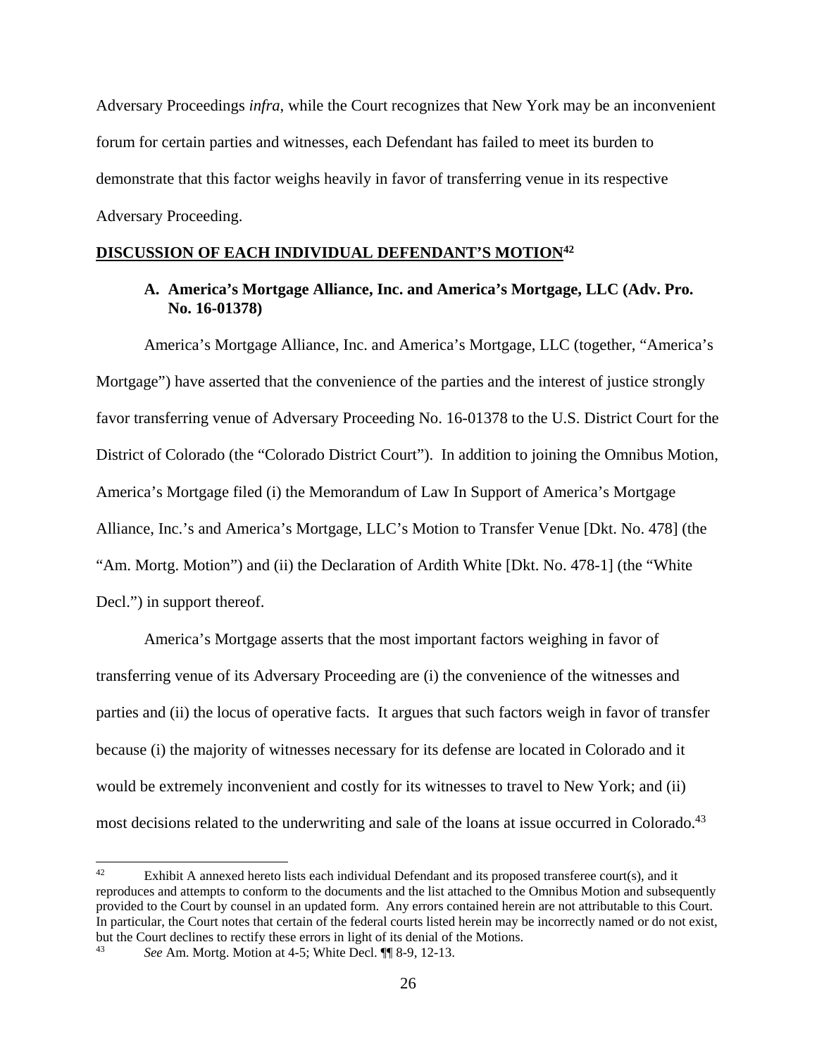Adversary Proceedings *infra*, while the Court recognizes that New York may be an inconvenient forum for certain parties and witnesses, each Defendant has failed to meet its burden to demonstrate that this factor weighs heavily in favor of transferring venue in its respective Adversary Proceeding.

## DISCUSSION OF EACH INDIVIDUAL DEFENDANT'S MOTION[42]

### A. America's Mortgage Alliance, Inc. and America's Mortgage, LLC (Adv. Pro. No. 16-01378)

America's Mortgage Alliance, Inc. and America's Mortgage, LLC (together, "America's Mortgage") have asserted that the convenience of the parties and the interest of justice strongly favor transferring venue of Adversary Proceeding No. 16-01378 to the U.S. District Court for the District of Colorado (the "Colorado District Court"). In addition to joining the Omnibus Motion, America's Mortgage filed (i) the Memorandum of Law In Support of America's Mortgage Alliance, Inc.'s and America's Mortgage, LLC's Motion to Transfer Venue [Dkt. No. 478] (the "Am. Mortg. Motion") and (ii) the Declaration of Ardith White [Dkt. No. 478-1] (the "White Decl.") in support thereof.

America's Mortgage asserts that the most important factors weighing in favor of transferring venue of its Adversary Proceeding are (i) the convenience of the witnesses and parties and (ii) the locus of operative facts. It argues that such factors weigh in favor of transfer because (i) the majority of witnesses necessary for its defense are located in Colorado and it would be extremely inconvenient and costly for its witnesses to travel to New York; and (ii) most decisions related to the underwriting and sale of the loans at issue occurred in Colorado.[43]

---

[42] Exhibit A annexed hereto lists each individual Defendant and its proposed transferee court(s), and it reproduces and attempts to conform to the documents and the list attached to the Omnibus Motion and subsequently provided to the Court by counsel in an updated form. Any errors contained herein are not attributable to this Court. In particular, the Court notes that certain of the federal courts listed herein may be incorrectly named or do not exist, but the Court declines to rectify these errors in light of its denial of the Motions.

[43] *See* Am. Mortg. Motion at 4-5; White Decl. ¶¶ 8-9, 12-13.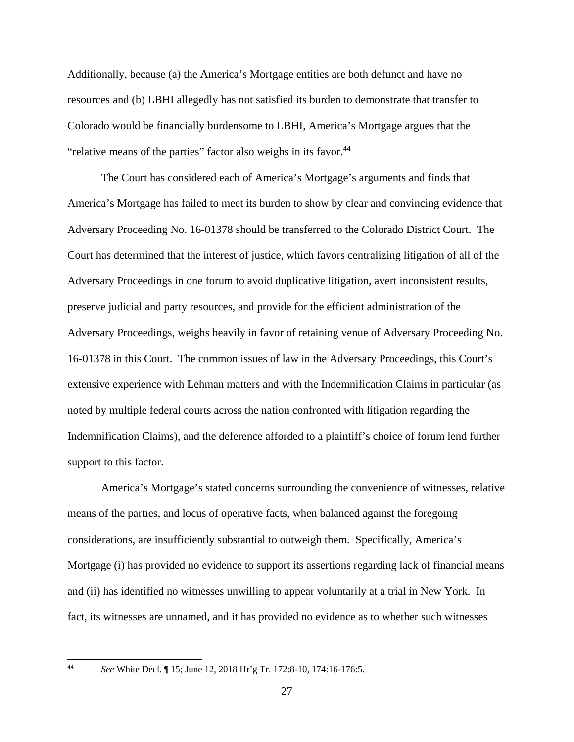Additionally, because (a) the America's Mortgage entities are both defunct and have no resources and (b) LBHI allegedly has not satisfied its burden to demonstrate that transfer to Colorado would be financially burdensome to LBHI, America's Mortgage argues that the "relative means of the parties" factor also weighs in its favor.[44]

The Court has considered each of America's Mortgage's arguments and finds that America's Mortgage has failed to meet its burden to show by clear and convincing evidence that Adversary Proceeding No. 16-01378 should be transferred to the Colorado District Court. The Court has determined that the interest of justice, which favors centralizing litigation of all of the Adversary Proceedings in one forum to avoid duplicative litigation, avert inconsistent results, preserve judicial and party resources, and provide for the efficient administration of the Adversary Proceedings, weighs heavily in favor of retaining venue of Adversary Proceeding No. 16-01378 in this Court. The common issues of law in the Adversary Proceedings, this Court's extensive experience with Lehman matters and with the Indemnification Claims in particular (as noted by multiple federal courts across the nation confronted with litigation regarding the Indemnification Claims), and the deference afforded to a plaintiff's choice of forum lend further support to this factor.

America's Mortgage's stated concerns surrounding the convenience of witnesses, relative means of the parties, and locus of operative facts, when balanced against the foregoing considerations, are insufficiently substantial to outweigh them. Specifically, America's Mortgage (i) has provided no evidence to support its assertions regarding lack of financial means and (ii) has identified no witnesses unwilling to appear voluntarily at a trial in New York. In fact, its witnesses are unnamed, and it has provided no evidence as to whether such witnesses

---

[44] *See* White Decl. ¶ 15; June 12, 2018 Hr'g Tr. 172:8-10, 174:16-176:5.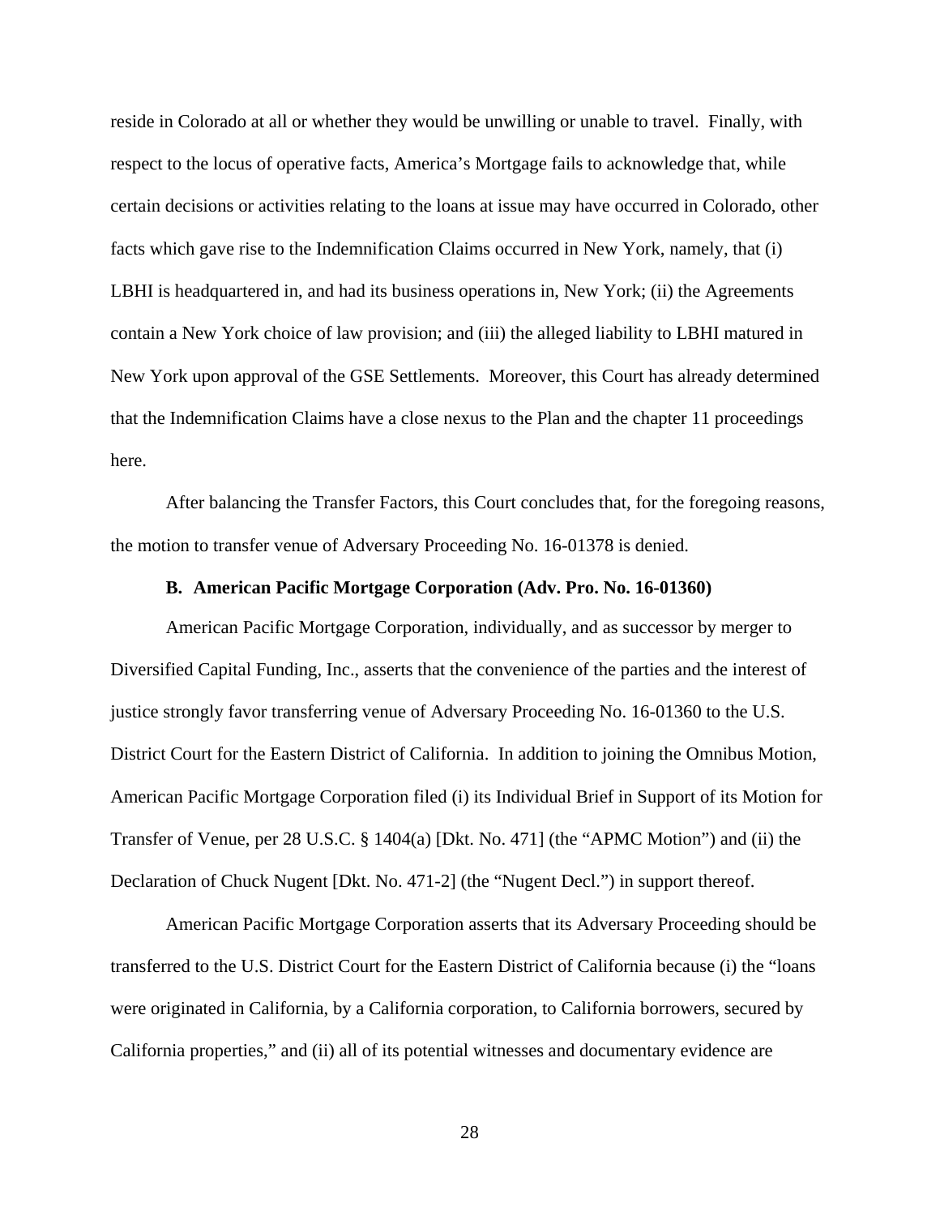reside in Colorado at all or whether they would be unwilling or unable to travel. Finally, with respect to the locus of operative facts, America's Mortgage fails to acknowledge that, while certain decisions or activities relating to the loans at issue may have occurred in Colorado, other facts which gave rise to the Indemnification Claims occurred in New York, namely, that (i) LBHI is headquartered in, and had its business operations in, New York; (ii) the Agreements contain a New York choice of law provision; and (iii) the alleged liability to LBHI matured in New York upon approval of the GSE Settlements. Moreover, this Court has already determined that the Indemnification Claims have a close nexus to the Plan and the chapter 11 proceedings here.

After balancing the Transfer Factors, this Court concludes that, for the foregoing reasons, the motion to transfer venue of Adversary Proceeding No. 16-01378 is denied.

### B. American Pacific Mortgage Corporation (Adv. Pro. No. 16-01360)

American Pacific Mortgage Corporation, individually, and as successor by merger to Diversified Capital Funding, Inc., asserts that the convenience of the parties and the interest of justice strongly favor transferring venue of Adversary Proceeding No. 16-01360 to the U.S. District Court for the Eastern District of California. In addition to joining the Omnibus Motion, American Pacific Mortgage Corporation filed (i) its Individual Brief in Support of its Motion for Transfer of Venue, per 28 U.S.C. § 1404(a) [Dkt. No. 471] (the "APMC Motion") and (ii) the Declaration of Chuck Nugent [Dkt. No. 471-2] (the "Nugent Decl.") in support thereof.

American Pacific Mortgage Corporation asserts that its Adversary Proceeding should be transferred to the U.S. District Court for the Eastern District of California because (i) the "loans were originated in California, by a California corporation, to California borrowers, secured by California properties," and (ii) all of its potential witnesses and documentary evidence are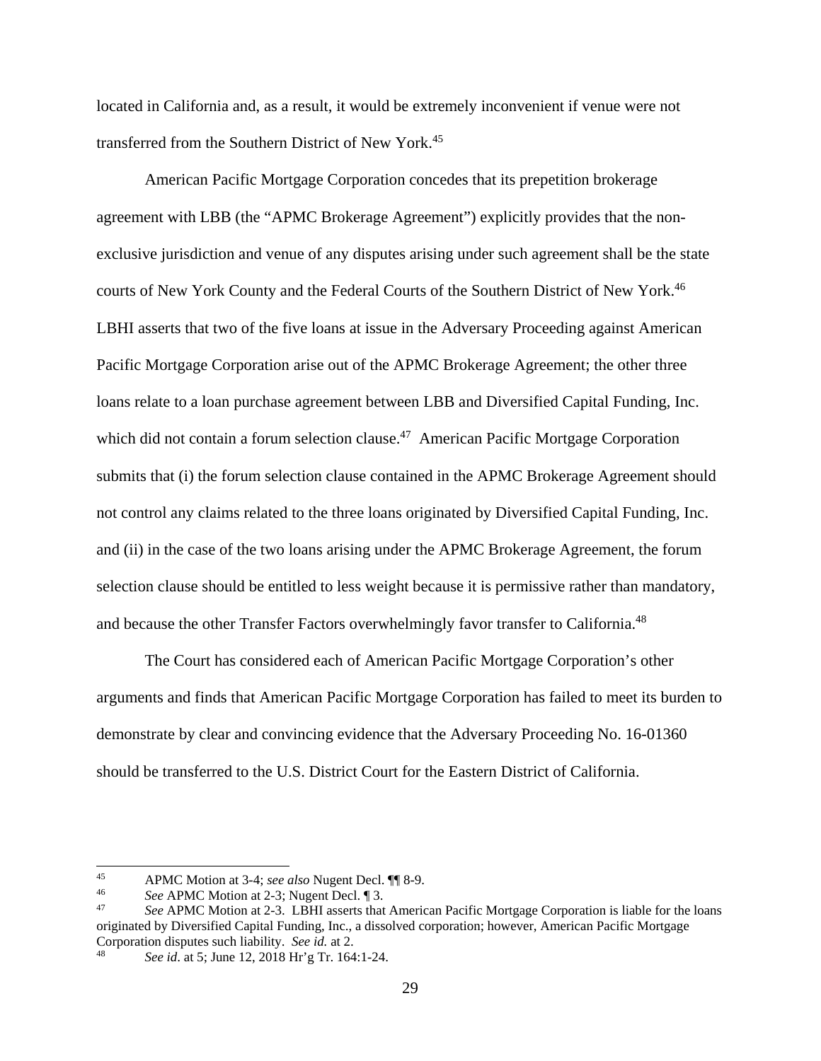located in California and, as a result, it would be extremely inconvenient if venue were not transferred from the Southern District of New York.[45]

American Pacific Mortgage Corporation concedes that its prepetition brokerage agreement with LBB (the "APMC Brokerage Agreement") explicitly provides that the non-exclusive jurisdiction and venue of any disputes arising under such agreement shall be the state courts of New York County and the Federal Courts of the Southern District of New York.[46] LBHI asserts that two of the five loans at issue in the Adversary Proceeding against American Pacific Mortgage Corporation arise out of the APMC Brokerage Agreement; the other three loans relate to a loan purchase agreement between LBB and Diversified Capital Funding, Inc. which did not contain a forum selection clause.[47] American Pacific Mortgage Corporation submits that (i) the forum selection clause contained in the APMC Brokerage Agreement should not control any claims related to the three loans originated by Diversified Capital Funding, Inc. and (ii) in the case of the two loans arising under the APMC Brokerage Agreement, the forum selection clause should be entitled to less weight because it is permissive rather than mandatory, and because the other Transfer Factors overwhelmingly favor transfer to California.[48]

The Court has considered each of American Pacific Mortgage Corporation's other arguments and finds that American Pacific Mortgage Corporation has failed to meet its burden to demonstrate by clear and convincing evidence that the Adversary Proceeding No. 16-01360 should be transferred to the U.S. District Court for the Eastern District of California.

---

[45] APMC Motion at 3-4; *see also* Nugent Decl. ¶¶ 8-9.

[46] *See* APMC Motion at 2-3; Nugent Decl. ¶ 3.

[47] *See* APMC Motion at 2-3. LBHI asserts that American Pacific Mortgage Corporation is liable for the loans originated by Diversified Capital Funding, Inc., a dissolved corporation; however, American Pacific Mortgage Corporation disputes such liability. *See id.* at 2.

[48] *See id*. at 5; June 12, 2018 Hr'g Tr. 164:1-24.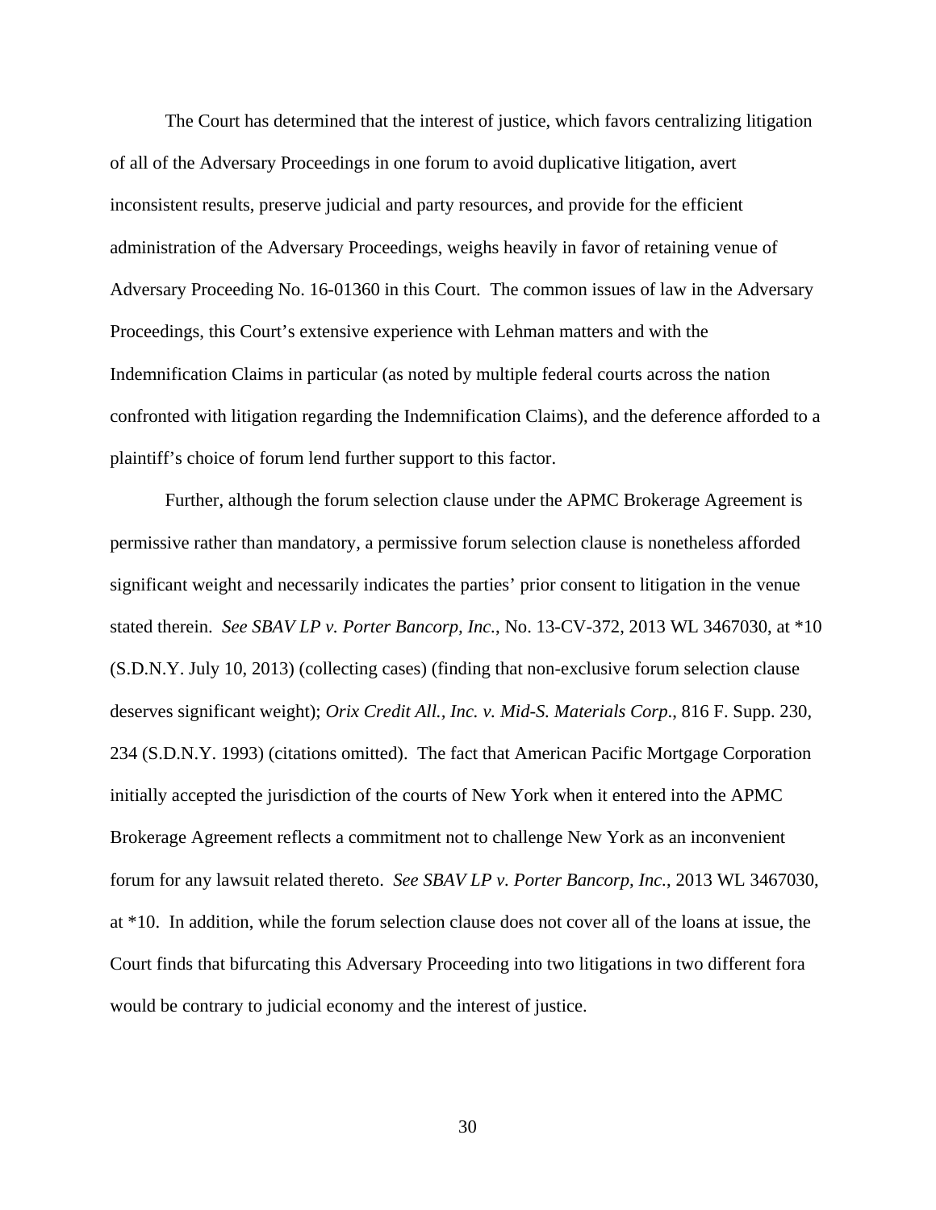The Court has determined that the interest of justice, which favors centralizing litigation of all of the Adversary Proceedings in one forum to avoid duplicative litigation, avert inconsistent results, preserve judicial and party resources, and provide for the efficient administration of the Adversary Proceedings, weighs heavily in favor of retaining venue of Adversary Proceeding No. 16-01360 in this Court. The common issues of law in the Adversary Proceedings, this Court's extensive experience with Lehman matters and with the Indemnification Claims in particular (as noted by multiple federal courts across the nation confronted with litigation regarding the Indemnification Claims), and the deference afforded to a plaintiff's choice of forum lend further support to this factor.

Further, although the forum selection clause under the APMC Brokerage Agreement is permissive rather than mandatory, a permissive forum selection clause is nonetheless afforded significant weight and necessarily indicates the parties' prior consent to litigation in the venue stated therein. *See SBAV LP v. Porter Bancorp, Inc.*, No. 13-CV-372, 2013 WL 3467030, at *10 (S.D.N.Y. July 10, 2013) (collecting cases) (finding that non-exclusive forum selection clause deserves significant weight); *Orix Credit All., Inc. v. Mid-S. Materials Corp.*, 816 F. Supp. 230, 234 (S.D.N.Y. 1993) (citations omitted). The fact that American Pacific Mortgage Corporation initially accepted the jurisdiction of the courts of New York when it entered into the APMC Brokerage Agreement reflects a commitment not to challenge New York as an inconvenient forum for any lawsuit related thereto. *See SBAV LP v. Porter Bancorp, Inc.*, 2013 WL 3467030, at *10. In addition, while the forum selection clause does not cover all of the loans at issue, the Court finds that bifurcating this Adversary Proceeding into two litigations in two different fora would be contrary to judicial economy and the interest of justice.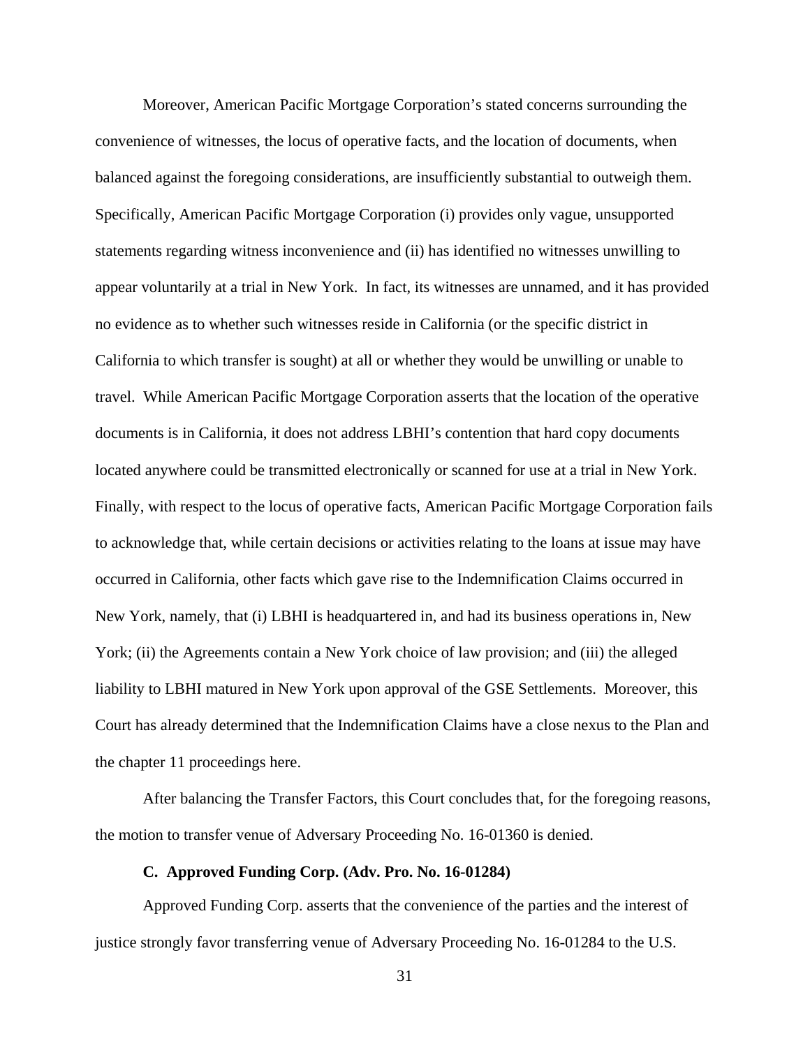Moreover, American Pacific Mortgage Corporation's stated concerns surrounding the convenience of witnesses, the locus of operative facts, and the location of documents, when balanced against the foregoing considerations, are insufficiently substantial to outweigh them. Specifically, American Pacific Mortgage Corporation (i) provides only vague, unsupported statements regarding witness inconvenience and (ii) has identified no witnesses unwilling to appear voluntarily at a trial in New York. In fact, its witnesses are unnamed, and it has provided no evidence as to whether such witnesses reside in California (or the specific district in California to which transfer is sought) at all or whether they would be unwilling or unable to travel. While American Pacific Mortgage Corporation asserts that the location of the operative documents is in California, it does not address LBHI's contention that hard copy documents located anywhere could be transmitted electronically or scanned for use at a trial in New York. Finally, with respect to the locus of operative facts, American Pacific Mortgage Corporation fails to acknowledge that, while certain decisions or activities relating to the loans at issue may have occurred in California, other facts which gave rise to the Indemnification Claims occurred in New York, namely, that (i) LBHI is headquartered in, and had its business operations in, New York; (ii) the Agreements contain a New York choice of law provision; and (iii) the alleged liability to LBHI matured in New York upon approval of the GSE Settlements. Moreover, this Court has already determined that the Indemnification Claims have a close nexus to the Plan and the chapter 11 proceedings here.

After balancing the Transfer Factors, this Court concludes that, for the foregoing reasons, the motion to transfer venue of Adversary Proceeding No. 16-01360 is denied.

### C. Approved Funding Corp. (Adv. Pro. No. 16-01284)

Approved Funding Corp. asserts that the convenience of the parties and the interest of justice strongly favor transferring venue of Adversary Proceeding No. 16-01284 to the U.S.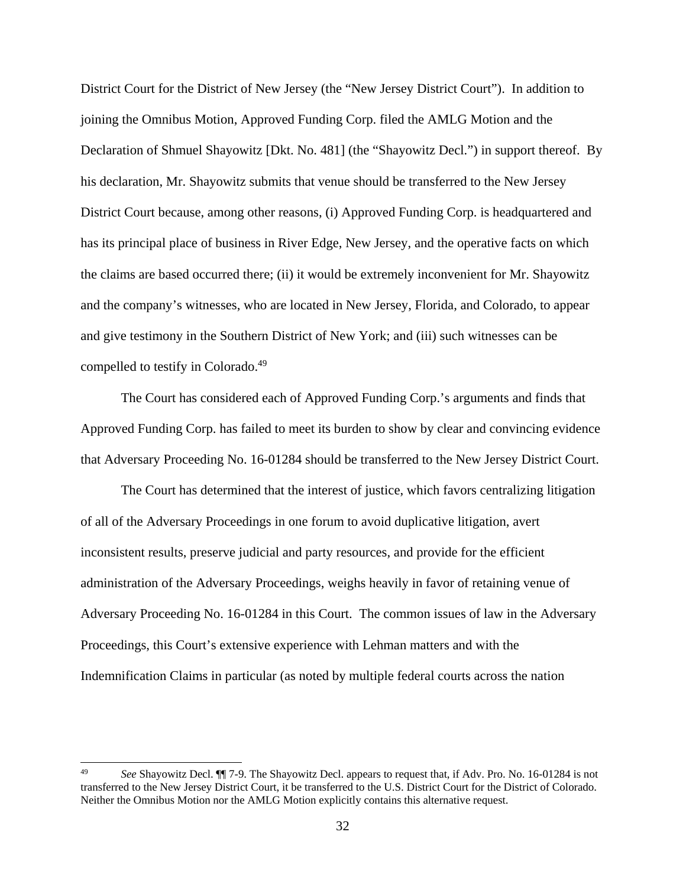District Court for the District of New Jersey (the "New Jersey District Court"). In addition to joining the Omnibus Motion, Approved Funding Corp. filed the AMLG Motion and the Declaration of Shmuel Shayowitz [Dkt. No. 481] (the "Shayowitz Decl.") in support thereof. By his declaration, Mr. Shayowitz submits that venue should be transferred to the New Jersey District Court because, among other reasons, (i) Approved Funding Corp. is headquartered and has its principal place of business in River Edge, New Jersey, and the operative facts on which the claims are based occurred there; (ii) it would be extremely inconvenient for Mr. Shayowitz and the company's witnesses, who are located in New Jersey, Florida, and Colorado, to appear and give testimony in the Southern District of New York; and (iii) such witnesses can be compelled to testify in Colorado.[49]

The Court has considered each of Approved Funding Corp.'s arguments and finds that Approved Funding Corp. has failed to meet its burden to show by clear and convincing evidence that Adversary Proceeding No. 16-01284 should be transferred to the New Jersey District Court.

The Court has determined that the interest of justice, which favors centralizing litigation of all of the Adversary Proceedings in one forum to avoid duplicative litigation, avert inconsistent results, preserve judicial and party resources, and provide for the efficient administration of the Adversary Proceedings, weighs heavily in favor of retaining venue of Adversary Proceeding No. 16-01284 in this Court. The common issues of law in the Adversary Proceedings, this Court's extensive experience with Lehman matters and with the Indemnification Claims in particular (as noted by multiple federal courts across the nation

---

[49] *See* Shayowitz Decl. ¶¶ 7-9. The Shayowitz Decl. appears to request that, if Adv. Pro. No. 16-01284 is not transferred to the New Jersey District Court, it be transferred to the U.S. District Court for the District of Colorado. Neither the Omnibus Motion nor the AMLG Motion explicitly contains this alternative request.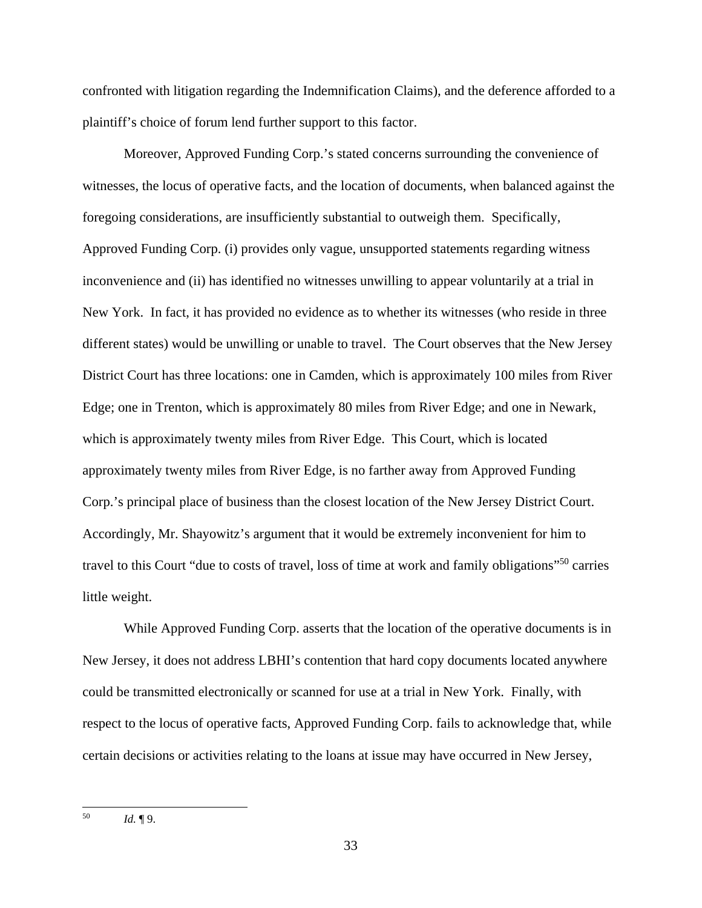confronted with litigation regarding the Indemnification Claims), and the deference afforded to a plaintiff's choice of forum lend further support to this factor.

Moreover, Approved Funding Corp.'s stated concerns surrounding the convenience of witnesses, the locus of operative facts, and the location of documents, when balanced against the foregoing considerations, are insufficiently substantial to outweigh them. Specifically, Approved Funding Corp. (i) provides only vague, unsupported statements regarding witness inconvenience and (ii) has identified no witnesses unwilling to appear voluntarily at a trial in New York. In fact, it has provided no evidence as to whether its witnesses (who reside in three different states) would be unwilling or unable to travel. The Court observes that the New Jersey District Court has three locations: one in Camden, which is approximately 100 miles from River Edge; one in Trenton, which is approximately 80 miles from River Edge; and one in Newark, which is approximately twenty miles from River Edge. This Court, which is located approximately twenty miles from River Edge, is no farther away from Approved Funding Corp.'s principal place of business than the closest location of the New Jersey District Court. Accordingly, Mr. Shayowitz's argument that it would be extremely inconvenient for him to travel to this Court "due to costs of travel, loss of time at work and family obligations"[50] carries little weight.

While Approved Funding Corp. asserts that the location of the operative documents is in New Jersey, it does not address LBHI's contention that hard copy documents located anywhere could be transmitted electronically or scanned for use at a trial in New York. Finally, with respect to the locus of operative facts, Approved Funding Corp. fails to acknowledge that, while certain decisions or activities relating to the loans at issue may have occurred in New Jersey,

---

[50] *Id.* ¶ 9.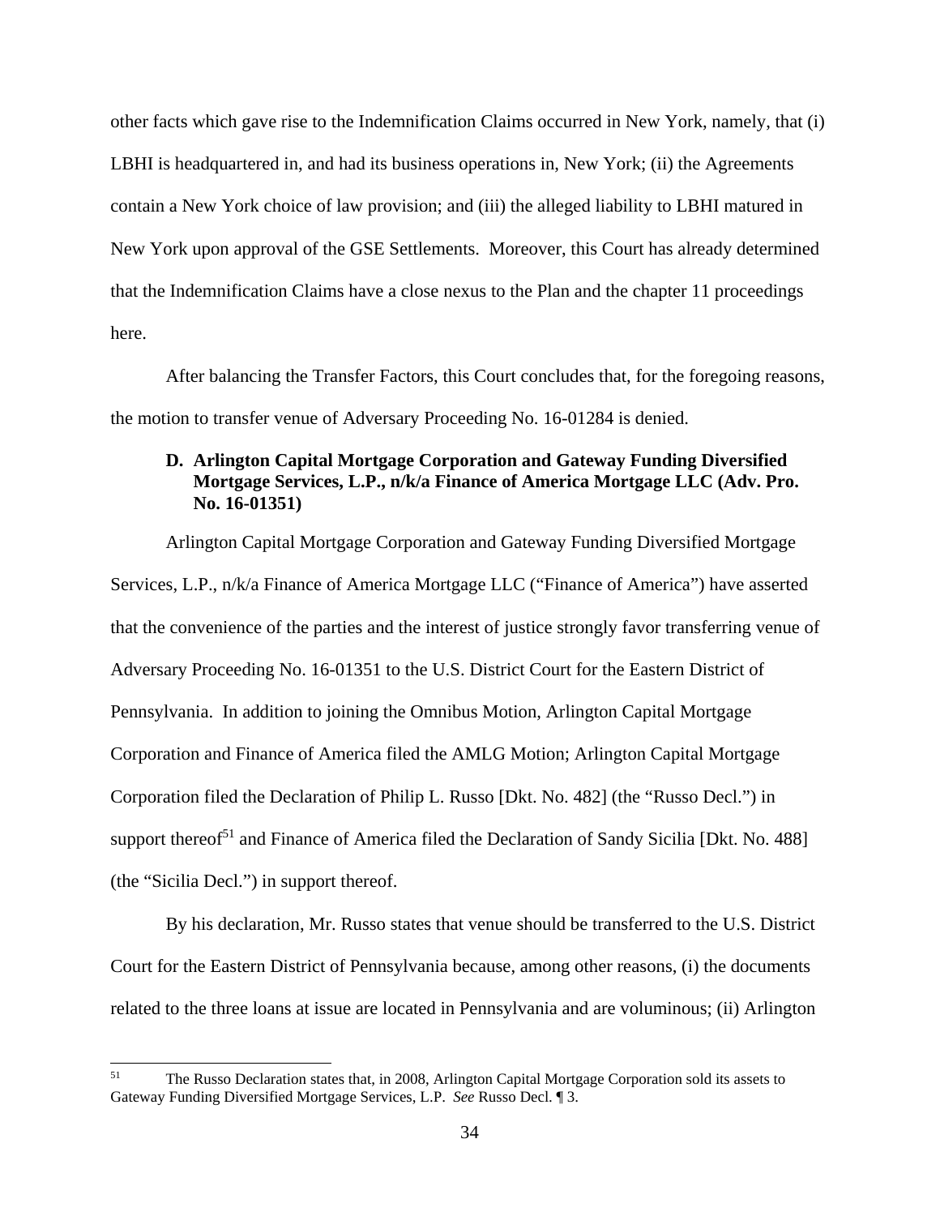other facts which gave rise to the Indemnification Claims occurred in New York, namely, that (i) LBHI is headquartered in, and had its business operations in, New York; (ii) the Agreements contain a New York choice of law provision; and (iii) the alleged liability to LBHI matured in New York upon approval of the GSE Settlements. Moreover, this Court has already determined that the Indemnification Claims have a close nexus to the Plan and the chapter 11 proceedings here.

After balancing the Transfer Factors, this Court concludes that, for the foregoing reasons, the motion to transfer venue of Adversary Proceeding No. 16-01284 is denied.

### D. Arlington Capital Mortgage Corporation and Gateway Funding Diversified Mortgage Services, L.P., n/k/a Finance of America Mortgage LLC (Adv. Pro. No. 16-01351)

Arlington Capital Mortgage Corporation and Gateway Funding Diversified Mortgage Services, L.P., n/k/a Finance of America Mortgage LLC ("Finance of America") have asserted that the convenience of the parties and the interest of justice strongly favor transferring venue of Adversary Proceeding No. 16-01351 to the U.S. District Court for the Eastern District of Pennsylvania. In addition to joining the Omnibus Motion, Arlington Capital Mortgage Corporation and Finance of America filed the AMLG Motion; Arlington Capital Mortgage Corporation filed the Declaration of Philip L. Russo [Dkt. No. 482] (the "Russo Decl.") in support thereof[51] and Finance of America filed the Declaration of Sandy Sicilia [Dkt. No. 488] (the "Sicilia Decl.") in support thereof.

By his declaration, Mr. Russo states that venue should be transferred to the U.S. District Court for the Eastern District of Pennsylvania because, among other reasons, (i) the documents related to the three loans at issue are located in Pennsylvania and are voluminous; (ii) Arlington

---

[51] The Russo Declaration states that, in 2008, Arlington Capital Mortgage Corporation sold its assets to Gateway Funding Diversified Mortgage Services, L.P. *See* Russo Decl. ¶ 3.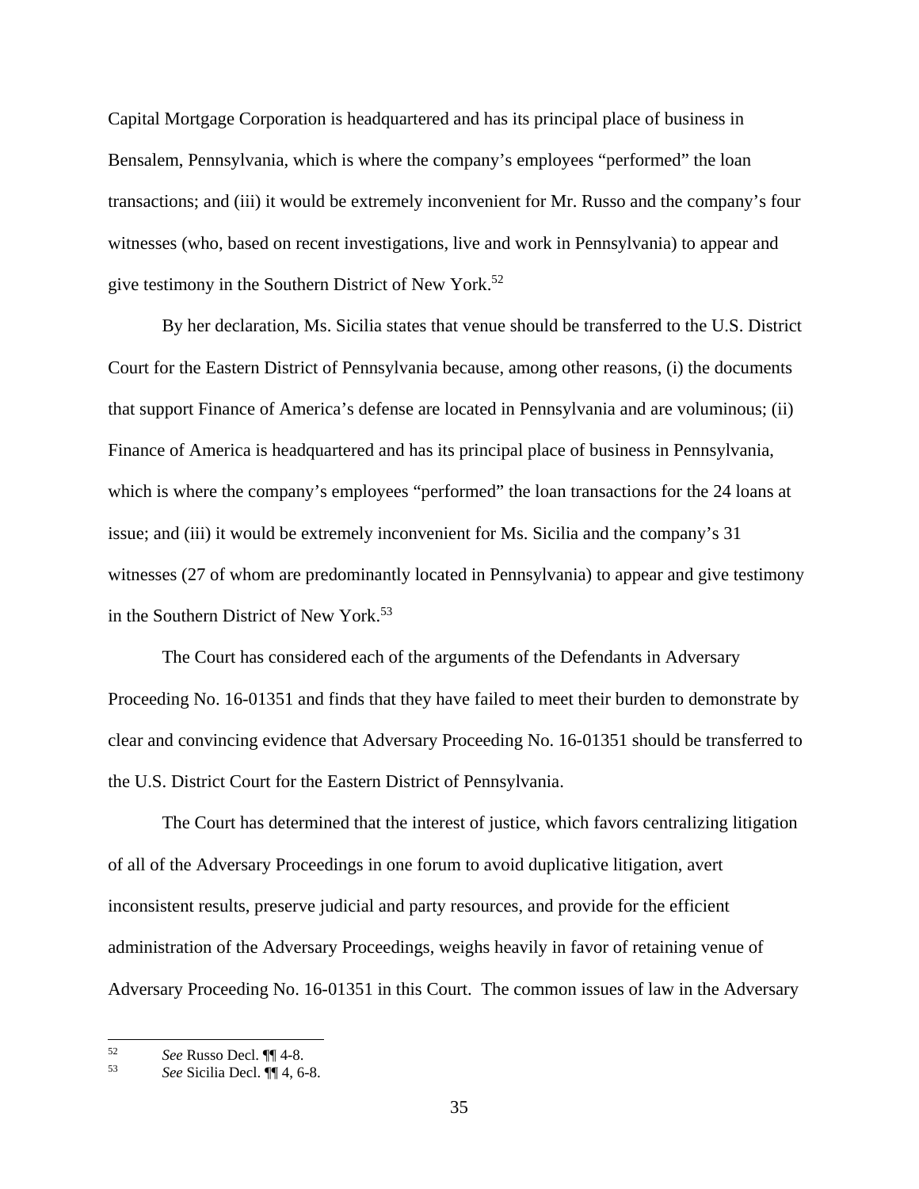Capital Mortgage Corporation is headquartered and has its principal place of business in Bensalem, Pennsylvania, which is where the company's employees "performed" the loan transactions; and (iii) it would be extremely inconvenient for Mr. Russo and the company's four witnesses (who, based on recent investigations, live and work in Pennsylvania) to appear and give testimony in the Southern District of New York.[52]

By her declaration, Ms. Sicilia states that venue should be transferred to the U.S. District Court for the Eastern District of Pennsylvania because, among other reasons, (i) the documents that support Finance of America's defense are located in Pennsylvania and are voluminous; (ii) Finance of America is headquartered and has its principal place of business in Pennsylvania, which is where the company's employees "performed" the loan transactions for the 24 loans at issue; and (iii) it would be extremely inconvenient for Ms. Sicilia and the company's 31 witnesses (27 of whom are predominantly located in Pennsylvania) to appear and give testimony in the Southern District of New York.[53]

The Court has considered each of the arguments of the Defendants in Adversary Proceeding No. 16-01351 and finds that they have failed to meet their burden to demonstrate by clear and convincing evidence that Adversary Proceeding No. 16-01351 should be transferred to the U.S. District Court for the Eastern District of Pennsylvania.

The Court has determined that the interest of justice, which favors centralizing litigation of all of the Adversary Proceedings in one forum to avoid duplicative litigation, avert inconsistent results, preserve judicial and party resources, and provide for the efficient administration of the Adversary Proceedings, weighs heavily in favor of retaining venue of Adversary Proceeding No. 16-01351 in this Court. The common issues of law in the Adversary

---

[52] *See* Russo Decl. ¶¶ 4-8.

[53] *See* Sicilia Decl. ¶¶ 4, 6-8.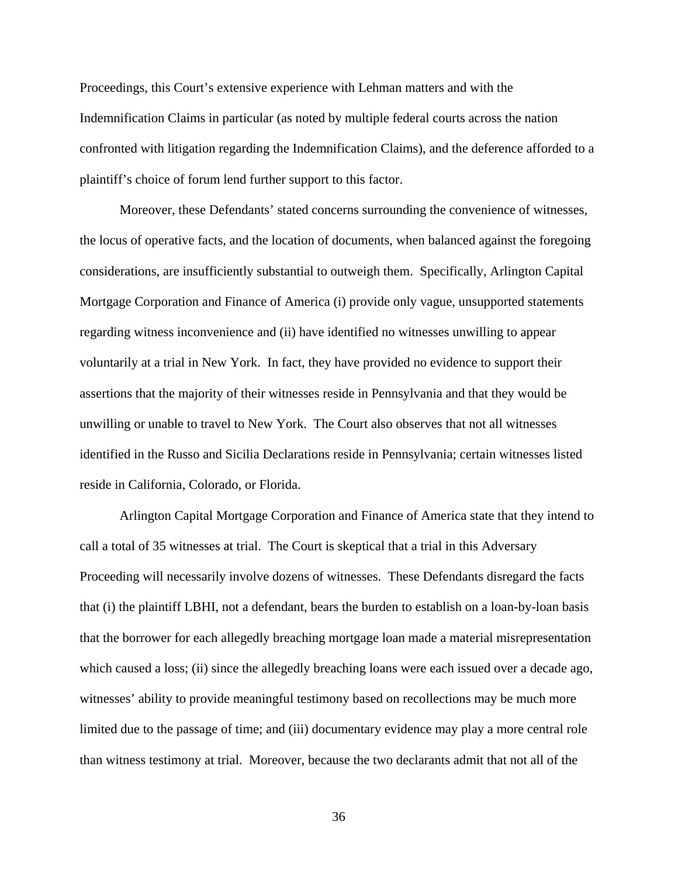Proceedings, this Court's extensive experience with Lehman matters and with the Indemnification Claims in particular (as noted by multiple federal courts across the nation confronted with litigation regarding the Indemnification Claims), and the deference afforded to a plaintiff's choice of forum lend further support to this factor.

Moreover, these Defendants' stated concerns surrounding the convenience of witnesses, the locus of operative facts, and the location of documents, when balanced against the foregoing considerations, are insufficiently substantial to outweigh them. Specifically, Arlington Capital Mortgage Corporation and Finance of America (i) provide only vague, unsupported statements regarding witness inconvenience and (ii) have identified no witnesses unwilling to appear voluntarily at a trial in New York. In fact, they have provided no evidence to support their assertions that the majority of their witnesses reside in Pennsylvania and that they would be unwilling or unable to travel to New York. The Court also observes that not all witnesses identified in the Russo and Sicilia Declarations reside in Pennsylvania; certain witnesses listed reside in California, Colorado, or Florida.

Arlington Capital Mortgage Corporation and Finance of America state that they intend to call a total of 35 witnesses at trial. The Court is skeptical that a trial in this Adversary Proceeding will necessarily involve dozens of witnesses. These Defendants disregard the facts that (i) the plaintiff LBHI, not a defendant, bears the burden to establish on a loan-by-loan basis that the borrower for each allegedly breaching mortgage loan made a material misrepresentation which caused a loss; (ii) since the allegedly breaching loans were each issued over a decade ago, witnesses' ability to provide meaningful testimony based on recollections may be much more limited due to the passage of time; and (iii) documentary evidence may play a more central role than witness testimony at trial. Moreover, because the two declarants admit that not all of the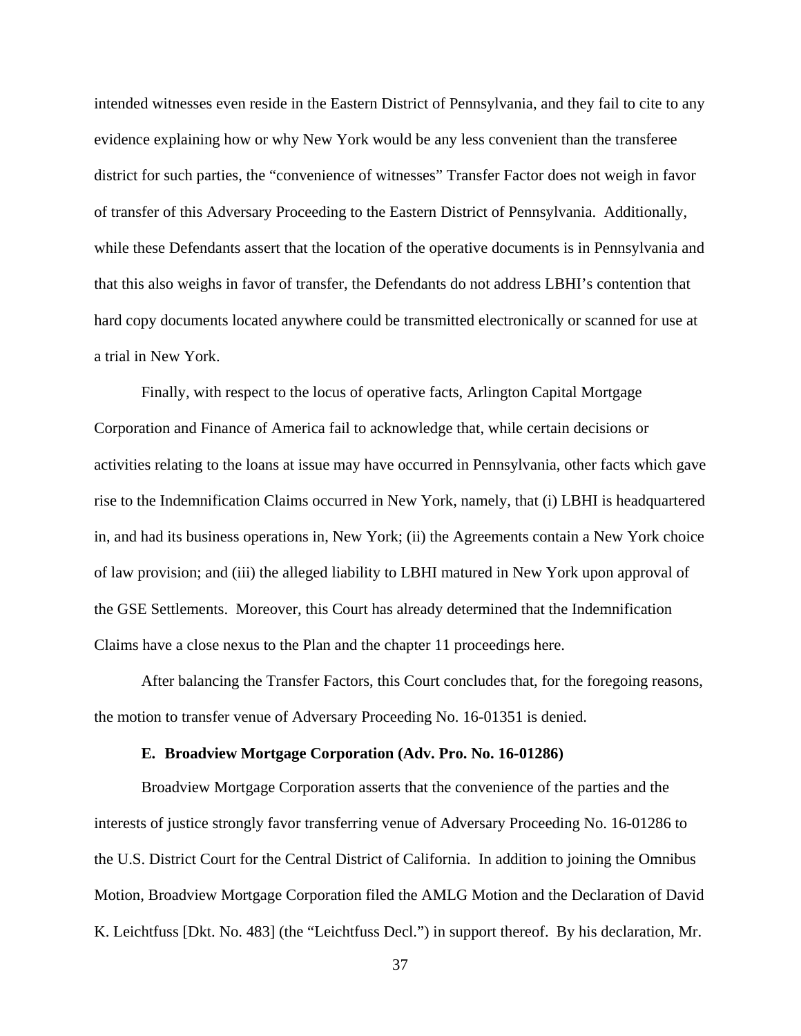intended witnesses even reside in the Eastern District of Pennsylvania, and they fail to cite to any evidence explaining how or why New York would be any less convenient than the transferee district for such parties, the "convenience of witnesses" Transfer Factor does not weigh in favor of transfer of this Adversary Proceeding to the Eastern District of Pennsylvania. Additionally, while these Defendants assert that the location of the operative documents is in Pennsylvania and that this also weighs in favor of transfer, the Defendants do not address LBHI's contention that hard copy documents located anywhere could be transmitted electronically or scanned for use at a trial in New York.

Finally, with respect to the locus of operative facts, Arlington Capital Mortgage Corporation and Finance of America fail to acknowledge that, while certain decisions or activities relating to the loans at issue may have occurred in Pennsylvania, other facts which gave rise to the Indemnification Claims occurred in New York, namely, that (i) LBHI is headquartered in, and had its business operations in, New York; (ii) the Agreements contain a New York choice of law provision; and (iii) the alleged liability to LBHI matured in New York upon approval of the GSE Settlements. Moreover, this Court has already determined that the Indemnification Claims have a close nexus to the Plan and the chapter 11 proceedings here.

After balancing the Transfer Factors, this Court concludes that, for the foregoing reasons, the motion to transfer venue of Adversary Proceeding No. 16-01351 is denied.

### E. Broadview Mortgage Corporation (Adv. Pro. No. 16-01286)

Broadview Mortgage Corporation asserts that the convenience of the parties and the interests of justice strongly favor transferring venue of Adversary Proceeding No. 16-01286 to the U.S. District Court for the Central District of California. In addition to joining the Omnibus Motion, Broadview Mortgage Corporation filed the AMLG Motion and the Declaration of David K. Leichtfuss [Dkt. No. 483] (the "Leichtfuss Decl.") in support thereof. By his declaration, Mr.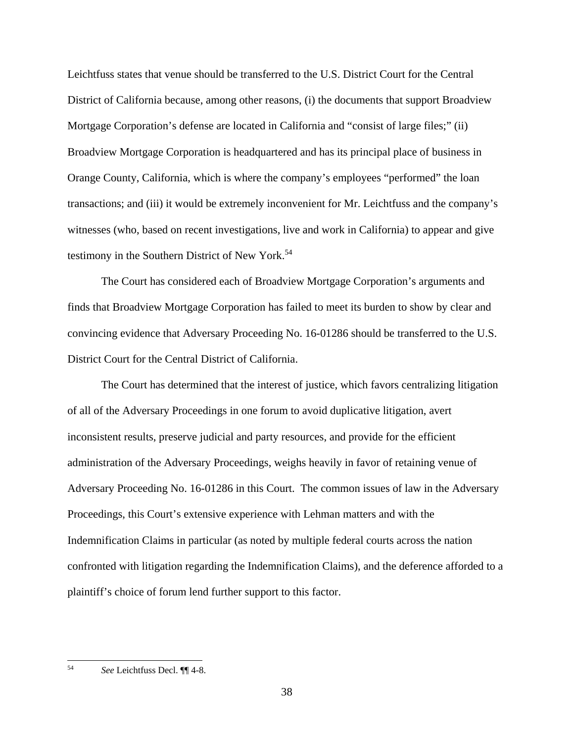Leichtfuss states that venue should be transferred to the U.S. District Court for the Central District of California because, among other reasons, (i) the documents that support Broadview Mortgage Corporation's defense are located in California and "consist of large files;" (ii) Broadview Mortgage Corporation is headquartered and has its principal place of business in Orange County, California, which is where the company's employees "performed" the loan transactions; and (iii) it would be extremely inconvenient for Mr. Leichtfuss and the company's witnesses (who, based on recent investigations, live and work in California) to appear and give testimony in the Southern District of New York.[54]

The Court has considered each of Broadview Mortgage Corporation's arguments and finds that Broadview Mortgage Corporation has failed to meet its burden to show by clear and convincing evidence that Adversary Proceeding No. 16-01286 should be transferred to the U.S. District Court for the Central District of California.

The Court has determined that the interest of justice, which favors centralizing litigation of all of the Adversary Proceedings in one forum to avoid duplicative litigation, avert inconsistent results, preserve judicial and party resources, and provide for the efficient administration of the Adversary Proceedings, weighs heavily in favor of retaining venue of Adversary Proceeding No. 16-01286 in this Court. The common issues of law in the Adversary Proceedings, this Court's extensive experience with Lehman matters and with the Indemnification Claims in particular (as noted by multiple federal courts across the nation confronted with litigation regarding the Indemnification Claims), and the deference afforded to a plaintiff's choice of forum lend further support to this factor.

---

[54] *See* Leichtfuss Decl. ¶¶ 4-8.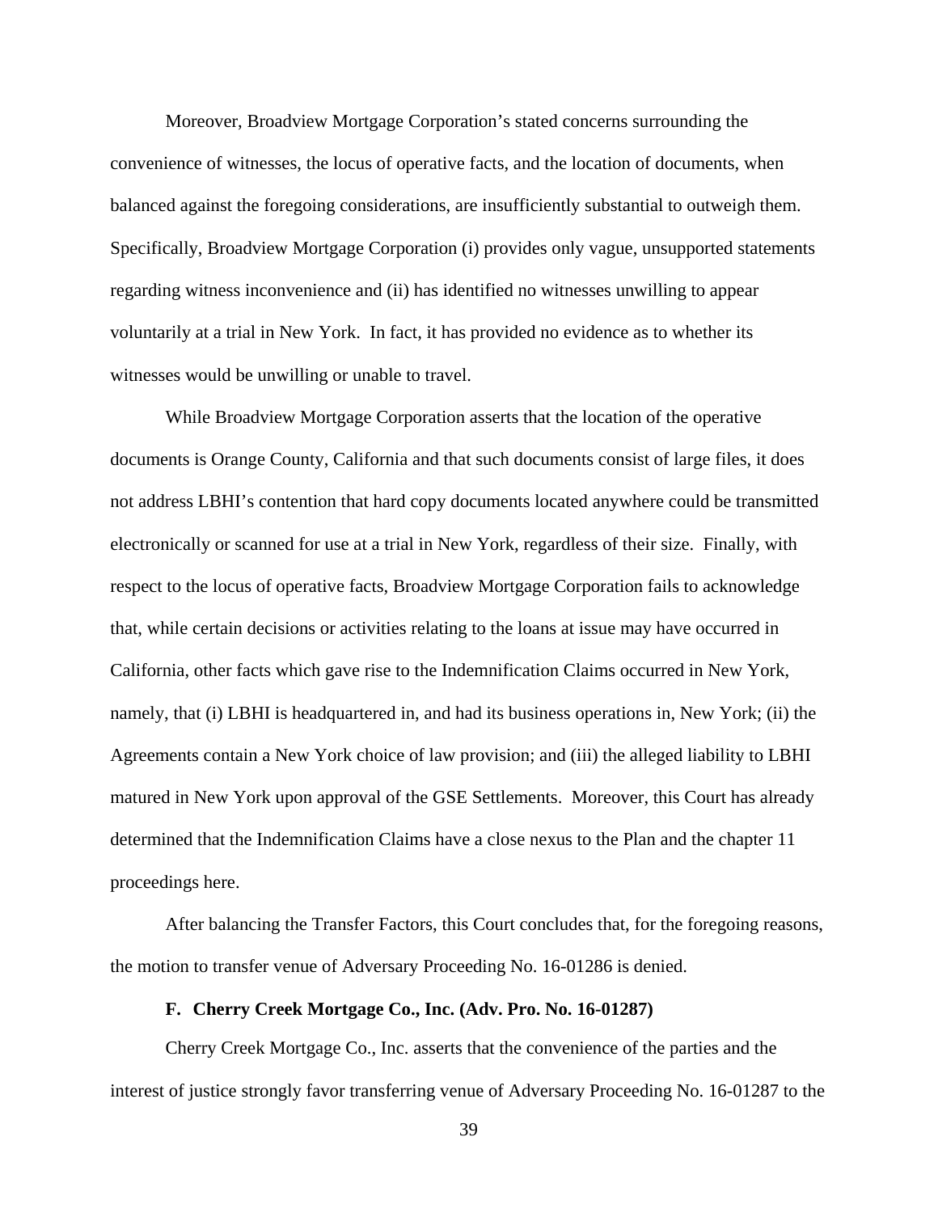Moreover, Broadview Mortgage Corporation's stated concerns surrounding the convenience of witnesses, the locus of operative facts, and the location of documents, when balanced against the foregoing considerations, are insufficiently substantial to outweigh them. Specifically, Broadview Mortgage Corporation (i) provides only vague, unsupported statements regarding witness inconvenience and (ii) has identified no witnesses unwilling to appear voluntarily at a trial in New York. In fact, it has provided no evidence as to whether its witnesses would be unwilling or unable to travel.

While Broadview Mortgage Corporation asserts that the location of the operative documents is Orange County, California and that such documents consist of large files, it does not address LBHI's contention that hard copy documents located anywhere could be transmitted electronically or scanned for use at a trial in New York, regardless of their size. Finally, with respect to the locus of operative facts, Broadview Mortgage Corporation fails to acknowledge that, while certain decisions or activities relating to the loans at issue may have occurred in California, other facts which gave rise to the Indemnification Claims occurred in New York, namely, that (i) LBHI is headquartered in, and had its business operations in, New York; (ii) the Agreements contain a New York choice of law provision; and (iii) the alleged liability to LBHI matured in New York upon approval of the GSE Settlements. Moreover, this Court has already determined that the Indemnification Claims have a close nexus to the Plan and the chapter 11 proceedings here.

After balancing the Transfer Factors, this Court concludes that, for the foregoing reasons, the motion to transfer venue of Adversary Proceeding No. 16-01286 is denied.

### F. Cherry Creek Mortgage Co., Inc. (Adv. Pro. No. 16-01287)

Cherry Creek Mortgage Co., Inc. asserts that the convenience of the parties and the interest of justice strongly favor transferring venue of Adversary Proceeding No. 16-01287 to the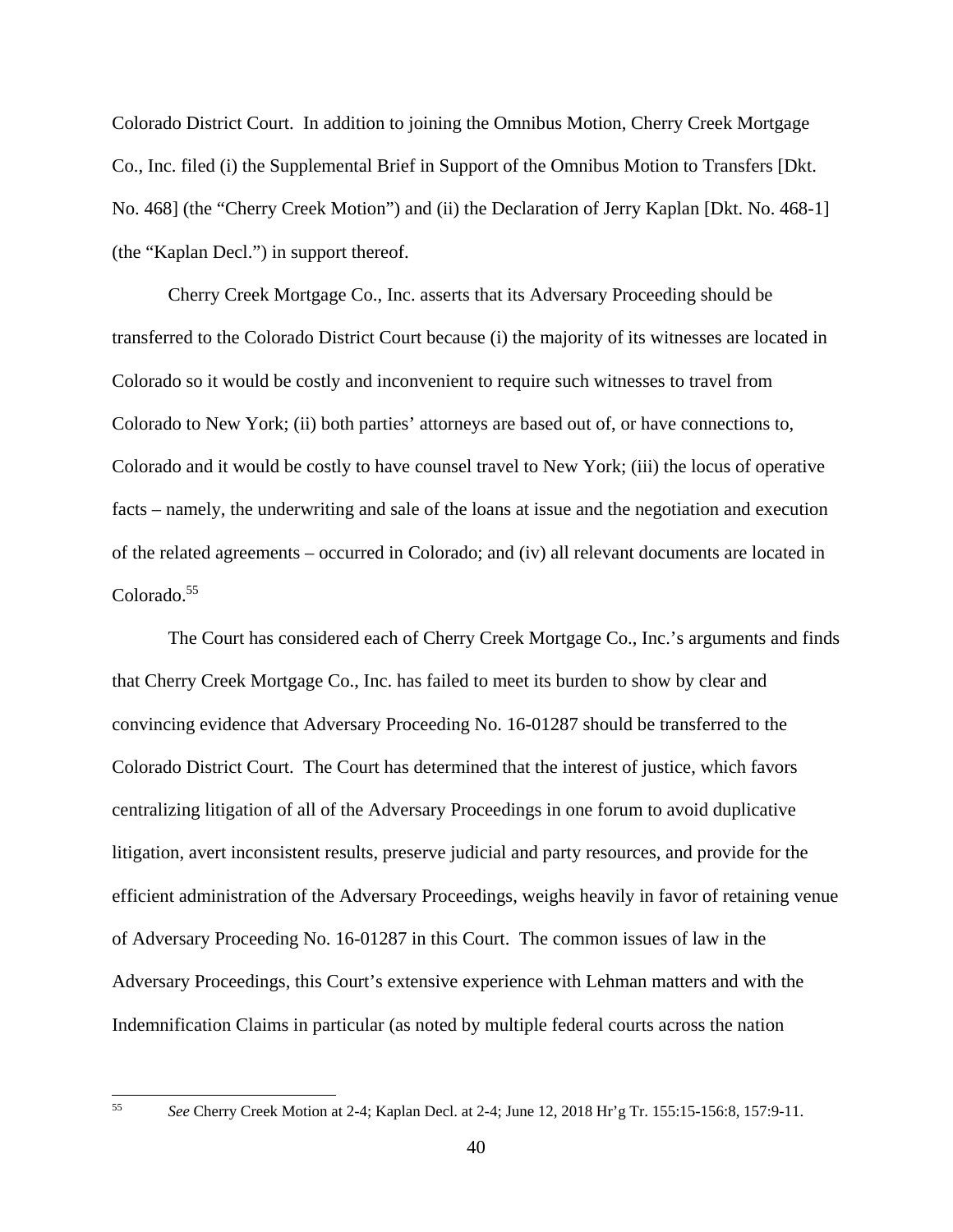Colorado District Court. In addition to joining the Omnibus Motion, Cherry Creek Mortgage Co., Inc. filed (i) the Supplemental Brief in Support of the Omnibus Motion to Transfers [Dkt. No. 468] (the "Cherry Creek Motion") and (ii) the Declaration of Jerry Kaplan [Dkt. No. 468-1] (the "Kaplan Decl.") in support thereof.

Cherry Creek Mortgage Co., Inc. asserts that its Adversary Proceeding should be transferred to the Colorado District Court because (i) the majority of its witnesses are located in Colorado so it would be costly and inconvenient to require such witnesses to travel from Colorado to New York; (ii) both parties' attorneys are based out of, or have connections to, Colorado and it would be costly to have counsel travel to New York; (iii) the locus of operative facts – namely, the underwriting and sale of the loans at issue and the negotiation and execution of the related agreements – occurred in Colorado; and (iv) all relevant documents are located in Colorado.[55]

The Court has considered each of Cherry Creek Mortgage Co., Inc.'s arguments and finds that Cherry Creek Mortgage Co., Inc. has failed to meet its burden to show by clear and convincing evidence that Adversary Proceeding No. 16-01287 should be transferred to the Colorado District Court. The Court has determined that the interest of justice, which favors centralizing litigation of all of the Adversary Proceedings in one forum to avoid duplicative litigation, avert inconsistent results, preserve judicial and party resources, and provide for the efficient administration of the Adversary Proceedings, weighs heavily in favor of retaining venue of Adversary Proceeding No. 16-01287 in this Court. The common issues of law in the Adversary Proceedings, this Court's extensive experience with Lehman matters and with the Indemnification Claims in particular (as noted by multiple federal courts across the nation

---

[55] *See* Cherry Creek Motion at 2-4; Kaplan Decl. at 2-4; June 12, 2018 Hr'g Tr. 155:15-156:8, 157:9-11.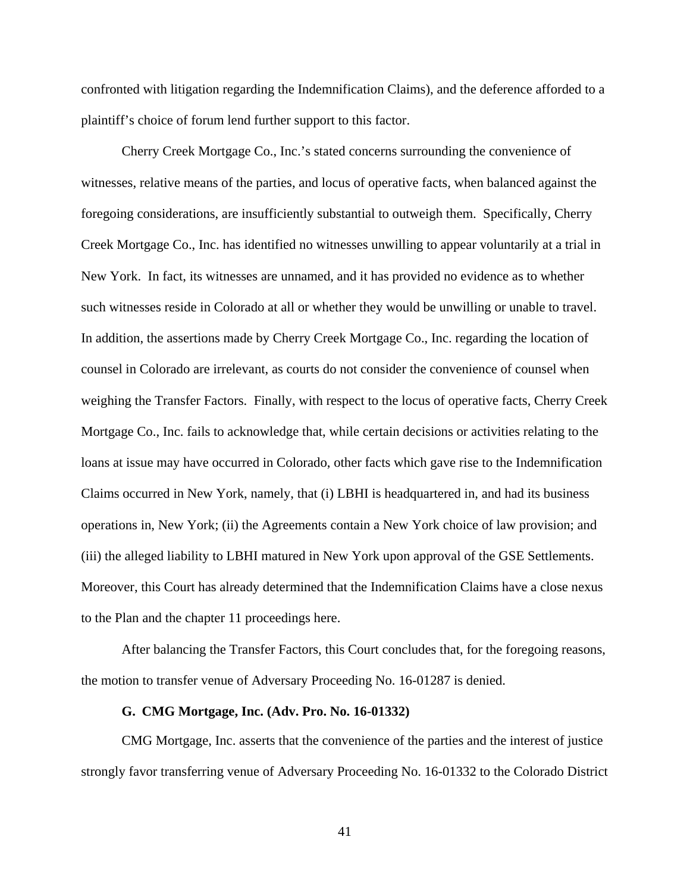confronted with litigation regarding the Indemnification Claims), and the deference afforded to a plaintiff's choice of forum lend further support to this factor.

Cherry Creek Mortgage Co., Inc.'s stated concerns surrounding the convenience of witnesses, relative means of the parties, and locus of operative facts, when balanced against the foregoing considerations, are insufficiently substantial to outweigh them. Specifically, Cherry Creek Mortgage Co., Inc. has identified no witnesses unwilling to appear voluntarily at a trial in New York. In fact, its witnesses are unnamed, and it has provided no evidence as to whether such witnesses reside in Colorado at all or whether they would be unwilling or unable to travel. In addition, the assertions made by Cherry Creek Mortgage Co., Inc. regarding the location of counsel in Colorado are irrelevant, as courts do not consider the convenience of counsel when weighing the Transfer Factors. Finally, with respect to the locus of operative facts, Cherry Creek Mortgage Co., Inc. fails to acknowledge that, while certain decisions or activities relating to the loans at issue may have occurred in Colorado, other facts which gave rise to the Indemnification Claims occurred in New York, namely, that (i) LBHI is headquartered in, and had its business operations in, New York; (ii) the Agreements contain a New York choice of law provision; and (iii) the alleged liability to LBHI matured in New York upon approval of the GSE Settlements. Moreover, this Court has already determined that the Indemnification Claims have a close nexus to the Plan and the chapter 11 proceedings here.

After balancing the Transfer Factors, this Court concludes that, for the foregoing reasons, the motion to transfer venue of Adversary Proceeding No. 16-01287 is denied.

### G. CMG Mortgage, Inc. (Adv. Pro. No. 16-01332)

CMG Mortgage, Inc. asserts that the convenience of the parties and the interest of justice strongly favor transferring venue of Adversary Proceeding No. 16-01332 to the Colorado District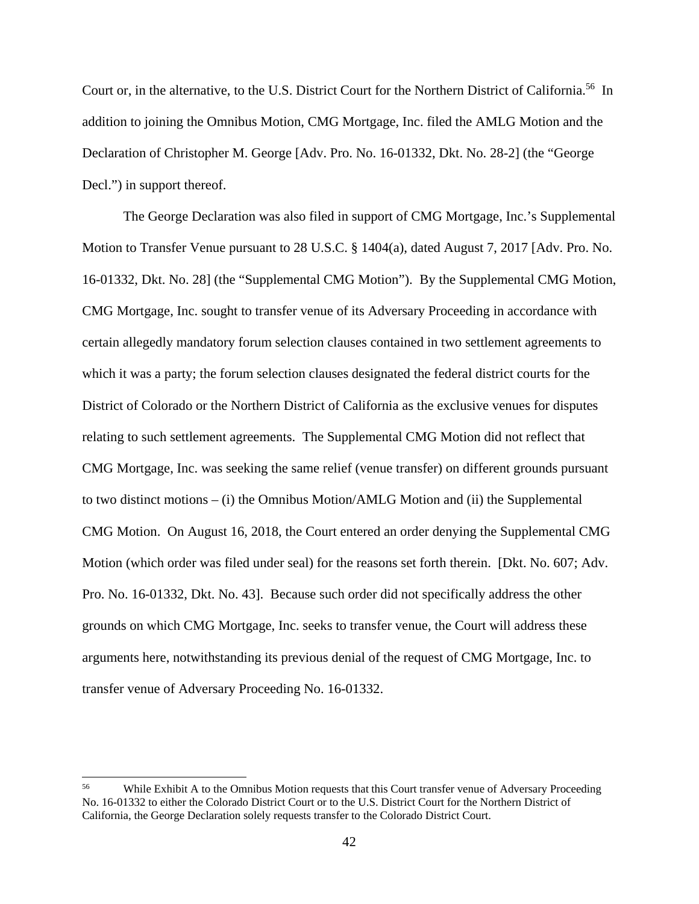Court or, in the alternative, to the U.S. District Court for the Northern District of California.[56] In addition to joining the Omnibus Motion, CMG Mortgage, Inc. filed the AMLG Motion and the Declaration of Christopher M. George [Adv. Pro. No. 16-01332, Dkt. No. 28-2] (the "George Decl.") in support thereof.

The George Declaration was also filed in support of CMG Mortgage, Inc.'s Supplemental Motion to Transfer Venue pursuant to 28 U.S.C. § 1404(a), dated August 7, 2017 [Adv. Pro. No. 16-01332, Dkt. No. 28] (the "Supplemental CMG Motion"). By the Supplemental CMG Motion, CMG Mortgage, Inc. sought to transfer venue of its Adversary Proceeding in accordance with certain allegedly mandatory forum selection clauses contained in two settlement agreements to which it was a party; the forum selection clauses designated the federal district courts for the District of Colorado or the Northern District of California as the exclusive venues for disputes relating to such settlement agreements. The Supplemental CMG Motion did not reflect that CMG Mortgage, Inc. was seeking the same relief (venue transfer) on different grounds pursuant to two distinct motions – (i) the Omnibus Motion/AMLG Motion and (ii) the Supplemental CMG Motion. On August 16, 2018, the Court entered an order denying the Supplemental CMG Motion (which order was filed under seal) for the reasons set forth therein. [Dkt. No. 607; Adv. Pro. No. 16-01332, Dkt. No. 43]. Because such order did not specifically address the other grounds on which CMG Mortgage, Inc. seeks to transfer venue, the Court will address these arguments here, notwithstanding its previous denial of the request of CMG Mortgage, Inc. to transfer venue of Adversary Proceeding No. 16-01332.

---

[56] While Exhibit A to the Omnibus Motion requests that this Court transfer venue of Adversary Proceeding No. 16-01332 to either the Colorado District Court or to the U.S. District Court for the Northern District of California, the George Declaration solely requests transfer to the Colorado District Court.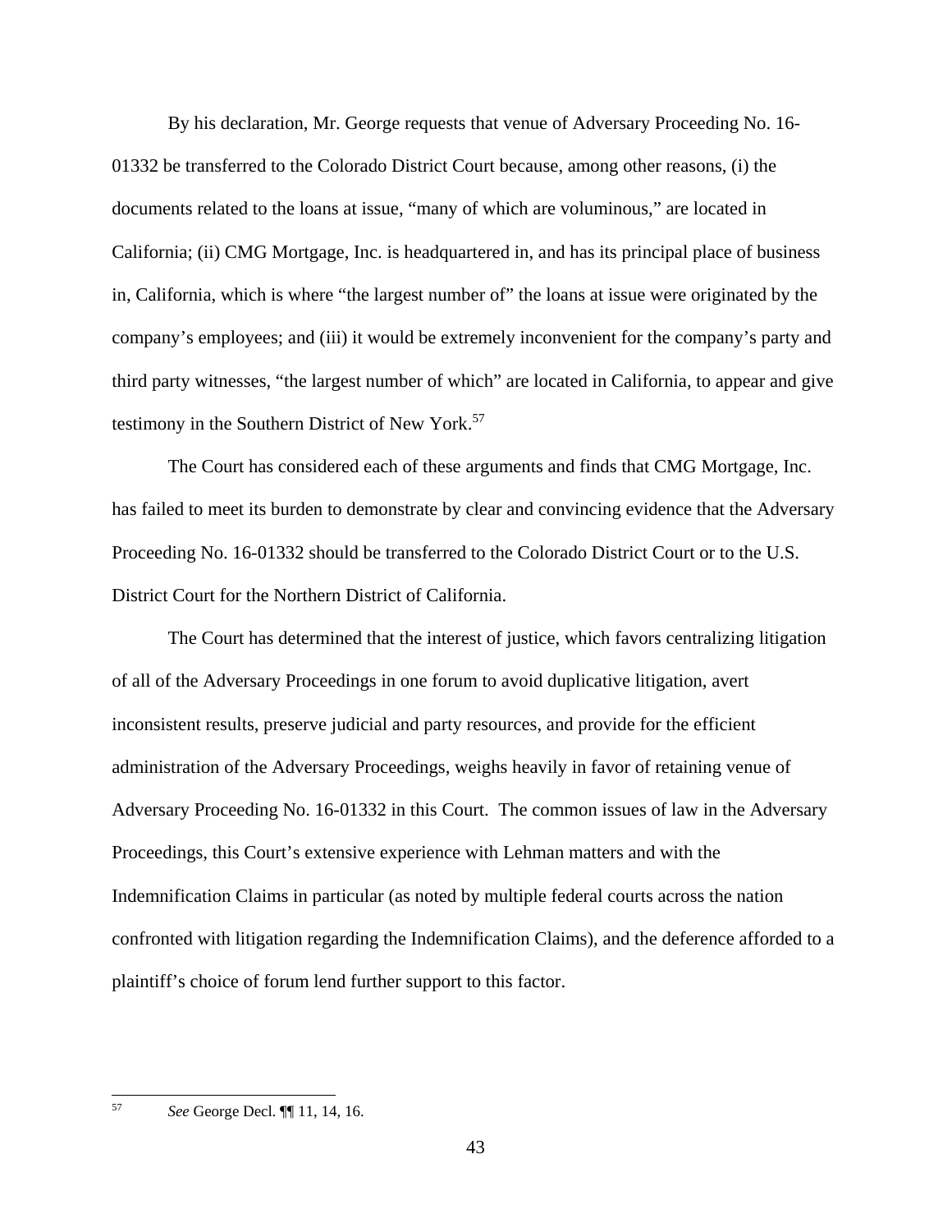By his declaration, Mr. George requests that venue of Adversary Proceeding No. 16-01332 be transferred to the Colorado District Court because, among other reasons, (i) the documents related to the loans at issue, "many of which are voluminous," are located in California; (ii) CMG Mortgage, Inc. is headquartered in, and has its principal place of business in, California, which is where "the largest number of" the loans at issue were originated by the company's employees; and (iii) it would be extremely inconvenient for the company's party and third party witnesses, "the largest number of which" are located in California, to appear and give testimony in the Southern District of New York.[57]

The Court has considered each of these arguments and finds that CMG Mortgage, Inc. has failed to meet its burden to demonstrate by clear and convincing evidence that the Adversary Proceeding No. 16-01332 should be transferred to the Colorado District Court or to the U.S. District Court for the Northern District of California.

The Court has determined that the interest of justice, which favors centralizing litigation of all of the Adversary Proceedings in one forum to avoid duplicative litigation, avert inconsistent results, preserve judicial and party resources, and provide for the efficient administration of the Adversary Proceedings, weighs heavily in favor of retaining venue of Adversary Proceeding No. 16-01332 in this Court. The common issues of law in the Adversary Proceedings, this Court's extensive experience with Lehman matters and with the Indemnification Claims in particular (as noted by multiple federal courts across the nation confronted with litigation regarding the Indemnification Claims), and the deference afforded to a plaintiff's choice of forum lend further support to this factor.

---

[57] *See* George Decl. ¶¶ 11, 14, 16.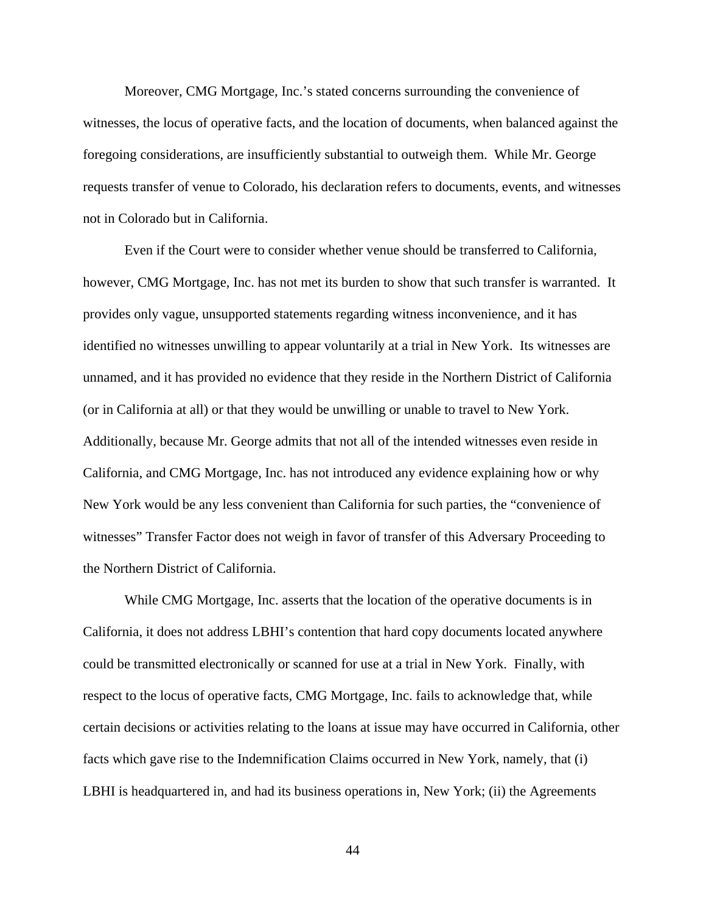Moreover, CMG Mortgage, Inc.'s stated concerns surrounding the convenience of witnesses, the locus of operative facts, and the location of documents, when balanced against the foregoing considerations, are insufficiently substantial to outweigh them. While Mr. George requests transfer of venue to Colorado, his declaration refers to documents, events, and witnesses not in Colorado but in California.

Even if the Court were to consider whether venue should be transferred to California, however, CMG Mortgage, Inc. has not met its burden to show that such transfer is warranted. It provides only vague, unsupported statements regarding witness inconvenience, and it has identified no witnesses unwilling to appear voluntarily at a trial in New York. Its witnesses are unnamed, and it has provided no evidence that they reside in the Northern District of California (or in California at all) or that they would be unwilling or unable to travel to New York. Additionally, because Mr. George admits that not all of the intended witnesses even reside in California, and CMG Mortgage, Inc. has not introduced any evidence explaining how or why New York would be any less convenient than California for such parties, the "convenience of witnesses" Transfer Factor does not weigh in favor of transfer of this Adversary Proceeding to the Northern District of California.

While CMG Mortgage, Inc. asserts that the location of the operative documents is in California, it does not address LBHI's contention that hard copy documents located anywhere could be transmitted electronically or scanned for use at a trial in New York. Finally, with respect to the locus of operative facts, CMG Mortgage, Inc. fails to acknowledge that, while certain decisions or activities relating to the loans at issue may have occurred in California, other facts which gave rise to the Indemnification Claims occurred in New York, namely, that (i) LBHI is headquartered in, and had its business operations in, New York; (ii) the Agreements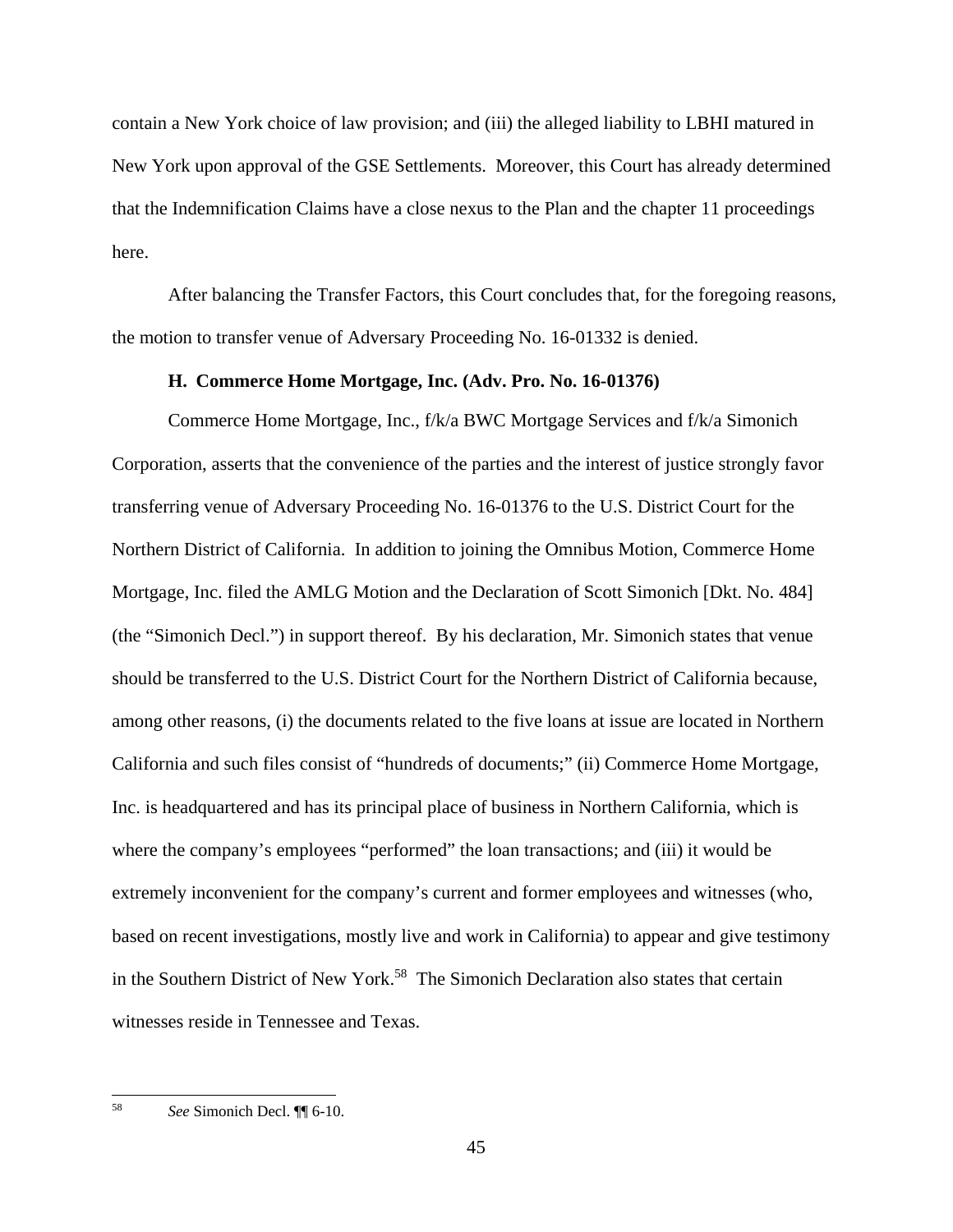contain a New York choice of law provision; and (iii) the alleged liability to LBHI matured in New York upon approval of the GSE Settlements. Moreover, this Court has already determined that the Indemnification Claims have a close nexus to the Plan and the chapter 11 proceedings here.

After balancing the Transfer Factors, this Court concludes that, for the foregoing reasons, the motion to transfer venue of Adversary Proceeding No. 16-01332 is denied.

### H. Commerce Home Mortgage, Inc. (Adv. Pro. No. 16-01376)

Commerce Home Mortgage, Inc., f/k/a BWC Mortgage Services and f/k/a Simonich Corporation, asserts that the convenience of the parties and the interest of justice strongly favor transferring venue of Adversary Proceeding No. 16-01376 to the U.S. District Court for the Northern District of California. In addition to joining the Omnibus Motion, Commerce Home Mortgage, Inc. filed the AMLG Motion and the Declaration of Scott Simonich [Dkt. No. 484] (the "Simonich Decl.") in support thereof. By his declaration, Mr. Simonich states that venue should be transferred to the U.S. District Court for the Northern District of California because, among other reasons, (i) the documents related to the five loans at issue are located in Northern California and such files consist of "hundreds of documents;" (ii) Commerce Home Mortgage, Inc. is headquartered and has its principal place of business in Northern California, which is where the company's employees "performed" the loan transactions; and (iii) it would be extremely inconvenient for the company's current and former employees and witnesses (who, based on recent investigations, mostly live and work in California) to appear and give testimony in the Southern District of New York.[58] The Simonich Declaration also states that certain witnesses reside in Tennessee and Texas.

---

[58] *See* Simonich Decl. ¶¶ 6-10.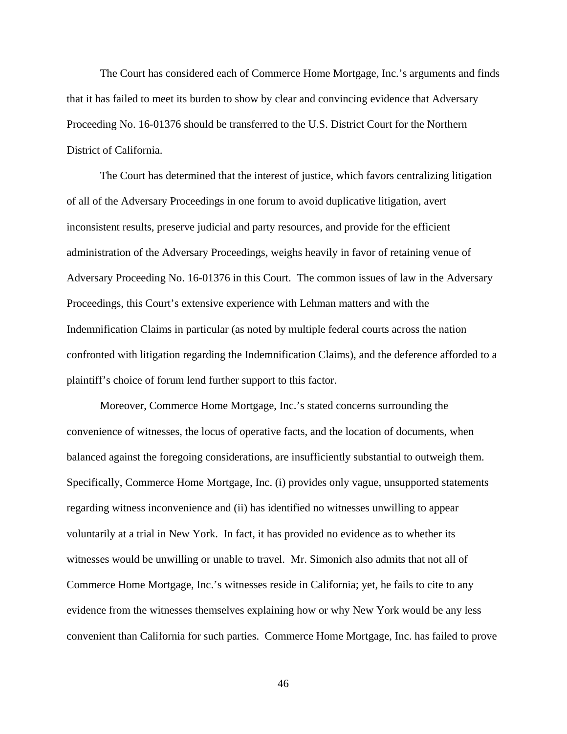The Court has considered each of Commerce Home Mortgage, Inc.'s arguments and finds that it has failed to meet its burden to show by clear and convincing evidence that Adversary Proceeding No. 16-01376 should be transferred to the U.S. District Court for the Northern District of California.

The Court has determined that the interest of justice, which favors centralizing litigation of all of the Adversary Proceedings in one forum to avoid duplicative litigation, avert inconsistent results, preserve judicial and party resources, and provide for the efficient administration of the Adversary Proceedings, weighs heavily in favor of retaining venue of Adversary Proceeding No. 16-01376 in this Court. The common issues of law in the Adversary Proceedings, this Court's extensive experience with Lehman matters and with the Indemnification Claims in particular (as noted by multiple federal courts across the nation confronted with litigation regarding the Indemnification Claims), and the deference afforded to a plaintiff's choice of forum lend further support to this factor.

Moreover, Commerce Home Mortgage, Inc.'s stated concerns surrounding the convenience of witnesses, the locus of operative facts, and the location of documents, when balanced against the foregoing considerations, are insufficiently substantial to outweigh them. Specifically, Commerce Home Mortgage, Inc. (i) provides only vague, unsupported statements regarding witness inconvenience and (ii) has identified no witnesses unwilling to appear voluntarily at a trial in New York. In fact, it has provided no evidence as to whether its witnesses would be unwilling or unable to travel. Mr. Simonich also admits that not all of Commerce Home Mortgage, Inc.'s witnesses reside in California; yet, he fails to cite to any evidence from the witnesses themselves explaining how or why New York would be any less convenient than California for such parties. Commerce Home Mortgage, Inc. has failed to prove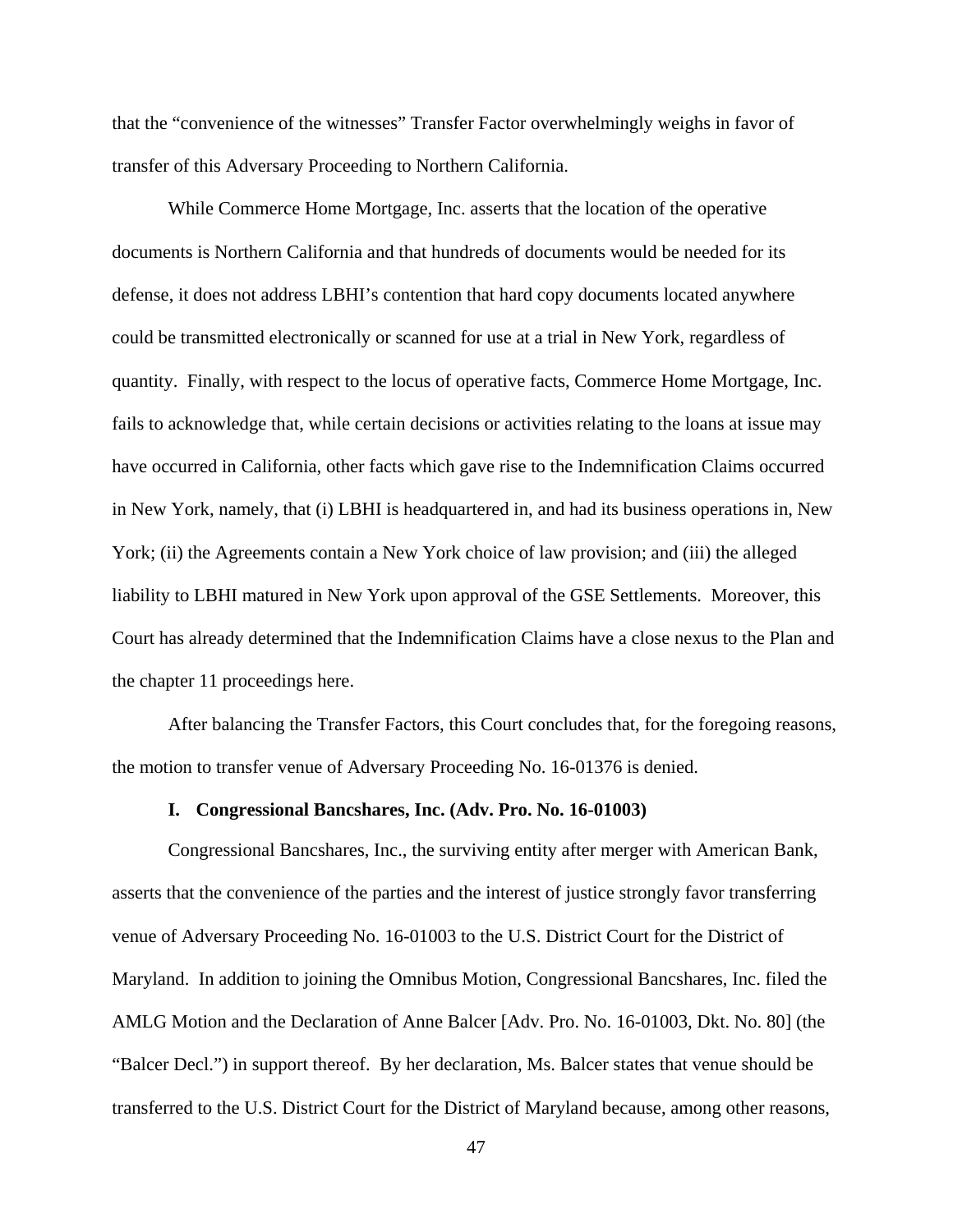that the "convenience of the witnesses" Transfer Factor overwhelmingly weighs in favor of transfer of this Adversary Proceeding to Northern California.

While Commerce Home Mortgage, Inc. asserts that the location of the operative documents is Northern California and that hundreds of documents would be needed for its defense, it does not address LBHI's contention that hard copy documents located anywhere could be transmitted electronically or scanned for use at a trial in New York, regardless of quantity. Finally, with respect to the locus of operative facts, Commerce Home Mortgage, Inc. fails to acknowledge that, while certain decisions or activities relating to the loans at issue may have occurred in California, other facts which gave rise to the Indemnification Claims occurred in New York, namely, that (i) LBHI is headquartered in, and had its business operations in, New York; (ii) the Agreements contain a New York choice of law provision; and (iii) the alleged liability to LBHI matured in New York upon approval of the GSE Settlements. Moreover, this Court has already determined that the Indemnification Claims have a close nexus to the Plan and the chapter 11 proceedings here.

After balancing the Transfer Factors, this Court concludes that, for the foregoing reasons, the motion to transfer venue of Adversary Proceeding No. 16-01376 is denied.

### I. Congressional Bancshares, Inc. (Adv. Pro. No. 16-01003)

Congressional Bancshares, Inc., the surviving entity after merger with American Bank, asserts that the convenience of the parties and the interest of justice strongly favor transferring venue of Adversary Proceeding No. 16-01003 to the U.S. District Court for the District of Maryland. In addition to joining the Omnibus Motion, Congressional Bancshares, Inc. filed the AMLG Motion and the Declaration of Anne Balcer [Adv. Pro. No. 16-01003, Dkt. No. 80] (the "Balcer Decl.") in support thereof. By her declaration, Ms. Balcer states that venue should be transferred to the U.S. District Court for the District of Maryland because, among other reasons,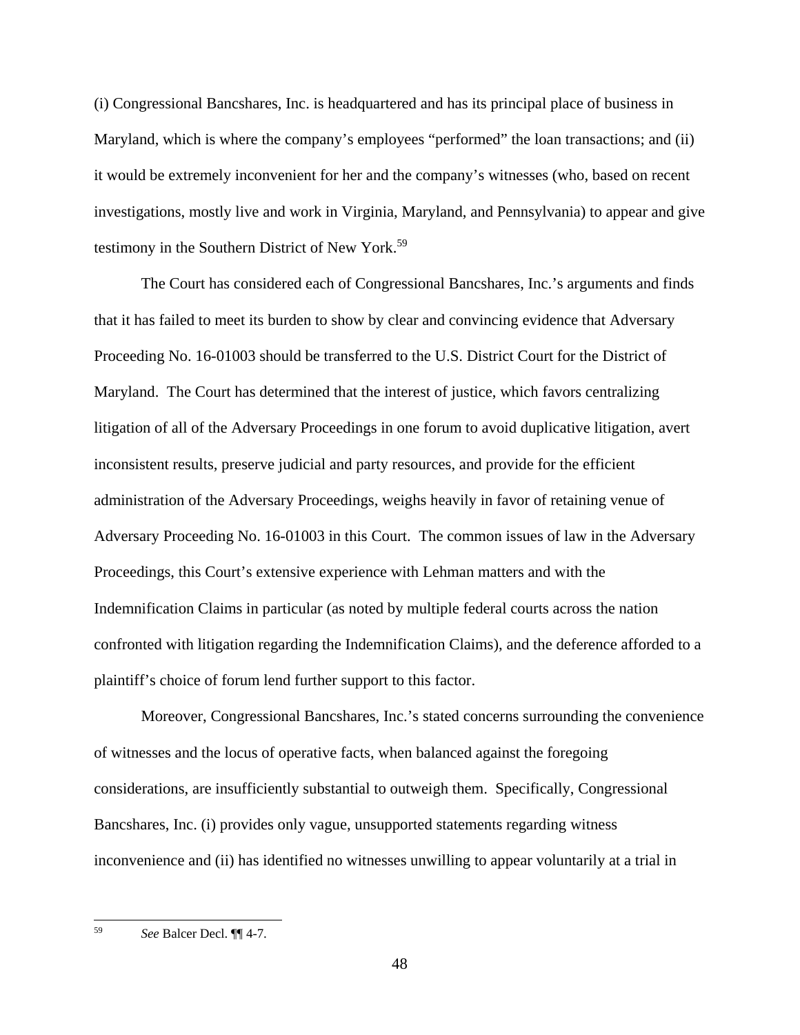(i) Congressional Bancshares, Inc. is headquartered and has its principal place of business in Maryland, which is where the company's employees "performed" the loan transactions; and (ii) it would be extremely inconvenient for her and the company's witnesses (who, based on recent investigations, mostly live and work in Virginia, Maryland, and Pennsylvania) to appear and give testimony in the Southern District of New York.[59]

The Court has considered each of Congressional Bancshares, Inc.'s arguments and finds that it has failed to meet its burden to show by clear and convincing evidence that Adversary Proceeding No. 16-01003 should be transferred to the U.S. District Court for the District of Maryland. The Court has determined that the interest of justice, which favors centralizing litigation of all of the Adversary Proceedings in one forum to avoid duplicative litigation, avert inconsistent results, preserve judicial and party resources, and provide for the efficient administration of the Adversary Proceedings, weighs heavily in favor of retaining venue of Adversary Proceeding No. 16-01003 in this Court. The common issues of law in the Adversary Proceedings, this Court's extensive experience with Lehman matters and with the Indemnification Claims in particular (as noted by multiple federal courts across the nation confronted with litigation regarding the Indemnification Claims), and the deference afforded to a plaintiff's choice of forum lend further support to this factor.

Moreover, Congressional Bancshares, Inc.'s stated concerns surrounding the convenience of witnesses and the locus of operative facts, when balanced against the foregoing considerations, are insufficiently substantial to outweigh them. Specifically, Congressional Bancshares, Inc. (i) provides only vague, unsupported statements regarding witness inconvenience and (ii) has identified no witnesses unwilling to appear voluntarily at a trial in

---

[59] *See* Balcer Decl. ¶¶ 4-7.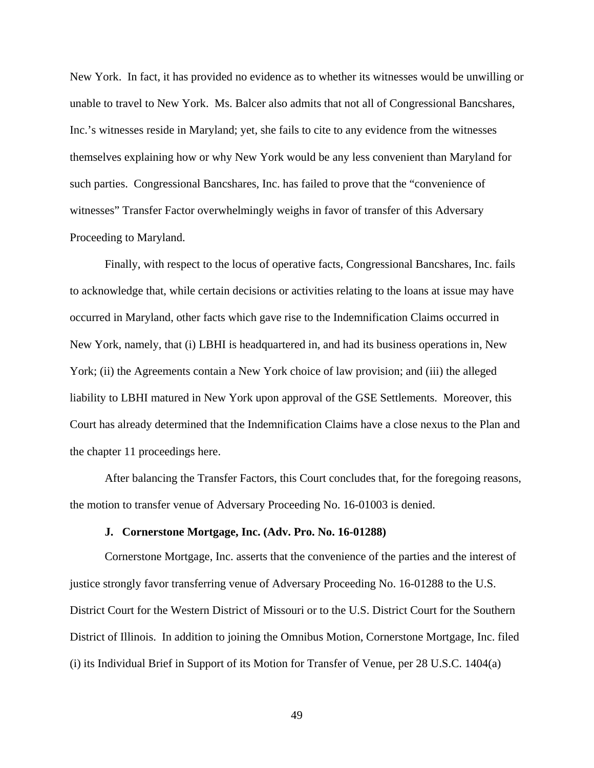New York. In fact, it has provided no evidence as to whether its witnesses would be unwilling or unable to travel to New York. Ms. Balcer also admits that not all of Congressional Bancshares, Inc.'s witnesses reside in Maryland; yet, she fails to cite to any evidence from the witnesses themselves explaining how or why New York would be any less convenient than Maryland for such parties. Congressional Bancshares, Inc. has failed to prove that the "convenience of witnesses" Transfer Factor overwhelmingly weighs in favor of transfer of this Adversary Proceeding to Maryland.

Finally, with respect to the locus of operative facts, Congressional Bancshares, Inc. fails to acknowledge that, while certain decisions or activities relating to the loans at issue may have occurred in Maryland, other facts which gave rise to the Indemnification Claims occurred in New York, namely, that (i) LBHI is headquartered in, and had its business operations in, New York; (ii) the Agreements contain a New York choice of law provision; and (iii) the alleged liability to LBHI matured in New York upon approval of the GSE Settlements. Moreover, this Court has already determined that the Indemnification Claims have a close nexus to the Plan and the chapter 11 proceedings here.

After balancing the Transfer Factors, this Court concludes that, for the foregoing reasons, the motion to transfer venue of Adversary Proceeding No. 16-01003 is denied.

### J. Cornerstone Mortgage, Inc. (Adv. Pro. No. 16-01288)

Cornerstone Mortgage, Inc. asserts that the convenience of the parties and the interest of justice strongly favor transferring venue of Adversary Proceeding No. 16-01288 to the U.S. District Court for the Western District of Missouri or to the U.S. District Court for the Southern District of Illinois. In addition to joining the Omnibus Motion, Cornerstone Mortgage, Inc. filed (i) its Individual Brief in Support of its Motion for Transfer of Venue, per 28 U.S.C. 1404(a)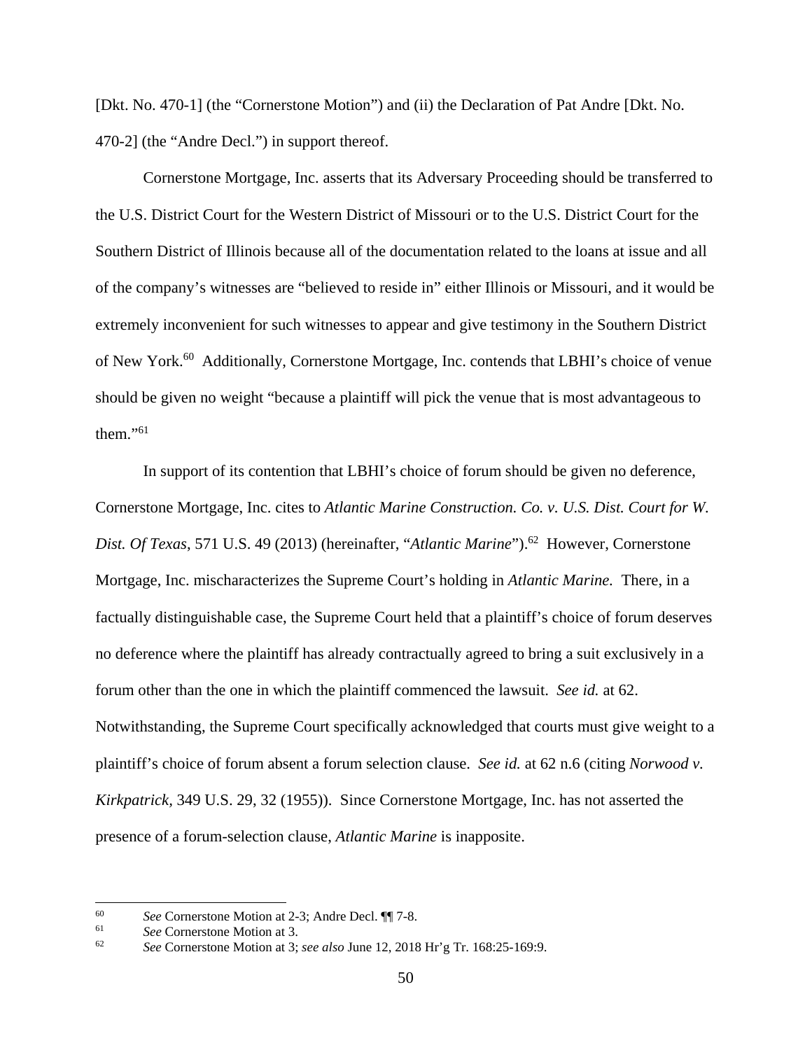[Dkt. No. 470-1] (the "Cornerstone Motion") and (ii) the Declaration of Pat Andre [Dkt. No. 470-2] (the "Andre Decl.") in support thereof.

Cornerstone Mortgage, Inc. asserts that its Adversary Proceeding should be transferred to the U.S. District Court for the Western District of Missouri or to the U.S. District Court for the Southern District of Illinois because all of the documentation related to the loans at issue and all of the company's witnesses are "believed to reside in" either Illinois or Missouri, and it would be extremely inconvenient for such witnesses to appear and give testimony in the Southern District of New York.[60] Additionally, Cornerstone Mortgage, Inc. contends that LBHI's choice of venue should be given no weight "because a plaintiff will pick the venue that is most advantageous to them."[61]

In support of its contention that LBHI's choice of forum should be given no deference, Cornerstone Mortgage, Inc. cites to *Atlantic Marine Construction. Co. v. U.S. Dist. Court for W. Dist. Of Texas*, 571 U.S. 49 (2013) (hereinafter, "*Atlantic Marine*").[62] However, Cornerstone Mortgage, Inc. mischaracterizes the Supreme Court's holding in *Atlantic Marine.* There, in a factually distinguishable case, the Supreme Court held that a plaintiff's choice of forum deserves no deference where the plaintiff has already contractually agreed to bring a suit exclusively in a forum other than the one in which the plaintiff commenced the lawsuit. *See id.* at 62. Notwithstanding, the Supreme Court specifically acknowledged that courts must give weight to a plaintiff's choice of forum absent a forum selection clause. *See id.* at 62 n.6 (citing *Norwood v. Kirkpatrick*, 349 U.S. 29, 32 (1955)). Since Cornerstone Mortgage, Inc. has not asserted the presence of a forum-selection clause, *Atlantic Marine* is inapposite.

---

[60] *See* Cornerstone Motion at 2-3; Andre Decl. ¶¶ 7-8.

[61] *See* Cornerstone Motion at 3.

[62] *See* Cornerstone Motion at 3; *see also* June 12, 2018 Hr'g Tr. 168:25-169:9.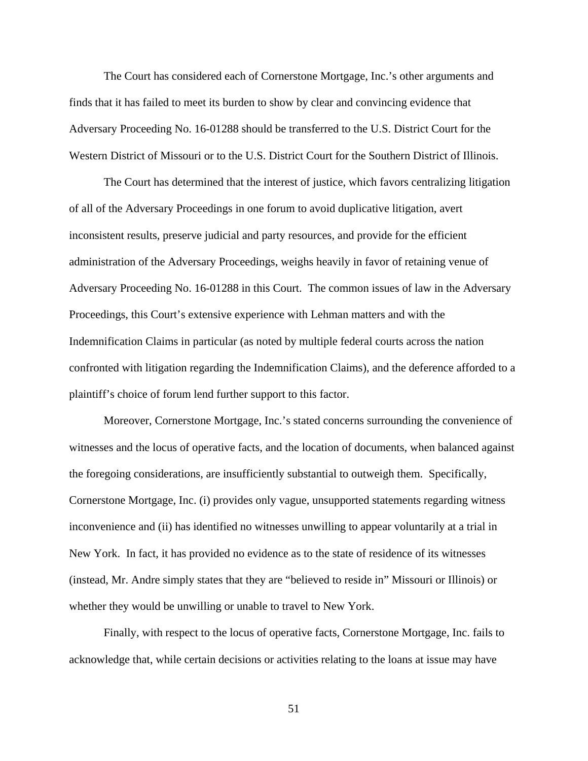The Court has considered each of Cornerstone Mortgage, Inc.'s other arguments and finds that it has failed to meet its burden to show by clear and convincing evidence that Adversary Proceeding No. 16-01288 should be transferred to the U.S. District Court for the Western District of Missouri or to the U.S. District Court for the Southern District of Illinois.

The Court has determined that the interest of justice, which favors centralizing litigation of all of the Adversary Proceedings in one forum to avoid duplicative litigation, avert inconsistent results, preserve judicial and party resources, and provide for the efficient administration of the Adversary Proceedings, weighs heavily in favor of retaining venue of Adversary Proceeding No. 16-01288 in this Court. The common issues of law in the Adversary Proceedings, this Court's extensive experience with Lehman matters and with the Indemnification Claims in particular (as noted by multiple federal courts across the nation confronted with litigation regarding the Indemnification Claims), and the deference afforded to a plaintiff's choice of forum lend further support to this factor.

Moreover, Cornerstone Mortgage, Inc.'s stated concerns surrounding the convenience of witnesses and the locus of operative facts, and the location of documents, when balanced against the foregoing considerations, are insufficiently substantial to outweigh them. Specifically, Cornerstone Mortgage, Inc. (i) provides only vague, unsupported statements regarding witness inconvenience and (ii) has identified no witnesses unwilling to appear voluntarily at a trial in New York. In fact, it has provided no evidence as to the state of residence of its witnesses (instead, Mr. Andre simply states that they are "believed to reside in" Missouri or Illinois) or whether they would be unwilling or unable to travel to New York.

Finally, with respect to the locus of operative facts, Cornerstone Mortgage, Inc. fails to acknowledge that, while certain decisions or activities relating to the loans at issue may have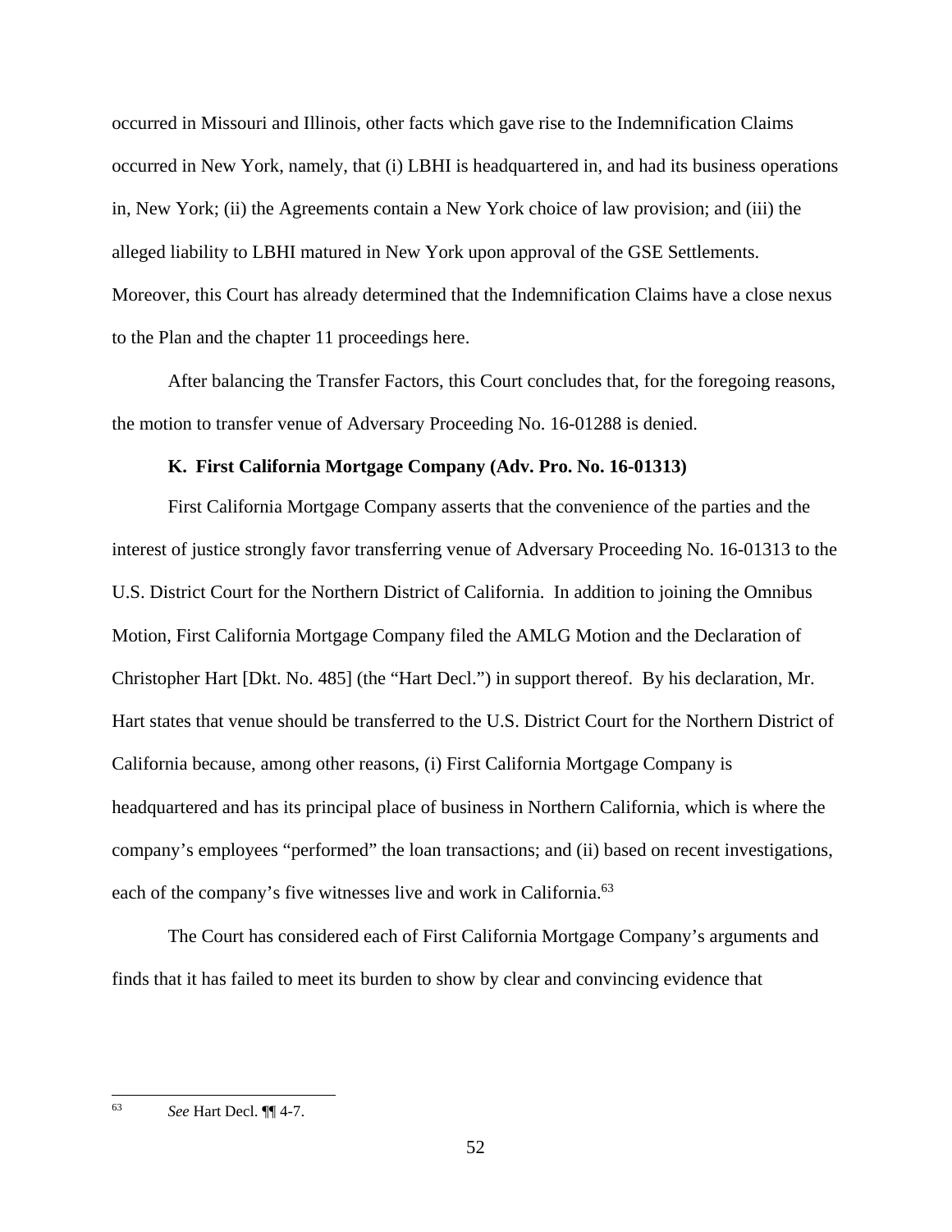occurred in Missouri and Illinois, other facts which gave rise to the Indemnification Claims occurred in New York, namely, that (i) LBHI is headquartered in, and had its business operations in, New York; (ii) the Agreements contain a New York choice of law provision; and (iii) the alleged liability to LBHI matured in New York upon approval of the GSE Settlements. Moreover, this Court has already determined that the Indemnification Claims have a close nexus to the Plan and the chapter 11 proceedings here.

After balancing the Transfer Factors, this Court concludes that, for the foregoing reasons, the motion to transfer venue of Adversary Proceeding No. 16-01288 is denied.

### K. First California Mortgage Company (Adv. Pro. No. 16-01313)

First California Mortgage Company asserts that the convenience of the parties and the interest of justice strongly favor transferring venue of Adversary Proceeding No. 16-01313 to the U.S. District Court for the Northern District of California. In addition to joining the Omnibus Motion, First California Mortgage Company filed the AMLG Motion and the Declaration of Christopher Hart [Dkt. No. 485] (the "Hart Decl.") in support thereof. By his declaration, Mr. Hart states that venue should be transferred to the U.S. District Court for the Northern District of California because, among other reasons, (i) First California Mortgage Company is headquartered and has its principal place of business in Northern California, which is where the company's employees "performed" the loan transactions; and (ii) based on recent investigations, each of the company's five witnesses live and work in California.[63]

The Court has considered each of First California Mortgage Company's arguments and finds that it has failed to meet its burden to show by clear and convincing evidence that

---

[63] *See* Hart Decl. ¶¶ 4-7.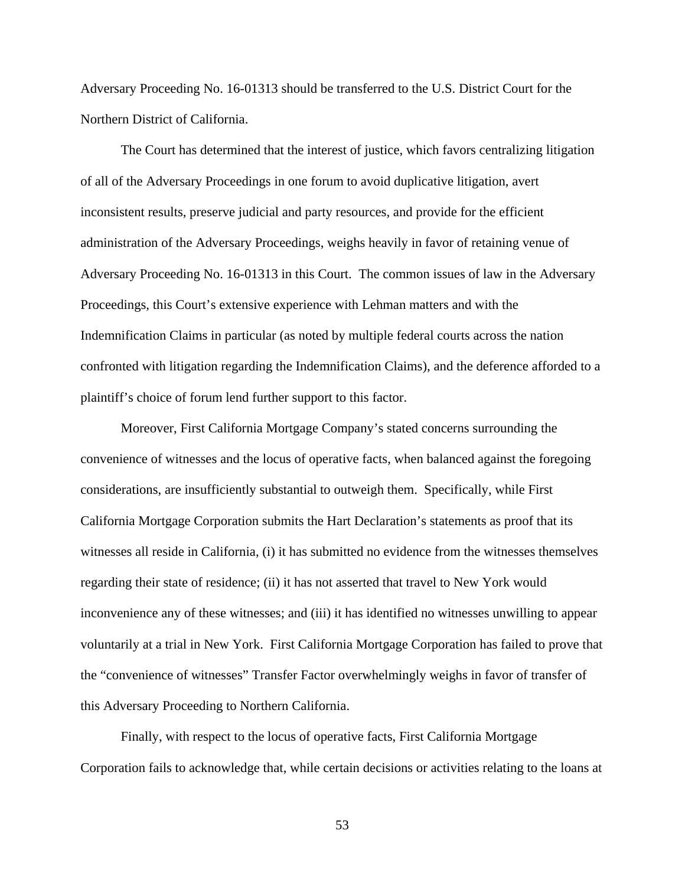Adversary Proceeding No. 16-01313 should be transferred to the U.S. District Court for the Northern District of California.

The Court has determined that the interest of justice, which favors centralizing litigation of all of the Adversary Proceedings in one forum to avoid duplicative litigation, avert inconsistent results, preserve judicial and party resources, and provide for the efficient administration of the Adversary Proceedings, weighs heavily in favor of retaining venue of Adversary Proceeding No. 16-01313 in this Court. The common issues of law in the Adversary Proceedings, this Court's extensive experience with Lehman matters and with the Indemnification Claims in particular (as noted by multiple federal courts across the nation confronted with litigation regarding the Indemnification Claims), and the deference afforded to a plaintiff's choice of forum lend further support to this factor.

Moreover, First California Mortgage Company's stated concerns surrounding the convenience of witnesses and the locus of operative facts, when balanced against the foregoing considerations, are insufficiently substantial to outweigh them. Specifically, while First California Mortgage Corporation submits the Hart Declaration's statements as proof that its witnesses all reside in California, (i) it has submitted no evidence from the witnesses themselves regarding their state of residence; (ii) it has not asserted that travel to New York would inconvenience any of these witnesses; and (iii) it has identified no witnesses unwilling to appear voluntarily at a trial in New York. First California Mortgage Corporation has failed to prove that the "convenience of witnesses" Transfer Factor overwhelmingly weighs in favor of transfer of this Adversary Proceeding to Northern California.

Finally, with respect to the locus of operative facts, First California Mortgage Corporation fails to acknowledge that, while certain decisions or activities relating to the loans at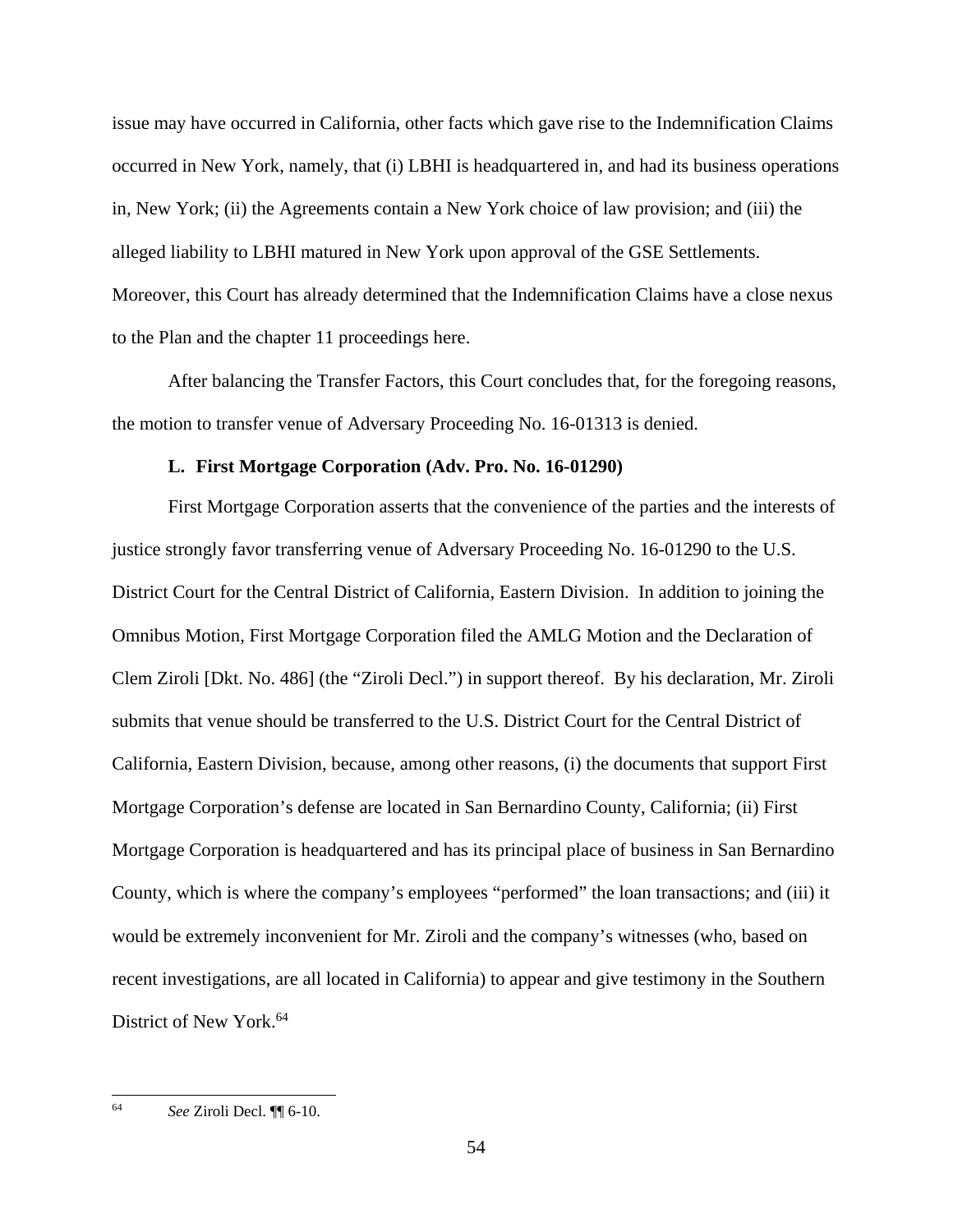issue may have occurred in California, other facts which gave rise to the Indemnification Claims occurred in New York, namely, that (i) LBHI is headquartered in, and had its business operations in, New York; (ii) the Agreements contain a New York choice of law provision; and (iii) the alleged liability to LBHI matured in New York upon approval of the GSE Settlements. Moreover, this Court has already determined that the Indemnification Claims have a close nexus to the Plan and the chapter 11 proceedings here.

After balancing the Transfer Factors, this Court concludes that, for the foregoing reasons, the motion to transfer venue of Adversary Proceeding No. 16-01313 is denied.

**L. First Mortgage Corporation (Adv. Pro. No. 16-01290)**

First Mortgage Corporation asserts that the convenience of the parties and the interests of justice strongly favor transferring venue of Adversary Proceeding No. 16-01290 to the U.S. District Court for the Central District of California, Eastern Division. In addition to joining the Omnibus Motion, First Mortgage Corporation filed the AMLG Motion and the Declaration of Clem Ziroli [Dkt. No. 486] (the "Ziroli Decl.") in support thereof. By his declaration, Mr. Ziroli submits that venue should be transferred to the U.S. District Court for the Central District of California, Eastern Division, because, among other reasons, (i) the documents that support First Mortgage Corporation's defense are located in San Bernardino County, California; (ii) First Mortgage Corporation is headquartered and has its principal place of business in San Bernardino County, which is where the company's employees "performed" the loan transactions; and (iii) it would be extremely inconvenient for Mr. Ziroli and the company's witnesses (who, based on recent investigations, are all located in California) to appear and give testimony in the Southern District of New York.[64]

---

[64] *See* Ziroli Decl. ¶¶ 6-10.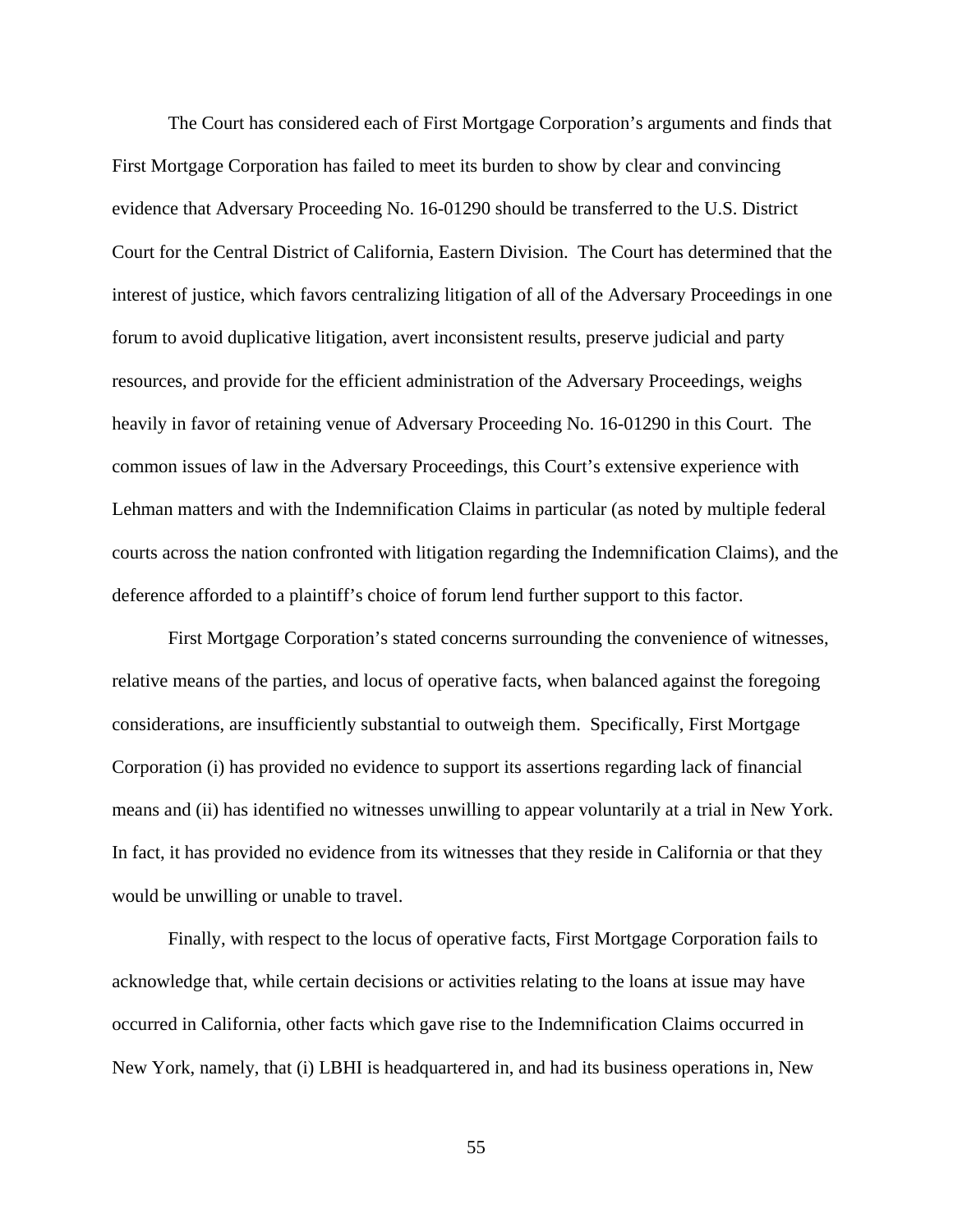The Court has considered each of First Mortgage Corporation's arguments and finds that First Mortgage Corporation has failed to meet its burden to show by clear and convincing evidence that Adversary Proceeding No. 16-01290 should be transferred to the U.S. District Court for the Central District of California, Eastern Division. The Court has determined that the interest of justice, which favors centralizing litigation of all of the Adversary Proceedings in one forum to avoid duplicative litigation, avert inconsistent results, preserve judicial and party resources, and provide for the efficient administration of the Adversary Proceedings, weighs heavily in favor of retaining venue of Adversary Proceeding No. 16-01290 in this Court. The common issues of law in the Adversary Proceedings, this Court's extensive experience with Lehman matters and with the Indemnification Claims in particular (as noted by multiple federal courts across the nation confronted with litigation regarding the Indemnification Claims), and the deference afforded to a plaintiff's choice of forum lend further support to this factor.

First Mortgage Corporation's stated concerns surrounding the convenience of witnesses, relative means of the parties, and locus of operative facts, when balanced against the foregoing considerations, are insufficiently substantial to outweigh them. Specifically, First Mortgage Corporation (i) has provided no evidence to support its assertions regarding lack of financial means and (ii) has identified no witnesses unwilling to appear voluntarily at a trial in New York. In fact, it has provided no evidence from its witnesses that they reside in California or that they would be unwilling or unable to travel.

Finally, with respect to the locus of operative facts, First Mortgage Corporation fails to acknowledge that, while certain decisions or activities relating to the loans at issue may have occurred in California, other facts which gave rise to the Indemnification Claims occurred in New York, namely, that (i) LBHI is headquartered in, and had its business operations in, New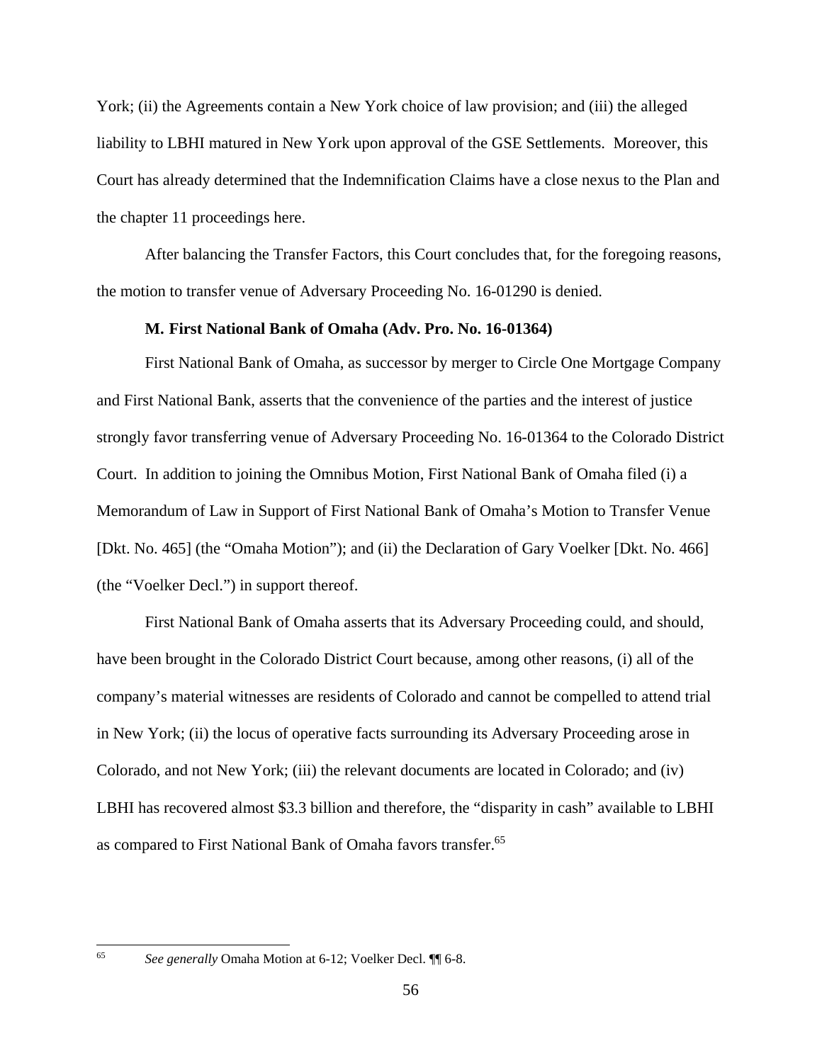York; (ii) the Agreements contain a New York choice of law provision; and (iii) the alleged liability to LBHI matured in New York upon approval of the GSE Settlements. Moreover, this Court has already determined that the Indemnification Claims have a close nexus to the Plan and the chapter 11 proceedings here.

After balancing the Transfer Factors, this Court concludes that, for the foregoing reasons, the motion to transfer venue of Adversary Proceeding No. 16-01290 is denied.

**M. First National Bank of Omaha (Adv. Pro. No. 16-01364)**

First National Bank of Omaha, as successor by merger to Circle One Mortgage Company and First National Bank, asserts that the convenience of the parties and the interest of justice strongly favor transferring venue of Adversary Proceeding No. 16-01364 to the Colorado District Court. In addition to joining the Omnibus Motion, First National Bank of Omaha filed (i) a Memorandum of Law in Support of First National Bank of Omaha's Motion to Transfer Venue [Dkt. No. 465] (the "Omaha Motion"); and (ii) the Declaration of Gary Voelker [Dkt. No. 466] (the "Voelker Decl.") in support thereof.

First National Bank of Omaha asserts that its Adversary Proceeding could, and should, have been brought in the Colorado District Court because, among other reasons, (i) all of the company's material witnesses are residents of Colorado and cannot be compelled to attend trial in New York; (ii) the locus of operative facts surrounding its Adversary Proceeding arose in Colorado, and not New York; (iii) the relevant documents are located in Colorado; and (iv) LBHI has recovered almost $3.3 billion and therefore, the "disparity in cash" available to LBHI as compared to First National Bank of Omaha favors transfer.[65]

---

[65] *See generally* Omaha Motion at 6-12; Voelker Decl. ¶¶ 6-8.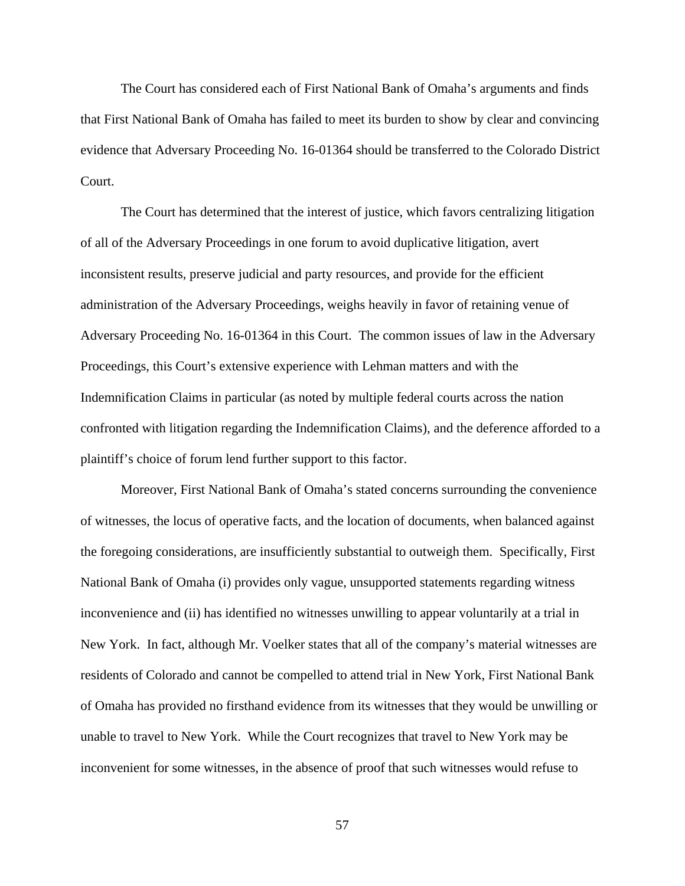The Court has considered each of First National Bank of Omaha's arguments and finds that First National Bank of Omaha has failed to meet its burden to show by clear and convincing evidence that Adversary Proceeding No. 16-01364 should be transferred to the Colorado District Court.

The Court has determined that the interest of justice, which favors centralizing litigation of all of the Adversary Proceedings in one forum to avoid duplicative litigation, avert inconsistent results, preserve judicial and party resources, and provide for the efficient administration of the Adversary Proceedings, weighs heavily in favor of retaining venue of Adversary Proceeding No. 16-01364 in this Court. The common issues of law in the Adversary Proceedings, this Court's extensive experience with Lehman matters and with the Indemnification Claims in particular (as noted by multiple federal courts across the nation confronted with litigation regarding the Indemnification Claims), and the deference afforded to a plaintiff's choice of forum lend further support to this factor.

Moreover, First National Bank of Omaha's stated concerns surrounding the convenience of witnesses, the locus of operative facts, and the location of documents, when balanced against the foregoing considerations, are insufficiently substantial to outweigh them. Specifically, First National Bank of Omaha (i) provides only vague, unsupported statements regarding witness inconvenience and (ii) has identified no witnesses unwilling to appear voluntarily at a trial in New York. In fact, although Mr. Voelker states that all of the company's material witnesses are residents of Colorado and cannot be compelled to attend trial in New York, First National Bank of Omaha has provided no firsthand evidence from its witnesses that they would be unwilling or unable to travel to New York. While the Court recognizes that travel to New York may be inconvenient for some witnesses, in the absence of proof that such witnesses would refuse to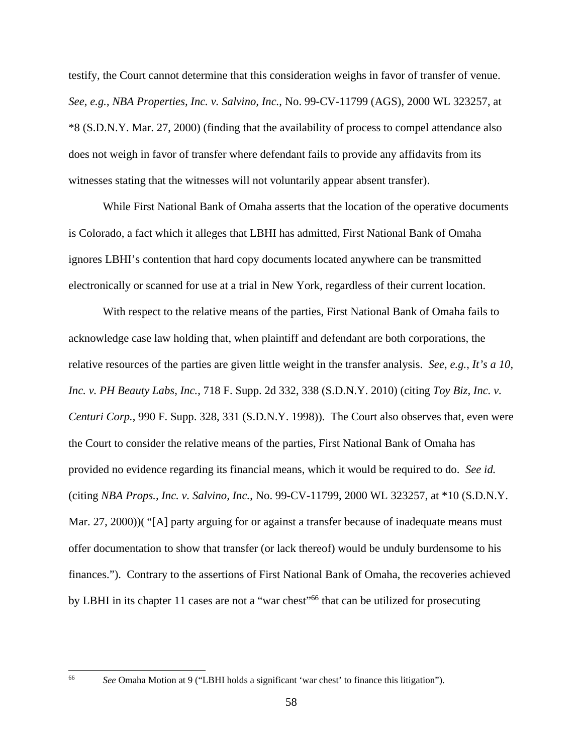testify, the Court cannot determine that this consideration weighs in favor of transfer of venue. *See*, *e.g.*, *NBA Properties, Inc. v. Salvino, Inc.*, No. 99-CV-11799 (AGS), 2000 WL 323257, at *8 (S.D.N.Y. Mar. 27, 2000) (finding that the availability of process to compel attendance also does not weigh in favor of transfer where defendant fails to provide any affidavits from its witnesses stating that the witnesses will not voluntarily appear absent transfer).

While First National Bank of Omaha asserts that the location of the operative documents is Colorado, a fact which it alleges that LBHI has admitted, First National Bank of Omaha ignores LBHI's contention that hard copy documents located anywhere can be transmitted electronically or scanned for use at a trial in New York, regardless of their current location.

With respect to the relative means of the parties, First National Bank of Omaha fails to acknowledge case law holding that, when plaintiff and defendant are both corporations, the relative resources of the parties are given little weight in the transfer analysis. *See*, *e.g.*, *It's a 10, Inc. v. PH Beauty Labs, Inc.*, 718 F. Supp. 2d 332, 338 (S.D.N.Y. 2010) (citing *Toy Biz, Inc. v. Centuri Corp.*, 990 F. Supp. 328, 331 (S.D.N.Y. 1998)). The Court also observes that, even were the Court to consider the relative means of the parties, First National Bank of Omaha has provided no evidence regarding its financial means, which it would be required to do. *See id.* (citing *NBA Props., Inc. v. Salvino, Inc.*, No. 99-CV-11799, 2000 WL 323257, at *10 (S.D.N.Y. Mar. 27, 2000))( "[A] party arguing for or against a transfer because of inadequate means must offer documentation to show that transfer (or lack thereof) would be unduly burdensome to his finances."). Contrary to the assertions of First National Bank of Omaha, the recoveries achieved by LBHI in its chapter 11 cases are not a "war chest"[66] that can be utilized for prosecuting

---

[66] *See* Omaha Motion at 9 ("LBHI holds a significant 'war chest' to finance this litigation").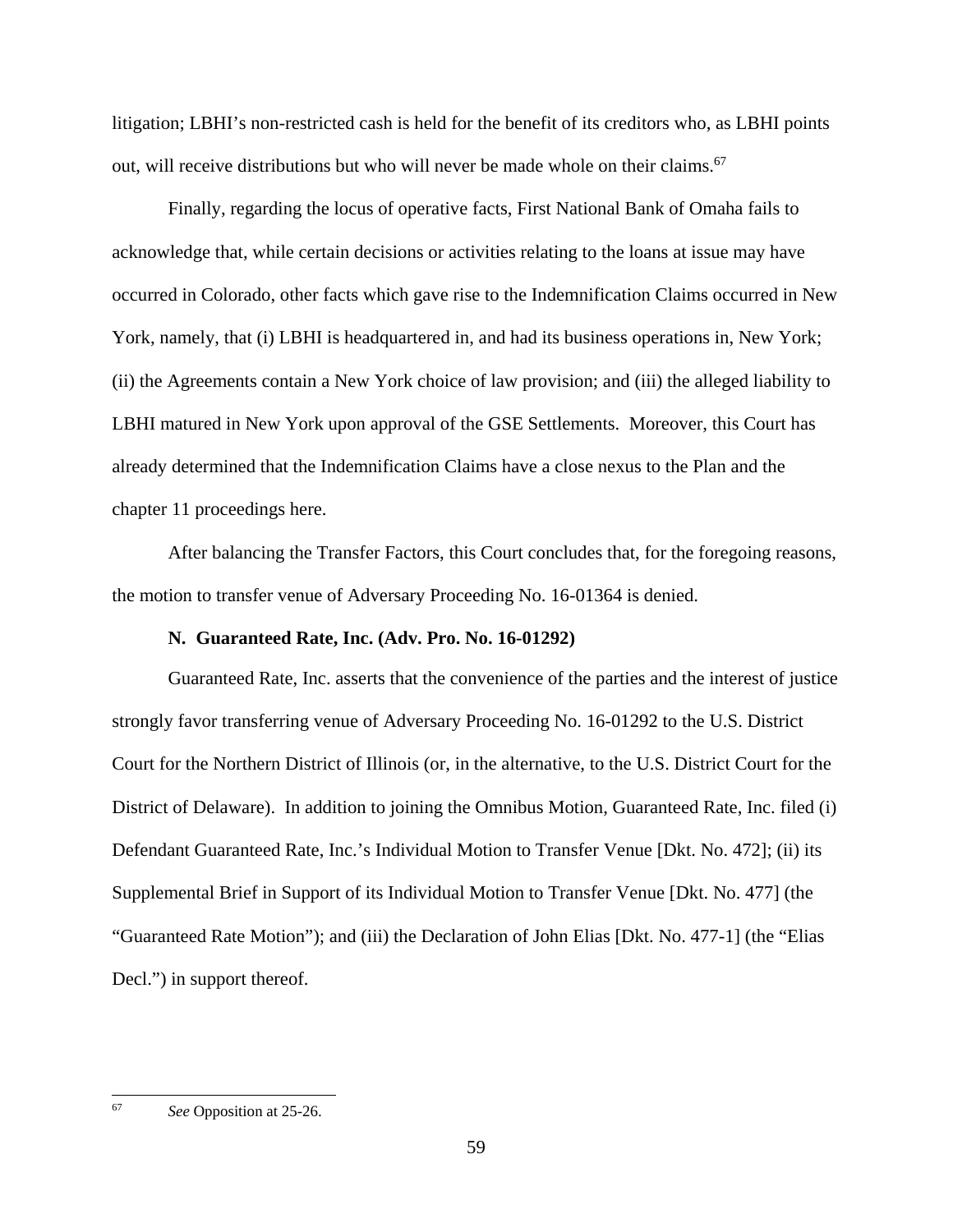litigation; LBHI's non-restricted cash is held for the benefit of its creditors who, as LBHI points out, will receive distributions but who will never be made whole on their claims.[67]

Finally, regarding the locus of operative facts, First National Bank of Omaha fails to acknowledge that, while certain decisions or activities relating to the loans at issue may have occurred in Colorado, other facts which gave rise to the Indemnification Claims occurred in New York, namely, that (i) LBHI is headquartered in, and had its business operations in, New York; (ii) the Agreements contain a New York choice of law provision; and (iii) the alleged liability to LBHI matured in New York upon approval of the GSE Settlements. Moreover, this Court has already determined that the Indemnification Claims have a close nexus to the Plan and the chapter 11 proceedings here.

After balancing the Transfer Factors, this Court concludes that, for the foregoing reasons, the motion to transfer venue of Adversary Proceeding No. 16-01364 is denied.

**N. Guaranteed Rate, Inc. (Adv. Pro. No. 16-01292)**

Guaranteed Rate, Inc. asserts that the convenience of the parties and the interest of justice strongly favor transferring venue of Adversary Proceeding No. 16-01292 to the U.S. District Court for the Northern District of Illinois (or, in the alternative, to the U.S. District Court for the District of Delaware). In addition to joining the Omnibus Motion, Guaranteed Rate, Inc. filed (i) Defendant Guaranteed Rate, Inc.'s Individual Motion to Transfer Venue [Dkt. No. 472]; (ii) its Supplemental Brief in Support of its Individual Motion to Transfer Venue [Dkt. No. 477] (the "Guaranteed Rate Motion"); and (iii) the Declaration of John Elias [Dkt. No. 477-1] (the "Elias Decl.") in support thereof.

---

[67] *See* Opposition at 25-26.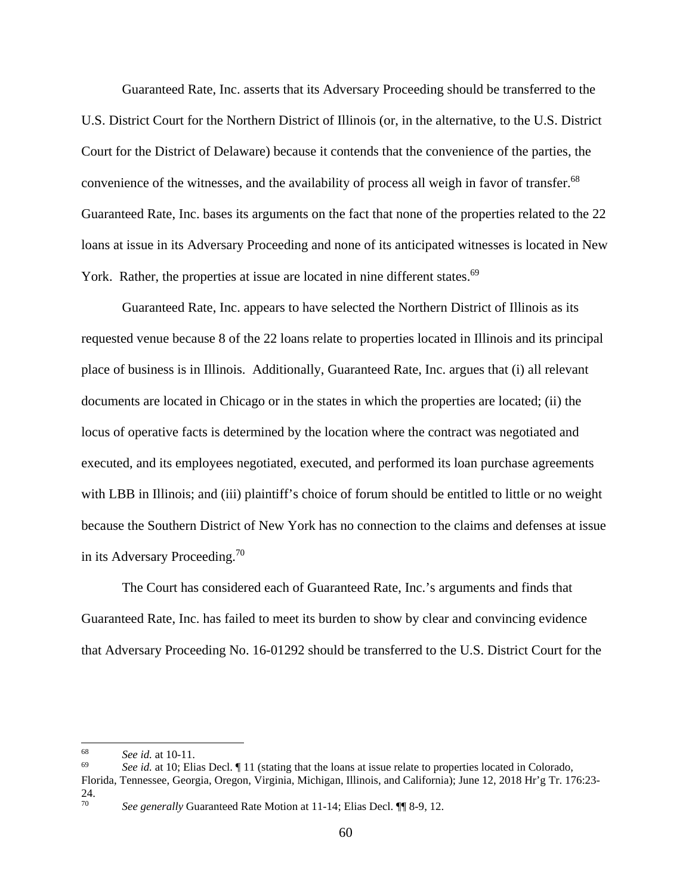Guaranteed Rate, Inc. asserts that its Adversary Proceeding should be transferred to the U.S. District Court for the Northern District of Illinois (or, in the alternative, to the U.S. District Court for the District of Delaware) because it contends that the convenience of the parties, the convenience of the witnesses, and the availability of process all weigh in favor of transfer.[68] Guaranteed Rate, Inc. bases its arguments on the fact that none of the properties related to the 22 loans at issue in its Adversary Proceeding and none of its anticipated witnesses is located in New York. Rather, the properties at issue are located in nine different states.[69]

Guaranteed Rate, Inc. appears to have selected the Northern District of Illinois as its requested venue because 8 of the 22 loans relate to properties located in Illinois and its principal place of business is in Illinois. Additionally, Guaranteed Rate, Inc. argues that (i) all relevant documents are located in Chicago or in the states in which the properties are located; (ii) the locus of operative facts is determined by the location where the contract was negotiated and executed, and its employees negotiated, executed, and performed its loan purchase agreements with LBB in Illinois; and (iii) plaintiff's choice of forum should be entitled to little or no weight because the Southern District of New York has no connection to the claims and defenses at issue in its Adversary Proceeding.[70]

The Court has considered each of Guaranteed Rate, Inc.'s arguments and finds that Guaranteed Rate, Inc. has failed to meet its burden to show by clear and convincing evidence that Adversary Proceeding No. 16-01292 should be transferred to the U.S. District Court for the

---

[68] *See id.* at 10-11.

[69] *See id.* at 10; Elias Decl. ¶ 11 (stating that the loans at issue relate to properties located in Colorado, Florida, Tennessee, Georgia, Oregon, Virginia, Michigan, Illinois, and California); June 12, 2018 Hr'g Tr. 176:23-24.

[70] *See generally* Guaranteed Rate Motion at 11-14; Elias Decl. ¶¶ 8-9, 12.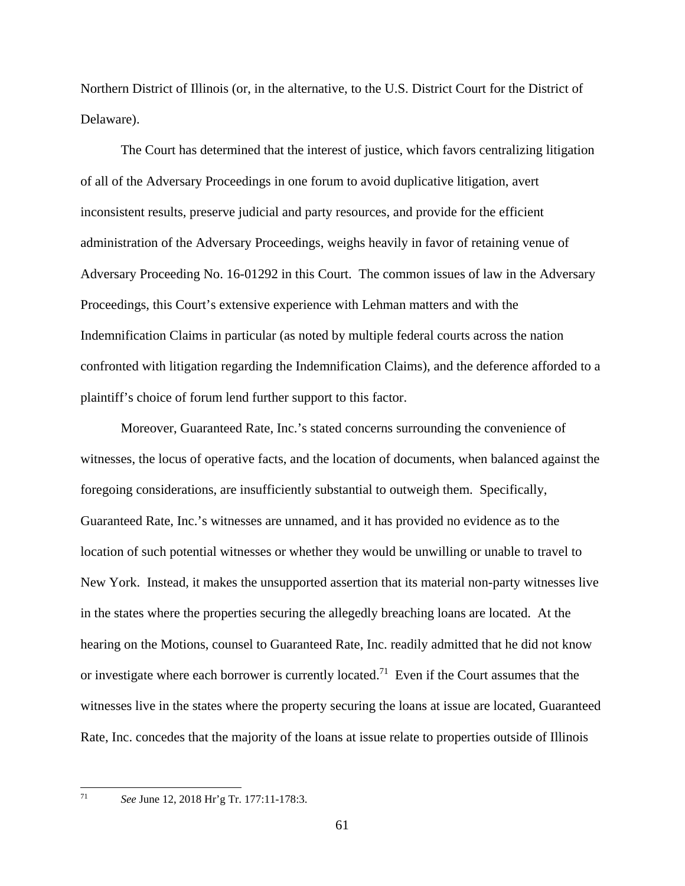Northern District of Illinois (or, in the alternative, to the U.S. District Court for the District of Delaware).

The Court has determined that the interest of justice, which favors centralizing litigation of all of the Adversary Proceedings in one forum to avoid duplicative litigation, avert inconsistent results, preserve judicial and party resources, and provide for the efficient administration of the Adversary Proceedings, weighs heavily in favor of retaining venue of Adversary Proceeding No. 16-01292 in this Court. The common issues of law in the Adversary Proceedings, this Court's extensive experience with Lehman matters and with the Indemnification Claims in particular (as noted by multiple federal courts across the nation confronted with litigation regarding the Indemnification Claims), and the deference afforded to a plaintiff's choice of forum lend further support to this factor.

Moreover, Guaranteed Rate, Inc.'s stated concerns surrounding the convenience of witnesses, the locus of operative facts, and the location of documents, when balanced against the foregoing considerations, are insufficiently substantial to outweigh them. Specifically, Guaranteed Rate, Inc.'s witnesses are unnamed, and it has provided no evidence as to the location of such potential witnesses or whether they would be unwilling or unable to travel to New York. Instead, it makes the unsupported assertion that its material non-party witnesses live in the states where the properties securing the allegedly breaching loans are located. At the hearing on the Motions, counsel to Guaranteed Rate, Inc. readily admitted that he did not know or investigate where each borrower is currently located.[71] Even if the Court assumes that the witnesses live in the states where the property securing the loans at issue are located, Guaranteed Rate, Inc. concedes that the majority of the loans at issue relate to properties outside of Illinois

[71] *See* June 12, 2018 Hr'g Tr. 177:11-178:3.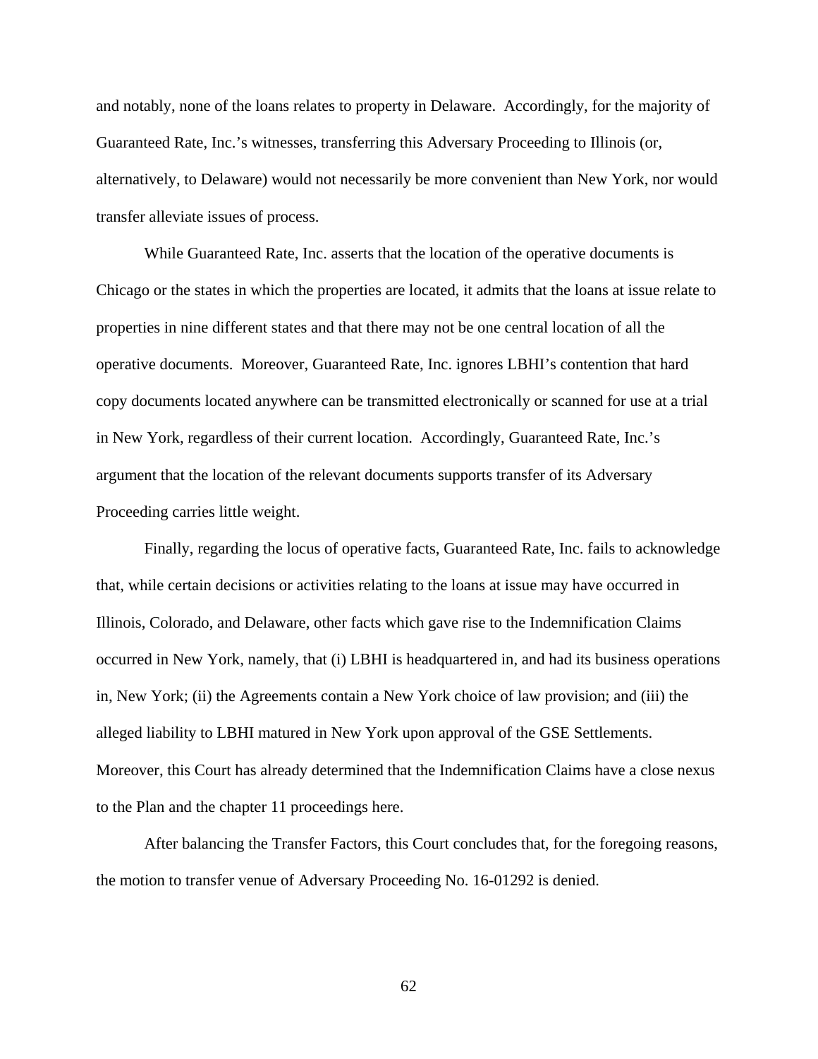and notably, none of the loans relates to property in Delaware. Accordingly, for the majority of Guaranteed Rate, Inc.'s witnesses, transferring this Adversary Proceeding to Illinois (or, alternatively, to Delaware) would not necessarily be more convenient than New York, nor would transfer alleviate issues of process.

While Guaranteed Rate, Inc. asserts that the location of the operative documents is Chicago or the states in which the properties are located, it admits that the loans at issue relate to properties in nine different states and that there may not be one central location of all the operative documents. Moreover, Guaranteed Rate, Inc. ignores LBHI's contention that hard copy documents located anywhere can be transmitted electronically or scanned for use at a trial in New York, regardless of their current location. Accordingly, Guaranteed Rate, Inc.'s argument that the location of the relevant documents supports transfer of its Adversary Proceeding carries little weight.

Finally, regarding the locus of operative facts, Guaranteed Rate, Inc. fails to acknowledge that, while certain decisions or activities relating to the loans at issue may have occurred in Illinois, Colorado, and Delaware, other facts which gave rise to the Indemnification Claims occurred in New York, namely, that (i) LBHI is headquartered in, and had its business operations in, New York; (ii) the Agreements contain a New York choice of law provision; and (iii) the alleged liability to LBHI matured in New York upon approval of the GSE Settlements. Moreover, this Court has already determined that the Indemnification Claims have a close nexus to the Plan and the chapter 11 proceedings here.

After balancing the Transfer Factors, this Court concludes that, for the foregoing reasons, the motion to transfer venue of Adversary Proceeding No. 16-01292 is denied.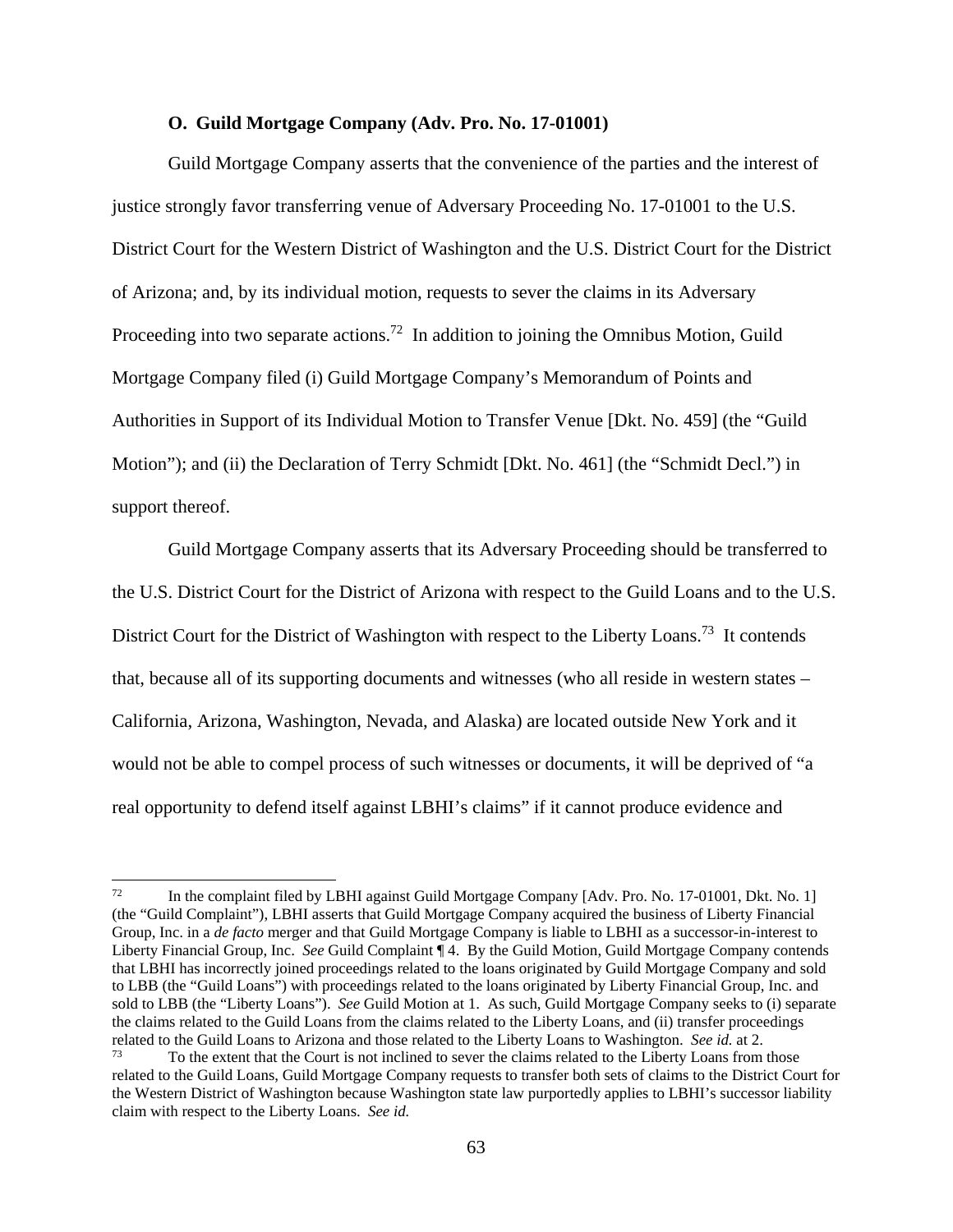### O. Guild Mortgage Company (Adv. Pro. No. 17-01001)

Guild Mortgage Company asserts that the convenience of the parties and the interest of justice strongly favor transferring venue of Adversary Proceeding No. 17-01001 to the U.S. District Court for the Western District of Washington and the U.S. District Court for the District of Arizona; and, by its individual motion, requests to sever the claims in its Adversary Proceeding into two separate actions.[72] In addition to joining the Omnibus Motion, Guild Mortgage Company filed (i) Guild Mortgage Company's Memorandum of Points and Authorities in Support of its Individual Motion to Transfer Venue [Dkt. No. 459] (the "Guild Motion"); and (ii) the Declaration of Terry Schmidt [Dkt. No. 461] (the "Schmidt Decl.") in support thereof.

Guild Mortgage Company asserts that its Adversary Proceeding should be transferred to the U.S. District Court for the District of Arizona with respect to the Guild Loans and to the U.S. District Court for the District of Washington with respect to the Liberty Loans.[73] It contends that, because all of its supporting documents and witnesses (who all reside in western states – California, Arizona, Washington, Nevada, and Alaska) are located outside New York and it would not be able to compel process of such witnesses or documents, it will be deprived of "a real opportunity to defend itself against LBHI's claims" if it cannot produce evidence and

---

[72] In the complaint filed by LBHI against Guild Mortgage Company [Adv. Pro. No. 17-01001, Dkt. No. 1] (the "Guild Complaint"), LBHI asserts that Guild Mortgage Company acquired the business of Liberty Financial Group, Inc. in a *de facto* merger and that Guild Mortgage Company is liable to LBHI as a successor-in-interest to Liberty Financial Group, Inc. *See* Guild Complaint ¶ 4. By the Guild Motion, Guild Mortgage Company contends that LBHI has incorrectly joined proceedings related to the loans originated by Guild Mortgage Company and sold to LBB (the "Guild Loans") with proceedings related to the loans originated by Liberty Financial Group, Inc. and sold to LBB (the "Liberty Loans"). *See* Guild Motion at 1. As such, Guild Mortgage Company seeks to (i) separate the claims related to the Guild Loans from the claims related to the Liberty Loans, and (ii) transfer proceedings related to the Guild Loans to Arizona and those related to the Liberty Loans to Washington. *See id.* at 2.

[73] To the extent that the Court is not inclined to sever the claims related to the Liberty Loans from those related to the Guild Loans, Guild Mortgage Company requests to transfer both sets of claims to the District Court for the Western District of Washington because Washington state law purportedly applies to LBHI's successor liability claim with respect to the Liberty Loans. *See id.*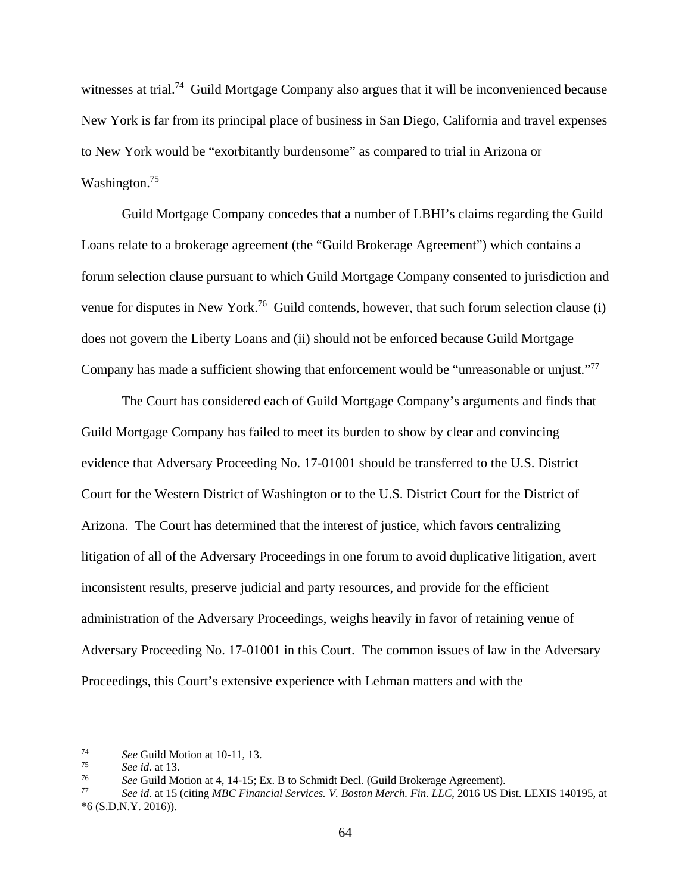witnesses at trial.[74] Guild Mortgage Company also argues that it will be inconvenienced because New York is far from its principal place of business in San Diego, California and travel expenses to New York would be "exorbitantly burdensome" as compared to trial in Arizona or Washington.[75]

Guild Mortgage Company concedes that a number of LBHI's claims regarding the Guild Loans relate to a brokerage agreement (the "Guild Brokerage Agreement") which contains a forum selection clause pursuant to which Guild Mortgage Company consented to jurisdiction and venue for disputes in New York.[76] Guild contends, however, that such forum selection clause (i) does not govern the Liberty Loans and (ii) should not be enforced because Guild Mortgage Company has made a sufficient showing that enforcement would be "unreasonable or unjust."[77]

The Court has considered each of Guild Mortgage Company's arguments and finds that Guild Mortgage Company has failed to meet its burden to show by clear and convincing evidence that Adversary Proceeding No. 17-01001 should be transferred to the U.S. District Court for the Western District of Washington or to the U.S. District Court for the District of Arizona. The Court has determined that the interest of justice, which favors centralizing litigation of all of the Adversary Proceedings in one forum to avoid duplicative litigation, avert inconsistent results, preserve judicial and party resources, and provide for the efficient administration of the Adversary Proceedings, weighs heavily in favor of retaining venue of Adversary Proceeding No. 17-01001 in this Court. The common issues of law in the Adversary Proceedings, this Court's extensive experience with Lehman matters and with the

---

[74] *See* Guild Motion at 10-11, 13.

[75] *See id.* at 13.

[76] *See* Guild Motion at 4, 14-15; Ex. B to Schmidt Decl. (Guild Brokerage Agreement).

[77] *See id.* at 15 (citing *MBC Financial Services. V. Boston Merch. Fin. LLC*, 2016 US Dist. LEXIS 140195, at *6 (S.D.N.Y. 2016)).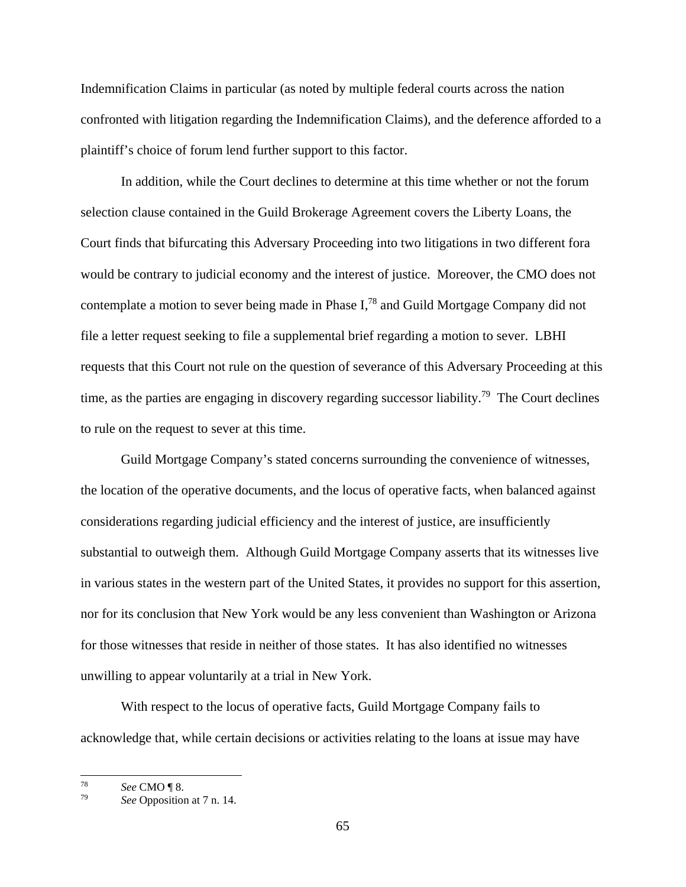Indemnification Claims in particular (as noted by multiple federal courts across the nation confronted with litigation regarding the Indemnification Claims), and the deference afforded to a plaintiff's choice of forum lend further support to this factor.

In addition, while the Court declines to determine at this time whether or not the forum selection clause contained in the Guild Brokerage Agreement covers the Liberty Loans, the Court finds that bifurcating this Adversary Proceeding into two litigations in two different fora would be contrary to judicial economy and the interest of justice. Moreover, the CMO does not contemplate a motion to sever being made in Phase I,[78] and Guild Mortgage Company did not file a letter request seeking to file a supplemental brief regarding a motion to sever. LBHI requests that this Court not rule on the question of severance of this Adversary Proceeding at this time, as the parties are engaging in discovery regarding successor liability.[79] The Court declines to rule on the request to sever at this time.

Guild Mortgage Company's stated concerns surrounding the convenience of witnesses, the location of the operative documents, and the locus of operative facts, when balanced against considerations regarding judicial efficiency and the interest of justice, are insufficiently substantial to outweigh them. Although Guild Mortgage Company asserts that its witnesses live in various states in the western part of the United States, it provides no support for this assertion, nor for its conclusion that New York would be any less convenient than Washington or Arizona for those witnesses that reside in neither of those states. It has also identified no witnesses unwilling to appear voluntarily at a trial in New York.

With respect to the locus of operative facts, Guild Mortgage Company fails to acknowledge that, while certain decisions or activities relating to the loans at issue may have

---

[78] *See* CMO ¶ 8.

[79] *See* Opposition at 7 n. 14.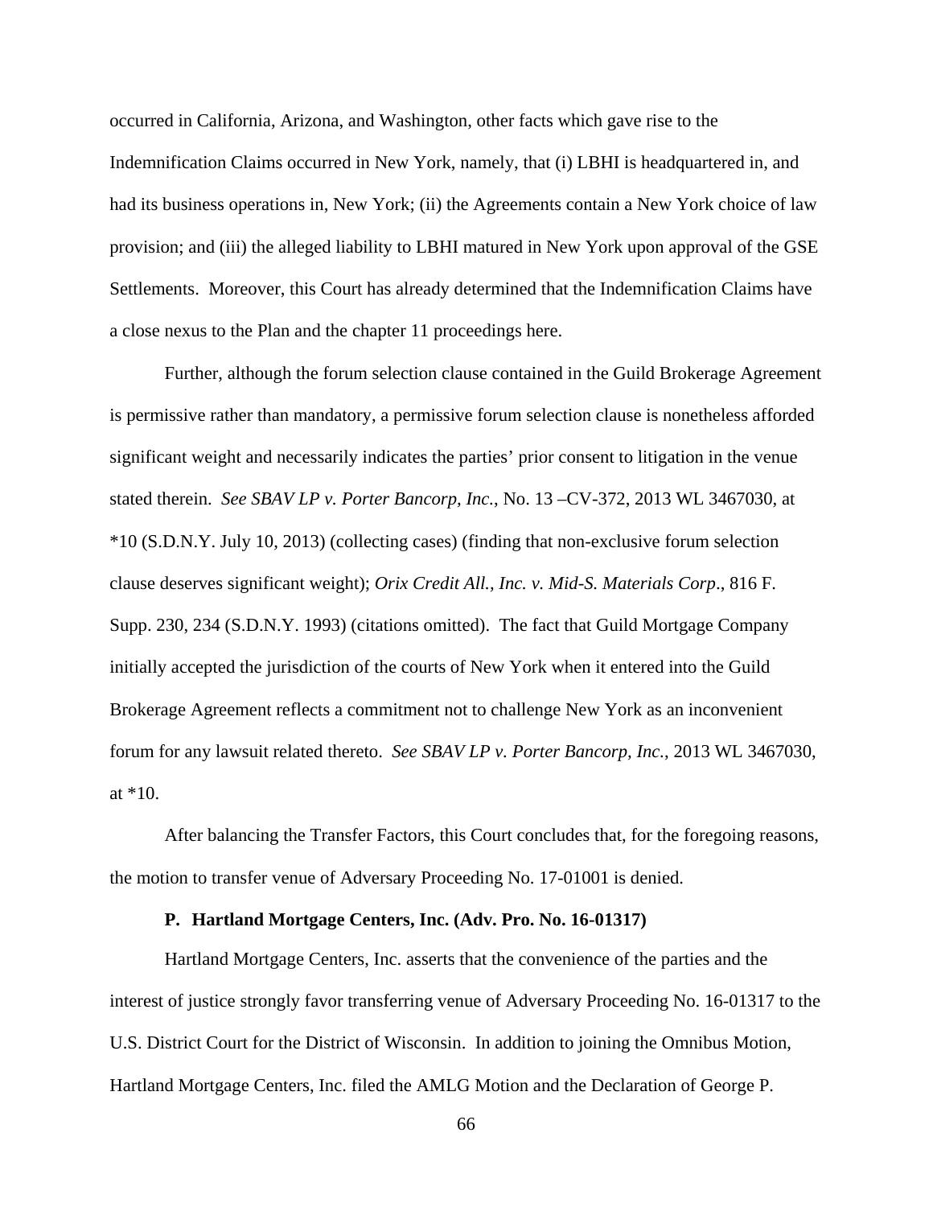occurred in California, Arizona, and Washington, other facts which gave rise to the Indemnification Claims occurred in New York, namely, that (i) LBHI is headquartered in, and had its business operations in, New York; (ii) the Agreements contain a New York choice of law provision; and (iii) the alleged liability to LBHI matured in New York upon approval of the GSE Settlements. Moreover, this Court has already determined that the Indemnification Claims have a close nexus to the Plan and the chapter 11 proceedings here.

Further, although the forum selection clause contained in the Guild Brokerage Agreement is permissive rather than mandatory, a permissive forum selection clause is nonetheless afforded significant weight and necessarily indicates the parties' prior consent to litigation in the venue stated therein. *See SBAV LP v. Porter Bancorp, Inc.*, No. 13 –CV-372, 2013 WL 3467030, at *10 (S.D.N.Y. July 10, 2013) (collecting cases) (finding that non-exclusive forum selection clause deserves significant weight); *Orix Credit All., Inc. v. Mid-S. Materials Corp*., 816 F. Supp. 230, 234 (S.D.N.Y. 1993) (citations omitted). The fact that Guild Mortgage Company initially accepted the jurisdiction of the courts of New York when it entered into the Guild Brokerage Agreement reflects a commitment not to challenge New York as an inconvenient forum for any lawsuit related thereto. *See SBAV LP v. Porter Bancorp, Inc.*, 2013 WL 3467030, at *10.

After balancing the Transfer Factors, this Court concludes that, for the foregoing reasons, the motion to transfer venue of Adversary Proceeding No. 17-01001 is denied.

### P. Hartland Mortgage Centers, Inc. (Adv. Pro. No. 16-01317)

Hartland Mortgage Centers, Inc. asserts that the convenience of the parties and the interest of justice strongly favor transferring venue of Adversary Proceeding No. 16-01317 to the U.S. District Court for the District of Wisconsin. In addition to joining the Omnibus Motion, Hartland Mortgage Centers, Inc. filed the AMLG Motion and the Declaration of George P.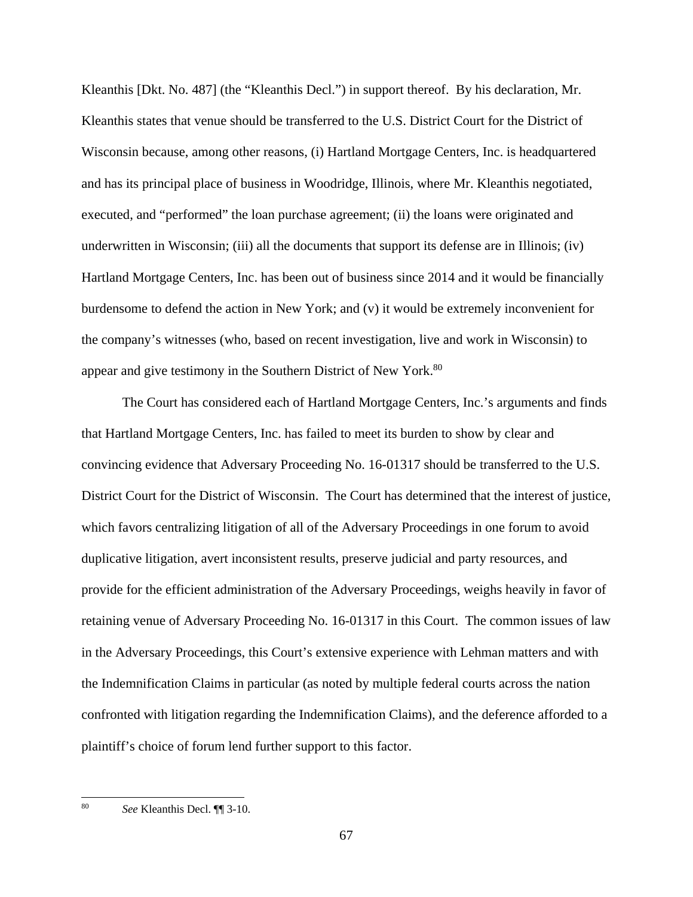Kleanthis [Dkt. No. 487] (the "Kleanthis Decl.") in support thereof. By his declaration, Mr. Kleanthis states that venue should be transferred to the U.S. District Court for the District of Wisconsin because, among other reasons, (i) Hartland Mortgage Centers, Inc. is headquartered and has its principal place of business in Woodridge, Illinois, where Mr. Kleanthis negotiated, executed, and "performed" the loan purchase agreement; (ii) the loans were originated and underwritten in Wisconsin; (iii) all the documents that support its defense are in Illinois; (iv) Hartland Mortgage Centers, Inc. has been out of business since 2014 and it would be financially burdensome to defend the action in New York; and (v) it would be extremely inconvenient for the company's witnesses (who, based on recent investigation, live and work in Wisconsin) to appear and give testimony in the Southern District of New York.[80]

The Court has considered each of Hartland Mortgage Centers, Inc.'s arguments and finds that Hartland Mortgage Centers, Inc. has failed to meet its burden to show by clear and convincing evidence that Adversary Proceeding No. 16-01317 should be transferred to the U.S. District Court for the District of Wisconsin. The Court has determined that the interest of justice, which favors centralizing litigation of all of the Adversary Proceedings in one forum to avoid duplicative litigation, avert inconsistent results, preserve judicial and party resources, and provide for the efficient administration of the Adversary Proceedings, weighs heavily in favor of retaining venue of Adversary Proceeding No. 16-01317 in this Court. The common issues of law in the Adversary Proceedings, this Court's extensive experience with Lehman matters and with the Indemnification Claims in particular (as noted by multiple federal courts across the nation confronted with litigation regarding the Indemnification Claims), and the deference afforded to a plaintiff's choice of forum lend further support to this factor.

---

[80] *See* Kleanthis Decl. ¶¶ 3-10.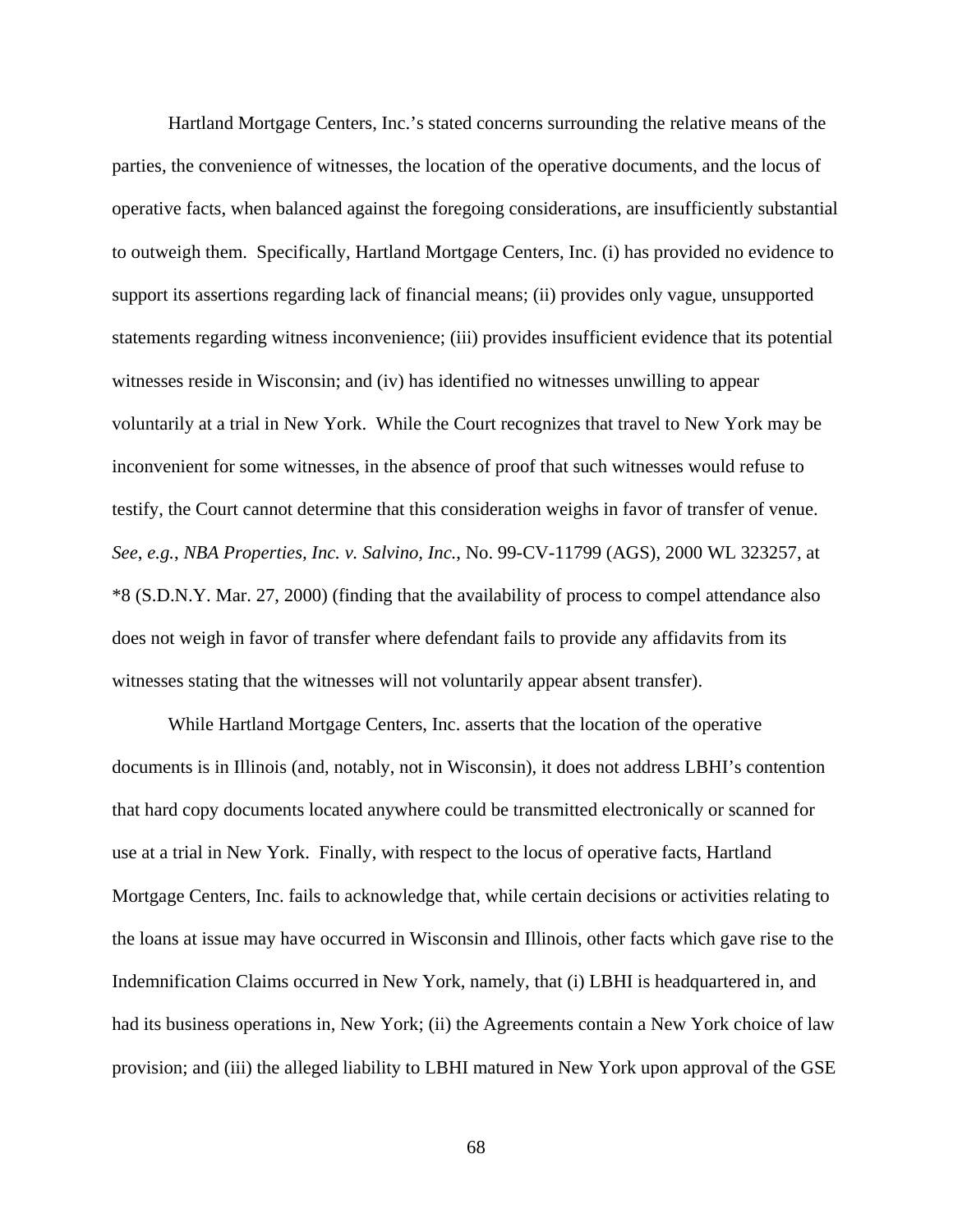Hartland Mortgage Centers, Inc.'s stated concerns surrounding the relative means of the parties, the convenience of witnesses, the location of the operative documents, and the locus of operative facts, when balanced against the foregoing considerations, are insufficiently substantial to outweigh them. Specifically, Hartland Mortgage Centers, Inc. (i) has provided no evidence to support its assertions regarding lack of financial means; (ii) provides only vague, unsupported statements regarding witness inconvenience; (iii) provides insufficient evidence that its potential witnesses reside in Wisconsin; and (iv) has identified no witnesses unwilling to appear voluntarily at a trial in New York. While the Court recognizes that travel to New York may be inconvenient for some witnesses, in the absence of proof that such witnesses would refuse to testify, the Court cannot determine that this consideration weighs in favor of transfer of venue. *See*, *e.g.*, *NBA Properties, Inc. v. Salvino, Inc.*, No. 99-CV-11799 (AGS), 2000 WL 323257, at *8 (S.D.N.Y. Mar. 27, 2000) (finding that the availability of process to compel attendance also does not weigh in favor of transfer where defendant fails to provide any affidavits from its witnesses stating that the witnesses will not voluntarily appear absent transfer).

While Hartland Mortgage Centers, Inc. asserts that the location of the operative documents is in Illinois (and, notably, not in Wisconsin), it does not address LBHI's contention that hard copy documents located anywhere could be transmitted electronically or scanned for use at a trial in New York. Finally, with respect to the locus of operative facts, Hartland Mortgage Centers, Inc. fails to acknowledge that, while certain decisions or activities relating to the loans at issue may have occurred in Wisconsin and Illinois, other facts which gave rise to the Indemnification Claims occurred in New York, namely, that (i) LBHI is headquartered in, and had its business operations in, New York; (ii) the Agreements contain a New York choice of law provision; and (iii) the alleged liability to LBHI matured in New York upon approval of the GSE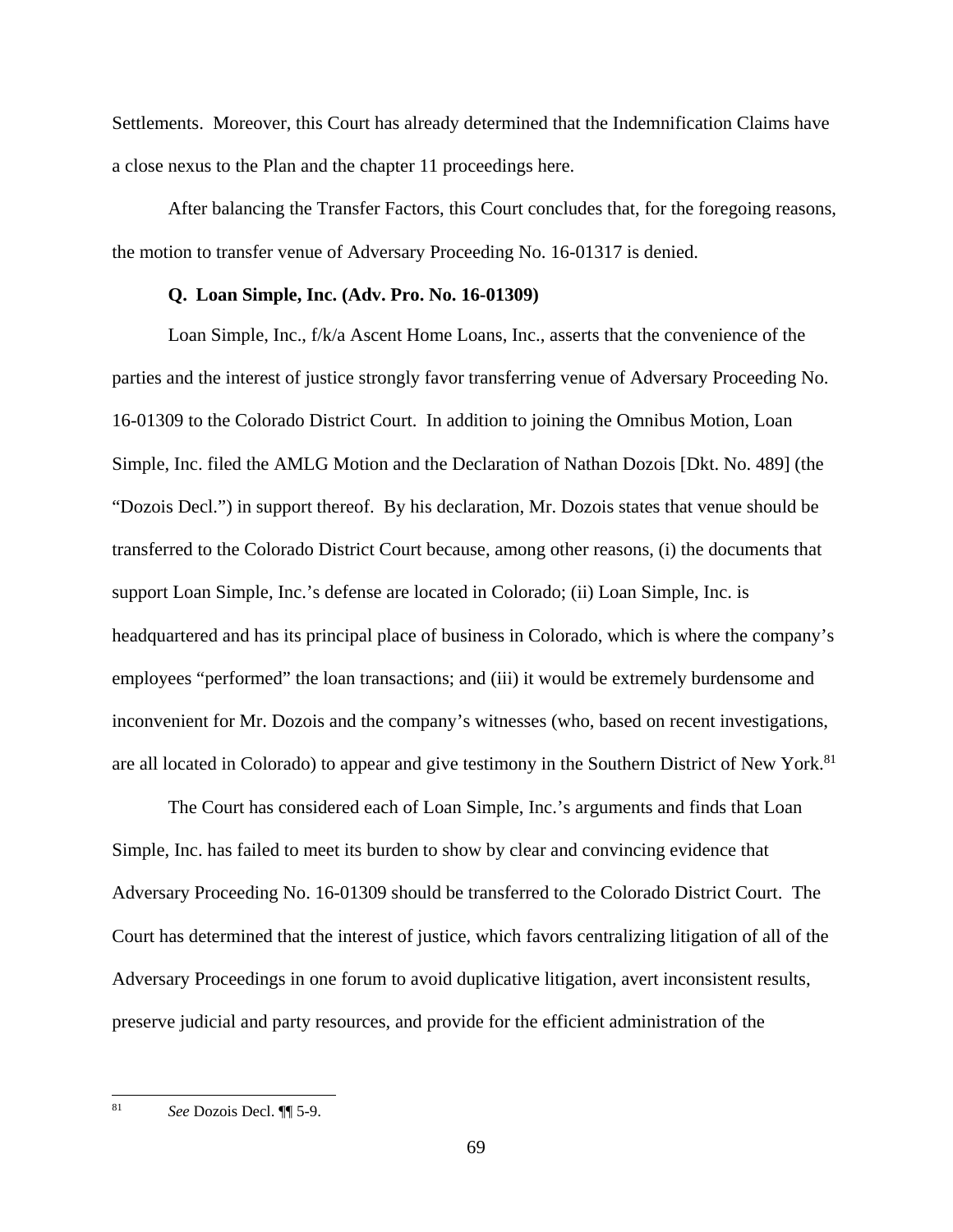Settlements. Moreover, this Court has already determined that the Indemnification Claims have a close nexus to the Plan and the chapter 11 proceedings here.

After balancing the Transfer Factors, this Court concludes that, for the foregoing reasons, the motion to transfer venue of Adversary Proceeding No. 16-01317 is denied.

### Q. Loan Simple, Inc. (Adv. Pro. No. 16-01309)

Loan Simple, Inc., f/k/a Ascent Home Loans, Inc., asserts that the convenience of the parties and the interest of justice strongly favor transferring venue of Adversary Proceeding No. 16-01309 to the Colorado District Court. In addition to joining the Omnibus Motion, Loan Simple, Inc. filed the AMLG Motion and the Declaration of Nathan Dozois [Dkt. No. 489] (the "Dozois Decl.") in support thereof. By his declaration, Mr. Dozois states that venue should be transferred to the Colorado District Court because, among other reasons, (i) the documents that support Loan Simple, Inc.'s defense are located in Colorado; (ii) Loan Simple, Inc. is headquartered and has its principal place of business in Colorado, which is where the company's employees "performed" the loan transactions; and (iii) it would be extremely burdensome and inconvenient for Mr. Dozois and the company's witnesses (who, based on recent investigations, are all located in Colorado) to appear and give testimony in the Southern District of New York.[81]

The Court has considered each of Loan Simple, Inc.'s arguments and finds that Loan Simple, Inc. has failed to meet its burden to show by clear and convincing evidence that Adversary Proceeding No. 16-01309 should be transferred to the Colorado District Court. The Court has determined that the interest of justice, which favors centralizing litigation of all of the Adversary Proceedings in one forum to avoid duplicative litigation, avert inconsistent results, preserve judicial and party resources, and provide for the efficient administration of the

---

[81] *See* Dozois Decl. ¶¶ 5-9.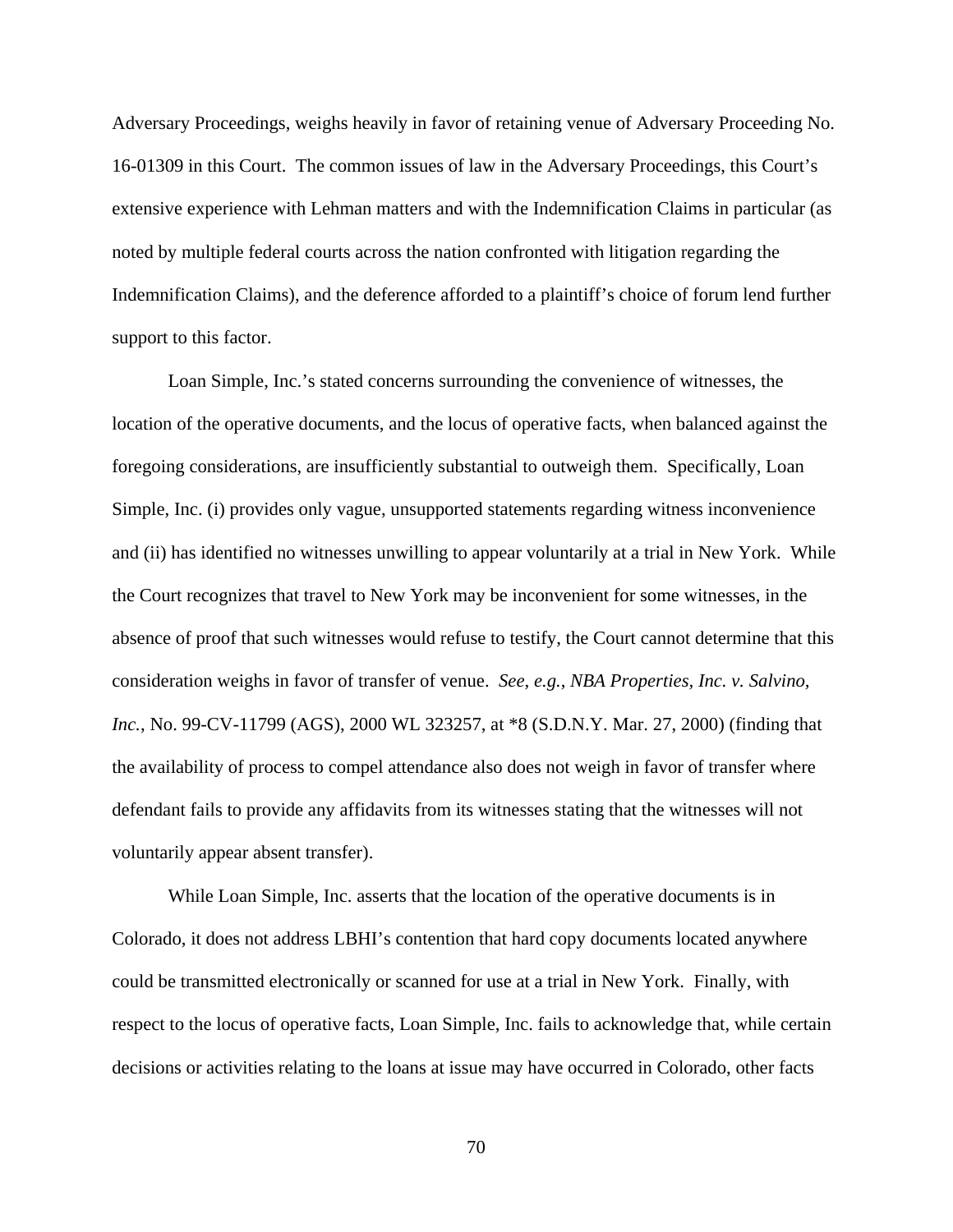Adversary Proceedings, weighs heavily in favor of retaining venue of Adversary Proceeding No. 16-01309 in this Court. The common issues of law in the Adversary Proceedings, this Court's extensive experience with Lehman matters and with the Indemnification Claims in particular (as noted by multiple federal courts across the nation confronted with litigation regarding the Indemnification Claims), and the deference afforded to a plaintiff's choice of forum lend further support to this factor.

Loan Simple, Inc.'s stated concerns surrounding the convenience of witnesses, the location of the operative documents, and the locus of operative facts, when balanced against the foregoing considerations, are insufficiently substantial to outweigh them. Specifically, Loan Simple, Inc. (i) provides only vague, unsupported statements regarding witness inconvenience and (ii) has identified no witnesses unwilling to appear voluntarily at a trial in New York. While the Court recognizes that travel to New York may be inconvenient for some witnesses, in the absence of proof that such witnesses would refuse to testify, the Court cannot determine that this consideration weighs in favor of transfer of venue. *See*, *e.g.*, *NBA Properties, Inc. v. Salvino, Inc.*, No. 99-CV-11799 (AGS), 2000 WL 323257, at *8 (S.D.N.Y. Mar. 27, 2000) (finding that the availability of process to compel attendance also does not weigh in favor of transfer where defendant fails to provide any affidavits from its witnesses stating that the witnesses will not voluntarily appear absent transfer).

While Loan Simple, Inc. asserts that the location of the operative documents is in Colorado, it does not address LBHI's contention that hard copy documents located anywhere could be transmitted electronically or scanned for use at a trial in New York. Finally, with respect to the locus of operative facts, Loan Simple, Inc. fails to acknowledge that, while certain decisions or activities relating to the loans at issue may have occurred in Colorado, other facts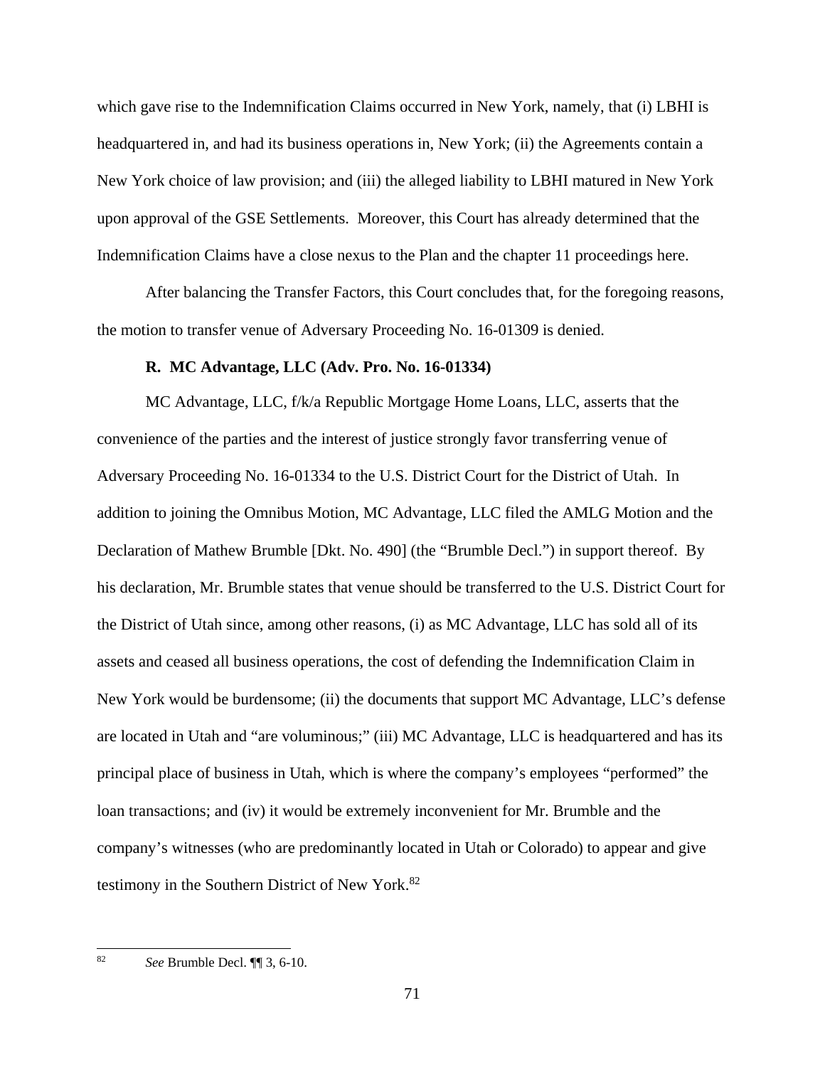which gave rise to the Indemnification Claims occurred in New York, namely, that (i) LBHI is headquartered in, and had its business operations in, New York; (ii) the Agreements contain a New York choice of law provision; and (iii) the alleged liability to LBHI matured in New York upon approval of the GSE Settlements. Moreover, this Court has already determined that the Indemnification Claims have a close nexus to the Plan and the chapter 11 proceedings here.

After balancing the Transfer Factors, this Court concludes that, for the foregoing reasons, the motion to transfer venue of Adversary Proceeding No. 16-01309 is denied.

**R. MC Advantage, LLC (Adv. Pro. No. 16-01334)**

MC Advantage, LLC, f/k/a Republic Mortgage Home Loans, LLC, asserts that the convenience of the parties and the interest of justice strongly favor transferring venue of Adversary Proceeding No. 16-01334 to the U.S. District Court for the District of Utah. In addition to joining the Omnibus Motion, MC Advantage, LLC filed the AMLG Motion and the Declaration of Mathew Brumble [Dkt. No. 490] (the "Brumble Decl.") in support thereof. By his declaration, Mr. Brumble states that venue should be transferred to the U.S. District Court for the District of Utah since, among other reasons, (i) as MC Advantage, LLC has sold all of its assets and ceased all business operations, the cost of defending the Indemnification Claim in New York would be burdensome; (ii) the documents that support MC Advantage, LLC's defense are located in Utah and "are voluminous;" (iii) MC Advantage, LLC is headquartered and has its principal place of business in Utah, which is where the company's employees "performed" the loan transactions; and (iv) it would be extremely inconvenient for Mr. Brumble and the company's witnesses (who are predominantly located in Utah or Colorado) to appear and give testimony in the Southern District of New York.[82]

---

[82] *See* Brumble Decl. ¶¶ 3, 6-10.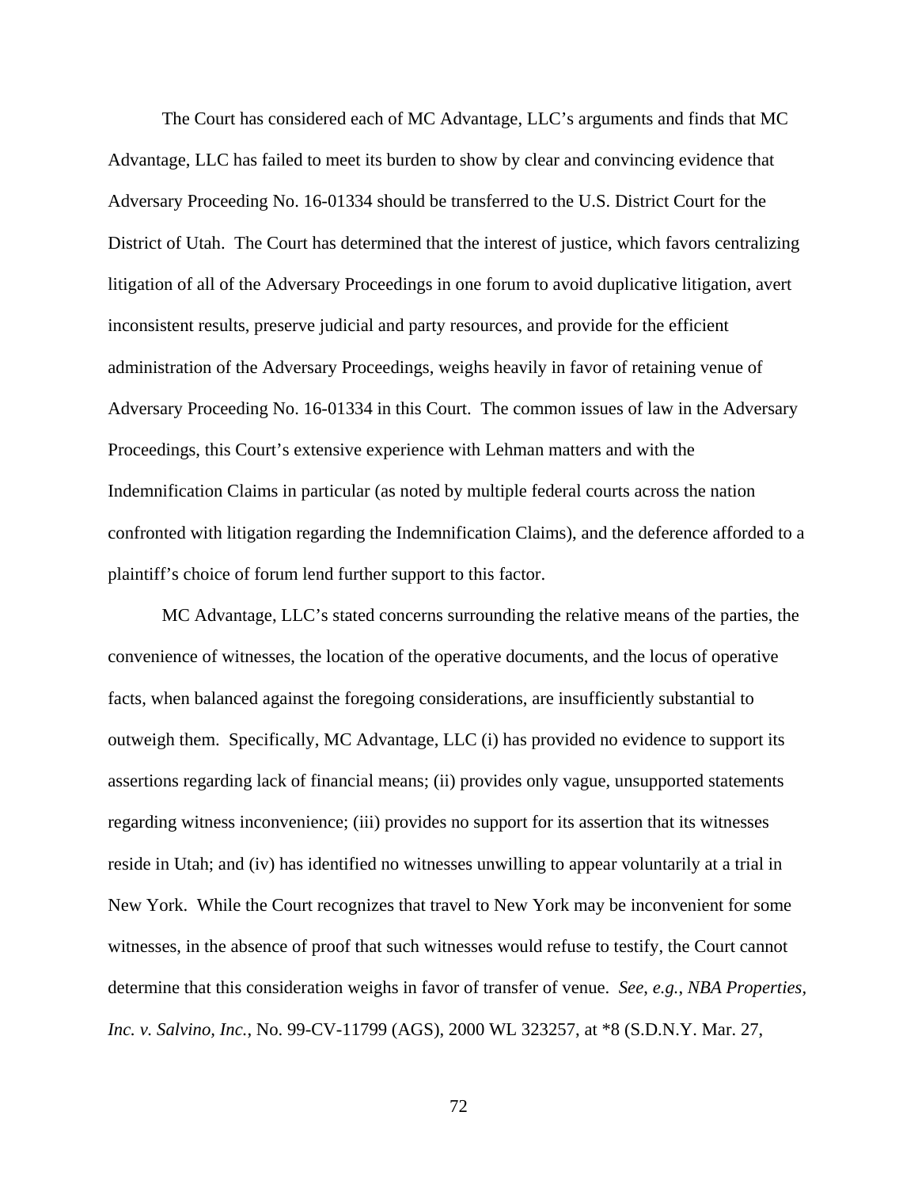The Court has considered each of MC Advantage, LLC's arguments and finds that MC Advantage, LLC has failed to meet its burden to show by clear and convincing evidence that Adversary Proceeding No. 16-01334 should be transferred to the U.S. District Court for the District of Utah. The Court has determined that the interest of justice, which favors centralizing litigation of all of the Adversary Proceedings in one forum to avoid duplicative litigation, avert inconsistent results, preserve judicial and party resources, and provide for the efficient administration of the Adversary Proceedings, weighs heavily in favor of retaining venue of Adversary Proceeding No. 16-01334 in this Court. The common issues of law in the Adversary Proceedings, this Court's extensive experience with Lehman matters and with the Indemnification Claims in particular (as noted by multiple federal courts across the nation confronted with litigation regarding the Indemnification Claims), and the deference afforded to a plaintiff's choice of forum lend further support to this factor.

MC Advantage, LLC's stated concerns surrounding the relative means of the parties, the convenience of witnesses, the location of the operative documents, and the locus of operative facts, when balanced against the foregoing considerations, are insufficiently substantial to outweigh them. Specifically, MC Advantage, LLC (i) has provided no evidence to support its assertions regarding lack of financial means; (ii) provides only vague, unsupported statements regarding witness inconvenience; (iii) provides no support for its assertion that its witnesses reside in Utah; and (iv) has identified no witnesses unwilling to appear voluntarily at a trial in New York. While the Court recognizes that travel to New York may be inconvenient for some witnesses, in the absence of proof that such witnesses would refuse to testify, the Court cannot determine that this consideration weighs in favor of transfer of venue. *See, e.g.*, *NBA Properties, Inc. v. Salvino, Inc.*, No. 99-CV-11799 (AGS), 2000 WL 323257, at *8 (S.D.N.Y. Mar. 27,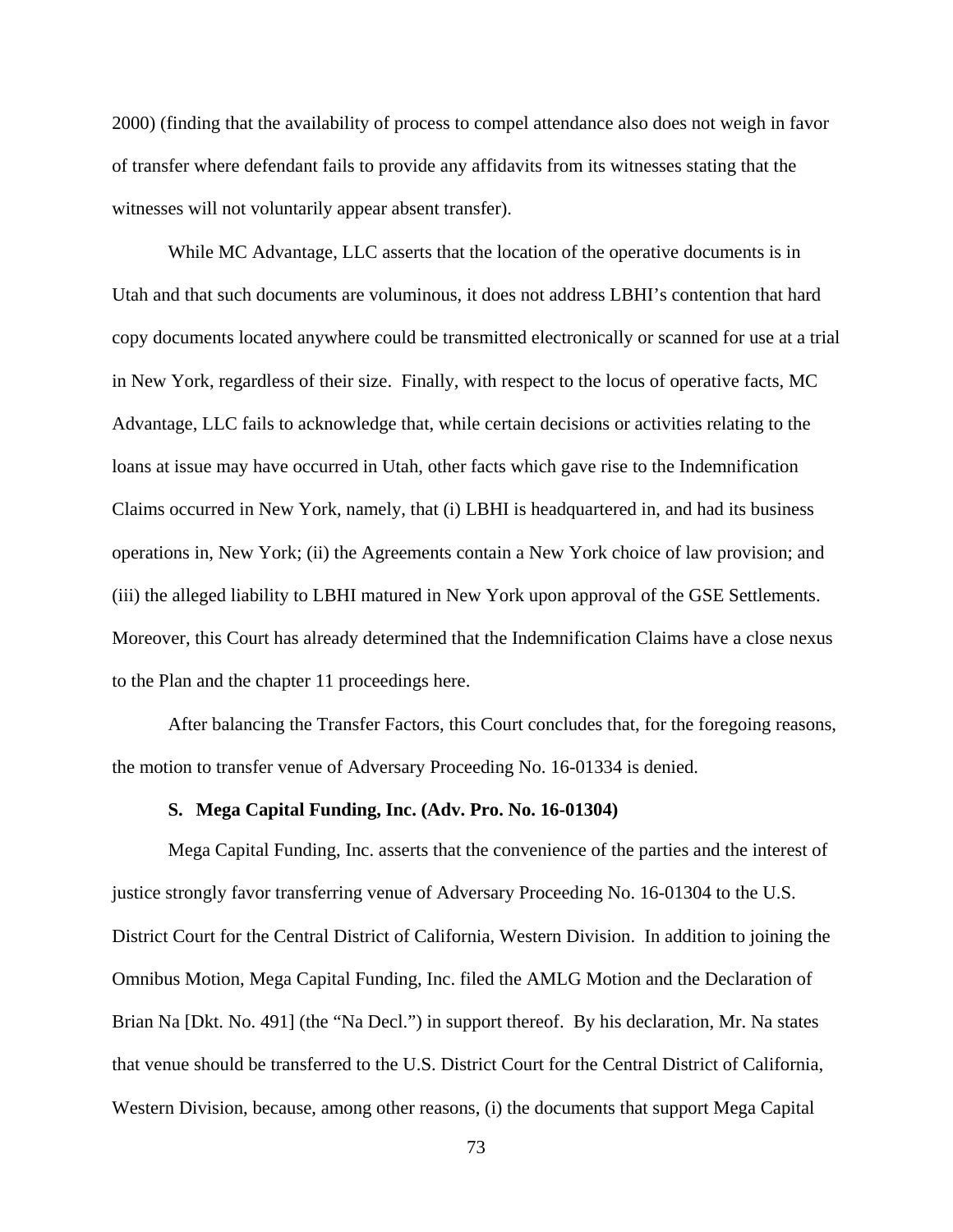2000) (finding that the availability of process to compel attendance also does not weigh in favor of transfer where defendant fails to provide any affidavits from its witnesses stating that the witnesses will not voluntarily appear absent transfer).

While MC Advantage, LLC asserts that the location of the operative documents is in Utah and that such documents are voluminous, it does not address LBHI's contention that hard copy documents located anywhere could be transmitted electronically or scanned for use at a trial in New York, regardless of their size. Finally, with respect to the locus of operative facts, MC Advantage, LLC fails to acknowledge that, while certain decisions or activities relating to the loans at issue may have occurred in Utah, other facts which gave rise to the Indemnification Claims occurred in New York, namely, that (i) LBHI is headquartered in, and had its business operations in, New York; (ii) the Agreements contain a New York choice of law provision; and (iii) the alleged liability to LBHI matured in New York upon approval of the GSE Settlements. Moreover, this Court has already determined that the Indemnification Claims have a close nexus to the Plan and the chapter 11 proceedings here.

After balancing the Transfer Factors, this Court concludes that, for the foregoing reasons, the motion to transfer venue of Adversary Proceeding No. 16-01334 is denied.

### S. Mega Capital Funding, Inc. (Adv. Pro. No. 16-01304)

Mega Capital Funding, Inc. asserts that the convenience of the parties and the interest of justice strongly favor transferring venue of Adversary Proceeding No. 16-01304 to the U.S. District Court for the Central District of California, Western Division. In addition to joining the Omnibus Motion, Mega Capital Funding, Inc. filed the AMLG Motion and the Declaration of Brian Na [Dkt. No. 491] (the "Na Decl.") in support thereof. By his declaration, Mr. Na states that venue should be transferred to the U.S. District Court for the Central District of California, Western Division, because, among other reasons, (i) the documents that support Mega Capital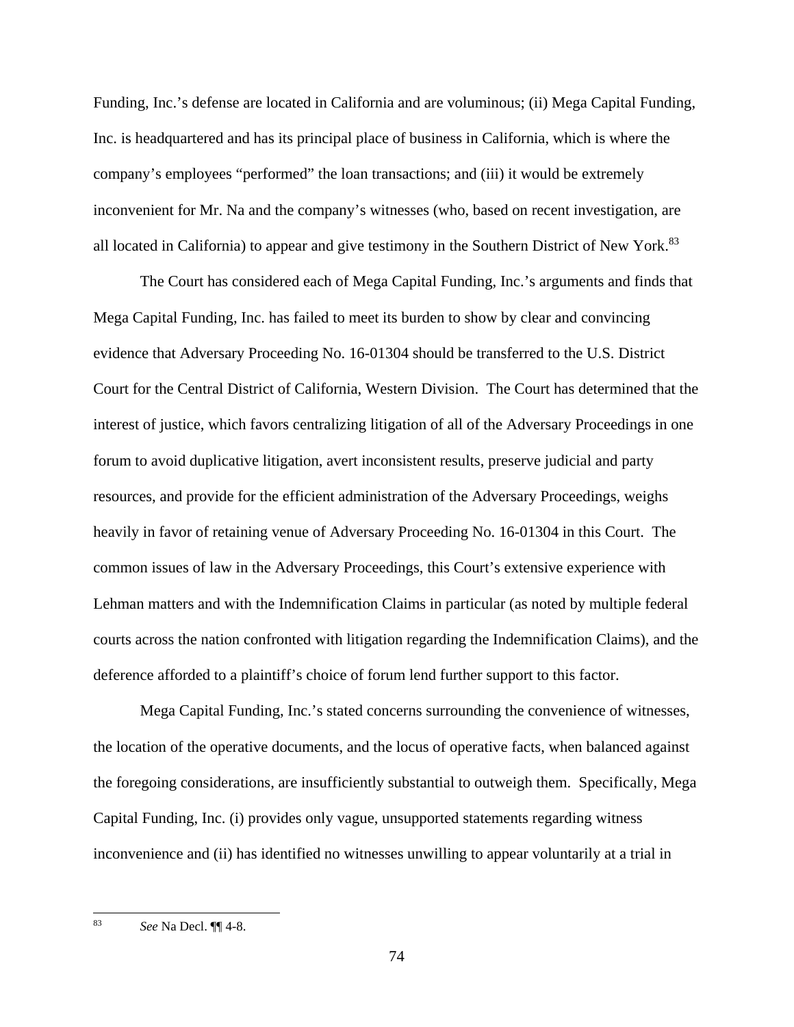Funding, Inc.'s defense are located in California and are voluminous; (ii) Mega Capital Funding, Inc. is headquartered and has its principal place of business in California, which is where the company's employees "performed" the loan transactions; and (iii) it would be extremely inconvenient for Mr. Na and the company's witnesses (who, based on recent investigation, are all located in California) to appear and give testimony in the Southern District of New York.[83]

The Court has considered each of Mega Capital Funding, Inc.'s arguments and finds that Mega Capital Funding, Inc. has failed to meet its burden to show by clear and convincing evidence that Adversary Proceeding No. 16-01304 should be transferred to the U.S. District Court for the Central District of California, Western Division. The Court has determined that the interest of justice, which favors centralizing litigation of all of the Adversary Proceedings in one forum to avoid duplicative litigation, avert inconsistent results, preserve judicial and party resources, and provide for the efficient administration of the Adversary Proceedings, weighs heavily in favor of retaining venue of Adversary Proceeding No. 16-01304 in this Court. The common issues of law in the Adversary Proceedings, this Court's extensive experience with Lehman matters and with the Indemnification Claims in particular (as noted by multiple federal courts across the nation confronted with litigation regarding the Indemnification Claims), and the deference afforded to a plaintiff's choice of forum lend further support to this factor.

Mega Capital Funding, Inc.'s stated concerns surrounding the convenience of witnesses, the location of the operative documents, and the locus of operative facts, when balanced against the foregoing considerations, are insufficiently substantial to outweigh them. Specifically, Mega Capital Funding, Inc. (i) provides only vague, unsupported statements regarding witness inconvenience and (ii) has identified no witnesses unwilling to appear voluntarily at a trial in

[83] *See* Na Decl. ¶¶ 4-8.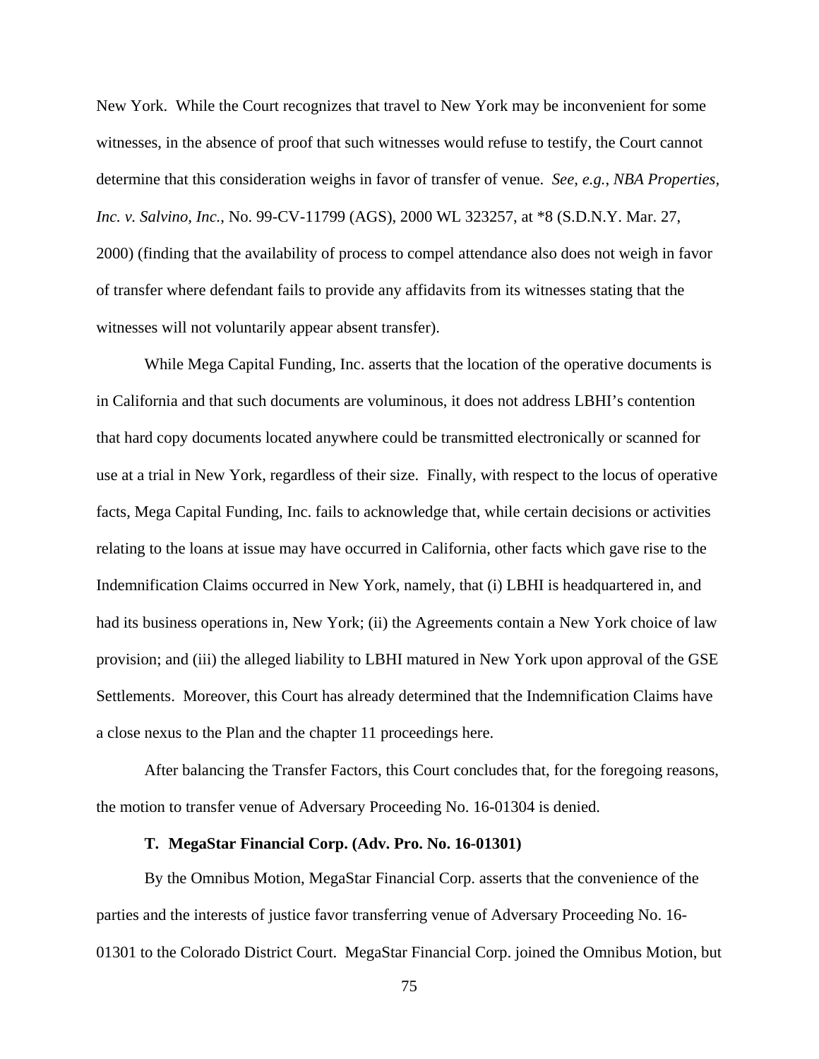New York. While the Court recognizes that travel to New York may be inconvenient for some witnesses, in the absence of proof that such witnesses would refuse to testify, the Court cannot determine that this consideration weighs in favor of transfer of venue. *See, e.g.*, *NBA Properties, Inc. v. Salvino, Inc.*, No. 99-CV-11799 (AGS), 2000 WL 323257, at *8 (S.D.N.Y. Mar. 27, 2000) (finding that the availability of process to compel attendance also does not weigh in favor of transfer where defendant fails to provide any affidavits from its witnesses stating that the witnesses will not voluntarily appear absent transfer).

While Mega Capital Funding, Inc. asserts that the location of the operative documents is in California and that such documents are voluminous, it does not address LBHI's contention that hard copy documents located anywhere could be transmitted electronically or scanned for use at a trial in New York, regardless of their size. Finally, with respect to the locus of operative facts, Mega Capital Funding, Inc. fails to acknowledge that, while certain decisions or activities relating to the loans at issue may have occurred in California, other facts which gave rise to the Indemnification Claims occurred in New York, namely, that (i) LBHI is headquartered in, and had its business operations in, New York; (ii) the Agreements contain a New York choice of law provision; and (iii) the alleged liability to LBHI matured in New York upon approval of the GSE Settlements. Moreover, this Court has already determined that the Indemnification Claims have a close nexus to the Plan and the chapter 11 proceedings here.

After balancing the Transfer Factors, this Court concludes that, for the foregoing reasons, the motion to transfer venue of Adversary Proceeding No. 16-01304 is denied.

### T. MegaStar Financial Corp. (Adv. Pro. No. 16-01301)

By the Omnibus Motion, MegaStar Financial Corp. asserts that the convenience of the parties and the interests of justice favor transferring venue of Adversary Proceeding No. 16-01301 to the Colorado District Court. MegaStar Financial Corp. joined the Omnibus Motion, but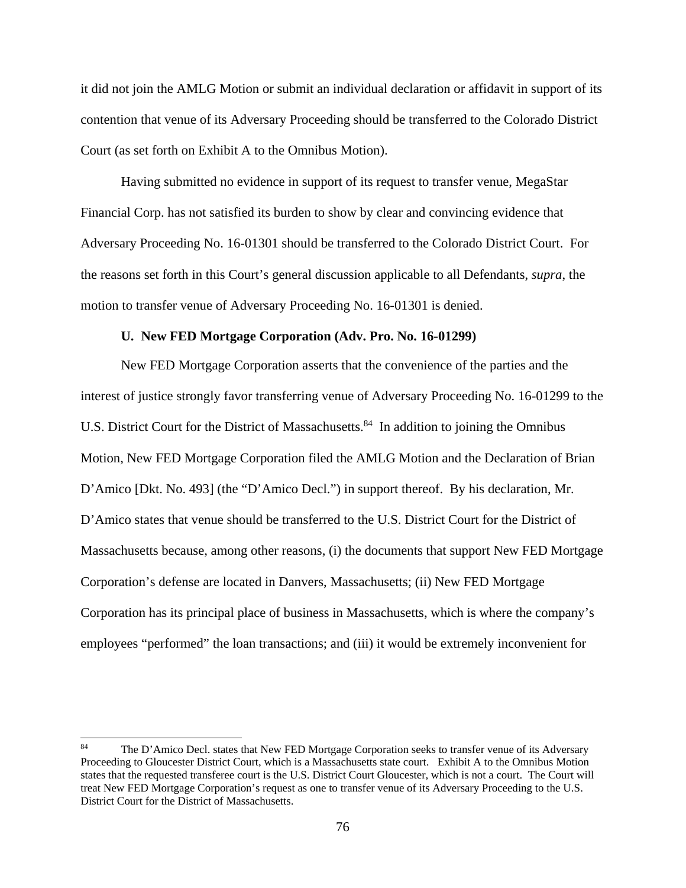it did not join the AMLG Motion or submit an individual declaration or affidavit in support of its contention that venue of its Adversary Proceeding should be transferred to the Colorado District Court (as set forth on Exhibit A to the Omnibus Motion).

Having submitted no evidence in support of its request to transfer venue, MegaStar Financial Corp. has not satisfied its burden to show by clear and convincing evidence that Adversary Proceeding No. 16-01301 should be transferred to the Colorado District Court. For the reasons set forth in this Court's general discussion applicable to all Defendants, *supra*, the motion to transfer venue of Adversary Proceeding No. 16-01301 is denied.

**U. New FED Mortgage Corporation (Adv. Pro. No. 16-01299)**

New FED Mortgage Corporation asserts that the convenience of the parties and the interest of justice strongly favor transferring venue of Adversary Proceeding No. 16-01299 to the U.S. District Court for the District of Massachusetts.[84] In addition to joining the Omnibus Motion, New FED Mortgage Corporation filed the AMLG Motion and the Declaration of Brian D'Amico [Dkt. No. 493] (the "D'Amico Decl.") in support thereof. By his declaration, Mr. D'Amico states that venue should be transferred to the U.S. District Court for the District of Massachusetts because, among other reasons, (i) the documents that support New FED Mortgage Corporation's defense are located in Danvers, Massachusetts; (ii) New FED Mortgage Corporation has its principal place of business in Massachusetts, which is where the company's employees "performed" the loan transactions; and (iii) it would be extremely inconvenient for

[84] The D'Amico Decl. states that New FED Mortgage Corporation seeks to transfer venue of its Adversary Proceeding to Gloucester District Court, which is a Massachusetts state court. Exhibit A to the Omnibus Motion states that the requested transferee court is the U.S. District Court Gloucester, which is not a court. The Court will treat New FED Mortgage Corporation's request as one to transfer venue of its Adversary Proceeding to the U.S. District Court for the District of Massachusetts.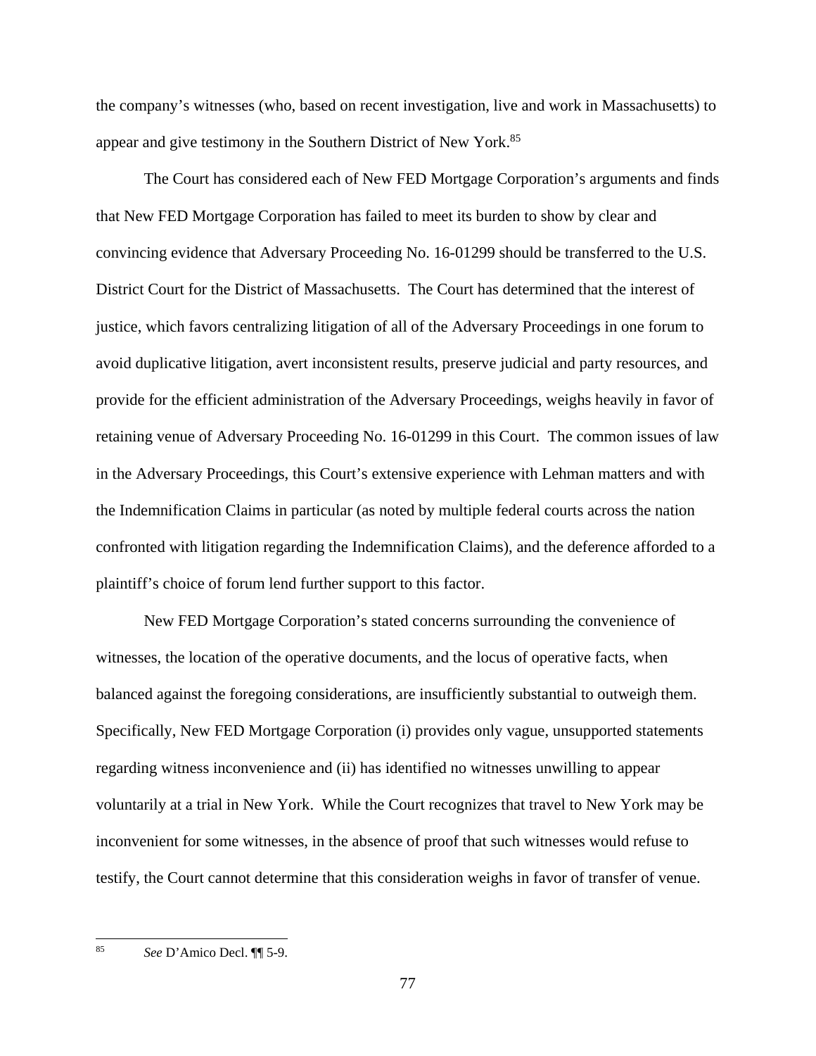the company's witnesses (who, based on recent investigation, live and work in Massachusetts) to appear and give testimony in the Southern District of New York.[85]

The Court has considered each of New FED Mortgage Corporation's arguments and finds that New FED Mortgage Corporation has failed to meet its burden to show by clear and convincing evidence that Adversary Proceeding No. 16-01299 should be transferred to the U.S. District Court for the District of Massachusetts. The Court has determined that the interest of justice, which favors centralizing litigation of all of the Adversary Proceedings in one forum to avoid duplicative litigation, avert inconsistent results, preserve judicial and party resources, and provide for the efficient administration of the Adversary Proceedings, weighs heavily in favor of retaining venue of Adversary Proceeding No. 16-01299 in this Court. The common issues of law in the Adversary Proceedings, this Court's extensive experience with Lehman matters and with the Indemnification Claims in particular (as noted by multiple federal courts across the nation confronted with litigation regarding the Indemnification Claims), and the deference afforded to a plaintiff's choice of forum lend further support to this factor.

New FED Mortgage Corporation's stated concerns surrounding the convenience of witnesses, the location of the operative documents, and the locus of operative facts, when balanced against the foregoing considerations, are insufficiently substantial to outweigh them. Specifically, New FED Mortgage Corporation (i) provides only vague, unsupported statements regarding witness inconvenience and (ii) has identified no witnesses unwilling to appear voluntarily at a trial in New York. While the Court recognizes that travel to New York may be inconvenient for some witnesses, in the absence of proof that such witnesses would refuse to testify, the Court cannot determine that this consideration weighs in favor of transfer of venue.

---

[85] *See* D'Amico Decl. ¶¶ 5-9.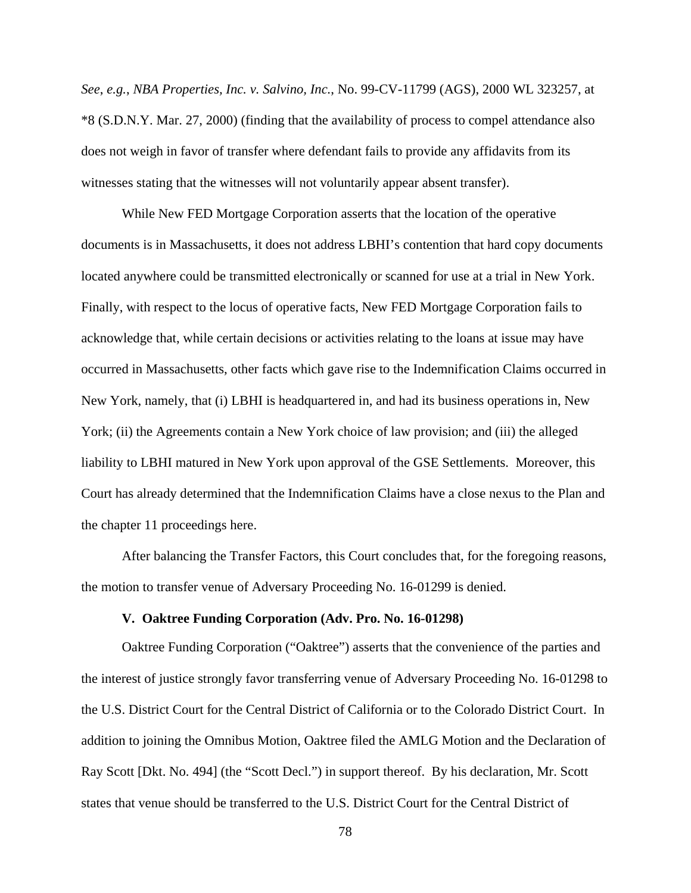*See*, *e.g.*, *NBA Properties, Inc. v. Salvino, Inc.*, No. 99-CV-11799 (AGS), 2000 WL 323257, at *8 (S.D.N.Y. Mar. 27, 2000) (finding that the availability of process to compel attendance also does not weigh in favor of transfer where defendant fails to provide any affidavits from its witnesses stating that the witnesses will not voluntarily appear absent transfer).

While New FED Mortgage Corporation asserts that the location of the operative documents is in Massachusetts, it does not address LBHI's contention that hard copy documents located anywhere could be transmitted electronically or scanned for use at a trial in New York. Finally, with respect to the locus of operative facts, New FED Mortgage Corporation fails to acknowledge that, while certain decisions or activities relating to the loans at issue may have occurred in Massachusetts, other facts which gave rise to the Indemnification Claims occurred in New York, namely, that (i) LBHI is headquartered in, and had its business operations in, New York; (ii) the Agreements contain a New York choice of law provision; and (iii) the alleged liability to LBHI matured in New York upon approval of the GSE Settlements. Moreover, this Court has already determined that the Indemnification Claims have a close nexus to the Plan and the chapter 11 proceedings here.

After balancing the Transfer Factors, this Court concludes that, for the foregoing reasons, the motion to transfer venue of Adversary Proceeding No. 16-01299 is denied.

**V. Oaktree Funding Corporation (Adv. Pro. No. 16-01298)**

Oaktree Funding Corporation ("Oaktree") asserts that the convenience of the parties and the interest of justice strongly favor transferring venue of Adversary Proceeding No. 16-01298 to the U.S. District Court for the Central District of California or to the Colorado District Court. In addition to joining the Omnibus Motion, Oaktree filed the AMLG Motion and the Declaration of Ray Scott [Dkt. No. 494] (the "Scott Decl.") in support thereof. By his declaration, Mr. Scott states that venue should be transferred to the U.S. District Court for the Central District of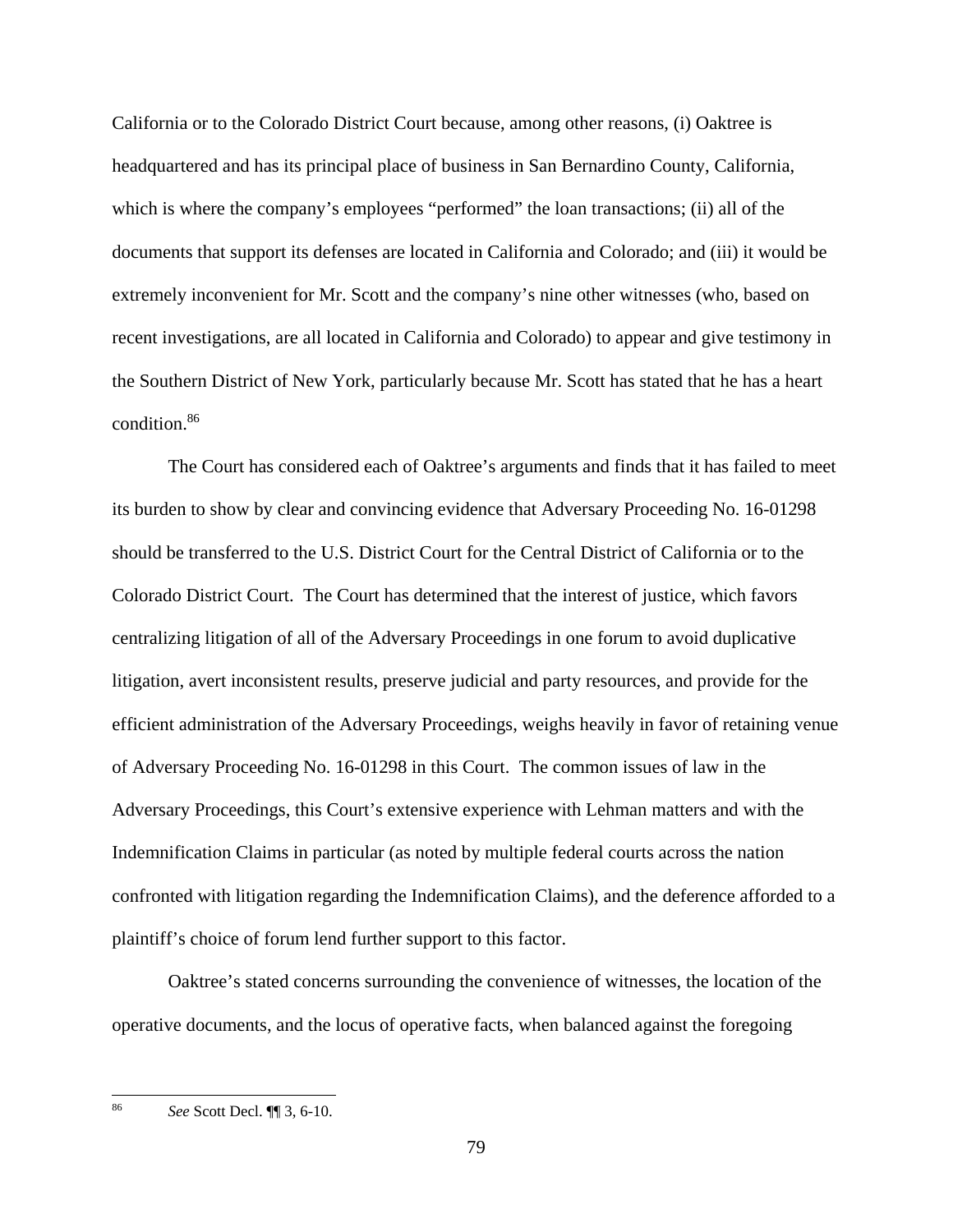California or to the Colorado District Court because, among other reasons, (i) Oaktree is headquartered and has its principal place of business in San Bernardino County, California, which is where the company's employees "performed" the loan transactions; (ii) all of the documents that support its defenses are located in California and Colorado; and (iii) it would be extremely inconvenient for Mr. Scott and the company's nine other witnesses (who, based on recent investigations, are all located in California and Colorado) to appear and give testimony in the Southern District of New York, particularly because Mr. Scott has stated that he has a heart condition.[86]

The Court has considered each of Oaktree's arguments and finds that it has failed to meet its burden to show by clear and convincing evidence that Adversary Proceeding No. 16-01298 should be transferred to the U.S. District Court for the Central District of California or to the Colorado District Court. The Court has determined that the interest of justice, which favors centralizing litigation of all of the Adversary Proceedings in one forum to avoid duplicative litigation, avert inconsistent results, preserve judicial and party resources, and provide for the efficient administration of the Adversary Proceedings, weighs heavily in favor of retaining venue of Adversary Proceeding No. 16-01298 in this Court. The common issues of law in the Adversary Proceedings, this Court's extensive experience with Lehman matters and with the Indemnification Claims in particular (as noted by multiple federal courts across the nation confronted with litigation regarding the Indemnification Claims), and the deference afforded to a plaintiff's choice of forum lend further support to this factor.

Oaktree's stated concerns surrounding the convenience of witnesses, the location of the operative documents, and the locus of operative facts, when balanced against the foregoing

---

[86] *See* Scott Decl. ¶¶ 3, 6-10.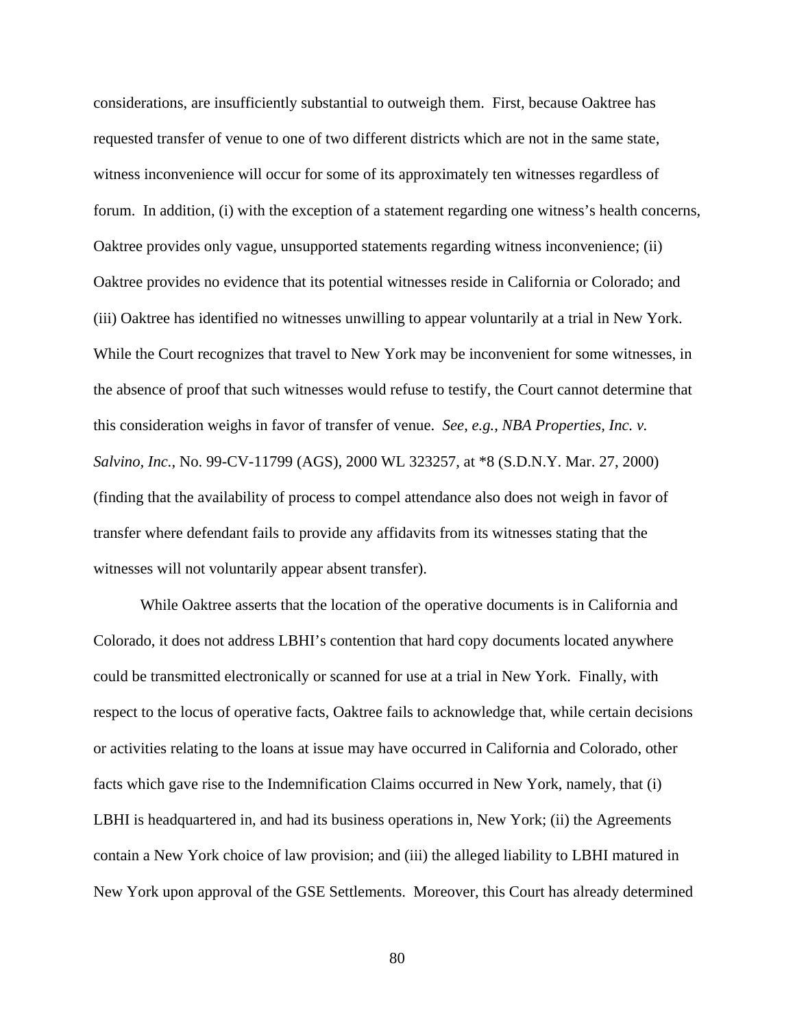considerations, are insufficiently substantial to outweigh them. First, because Oaktree has requested transfer of venue to one of two different districts which are not in the same state, witness inconvenience will occur for some of its approximately ten witnesses regardless of forum. In addition, (i) with the exception of a statement regarding one witness's health concerns, Oaktree provides only vague, unsupported statements regarding witness inconvenience; (ii) Oaktree provides no evidence that its potential witnesses reside in California or Colorado; and (iii) Oaktree has identified no witnesses unwilling to appear voluntarily at a trial in New York. While the Court recognizes that travel to New York may be inconvenient for some witnesses, in the absence of proof that such witnesses would refuse to testify, the Court cannot determine that this consideration weighs in favor of transfer of venue. *See, e.g.*, *NBA Properties, Inc. v. Salvino, Inc.*, No. 99-CV-11799 (AGS), 2000 WL 323257, at *8 (S.D.N.Y. Mar. 27, 2000) (finding that the availability of process to compel attendance also does not weigh in favor of transfer where defendant fails to provide any affidavits from its witnesses stating that the witnesses will not voluntarily appear absent transfer).

While Oaktree asserts that the location of the operative documents is in California and Colorado, it does not address LBHI's contention that hard copy documents located anywhere could be transmitted electronically or scanned for use at a trial in New York. Finally, with respect to the locus of operative facts, Oaktree fails to acknowledge that, while certain decisions or activities relating to the loans at issue may have occurred in California and Colorado, other facts which gave rise to the Indemnification Claims occurred in New York, namely, that (i) LBHI is headquartered in, and had its business operations in, New York; (ii) the Agreements contain a New York choice of law provision; and (iii) the alleged liability to LBHI matured in New York upon approval of the GSE Settlements. Moreover, this Court has already determined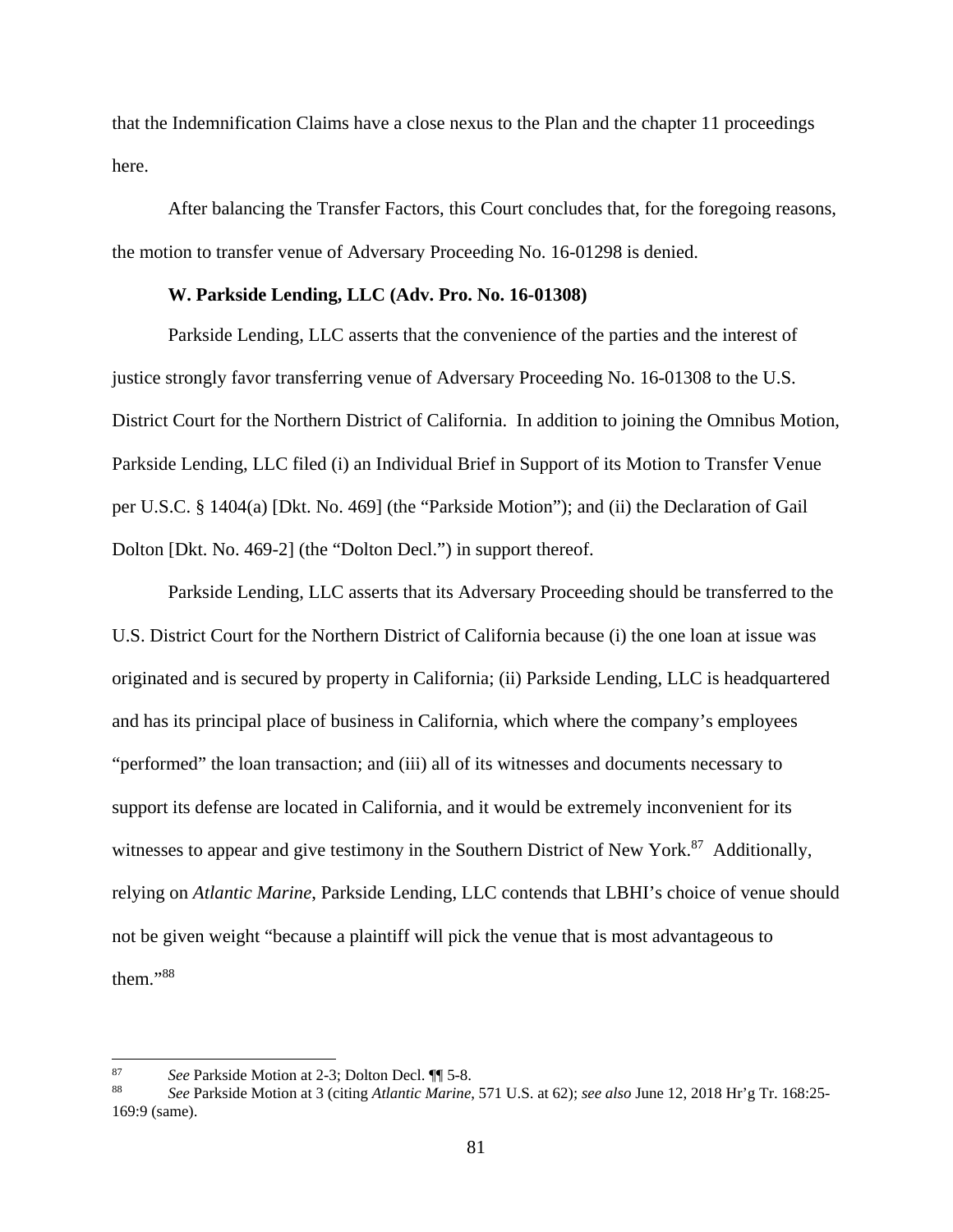that the Indemnification Claims have a close nexus to the Plan and the chapter 11 proceedings here.

After balancing the Transfer Factors, this Court concludes that, for the foregoing reasons, the motion to transfer venue of Adversary Proceeding No. 16-01298 is denied.

**W. Parkside Lending, LLC (Adv. Pro. No. 16-01308)**

Parkside Lending, LLC asserts that the convenience of the parties and the interest of justice strongly favor transferring venue of Adversary Proceeding No. 16-01308 to the U.S. District Court for the Northern District of California. In addition to joining the Omnibus Motion, Parkside Lending, LLC filed (i) an Individual Brief in Support of its Motion to Transfer Venue per U.S.C. § 1404(a) [Dkt. No. 469] (the "Parkside Motion"); and (ii) the Declaration of Gail Dolton [Dkt. No. 469-2] (the "Dolton Decl.") in support thereof.

Parkside Lending, LLC asserts that its Adversary Proceeding should be transferred to the U.S. District Court for the Northern District of California because (i) the one loan at issue was originated and is secured by property in California; (ii) Parkside Lending, LLC is headquartered and has its principal place of business in California, which where the company's employees "performed" the loan transaction; and (iii) all of its witnesses and documents necessary to support its defense are located in California, and it would be extremely inconvenient for its witnesses to appear and give testimony in the Southern District of New York.[87] Additionally, relying on *Atlantic Marine*, Parkside Lending, LLC contends that LBHI's choice of venue should not be given weight "because a plaintiff will pick the venue that is most advantageous to them."[88]

---

[87] *See* Parkside Motion at 2-3; Dolton Decl. ¶¶ 5-8.

[88] *See* Parkside Motion at 3 (citing *Atlantic Marine*, 571 U.S. at 62); *see also* June 12, 2018 Hr'g Tr. 168:25-169:9 (same).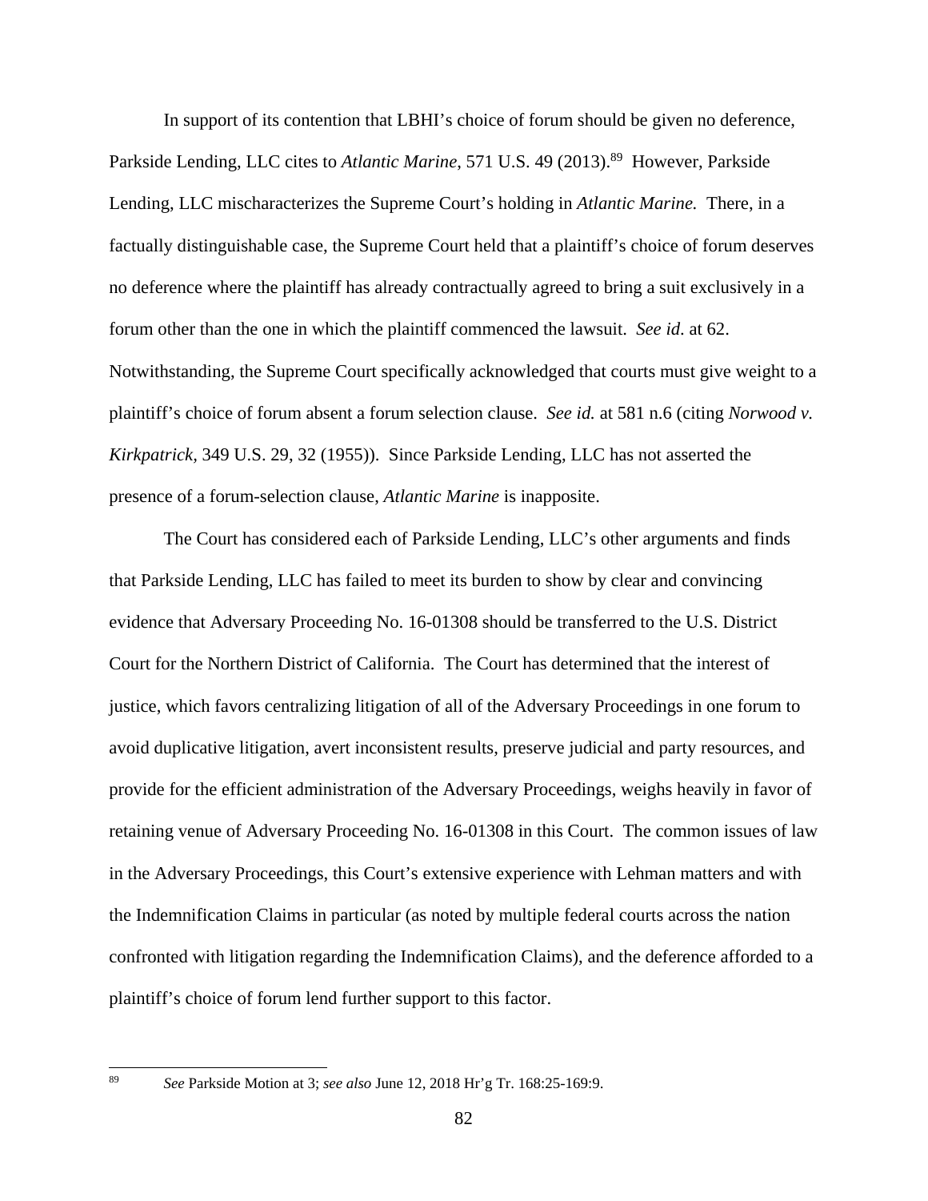In support of its contention that LBHI's choice of forum should be given no deference, Parkside Lending, LLC cites to *Atlantic Marine*, 571 U.S. 49 (2013).[89] However, Parkside Lending, LLC mischaracterizes the Supreme Court's holding in *Atlantic Marine.* There, in a factually distinguishable case, the Supreme Court held that a plaintiff's choice of forum deserves no deference where the plaintiff has already contractually agreed to bring a suit exclusively in a forum other than the one in which the plaintiff commenced the lawsuit. *See id.* at 62. Notwithstanding, the Supreme Court specifically acknowledged that courts must give weight to a plaintiff's choice of forum absent a forum selection clause. *See id.* at 581 n.6 (citing *Norwood v. Kirkpatrick,* 349 U.S. 29, 32 (1955)). Since Parkside Lending, LLC has not asserted the presence of a forum-selection clause, *Atlantic Marine* is inapposite.

The Court has considered each of Parkside Lending, LLC's other arguments and finds that Parkside Lending, LLC has failed to meet its burden to show by clear and convincing evidence that Adversary Proceeding No. 16-01308 should be transferred to the U.S. District Court for the Northern District of California. The Court has determined that the interest of justice, which favors centralizing litigation of all of the Adversary Proceedings in one forum to avoid duplicative litigation, avert inconsistent results, preserve judicial and party resources, and provide for the efficient administration of the Adversary Proceedings, weighs heavily in favor of retaining venue of Adversary Proceeding No. 16-01308 in this Court. The common issues of law in the Adversary Proceedings, this Court's extensive experience with Lehman matters and with the Indemnification Claims in particular (as noted by multiple federal courts across the nation confronted with litigation regarding the Indemnification Claims), and the deference afforded to a plaintiff's choice of forum lend further support to this factor.

---

[89] *See* Parkside Motion at 3; *see also* June 12, 2018 Hr'g Tr. 168:25-169:9.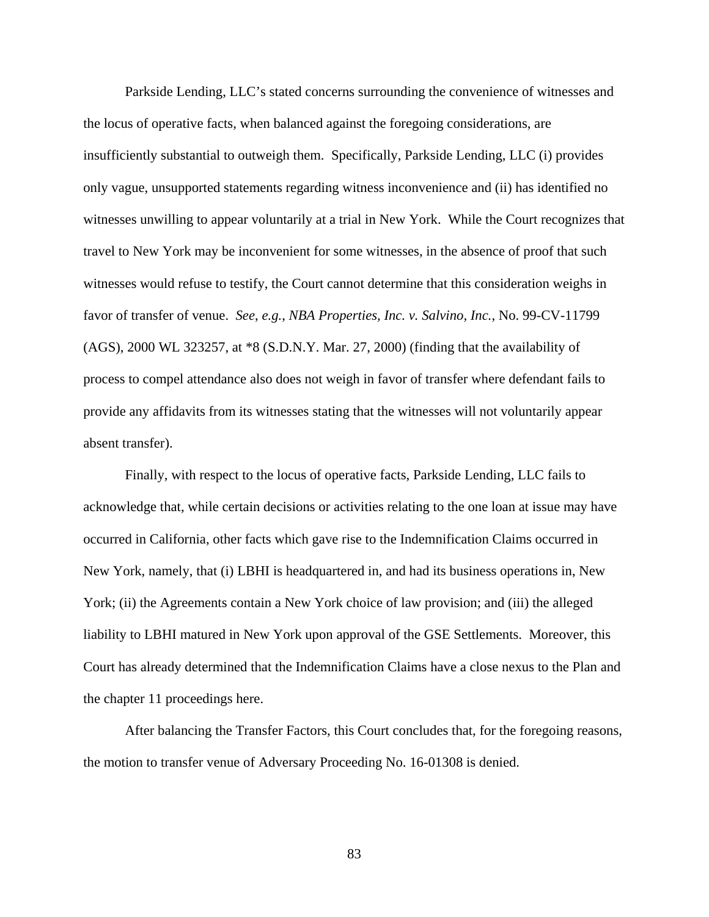Parkside Lending, LLC's stated concerns surrounding the convenience of witnesses and the locus of operative facts, when balanced against the foregoing considerations, are insufficiently substantial to outweigh them. Specifically, Parkside Lending, LLC (i) provides only vague, unsupported statements regarding witness inconvenience and (ii) has identified no witnesses unwilling to appear voluntarily at a trial in New York. While the Court recognizes that travel to New York may be inconvenient for some witnesses, in the absence of proof that such witnesses would refuse to testify, the Court cannot determine that this consideration weighs in favor of transfer of venue. *See, e.g.*, *NBA Properties, Inc. v. Salvino, Inc.*, No. 99-CV-11799 (AGS), 2000 WL 323257, at *8 (S.D.N.Y. Mar. 27, 2000) (finding that the availability of process to compel attendance also does not weigh in favor of transfer where defendant fails to provide any affidavits from its witnesses stating that the witnesses will not voluntarily appear absent transfer).

Finally, with respect to the locus of operative facts, Parkside Lending, LLC fails to acknowledge that, while certain decisions or activities relating to the one loan at issue may have occurred in California, other facts which gave rise to the Indemnification Claims occurred in New York, namely, that (i) LBHI is headquartered in, and had its business operations in, New York; (ii) the Agreements contain a New York choice of law provision; and (iii) the alleged liability to LBHI matured in New York upon approval of the GSE Settlements. Moreover, this Court has already determined that the Indemnification Claims have a close nexus to the Plan and the chapter 11 proceedings here.

After balancing the Transfer Factors, this Court concludes that, for the foregoing reasons, the motion to transfer venue of Adversary Proceeding No. 16-01308 is denied.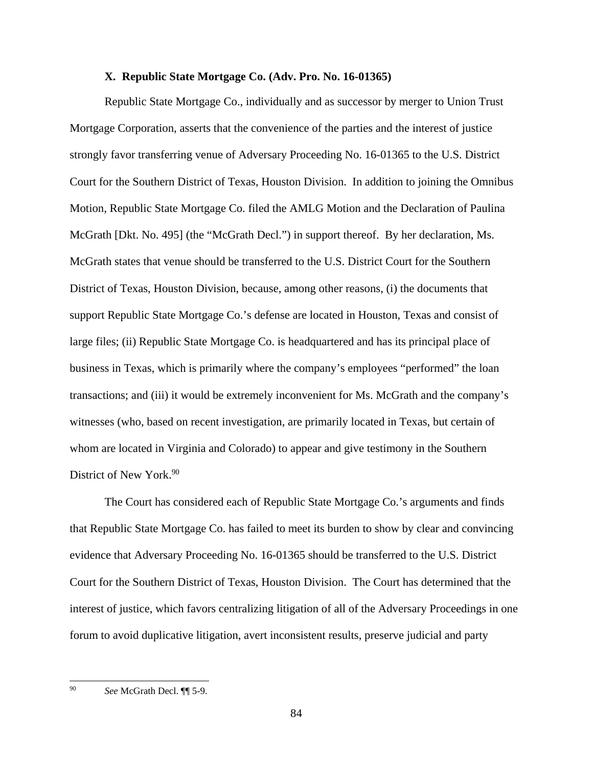### X. Republic State Mortgage Co. (Adv. Pro. No. 16-01365)

Republic State Mortgage Co., individually and as successor by merger to Union Trust Mortgage Corporation, asserts that the convenience of the parties and the interest of justice strongly favor transferring venue of Adversary Proceeding No. 16-01365 to the U.S. District Court for the Southern District of Texas, Houston Division. In addition to joining the Omnibus Motion, Republic State Mortgage Co. filed the AMLG Motion and the Declaration of Paulina McGrath [Dkt. No. 495] (the "McGrath Decl.") in support thereof. By her declaration, Ms. McGrath states that venue should be transferred to the U.S. District Court for the Southern District of Texas, Houston Division, because, among other reasons, (i) the documents that support Republic State Mortgage Co.'s defense are located in Houston, Texas and consist of large files; (ii) Republic State Mortgage Co. is headquartered and has its principal place of business in Texas, which is primarily where the company's employees "performed" the loan transactions; and (iii) it would be extremely inconvenient for Ms. McGrath and the company's witnesses (who, based on recent investigation, are primarily located in Texas, but certain of whom are located in Virginia and Colorado) to appear and give testimony in the Southern District of New York.[90]

The Court has considered each of Republic State Mortgage Co.'s arguments and finds that Republic State Mortgage Co. has failed to meet its burden to show by clear and convincing evidence that Adversary Proceeding No. 16-01365 should be transferred to the U.S. District Court for the Southern District of Texas, Houston Division. The Court has determined that the interest of justice, which favors centralizing litigation of all of the Adversary Proceedings in one forum to avoid duplicative litigation, avert inconsistent results, preserve judicial and party

---

[90] *See* McGrath Decl. ¶¶ 5-9.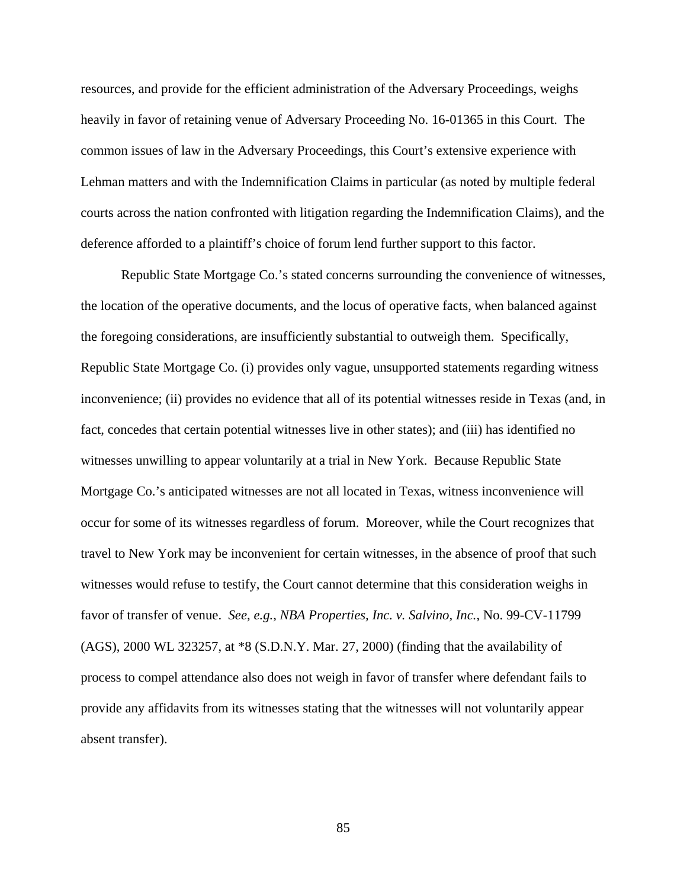resources, and provide for the efficient administration of the Adversary Proceedings, weighs heavily in favor of retaining venue of Adversary Proceeding No. 16-01365 in this Court. The common issues of law in the Adversary Proceedings, this Court's extensive experience with Lehman matters and with the Indemnification Claims in particular (as noted by multiple federal courts across the nation confronted with litigation regarding the Indemnification Claims), and the deference afforded to a plaintiff's choice of forum lend further support to this factor.

Republic State Mortgage Co.'s stated concerns surrounding the convenience of witnesses, the location of the operative documents, and the locus of operative facts, when balanced against the foregoing considerations, are insufficiently substantial to outweigh them. Specifically, Republic State Mortgage Co. (i) provides only vague, unsupported statements regarding witness inconvenience; (ii) provides no evidence that all of its potential witnesses reside in Texas (and, in fact, concedes that certain potential witnesses live in other states); and (iii) has identified no witnesses unwilling to appear voluntarily at a trial in New York. Because Republic State Mortgage Co.'s anticipated witnesses are not all located in Texas, witness inconvenience will occur for some of its witnesses regardless of forum. Moreover, while the Court recognizes that travel to New York may be inconvenient for certain witnesses, in the absence of proof that such witnesses would refuse to testify, the Court cannot determine that this consideration weighs in favor of transfer of venue. *See, e.g.*, *NBA Properties, Inc. v. Salvino, Inc.*, No. 99-CV-11799 (AGS), 2000 WL 323257, at *8 (S.D.N.Y. Mar. 27, 2000) (finding that the availability of process to compel attendance also does not weigh in favor of transfer where defendant fails to provide any affidavits from its witnesses stating that the witnesses will not voluntarily appear absent transfer).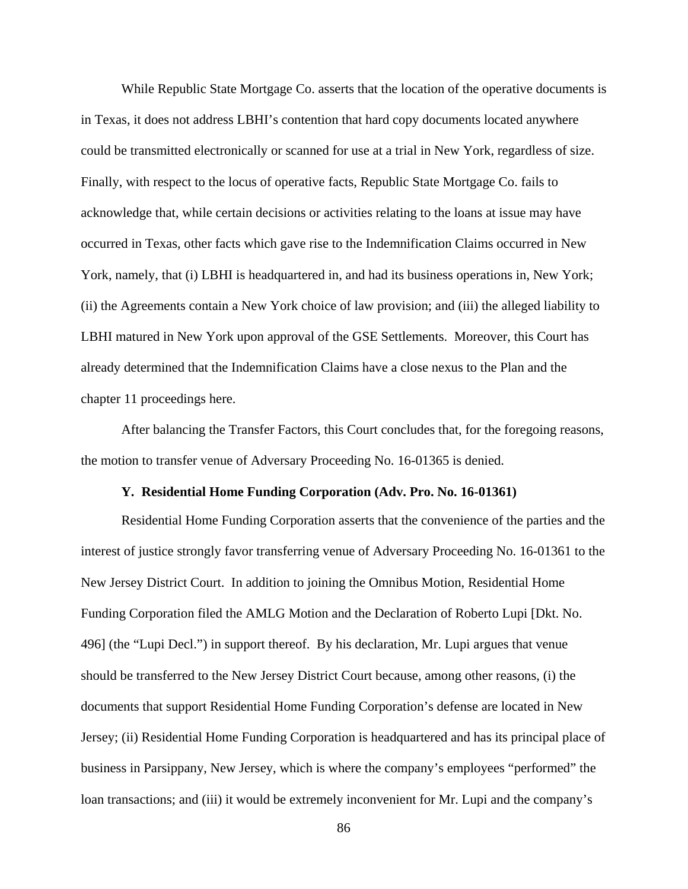While Republic State Mortgage Co. asserts that the location of the operative documents is in Texas, it does not address LBHI's contention that hard copy documents located anywhere could be transmitted electronically or scanned for use at a trial in New York, regardless of size. Finally, with respect to the locus of operative facts, Republic State Mortgage Co. fails to acknowledge that, while certain decisions or activities relating to the loans at issue may have occurred in Texas, other facts which gave rise to the Indemnification Claims occurred in New York, namely, that (i) LBHI is headquartered in, and had its business operations in, New York; (ii) the Agreements contain a New York choice of law provision; and (iii) the alleged liability to LBHI matured in New York upon approval of the GSE Settlements. Moreover, this Court has already determined that the Indemnification Claims have a close nexus to the Plan and the chapter 11 proceedings here.

After balancing the Transfer Factors, this Court concludes that, for the foregoing reasons, the motion to transfer venue of Adversary Proceeding No. 16-01365 is denied.

### Y. Residential Home Funding Corporation (Adv. Pro. No. 16-01361)

Residential Home Funding Corporation asserts that the convenience of the parties and the interest of justice strongly favor transferring venue of Adversary Proceeding No. 16-01361 to the New Jersey District Court. In addition to joining the Omnibus Motion, Residential Home Funding Corporation filed the AMLG Motion and the Declaration of Roberto Lupi [Dkt. No. 496] (the "Lupi Decl.") in support thereof. By his declaration, Mr. Lupi argues that venue should be transferred to the New Jersey District Court because, among other reasons, (i) the documents that support Residential Home Funding Corporation's defense are located in New Jersey; (ii) Residential Home Funding Corporation is headquartered and has its principal place of business in Parsippany, New Jersey, which is where the company's employees "performed" the loan transactions; and (iii) it would be extremely inconvenient for Mr. Lupi and the company's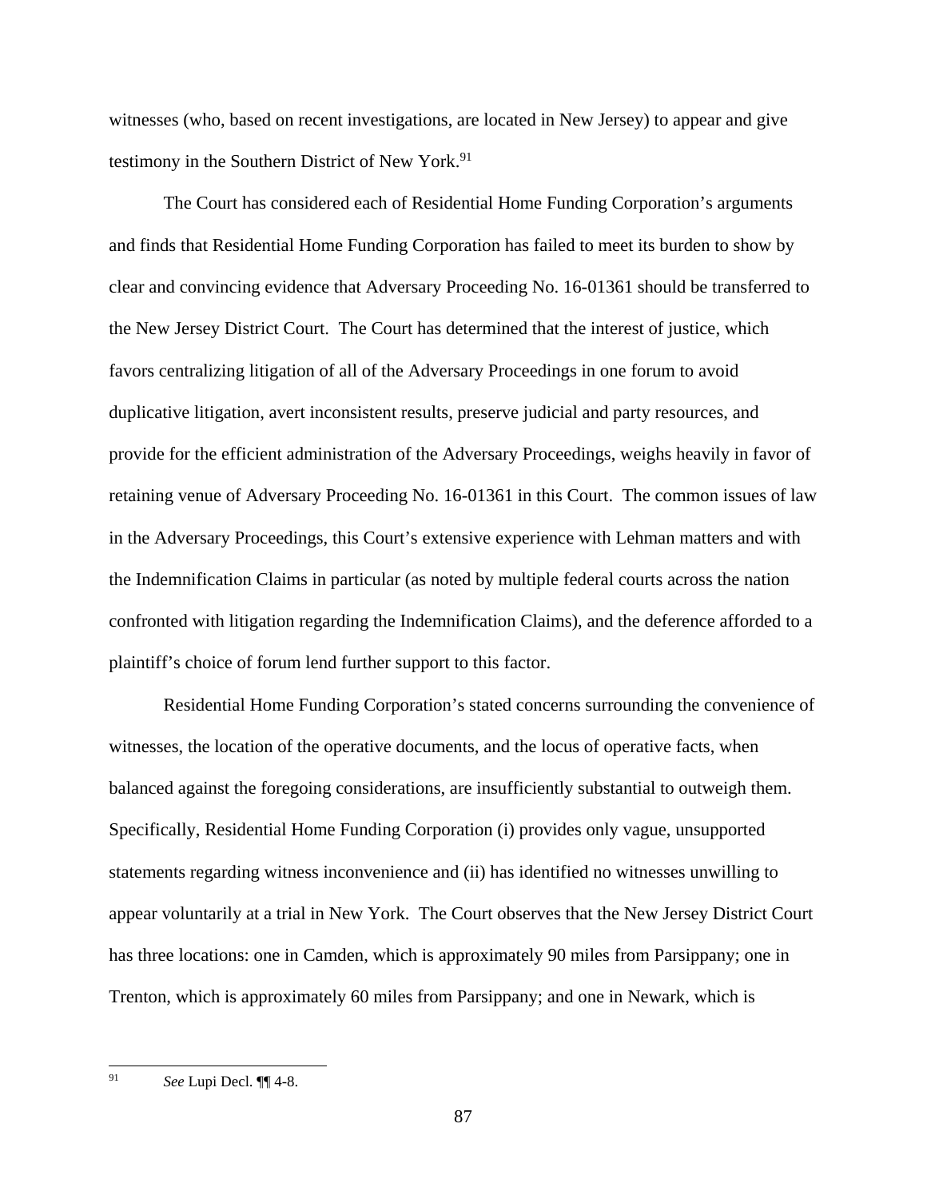witnesses (who, based on recent investigations, are located in New Jersey) to appear and give testimony in the Southern District of New York.[91]

The Court has considered each of Residential Home Funding Corporation's arguments and finds that Residential Home Funding Corporation has failed to meet its burden to show by clear and convincing evidence that Adversary Proceeding No. 16-01361 should be transferred to the New Jersey District Court. The Court has determined that the interest of justice, which favors centralizing litigation of all of the Adversary Proceedings in one forum to avoid duplicative litigation, avert inconsistent results, preserve judicial and party resources, and provide for the efficient administration of the Adversary Proceedings, weighs heavily in favor of retaining venue of Adversary Proceeding No. 16-01361 in this Court. The common issues of law in the Adversary Proceedings, this Court's extensive experience with Lehman matters and with the Indemnification Claims in particular (as noted by multiple federal courts across the nation confronted with litigation regarding the Indemnification Claims), and the deference afforded to a plaintiff's choice of forum lend further support to this factor.

Residential Home Funding Corporation's stated concerns surrounding the convenience of witnesses, the location of the operative documents, and the locus of operative facts, when balanced against the foregoing considerations, are insufficiently substantial to outweigh them. Specifically, Residential Home Funding Corporation (i) provides only vague, unsupported statements regarding witness inconvenience and (ii) has identified no witnesses unwilling to appear voluntarily at a trial in New York. The Court observes that the New Jersey District Court has three locations: one in Camden, which is approximately 90 miles from Parsippany; one in Trenton, which is approximately 60 miles from Parsippany; and one in Newark, which is

---

[91] *See* Lupi Decl. ¶¶ 4-8.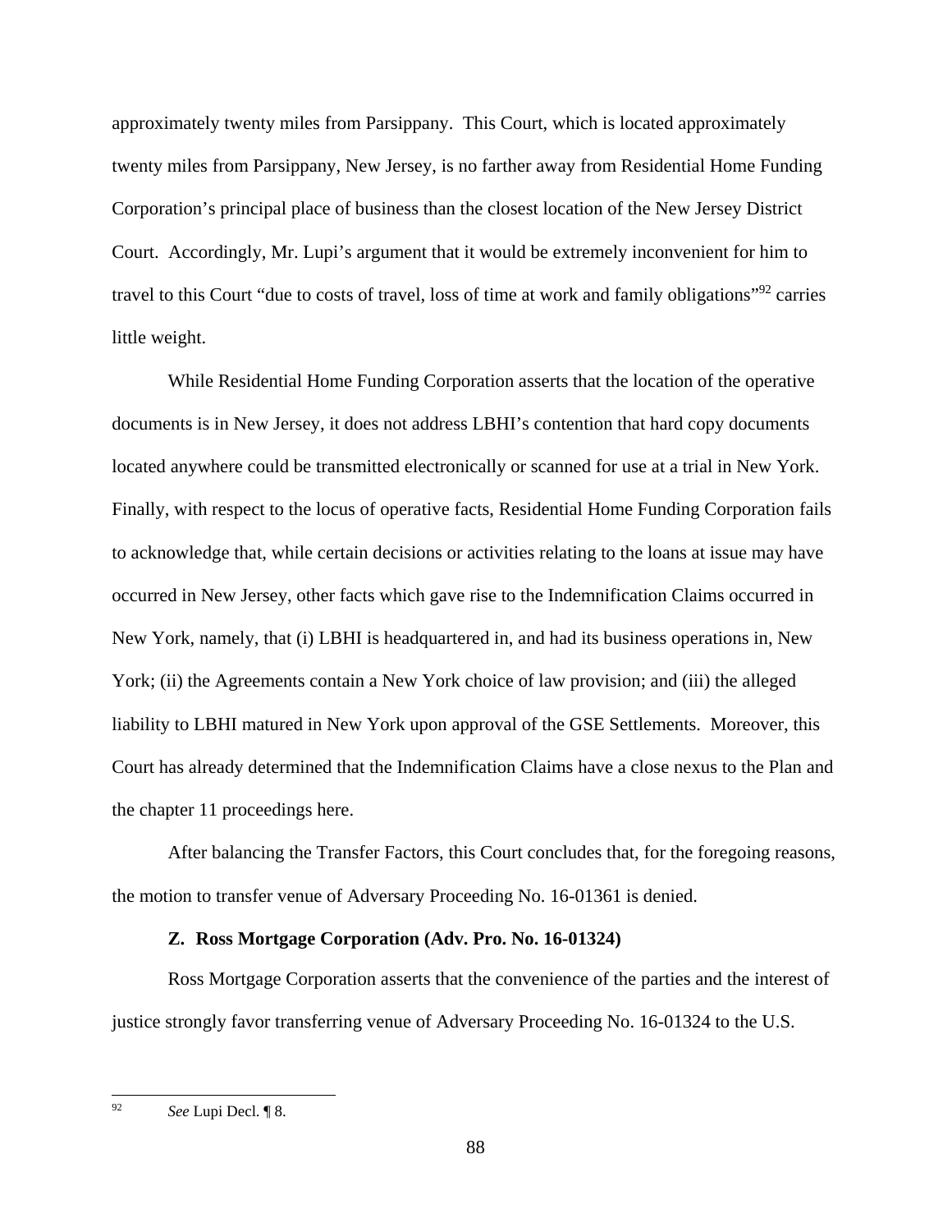approximately twenty miles from Parsippany. This Court, which is located approximately twenty miles from Parsippany, New Jersey, is no farther away from Residential Home Funding Corporation's principal place of business than the closest location of the New Jersey District Court. Accordingly, Mr. Lupi's argument that it would be extremely inconvenient for him to travel to this Court "due to costs of travel, loss of time at work and family obligations"[92] carries little weight.

While Residential Home Funding Corporation asserts that the location of the operative documents is in New Jersey, it does not address LBHI's contention that hard copy documents located anywhere could be transmitted electronically or scanned for use at a trial in New York. Finally, with respect to the locus of operative facts, Residential Home Funding Corporation fails to acknowledge that, while certain decisions or activities relating to the loans at issue may have occurred in New Jersey, other facts which gave rise to the Indemnification Claims occurred in New York, namely, that (i) LBHI is headquartered in, and had its business operations in, New York; (ii) the Agreements contain a New York choice of law provision; and (iii) the alleged liability to LBHI matured in New York upon approval of the GSE Settlements. Moreover, this Court has already determined that the Indemnification Claims have a close nexus to the Plan and the chapter 11 proceedings here.

After balancing the Transfer Factors, this Court concludes that, for the foregoing reasons, the motion to transfer venue of Adversary Proceeding No. 16-01361 is denied.

### Z. Ross Mortgage Corporation (Adv. Pro. No. 16-01324)

Ross Mortgage Corporation asserts that the convenience of the parties and the interest of justice strongly favor transferring venue of Adversary Proceeding No. 16-01324 to the U.S.

---

[92] *See* Lupi Decl. ¶ 8.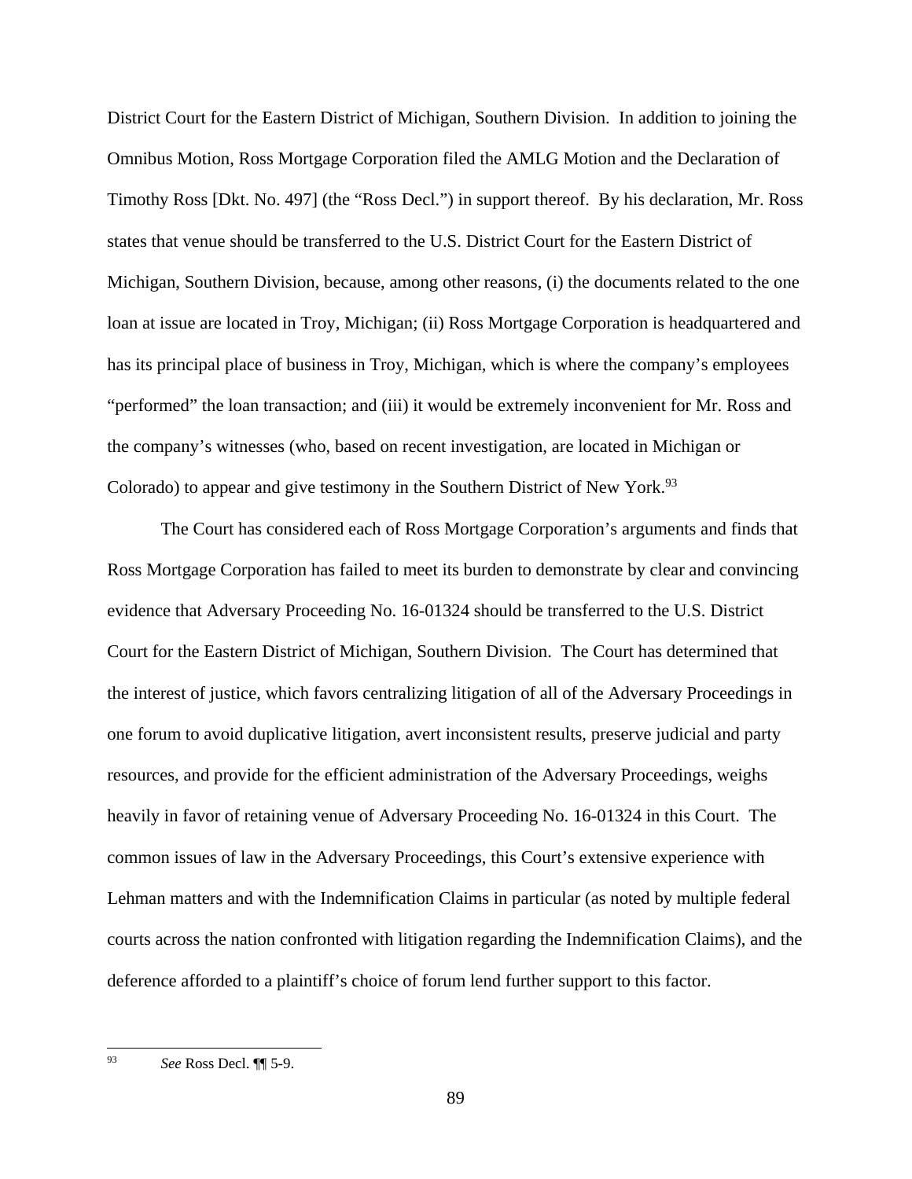District Court for the Eastern District of Michigan, Southern Division. In addition to joining the Omnibus Motion, Ross Mortgage Corporation filed the AMLG Motion and the Declaration of Timothy Ross [Dkt. No. 497] (the "Ross Decl.") in support thereof. By his declaration, Mr. Ross states that venue should be transferred to the U.S. District Court for the Eastern District of Michigan, Southern Division, because, among other reasons, (i) the documents related to the one loan at issue are located in Troy, Michigan; (ii) Ross Mortgage Corporation is headquartered and has its principal place of business in Troy, Michigan, which is where the company's employees "performed" the loan transaction; and (iii) it would be extremely inconvenient for Mr. Ross and the company's witnesses (who, based on recent investigation, are located in Michigan or Colorado) to appear and give testimony in the Southern District of New York.[93]

The Court has considered each of Ross Mortgage Corporation's arguments and finds that Ross Mortgage Corporation has failed to meet its burden to demonstrate by clear and convincing evidence that Adversary Proceeding No. 16-01324 should be transferred to the U.S. District Court for the Eastern District of Michigan, Southern Division. The Court has determined that the interest of justice, which favors centralizing litigation of all of the Adversary Proceedings in one forum to avoid duplicative litigation, avert inconsistent results, preserve judicial and party resources, and provide for the efficient administration of the Adversary Proceedings, weighs heavily in favor of retaining venue of Adversary Proceeding No. 16-01324 in this Court. The common issues of law in the Adversary Proceedings, this Court's extensive experience with Lehman matters and with the Indemnification Claims in particular (as noted by multiple federal courts across the nation confronted with litigation regarding the Indemnification Claims), and the deference afforded to a plaintiff's choice of forum lend further support to this factor.

---

[93] *See* Ross Decl. ¶¶ 5-9.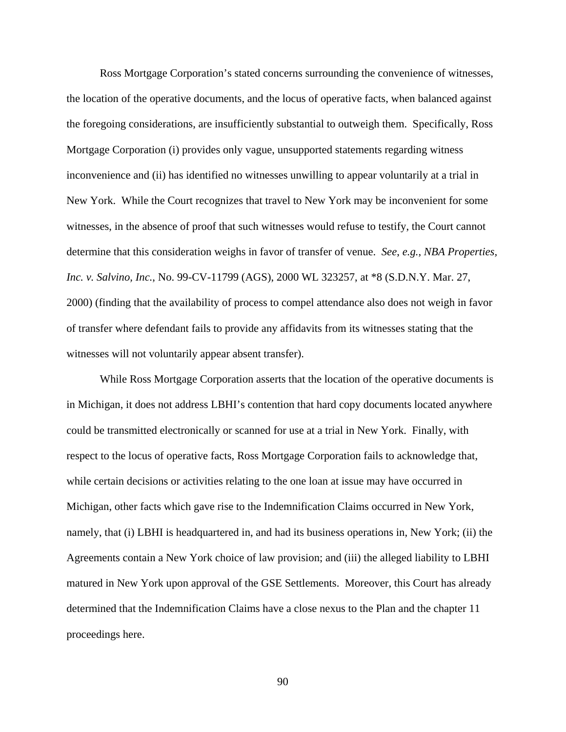Ross Mortgage Corporation's stated concerns surrounding the convenience of witnesses, the location of the operative documents, and the locus of operative facts, when balanced against the foregoing considerations, are insufficiently substantial to outweigh them. Specifically, Ross Mortgage Corporation (i) provides only vague, unsupported statements regarding witness inconvenience and (ii) has identified no witnesses unwilling to appear voluntarily at a trial in New York. While the Court recognizes that travel to New York may be inconvenient for some witnesses, in the absence of proof that such witnesses would refuse to testify, the Court cannot determine that this consideration weighs in favor of transfer of venue. *See*, *e.g.*, *NBA Properties, Inc. v. Salvino, Inc.*, No. 99-CV-11799 (AGS), 2000 WL 323257, at *8 (S.D.N.Y. Mar. 27, 2000) (finding that the availability of process to compel attendance also does not weigh in favor of transfer where defendant fails to provide any affidavits from its witnesses stating that the witnesses will not voluntarily appear absent transfer).

While Ross Mortgage Corporation asserts that the location of the operative documents is in Michigan, it does not address LBHI's contention that hard copy documents located anywhere could be transmitted electronically or scanned for use at a trial in New York. Finally, with respect to the locus of operative facts, Ross Mortgage Corporation fails to acknowledge that, while certain decisions or activities relating to the one loan at issue may have occurred in Michigan, other facts which gave rise to the Indemnification Claims occurred in New York, namely, that (i) LBHI is headquartered in, and had its business operations in, New York; (ii) the Agreements contain a New York choice of law provision; and (iii) the alleged liability to LBHI matured in New York upon approval of the GSE Settlements. Moreover, this Court has already determined that the Indemnification Claims have a close nexus to the Plan and the chapter 11 proceedings here.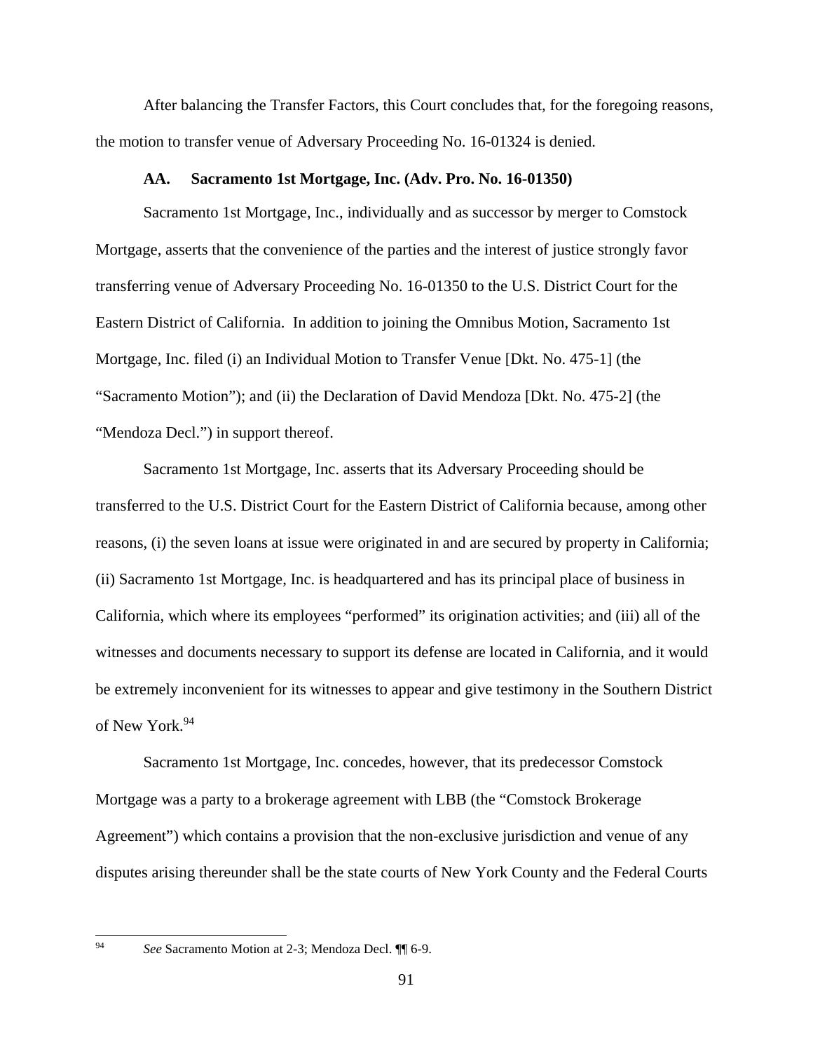After balancing the Transfer Factors, this Court concludes that, for the foregoing reasons, the motion to transfer venue of Adversary Proceeding No. 16-01324 is denied.

### AA. Sacramento 1st Mortgage, Inc. (Adv. Pro. No. 16-01350)

Sacramento 1st Mortgage, Inc., individually and as successor by merger to Comstock Mortgage, asserts that the convenience of the parties and the interest of justice strongly favor transferring venue of Adversary Proceeding No. 16-01350 to the U.S. District Court for the Eastern District of California. In addition to joining the Omnibus Motion, Sacramento 1st Mortgage, Inc. filed (i) an Individual Motion to Transfer Venue [Dkt. No. 475-1] (the "Sacramento Motion"); and (ii) the Declaration of David Mendoza [Dkt. No. 475-2] (the "Mendoza Decl.") in support thereof.

Sacramento 1st Mortgage, Inc. asserts that its Adversary Proceeding should be transferred to the U.S. District Court for the Eastern District of California because, among other reasons, (i) the seven loans at issue were originated in and are secured by property in California; (ii) Sacramento 1st Mortgage, Inc. is headquartered and has its principal place of business in California, which where its employees "performed" its origination activities; and (iii) all of the witnesses and documents necessary to support its defense are located in California, and it would be extremely inconvenient for its witnesses to appear and give testimony in the Southern District of New York.[94]

Sacramento 1st Mortgage, Inc. concedes, however, that its predecessor Comstock Mortgage was a party to a brokerage agreement with LBB (the "Comstock Brokerage Agreement") which contains a provision that the non-exclusive jurisdiction and venue of any disputes arising thereunder shall be the state courts of New York County and the Federal Courts

---

[94] *See* Sacramento Motion at 2-3; Mendoza Decl. ¶¶ 6-9.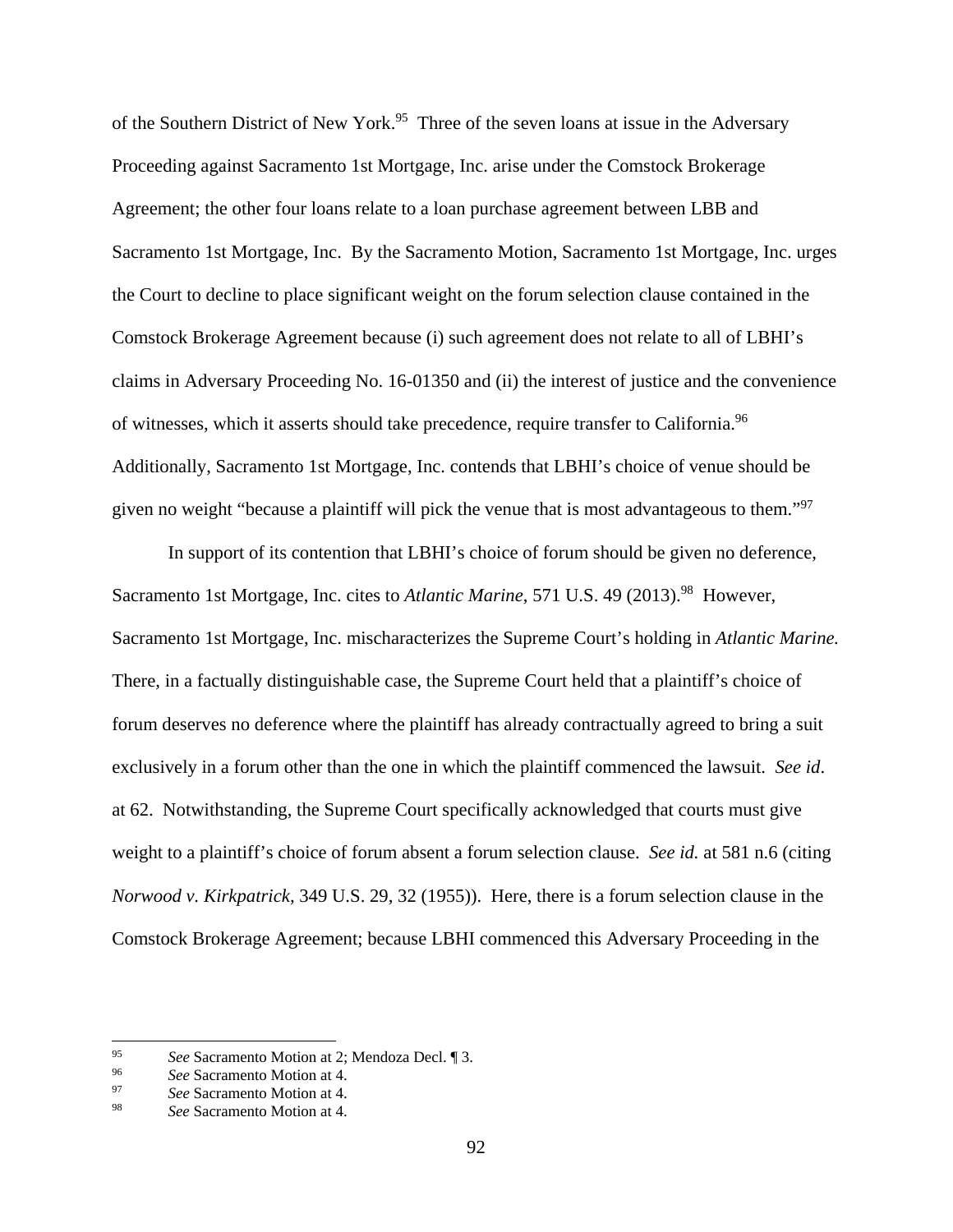of the Southern District of New York.[95] Three of the seven loans at issue in the Adversary Proceeding against Sacramento 1st Mortgage, Inc. arise under the Comstock Brokerage Agreement; the other four loans relate to a loan purchase agreement between LBB and Sacramento 1st Mortgage, Inc. By the Sacramento Motion, Sacramento 1st Mortgage, Inc. urges the Court to decline to place significant weight on the forum selection clause contained in the Comstock Brokerage Agreement because (i) such agreement does not relate to all of LBHI's claims in Adversary Proceeding No. 16-01350 and (ii) the interest of justice and the convenience of witnesses, which it asserts should take precedence, require transfer to California.[96] Additionally, Sacramento 1st Mortgage, Inc. contends that LBHI's choice of venue should be given no weight "because a plaintiff will pick the venue that is most advantageous to them."[97]

In support of its contention that LBHI's choice of forum should be given no deference, Sacramento 1st Mortgage, Inc. cites to *Atlantic Marine*, 571 U.S. 49 (2013).[98] However, Sacramento 1st Mortgage, Inc. mischaracterizes the Supreme Court's holding in *Atlantic Marine.* There, in a factually distinguishable case, the Supreme Court held that a plaintiff's choice of forum deserves no deference where the plaintiff has already contractually agreed to bring a suit exclusively in a forum other than the one in which the plaintiff commenced the lawsuit. *See id*. at 62. Notwithstanding, the Supreme Court specifically acknowledged that courts must give weight to a plaintiff's choice of forum absent a forum selection clause. *See id.* at 581 n.6 (citing *Norwood v. Kirkpatrick,* 349 U.S. 29, 32 (1955)). Here, there is a forum selection clause in the Comstock Brokerage Agreement; because LBHI commenced this Adversary Proceeding in the

---

[95] *See* Sacramento Motion at 2; Mendoza Decl. ¶ 3.

[96] *See* Sacramento Motion at 4.

[97] *See* Sacramento Motion at 4.

[98] *See* Sacramento Motion at 4.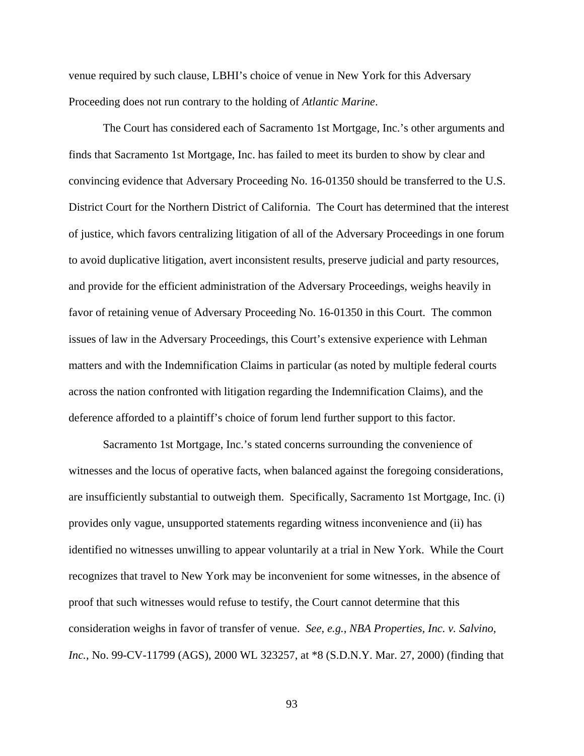venue required by such clause, LBHI's choice of venue in New York for this Adversary Proceeding does not run contrary to the holding of *Atlantic Marine*.

The Court has considered each of Sacramento 1st Mortgage, Inc.'s other arguments and finds that Sacramento 1st Mortgage, Inc. has failed to meet its burden to show by clear and convincing evidence that Adversary Proceeding No. 16-01350 should be transferred to the U.S. District Court for the Northern District of California. The Court has determined that the interest of justice, which favors centralizing litigation of all of the Adversary Proceedings in one forum to avoid duplicative litigation, avert inconsistent results, preserve judicial and party resources, and provide for the efficient administration of the Adversary Proceedings, weighs heavily in favor of retaining venue of Adversary Proceeding No. 16-01350 in this Court. The common issues of law in the Adversary Proceedings, this Court's extensive experience with Lehman matters and with the Indemnification Claims in particular (as noted by multiple federal courts across the nation confronted with litigation regarding the Indemnification Claims), and the deference afforded to a plaintiff's choice of forum lend further support to this factor.

Sacramento 1st Mortgage, Inc.'s stated concerns surrounding the convenience of witnesses and the locus of operative facts, when balanced against the foregoing considerations, are insufficiently substantial to outweigh them. Specifically, Sacramento 1st Mortgage, Inc. (i) provides only vague, unsupported statements regarding witness inconvenience and (ii) has identified no witnesses unwilling to appear voluntarily at a trial in New York. While the Court recognizes that travel to New York may be inconvenient for some witnesses, in the absence of proof that such witnesses would refuse to testify, the Court cannot determine that this consideration weighs in favor of transfer of venue. *See, e.g.*, *NBA Properties, Inc. v. Salvino, Inc.*, No. 99-CV-11799 (AGS), 2000 WL 323257, at *8 (S.D.N.Y. Mar. 27, 2000) (finding that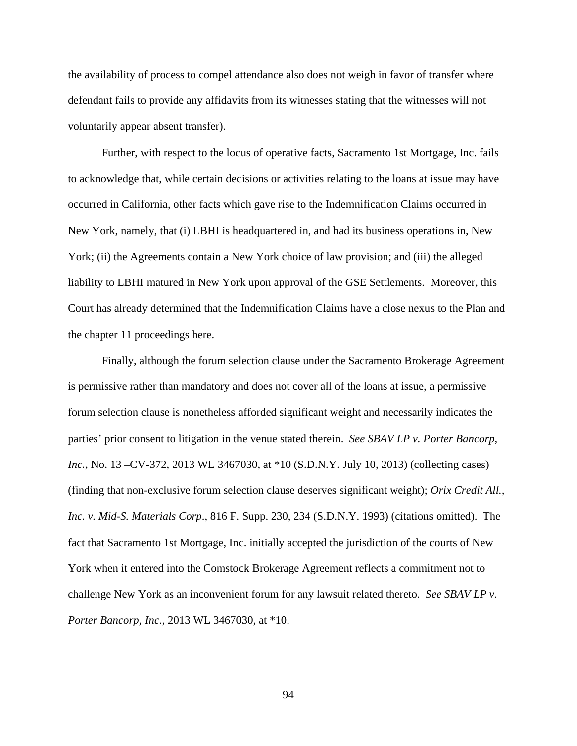the availability of process to compel attendance also does not weigh in favor of transfer where defendant fails to provide any affidavits from its witnesses stating that the witnesses will not voluntarily appear absent transfer).

Further, with respect to the locus of operative facts, Sacramento 1st Mortgage, Inc. fails to acknowledge that, while certain decisions or activities relating to the loans at issue may have occurred in California, other facts which gave rise to the Indemnification Claims occurred in New York, namely, that (i) LBHI is headquartered in, and had its business operations in, New York; (ii) the Agreements contain a New York choice of law provision; and (iii) the alleged liability to LBHI matured in New York upon approval of the GSE Settlements. Moreover, this Court has already determined that the Indemnification Claims have a close nexus to the Plan and the chapter 11 proceedings here.

Finally, although the forum selection clause under the Sacramento Brokerage Agreement is permissive rather than mandatory and does not cover all of the loans at issue, a permissive forum selection clause is nonetheless afforded significant weight and necessarily indicates the parties' prior consent to litigation in the venue stated therein. *See SBAV LP v. Porter Bancorp, Inc.*, No. 13 –CV-372, 2013 WL 3467030, at *10 (S.D.N.Y. July 10, 2013) (collecting cases) (finding that non-exclusive forum selection clause deserves significant weight); *Orix Credit All., Inc. v. Mid-S. Materials Corp*., 816 F. Supp. 230, 234 (S.D.N.Y. 1993) (citations omitted). The fact that Sacramento 1st Mortgage, Inc. initially accepted the jurisdiction of the courts of New York when it entered into the Comstock Brokerage Agreement reflects a commitment not to challenge New York as an inconvenient forum for any lawsuit related thereto. *See SBAV LP v. Porter Bancorp, Inc.*, 2013 WL 3467030, at *10.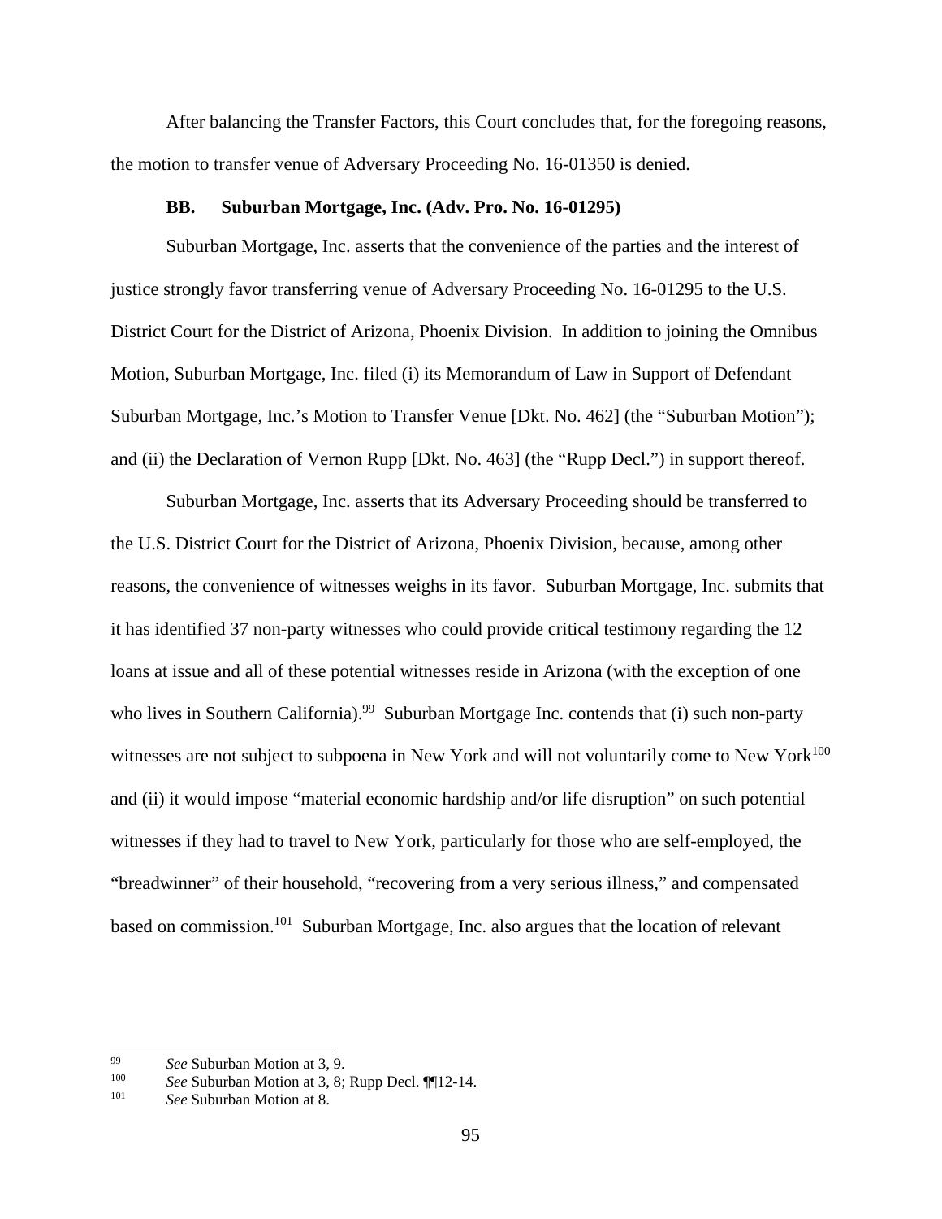After balancing the Transfer Factors, this Court concludes that, for the foregoing reasons, the motion to transfer venue of Adversary Proceeding No. 16-01350 is denied.

### BB. Suburban Mortgage, Inc. (Adv. Pro. No. 16-01295)

Suburban Mortgage, Inc. asserts that the convenience of the parties and the interest of justice strongly favor transferring venue of Adversary Proceeding No. 16-01295 to the U.S. District Court for the District of Arizona, Phoenix Division. In addition to joining the Omnibus Motion, Suburban Mortgage, Inc. filed (i) its Memorandum of Law in Support of Defendant Suburban Mortgage, Inc.'s Motion to Transfer Venue [Dkt. No. 462] (the "Suburban Motion"); and (ii) the Declaration of Vernon Rupp [Dkt. No. 463] (the "Rupp Decl.") in support thereof.

Suburban Mortgage, Inc. asserts that its Adversary Proceeding should be transferred to the U.S. District Court for the District of Arizona, Phoenix Division, because, among other reasons, the convenience of witnesses weighs in its favor. Suburban Mortgage, Inc. submits that it has identified 37 non-party witnesses who could provide critical testimony regarding the 12 loans at issue and all of these potential witnesses reside in Arizona (with the exception of one who lives in Southern California).[99] Suburban Mortgage Inc. contends that (i) such non-party witnesses are not subject to subpoena in New York and will not voluntarily come to New York[100] and (ii) it would impose "material economic hardship and/or life disruption" on such potential witnesses if they had to travel to New York, particularly for those who are self-employed, the "breadwinner" of their household, "recovering from a very serious illness," and compensated based on commission.[101] Suburban Mortgage, Inc. also argues that the location of relevant

---

[99] *See* Suburban Motion at 3, 9.

[100] *See* Suburban Motion at 3, 8; Rupp Decl. ¶¶12-14.

[101] *See* Suburban Motion at 8.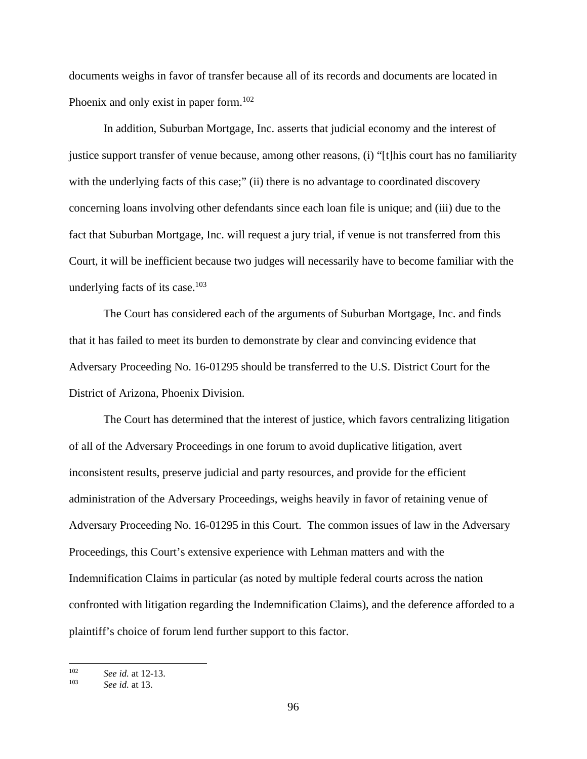documents weighs in favor of transfer because all of its records and documents are located in Phoenix and only exist in paper form.[102]

In addition, Suburban Mortgage, Inc. asserts that judicial economy and the interest of justice support transfer of venue because, among other reasons, (i) "[t]his court has no familiarity with the underlying facts of this case;" (ii) there is no advantage to coordinated discovery concerning loans involving other defendants since each loan file is unique; and (iii) due to the fact that Suburban Mortgage, Inc. will request a jury trial, if venue is not transferred from this Court, it will be inefficient because two judges will necessarily have to become familiar with the underlying facts of its case.[103]

The Court has considered each of the arguments of Suburban Mortgage, Inc. and finds that it has failed to meet its burden to demonstrate by clear and convincing evidence that Adversary Proceeding No. 16-01295 should be transferred to the U.S. District Court for the District of Arizona, Phoenix Division.

The Court has determined that the interest of justice, which favors centralizing litigation of all of the Adversary Proceedings in one forum to avoid duplicative litigation, avert inconsistent results, preserve judicial and party resources, and provide for the efficient administration of the Adversary Proceedings, weighs heavily in favor of retaining venue of Adversary Proceeding No. 16-01295 in this Court. The common issues of law in the Adversary Proceedings, this Court's extensive experience with Lehman matters and with the Indemnification Claims in particular (as noted by multiple federal courts across the nation confronted with litigation regarding the Indemnification Claims), and the deference afforded to a plaintiff's choice of forum lend further support to this factor.

---

[102] *See id.* at 12-13.

[103] *See id.* at 13.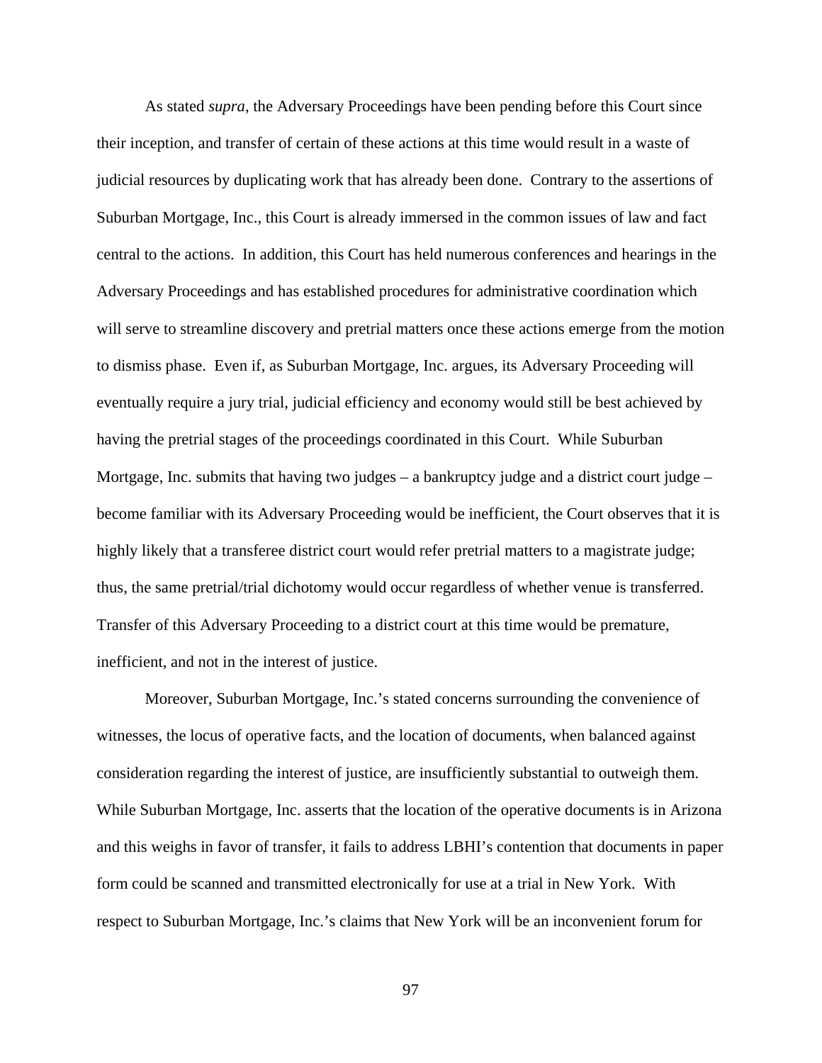As stated *supra*, the Adversary Proceedings have been pending before this Court since their inception, and transfer of certain of these actions at this time would result in a waste of judicial resources by duplicating work that has already been done. Contrary to the assertions of Suburban Mortgage, Inc., this Court is already immersed in the common issues of law and fact central to the actions. In addition, this Court has held numerous conferences and hearings in the Adversary Proceedings and has established procedures for administrative coordination which will serve to streamline discovery and pretrial matters once these actions emerge from the motion to dismiss phase. Even if, as Suburban Mortgage, Inc. argues, its Adversary Proceeding will eventually require a jury trial, judicial efficiency and economy would still be best achieved by having the pretrial stages of the proceedings coordinated in this Court. While Suburban Mortgage, Inc. submits that having two judges – a bankruptcy judge and a district court judge – become familiar with its Adversary Proceeding would be inefficient, the Court observes that it is highly likely that a transferee district court would refer pretrial matters to a magistrate judge; thus, the same pretrial/trial dichotomy would occur regardless of whether venue is transferred. Transfer of this Adversary Proceeding to a district court at this time would be premature, inefficient, and not in the interest of justice.

Moreover, Suburban Mortgage, Inc.'s stated concerns surrounding the convenience of witnesses, the locus of operative facts, and the location of documents, when balanced against consideration regarding the interest of justice, are insufficiently substantial to outweigh them. While Suburban Mortgage, Inc. asserts that the location of the operative documents is in Arizona and this weighs in favor of transfer, it fails to address LBHI's contention that documents in paper form could be scanned and transmitted electronically for use at a trial in New York. With respect to Suburban Mortgage, Inc.'s claims that New York will be an inconvenient forum for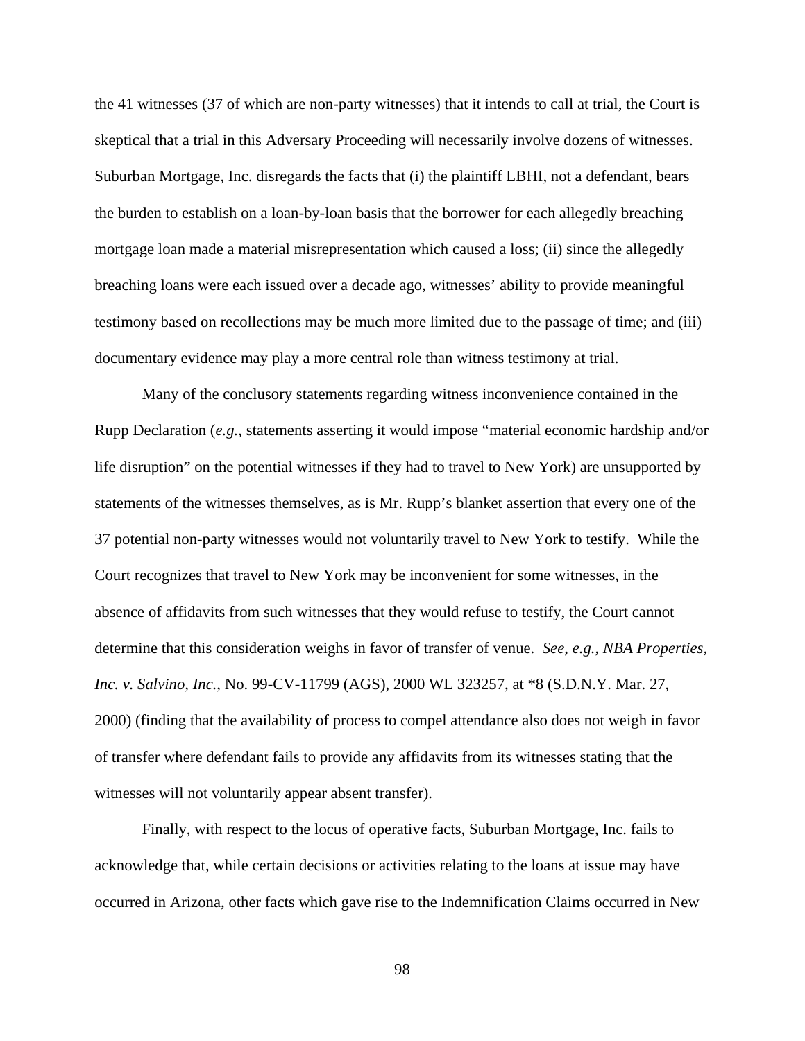the 41 witnesses (37 of which are non-party witnesses) that it intends to call at trial, the Court is skeptical that a trial in this Adversary Proceeding will necessarily involve dozens of witnesses. Suburban Mortgage, Inc. disregards the facts that (i) the plaintiff LBHI, not a defendant, bears the burden to establish on a loan-by-loan basis that the borrower for each allegedly breaching mortgage loan made a material misrepresentation which caused a loss; (ii) since the allegedly breaching loans were each issued over a decade ago, witnesses' ability to provide meaningful testimony based on recollections may be much more limited due to the passage of time; and (iii) documentary evidence may play a more central role than witness testimony at trial.

Many of the conclusory statements regarding witness inconvenience contained in the Rupp Declaration (*e.g.*, statements asserting it would impose "material economic hardship and/or life disruption" on the potential witnesses if they had to travel to New York) are unsupported by statements of the witnesses themselves, as is Mr. Rupp's blanket assertion that every one of the 37 potential non-party witnesses would not voluntarily travel to New York to testify. While the Court recognizes that travel to New York may be inconvenient for some witnesses, in the absence of affidavits from such witnesses that they would refuse to testify, the Court cannot determine that this consideration weighs in favor of transfer of venue. *See, e.g.*, *NBA Properties, Inc. v. Salvino, Inc.*, No. 99-CV-11799 (AGS), 2000 WL 323257, at *8 (S.D.N.Y. Mar. 27, 2000) (finding that the availability of process to compel attendance also does not weigh in favor of transfer where defendant fails to provide any affidavits from its witnesses stating that the witnesses will not voluntarily appear absent transfer).

Finally, with respect to the locus of operative facts, Suburban Mortgage, Inc. fails to acknowledge that, while certain decisions or activities relating to the loans at issue may have occurred in Arizona, other facts which gave rise to the Indemnification Claims occurred in New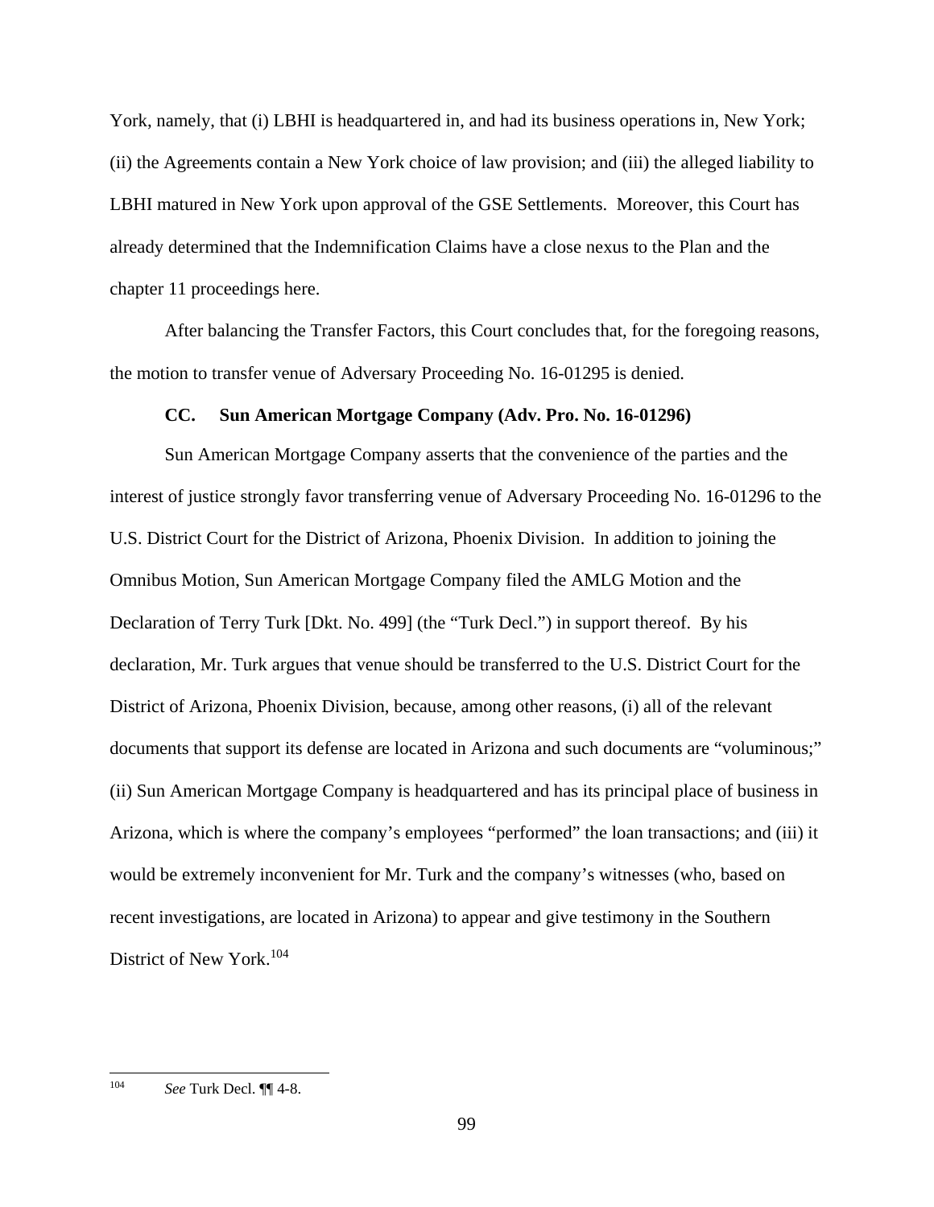York, namely, that (i) LBHI is headquartered in, and had its business operations in, New York; (ii) the Agreements contain a New York choice of law provision; and (iii) the alleged liability to LBHI matured in New York upon approval of the GSE Settlements. Moreover, this Court has already determined that the Indemnification Claims have a close nexus to the Plan and the chapter 11 proceedings here.

After balancing the Transfer Factors, this Court concludes that, for the foregoing reasons, the motion to transfer venue of Adversary Proceeding No. 16-01295 is denied.

### CC. Sun American Mortgage Company (Adv. Pro. No. 16-01296)

Sun American Mortgage Company asserts that the convenience of the parties and the interest of justice strongly favor transferring venue of Adversary Proceeding No. 16-01296 to the U.S. District Court for the District of Arizona, Phoenix Division. In addition to joining the Omnibus Motion, Sun American Mortgage Company filed the AMLG Motion and the Declaration of Terry Turk [Dkt. No. 499] (the "Turk Decl.") in support thereof. By his declaration, Mr. Turk argues that venue should be transferred to the U.S. District Court for the District of Arizona, Phoenix Division, because, among other reasons, (i) all of the relevant documents that support its defense are located in Arizona and such documents are "voluminous;" (ii) Sun American Mortgage Company is headquartered and has its principal place of business in Arizona, which is where the company's employees "performed" the loan transactions; and (iii) it would be extremely inconvenient for Mr. Turk and the company's witnesses (who, based on recent investigations, are located in Arizona) to appear and give testimony in the Southern District of New York.[104]

---

[104] *See* Turk Decl. ¶¶ 4-8.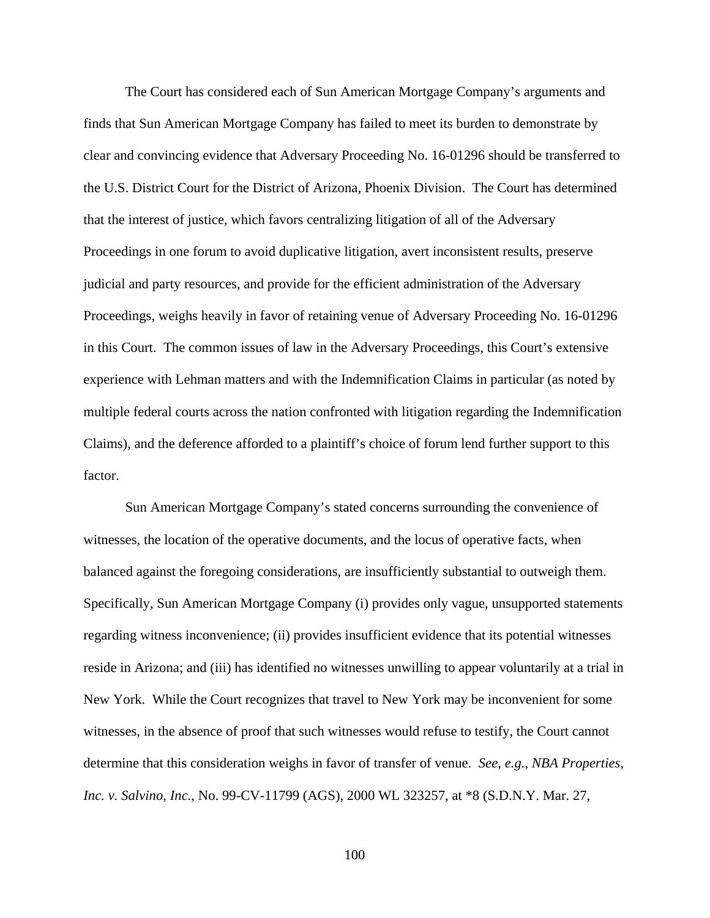The Court has considered each of Sun American Mortgage Company's arguments and finds that Sun American Mortgage Company has failed to meet its burden to demonstrate by clear and convincing evidence that Adversary Proceeding No. 16-01296 should be transferred to the U.S. District Court for the District of Arizona, Phoenix Division. The Court has determined that the interest of justice, which favors centralizing litigation of all of the Adversary Proceedings in one forum to avoid duplicative litigation, avert inconsistent results, preserve judicial and party resources, and provide for the efficient administration of the Adversary Proceedings, weighs heavily in favor of retaining venue of Adversary Proceeding No. 16-01296 in this Court. The common issues of law in the Adversary Proceedings, this Court's extensive experience with Lehman matters and with the Indemnification Claims in particular (as noted by multiple federal courts across the nation confronted with litigation regarding the Indemnification Claims), and the deference afforded to a plaintiff's choice of forum lend further support to this factor.

Sun American Mortgage Company's stated concerns surrounding the convenience of witnesses, the location of the operative documents, and the locus of operative facts, when balanced against the foregoing considerations, are insufficiently substantial to outweigh them. Specifically, Sun American Mortgage Company (i) provides only vague, unsupported statements regarding witness inconvenience; (ii) provides insufficient evidence that its potential witnesses reside in Arizona; and (iii) has identified no witnesses unwilling to appear voluntarily at a trial in New York. While the Court recognizes that travel to New York may be inconvenient for some witnesses, in the absence of proof that such witnesses would refuse to testify, the Court cannot determine that this consideration weighs in favor of transfer of venue. *See, e.g.*, *NBA Properties, Inc. v. Salvino, Inc.*, No. 99-CV-11799 (AGS), 2000 WL 323257, at *8 (S.D.N.Y. Mar. 27,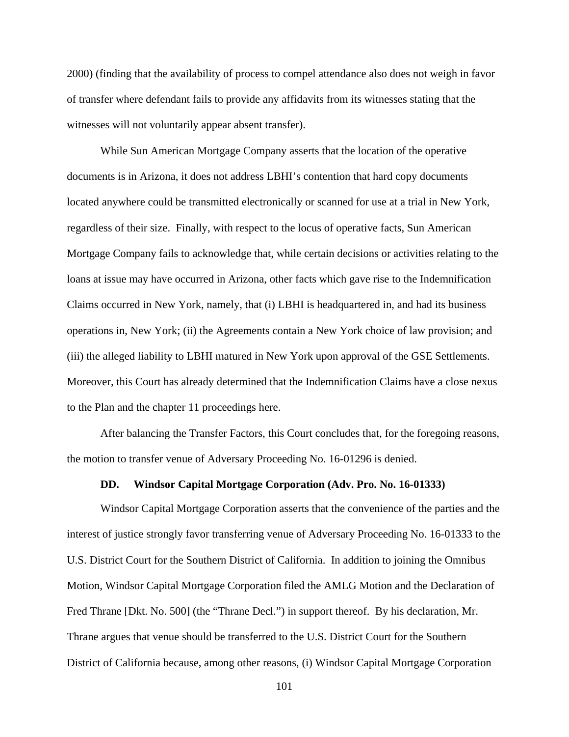2000) (finding that the availability of process to compel attendance also does not weigh in favor of transfer where defendant fails to provide any affidavits from its witnesses stating that the witnesses will not voluntarily appear absent transfer).

While Sun American Mortgage Company asserts that the location of the operative documents is in Arizona, it does not address LBHI's contention that hard copy documents located anywhere could be transmitted electronically or scanned for use at a trial in New York, regardless of their size. Finally, with respect to the locus of operative facts, Sun American Mortgage Company fails to acknowledge that, while certain decisions or activities relating to the loans at issue may have occurred in Arizona, other facts which gave rise to the Indemnification Claims occurred in New York, namely, that (i) LBHI is headquartered in, and had its business operations in, New York; (ii) the Agreements contain a New York choice of law provision; and (iii) the alleged liability to LBHI matured in New York upon approval of the GSE Settlements. Moreover, this Court has already determined that the Indemnification Claims have a close nexus to the Plan and the chapter 11 proceedings here.

After balancing the Transfer Factors, this Court concludes that, for the foregoing reasons, the motion to transfer venue of Adversary Proceeding No. 16-01296 is denied.

### DD. Windsor Capital Mortgage Corporation (Adv. Pro. No. 16-01333)

Windsor Capital Mortgage Corporation asserts that the convenience of the parties and the interest of justice strongly favor transferring venue of Adversary Proceeding No. 16-01333 to the U.S. District Court for the Southern District of California. In addition to joining the Omnibus Motion, Windsor Capital Mortgage Corporation filed the AMLG Motion and the Declaration of Fred Thrane [Dkt. No. 500] (the "Thrane Decl.") in support thereof. By his declaration, Mr. Thrane argues that venue should be transferred to the U.S. District Court for the Southern District of California because, among other reasons, (i) Windsor Capital Mortgage Corporation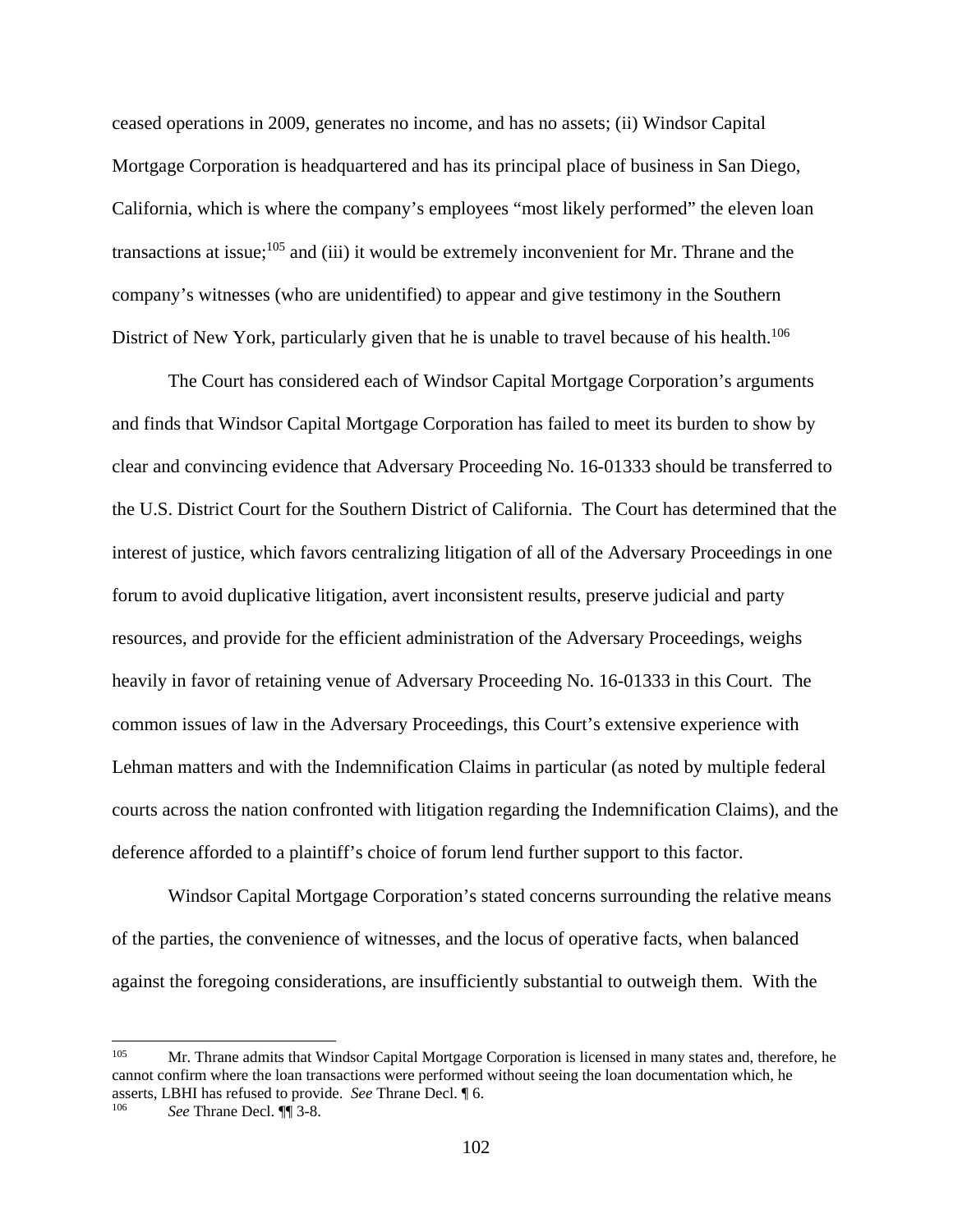ceased operations in 2009, generates no income, and has no assets; (ii) Windsor Capital Mortgage Corporation is headquartered and has its principal place of business in San Diego, California, which is where the company's employees "most likely performed" the eleven loan transactions at issue;[105] and (iii) it would be extremely inconvenient for Mr. Thrane and the company's witnesses (who are unidentified) to appear and give testimony in the Southern District of New York, particularly given that he is unable to travel because of his health.[106]

The Court has considered each of Windsor Capital Mortgage Corporation's arguments and finds that Windsor Capital Mortgage Corporation has failed to meet its burden to show by clear and convincing evidence that Adversary Proceeding No. 16-01333 should be transferred to the U.S. District Court for the Southern District of California. The Court has determined that the interest of justice, which favors centralizing litigation of all of the Adversary Proceedings in one forum to avoid duplicative litigation, avert inconsistent results, preserve judicial and party resources, and provide for the efficient administration of the Adversary Proceedings, weighs heavily in favor of retaining venue of Adversary Proceeding No. 16-01333 in this Court. The common issues of law in the Adversary Proceedings, this Court's extensive experience with Lehman matters and with the Indemnification Claims in particular (as noted by multiple federal courts across the nation confronted with litigation regarding the Indemnification Claims), and the deference afforded to a plaintiff's choice of forum lend further support to this factor.

Windsor Capital Mortgage Corporation's stated concerns surrounding the relative means of the parties, the convenience of witnesses, and the locus of operative facts, when balanced against the foregoing considerations, are insufficiently substantial to outweigh them. With the

---

[105] Mr. Thrane admits that Windsor Capital Mortgage Corporation is licensed in many states and, therefore, he cannot confirm where the loan transactions were performed without seeing the loan documentation which, he asserts, LBHI has refused to provide. *See* Thrane Decl. ¶ 6.

[106] *See* Thrane Decl. ¶¶ 3-8.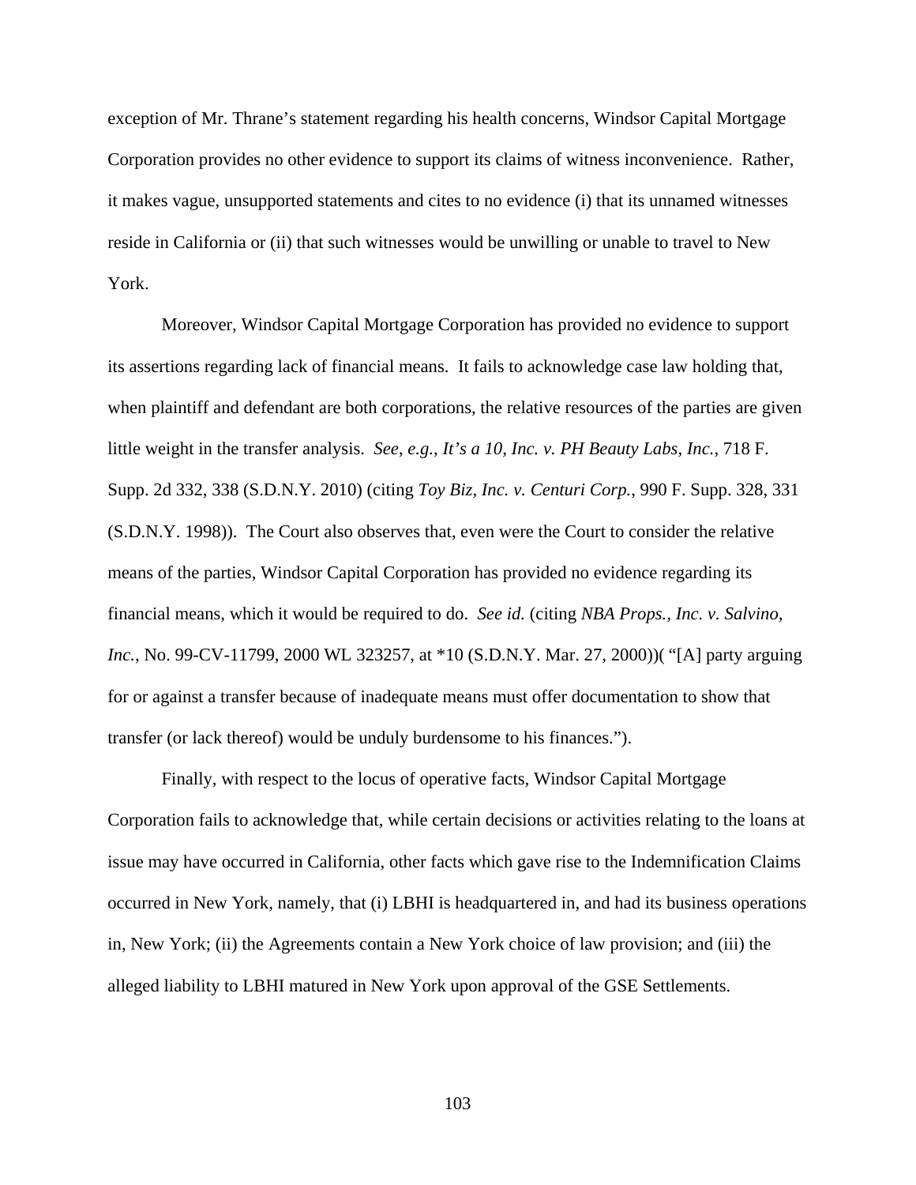exception of Mr. Thrane's statement regarding his health concerns, Windsor Capital Mortgage Corporation provides no other evidence to support its claims of witness inconvenience. Rather, it makes vague, unsupported statements and cites to no evidence (i) that its unnamed witnesses reside in California or (ii) that such witnesses would be unwilling or unable to travel to New York.

Moreover, Windsor Capital Mortgage Corporation has provided no evidence to support its assertions regarding lack of financial means. It fails to acknowledge case law holding that, when plaintiff and defendant are both corporations, the relative resources of the parties are given little weight in the transfer analysis. *See, e.g.*, *It's a 10, Inc. v. PH Beauty Labs, Inc.*, 718 F. Supp. 2d 332, 338 (S.D.N.Y. 2010) (citing *Toy Biz, Inc. v. Centuri Corp.*, 990 F. Supp. 328, 331 (S.D.N.Y. 1998)). The Court also observes that, even were the Court to consider the relative means of the parties, Windsor Capital Corporation has provided no evidence regarding its financial means, which it would be required to do. *See id.* (citing *NBA Props., Inc. v. Salvino, Inc.*, No. 99-CV-11799, 2000 WL 323257, at *10 (S.D.N.Y. Mar. 27, 2000))( "[A] party arguing for or against a transfer because of inadequate means must offer documentation to show that transfer (or lack thereof) would be unduly burdensome to his finances.").

Finally, with respect to the locus of operative facts, Windsor Capital Mortgage Corporation fails to acknowledge that, while certain decisions or activities relating to the loans at issue may have occurred in California, other facts which gave rise to the Indemnification Claims occurred in New York, namely, that (i) LBHI is headquartered in, and had its business operations in, New York; (ii) the Agreements contain a New York choice of law provision; and (iii) the alleged liability to LBHI matured in New York upon approval of the GSE Settlements.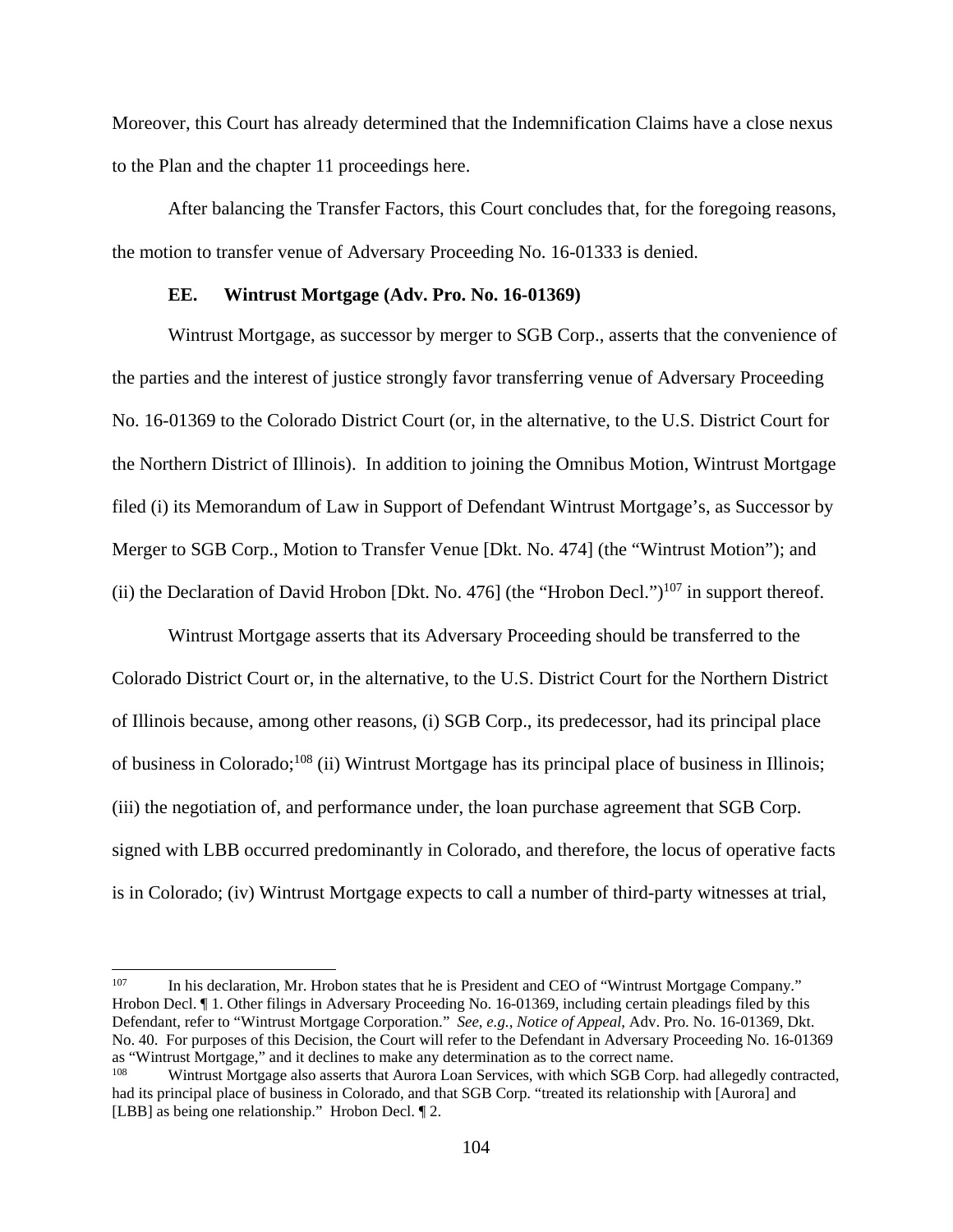Moreover, this Court has already determined that the Indemnification Claims have a close nexus to the Plan and the chapter 11 proceedings here.

After balancing the Transfer Factors, this Court concludes that, for the foregoing reasons, the motion to transfer venue of Adversary Proceeding No. 16-01333 is denied.

### EE. Wintrust Mortgage (Adv. Pro. No. 16-01369)

Wintrust Mortgage, as successor by merger to SGB Corp., asserts that the convenience of the parties and the interest of justice strongly favor transferring venue of Adversary Proceeding No. 16-01369 to the Colorado District Court (or, in the alternative, to the U.S. District Court for the Northern District of Illinois). In addition to joining the Omnibus Motion, Wintrust Mortgage filed (i) its Memorandum of Law in Support of Defendant Wintrust Mortgage's, as Successor by Merger to SGB Corp., Motion to Transfer Venue [Dkt. No. 474] (the "Wintrust Motion"); and (ii) the Declaration of David Hrobon [Dkt. No. 476] (the "Hrobon Decl.")[107] in support thereof.

Wintrust Mortgage asserts that its Adversary Proceeding should be transferred to the Colorado District Court or, in the alternative, to the U.S. District Court for the Northern District of Illinois because, among other reasons, (i) SGB Corp., its predecessor, had its principal place of business in Colorado;[108] (ii) Wintrust Mortgage has its principal place of business in Illinois; (iii) the negotiation of, and performance under, the loan purchase agreement that SGB Corp. signed with LBB occurred predominantly in Colorado, and therefore, the locus of operative facts is in Colorado; (iv) Wintrust Mortgage expects to call a number of third-party witnesses at trial,

---

[107] In his declaration, Mr. Hrobon states that he is President and CEO of "Wintrust Mortgage Company." Hrobon Decl. ¶ 1. Other filings in Adversary Proceeding No. 16-01369, including certain pleadings filed by this Defendant, refer to "Wintrust Mortgage Corporation." *See*, *e.g., Notice of Appeal*, Adv. Pro. No. 16-01369, Dkt. No. 40. For purposes of this Decision, the Court will refer to the Defendant in Adversary Proceeding No. 16-01369 as "Wintrust Mortgage," and it declines to make any determination as to the correct name.

[108] Wintrust Mortgage also asserts that Aurora Loan Services, with which SGB Corp. had allegedly contracted, had its principal place of business in Colorado, and that SGB Corp. "treated its relationship with [Aurora] and [LBB] as being one relationship." Hrobon Decl. ¶ 2.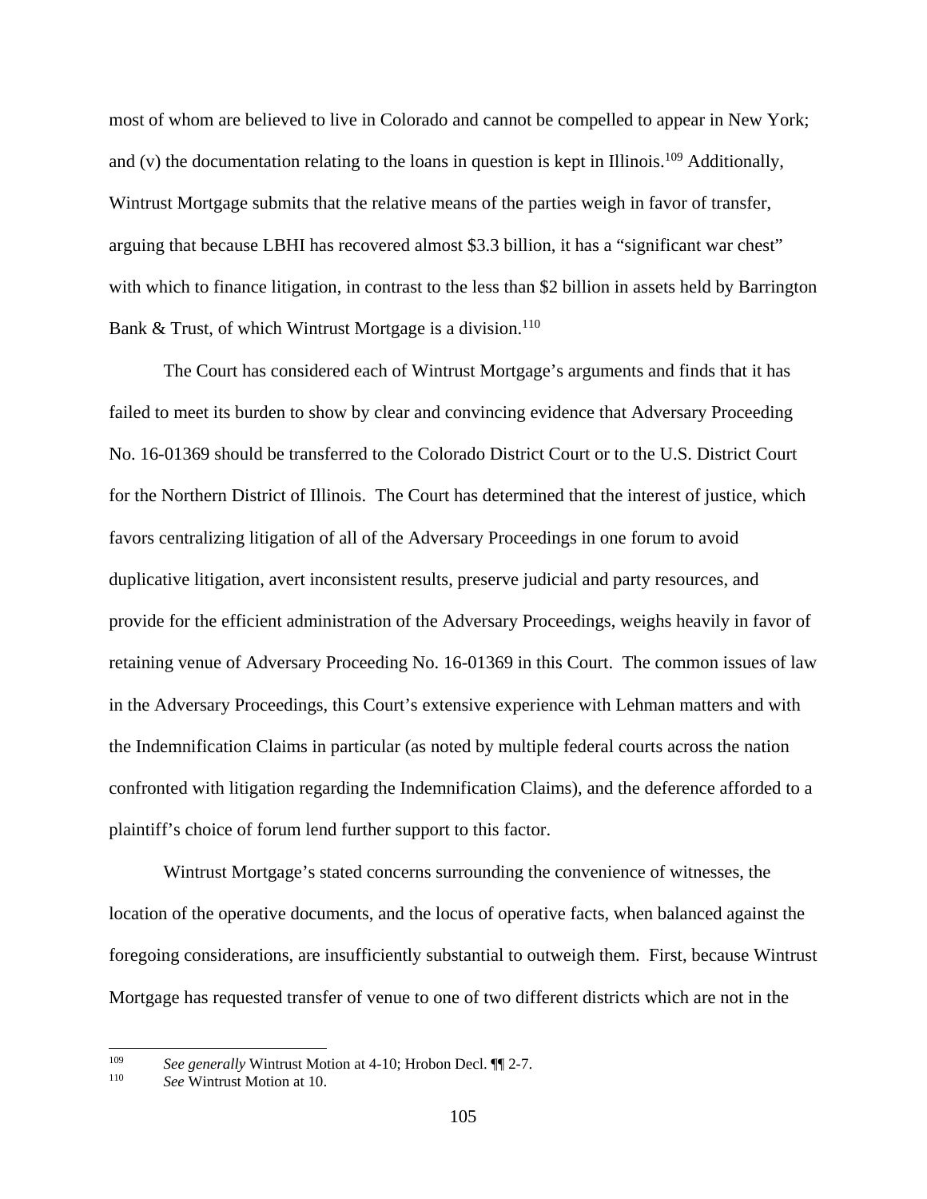most of whom are believed to live in Colorado and cannot be compelled to appear in New York; and (v) the documentation relating to the loans in question is kept in Illinois.[109] Additionally, Wintrust Mortgage submits that the relative means of the parties weigh in favor of transfer, arguing that because LBHI has recovered almost $3.3 billion, it has a "significant war chest" with which to finance litigation, in contrast to the less than $2 billion in assets held by Barrington Bank & Trust, of which Wintrust Mortgage is a division.[110]

The Court has considered each of Wintrust Mortgage's arguments and finds that it has failed to meet its burden to show by clear and convincing evidence that Adversary Proceeding No. 16-01369 should be transferred to the Colorado District Court or to the U.S. District Court for the Northern District of Illinois. The Court has determined that the interest of justice, which favors centralizing litigation of all of the Adversary Proceedings in one forum to avoid duplicative litigation, avert inconsistent results, preserve judicial and party resources, and provide for the efficient administration of the Adversary Proceedings, weighs heavily in favor of retaining venue of Adversary Proceeding No. 16-01369 in this Court. The common issues of law in the Adversary Proceedings, this Court's extensive experience with Lehman matters and with the Indemnification Claims in particular (as noted by multiple federal courts across the nation confronted with litigation regarding the Indemnification Claims), and the deference afforded to a plaintiff's choice of forum lend further support to this factor.

Wintrust Mortgage's stated concerns surrounding the convenience of witnesses, the location of the operative documents, and the locus of operative facts, when balanced against the foregoing considerations, are insufficiently substantial to outweigh them. First, because Wintrust Mortgage has requested transfer of venue to one of two different districts which are not in the

---

[109] *See generally* Wintrust Motion at 4-10; Hrobon Decl. ¶¶ 2-7.

[110] *See* Wintrust Motion at 10.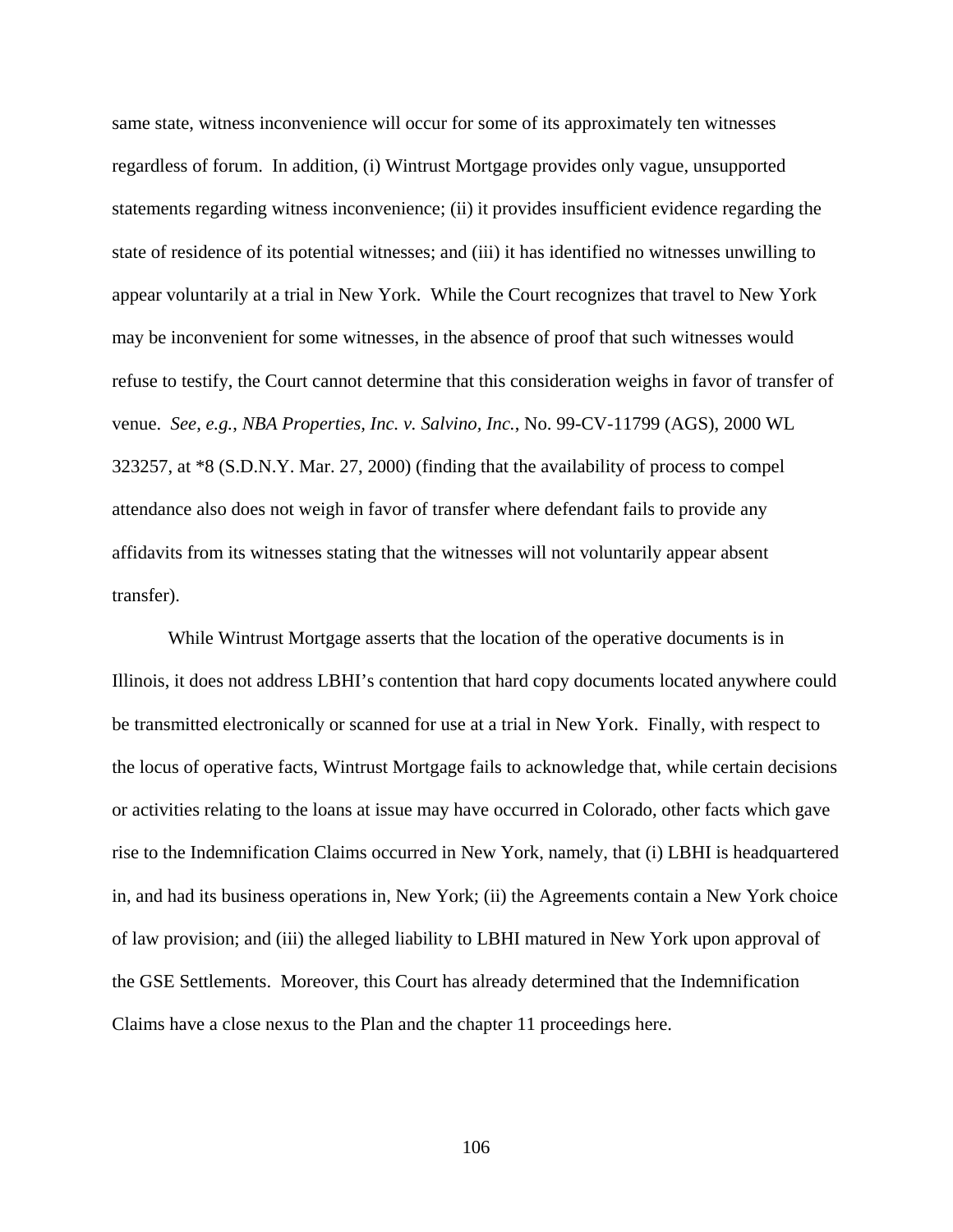same state, witness inconvenience will occur for some of its approximately ten witnesses regardless of forum. In addition, (i) Wintrust Mortgage provides only vague, unsupported statements regarding witness inconvenience; (ii) it provides insufficient evidence regarding the state of residence of its potential witnesses; and (iii) it has identified no witnesses unwilling to appear voluntarily at a trial in New York. While the Court recognizes that travel to New York may be inconvenient for some witnesses, in the absence of proof that such witnesses would refuse to testify, the Court cannot determine that this consideration weighs in favor of transfer of venue. *See, e.g.*, *NBA Properties, Inc. v. Salvino, Inc.*, No. 99-CV-11799 (AGS), 2000 WL 323257, at *8 (S.D.N.Y. Mar. 27, 2000) (finding that the availability of process to compel attendance also does not weigh in favor of transfer where defendant fails to provide any affidavits from its witnesses stating that the witnesses will not voluntarily appear absent transfer).

While Wintrust Mortgage asserts that the location of the operative documents is in Illinois, it does not address LBHI's contention that hard copy documents located anywhere could be transmitted electronically or scanned for use at a trial in New York. Finally, with respect to the locus of operative facts, Wintrust Mortgage fails to acknowledge that, while certain decisions or activities relating to the loans at issue may have occurred in Colorado, other facts which gave rise to the Indemnification Claims occurred in New York, namely, that (i) LBHI is headquartered in, and had its business operations in, New York; (ii) the Agreements contain a New York choice of law provision; and (iii) the alleged liability to LBHI matured in New York upon approval of the GSE Settlements. Moreover, this Court has already determined that the Indemnification Claims have a close nexus to the Plan and the chapter 11 proceedings here.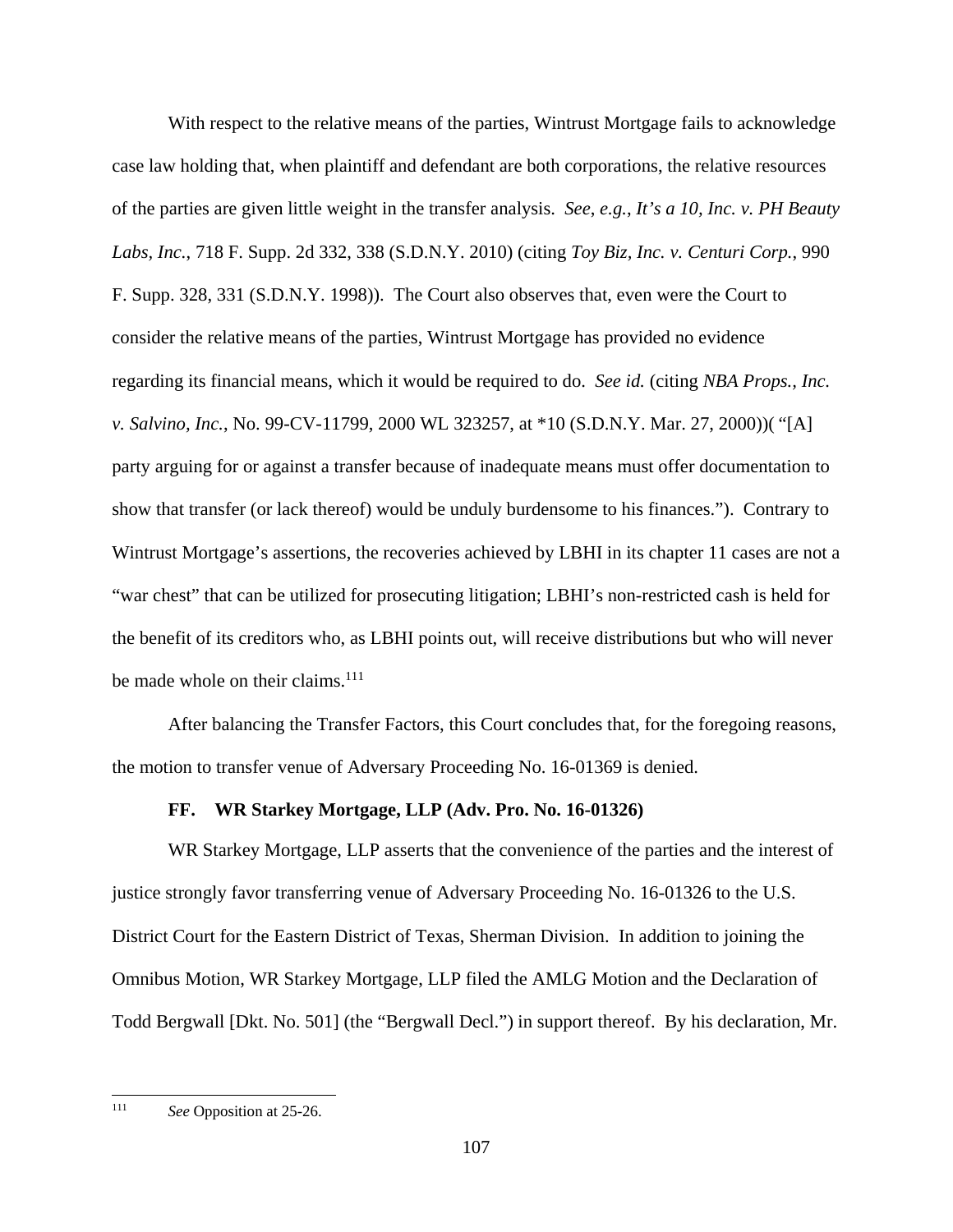With respect to the relative means of the parties, Wintrust Mortgage fails to acknowledge case law holding that, when plaintiff and defendant are both corporations, the relative resources of the parties are given little weight in the transfer analysis. *See*, *e.g.*, *It's a 10, Inc. v. PH Beauty Labs, Inc.*, 718 F. Supp. 2d 332, 338 (S.D.N.Y. 2010) (citing *Toy Biz, Inc. v. Centuri Corp.*, 990 F. Supp. 328, 331 (S.D.N.Y. 1998)). The Court also observes that, even were the Court to consider the relative means of the parties, Wintrust Mortgage has provided no evidence regarding its financial means, which it would be required to do. *See id.* (citing *NBA Props., Inc. v. Salvino, Inc.*, No. 99-CV-11799, 2000 WL 323257, at *10 (S.D.N.Y. Mar. 27, 2000))( "[A] party arguing for or against a transfer because of inadequate means must offer documentation to show that transfer (or lack thereof) would be unduly burdensome to his finances."). Contrary to Wintrust Mortgage's assertions, the recoveries achieved by LBHI in its chapter 11 cases are not a "war chest" that can be utilized for prosecuting litigation; LBHI's non-restricted cash is held for the benefit of its creditors who, as LBHI points out, will receive distributions but who will never be made whole on their claims.[111]

After balancing the Transfer Factors, this Court concludes that, for the foregoing reasons, the motion to transfer venue of Adversary Proceeding No. 16-01369 is denied.

### FF. WR Starkey Mortgage, LLP (Adv. Pro. No. 16-01326)

WR Starkey Mortgage, LLP asserts that the convenience of the parties and the interest of justice strongly favor transferring venue of Adversary Proceeding No. 16-01326 to the U.S. District Court for the Eastern District of Texas, Sherman Division. In addition to joining the Omnibus Motion, WR Starkey Mortgage, LLP filed the AMLG Motion and the Declaration of Todd Bergwall [Dkt. No. 501] (the "Bergwall Decl.") in support thereof. By his declaration, Mr.

---

[111] *See* Opposition at 25-26.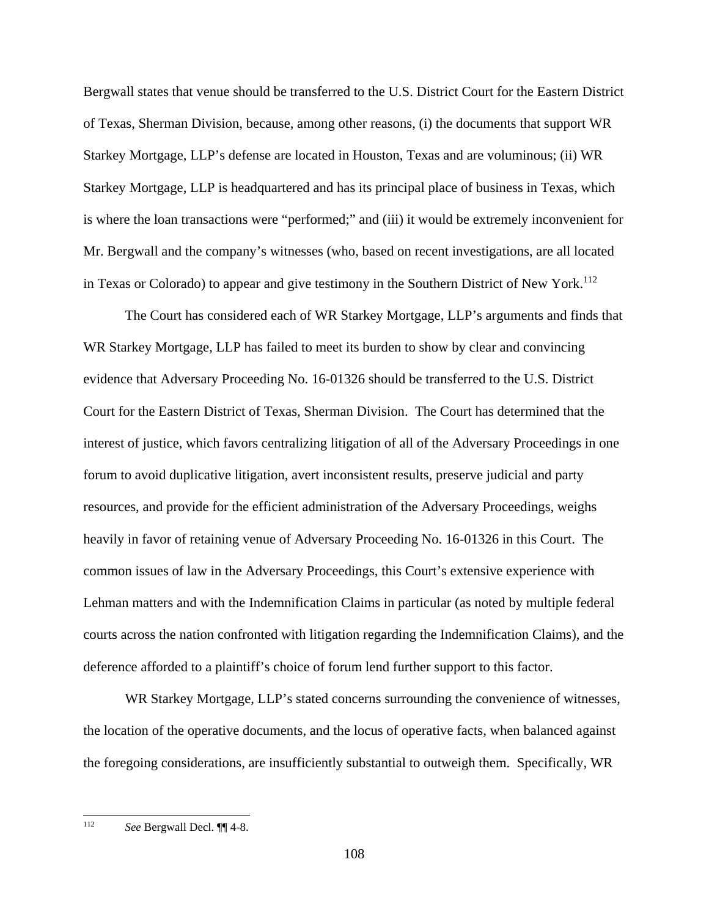Bergwall states that venue should be transferred to the U.S. District Court for the Eastern District of Texas, Sherman Division, because, among other reasons, (i) the documents that support WR Starkey Mortgage, LLP's defense are located in Houston, Texas and are voluminous; (ii) WR Starkey Mortgage, LLP is headquartered and has its principal place of business in Texas, which is where the loan transactions were "performed;" and (iii) it would be extremely inconvenient for Mr. Bergwall and the company's witnesses (who, based on recent investigations, are all located in Texas or Colorado) to appear and give testimony in the Southern District of New York.[112]

The Court has considered each of WR Starkey Mortgage, LLP's arguments and finds that WR Starkey Mortgage, LLP has failed to meet its burden to show by clear and convincing evidence that Adversary Proceeding No. 16-01326 should be transferred to the U.S. District Court for the Eastern District of Texas, Sherman Division. The Court has determined that the interest of justice, which favors centralizing litigation of all of the Adversary Proceedings in one forum to avoid duplicative litigation, avert inconsistent results, preserve judicial and party resources, and provide for the efficient administration of the Adversary Proceedings, weighs heavily in favor of retaining venue of Adversary Proceeding No. 16-01326 in this Court. The common issues of law in the Adversary Proceedings, this Court's extensive experience with Lehman matters and with the Indemnification Claims in particular (as noted by multiple federal courts across the nation confronted with litigation regarding the Indemnification Claims), and the deference afforded to a plaintiff's choice of forum lend further support to this factor.

WR Starkey Mortgage, LLP's stated concerns surrounding the convenience of witnesses, the location of the operative documents, and the locus of operative facts, when balanced against the foregoing considerations, are insufficiently substantial to outweigh them. Specifically, WR

---

[112] *See* Bergwall Decl. ¶¶ 4-8.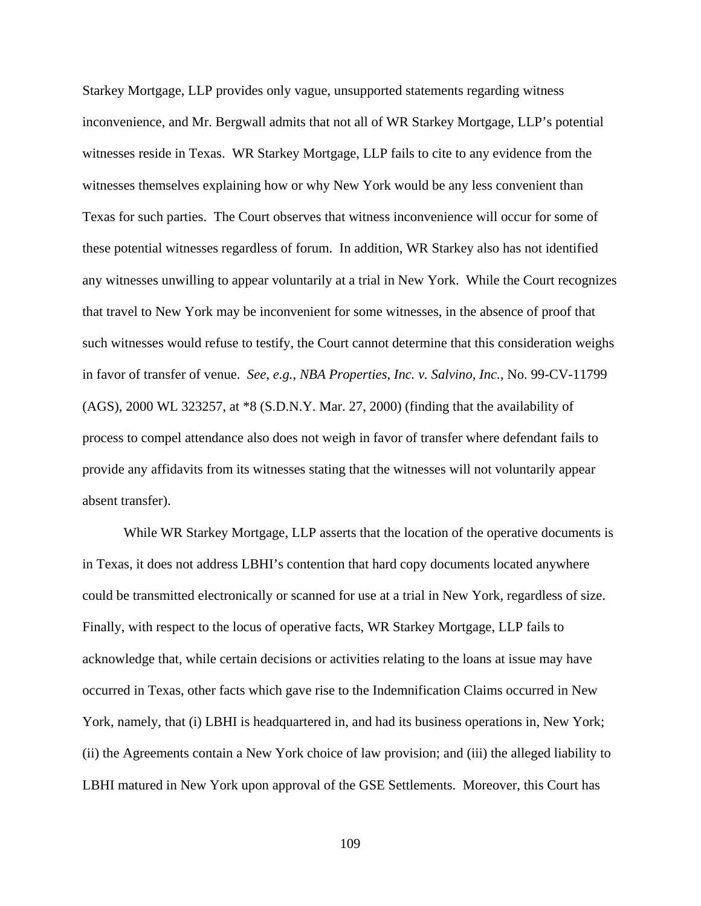Starkey Mortgage, LLP provides only vague, unsupported statements regarding witness inconvenience, and Mr. Bergwall admits that not all of WR Starkey Mortgage, LLP's potential witnesses reside in Texas. WR Starkey Mortgage, LLP fails to cite to any evidence from the witnesses themselves explaining how or why New York would be any less convenient than Texas for such parties. The Court observes that witness inconvenience will occur for some of these potential witnesses regardless of forum. In addition, WR Starkey also has not identified any witnesses unwilling to appear voluntarily at a trial in New York. While the Court recognizes that travel to New York may be inconvenient for some witnesses, in the absence of proof that such witnesses would refuse to testify, the Court cannot determine that this consideration weighs in favor of transfer of venue. *See, e.g., NBA Properties, Inc. v. Salvino, Inc.*, No. 99-CV-11799 (AGS), 2000 WL 323257, at *8 (S.D.N.Y. Mar. 27, 2000) (finding that the availability of process to compel attendance also does not weigh in favor of transfer where defendant fails to provide any affidavits from its witnesses stating that the witnesses will not voluntarily appear absent transfer).

While WR Starkey Mortgage, LLP asserts that the location of the operative documents is in Texas, it does not address LBHI's contention that hard copy documents located anywhere could be transmitted electronically or scanned for use at a trial in New York, regardless of size. Finally, with respect to the locus of operative facts, WR Starkey Mortgage, LLP fails to acknowledge that, while certain decisions or activities relating to the loans at issue may have occurred in Texas, other facts which gave rise to the Indemnification Claims occurred in New York, namely, that (i) LBHI is headquartered in, and had its business operations in, New York; (ii) the Agreements contain a New York choice of law provision; and (iii) the alleged liability to LBHI matured in New York upon approval of the GSE Settlements. Moreover, this Court has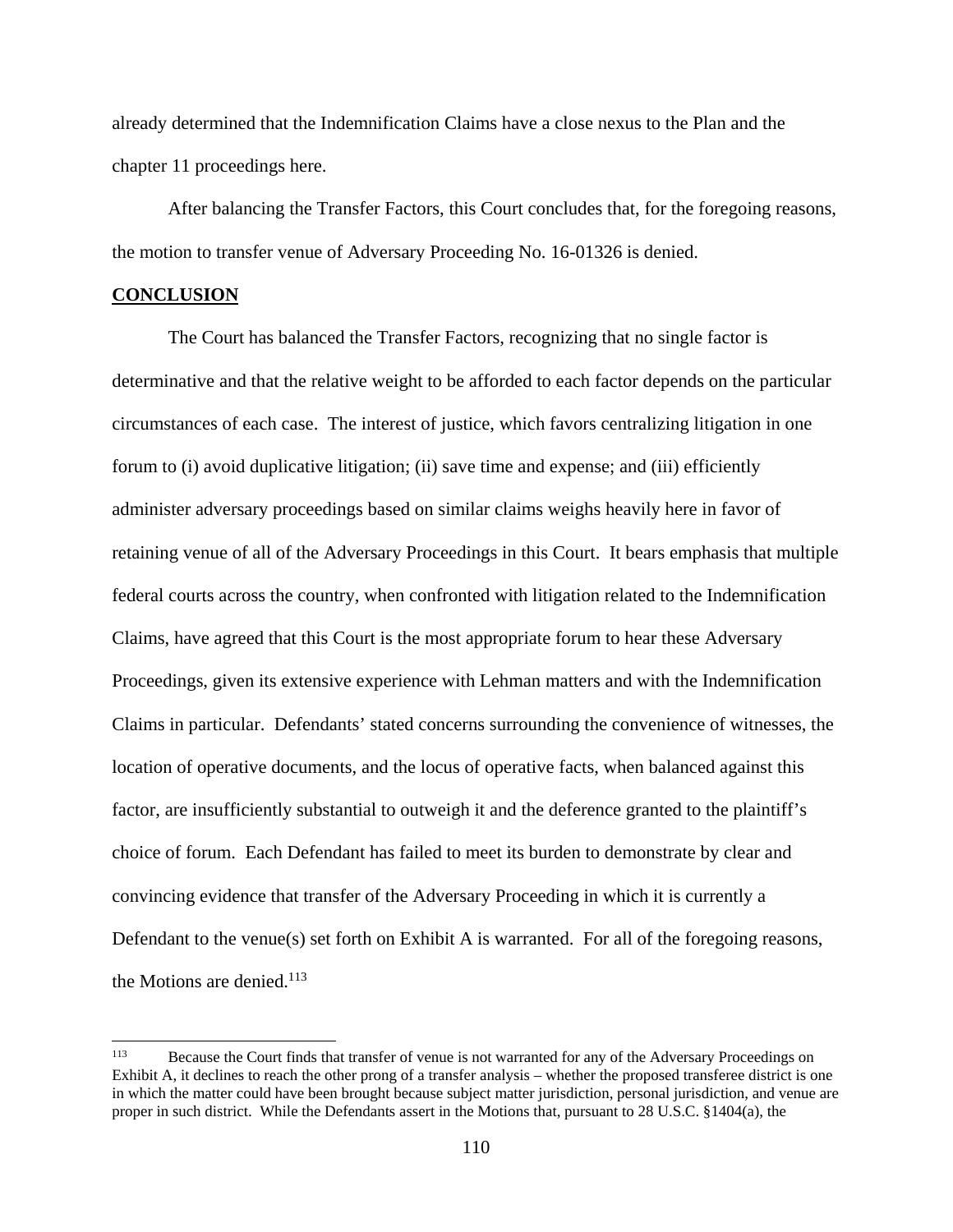already determined that the Indemnification Claims have a close nexus to the Plan and the chapter 11 proceedings here.

After balancing the Transfer Factors, this Court concludes that, for the foregoing reasons, the motion to transfer venue of Adversary Proceeding No. 16-01326 is denied.

**CONCLUSION**

The Court has balanced the Transfer Factors, recognizing that no single factor is determinative and that the relative weight to be afforded to each factor depends on the particular circumstances of each case. The interest of justice, which favors centralizing litigation in one forum to (i) avoid duplicative litigation; (ii) save time and expense; and (iii) efficiently administer adversary proceedings based on similar claims weighs heavily here in favor of retaining venue of all of the Adversary Proceedings in this Court. It bears emphasis that multiple federal courts across the country, when confronted with litigation related to the Indemnification Claims, have agreed that this Court is the most appropriate forum to hear these Adversary Proceedings, given its extensive experience with Lehman matters and with the Indemnification Claims in particular. Defendants' stated concerns surrounding the convenience of witnesses, the location of operative documents, and the locus of operative facts, when balanced against this factor, are insufficiently substantial to outweigh it and the deference granted to the plaintiff's choice of forum. Each Defendant has failed to meet its burden to demonstrate by clear and convincing evidence that transfer of the Adversary Proceeding in which it is currently a Defendant to the venue(s) set forth on Exhibit A is warranted. For all of the foregoing reasons, the Motions are denied.[113]

---

[113] Because the Court finds that transfer of venue is not warranted for any of the Adversary Proceedings on Exhibit A, it declines to reach the other prong of a transfer analysis – whether the proposed transferee district is one in which the matter could have been brought because subject matter jurisdiction, personal jurisdiction, and venue are proper in such district. While the Defendants assert in the Motions that, pursuant to 28 U.S.C. §1404(a), the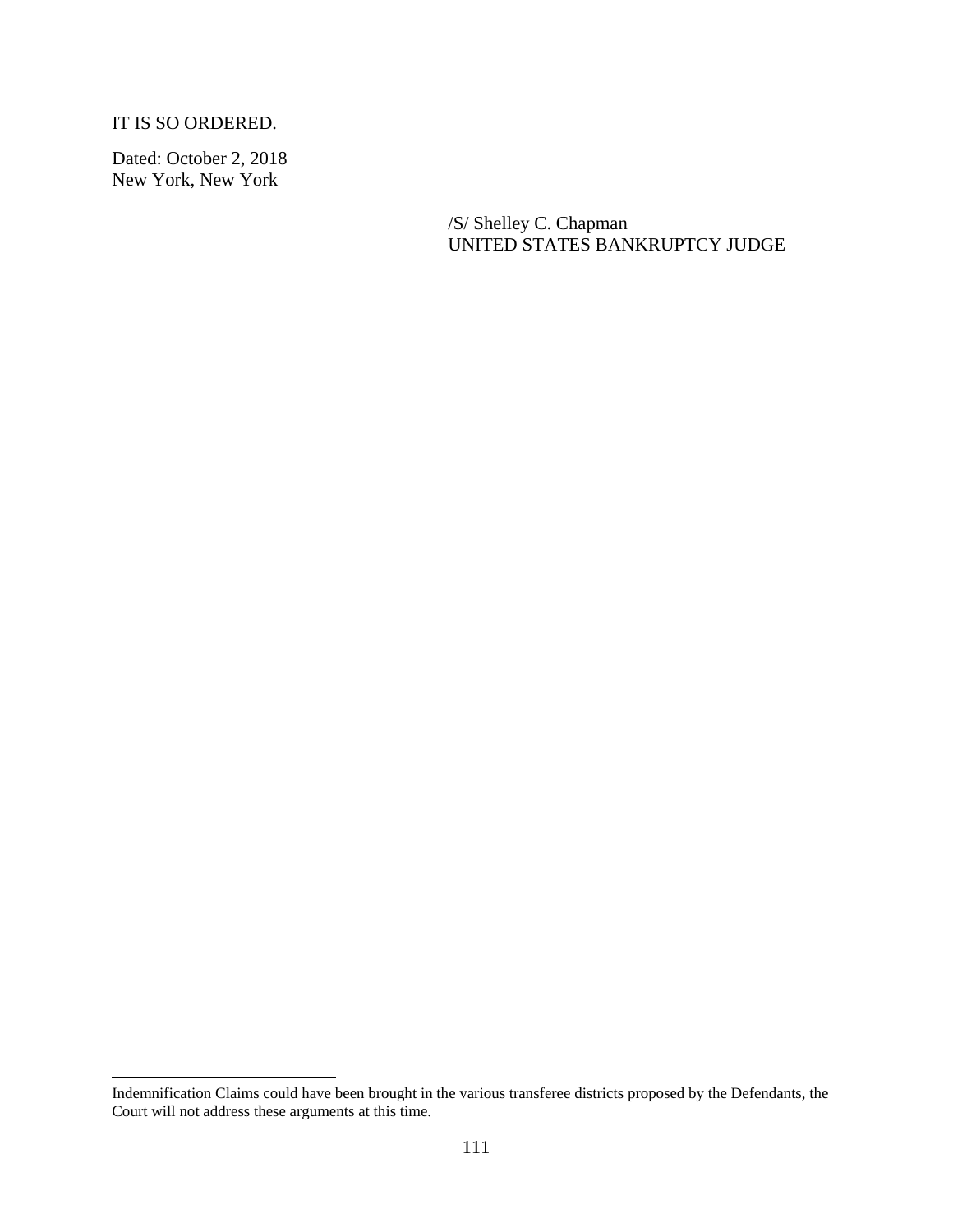IT IS SO ORDERED.

Dated: October 2, 2018
New York, New York

/S/ Shelley C. Chapman
UNITED STATES BANKRUPTCY JUDGE

---

Indemnification Claims could have been brought in the various transferee districts proposed by the Defendants, the Court will not address these arguments at this time.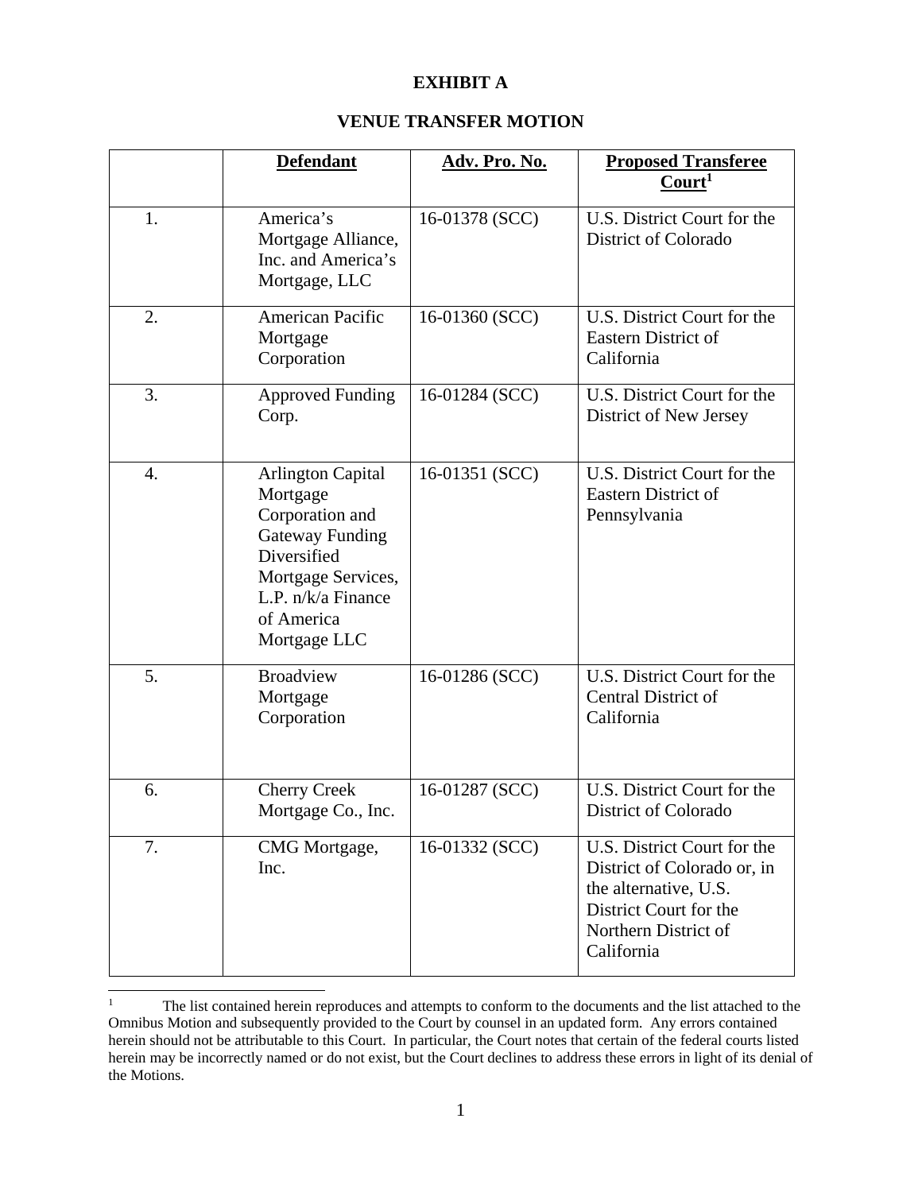# EXHIBIT A

## VENUE TRANSFER MOTION

| | Defendant | Adv. Pro. No. | Proposed Transferee Court[1] |
|---|---|---|---|
| 1. | America's Mortgage Alliance, Inc. and America's Mortgage, LLC | 16-01378 (SCC) | U.S. District Court for the District of Colorado |
| 2. | American Pacific Mortgage Corporation | 16-01360 (SCC) | U.S. District Court for the Eastern District of California |
| 3. | Approved Funding Corp. | 16-01284 (SCC) | U.S. District Court for the District of New Jersey |
| 4. | Arlington Capital Mortgage Corporation and Gateway Funding Diversified Mortgage Services, L.P. n/k/a Finance of America Mortgage LLC | 16-01351 (SCC) | U.S. District Court for the Eastern District of Pennsylvania |
| 5. | Broadview Mortgage Corporation | 16-01286 (SCC) | U.S. District Court for the Central District of California |
| 6. | Cherry Creek Mortgage Co., Inc. | 16-01287 (SCC) | U.S. District Court for the District of Colorado |
| 7. | CMG Mortgage, Inc. | 16-01332 (SCC) | U.S. District Court for the District of Colorado or, in the alternative, U.S. District Court for the Northern District of California |

[1] The list contained herein reproduces and attempts to conform to the documents and the list attached to the Omnibus Motion and subsequently provided to the Court by counsel in an updated form. Any errors contained herein should not be attributable to this Court. In particular, the Court notes that certain of the federal courts listed herein may be incorrectly named or do not exist, but the Court declines to address these errors in light of its denial of the Motions.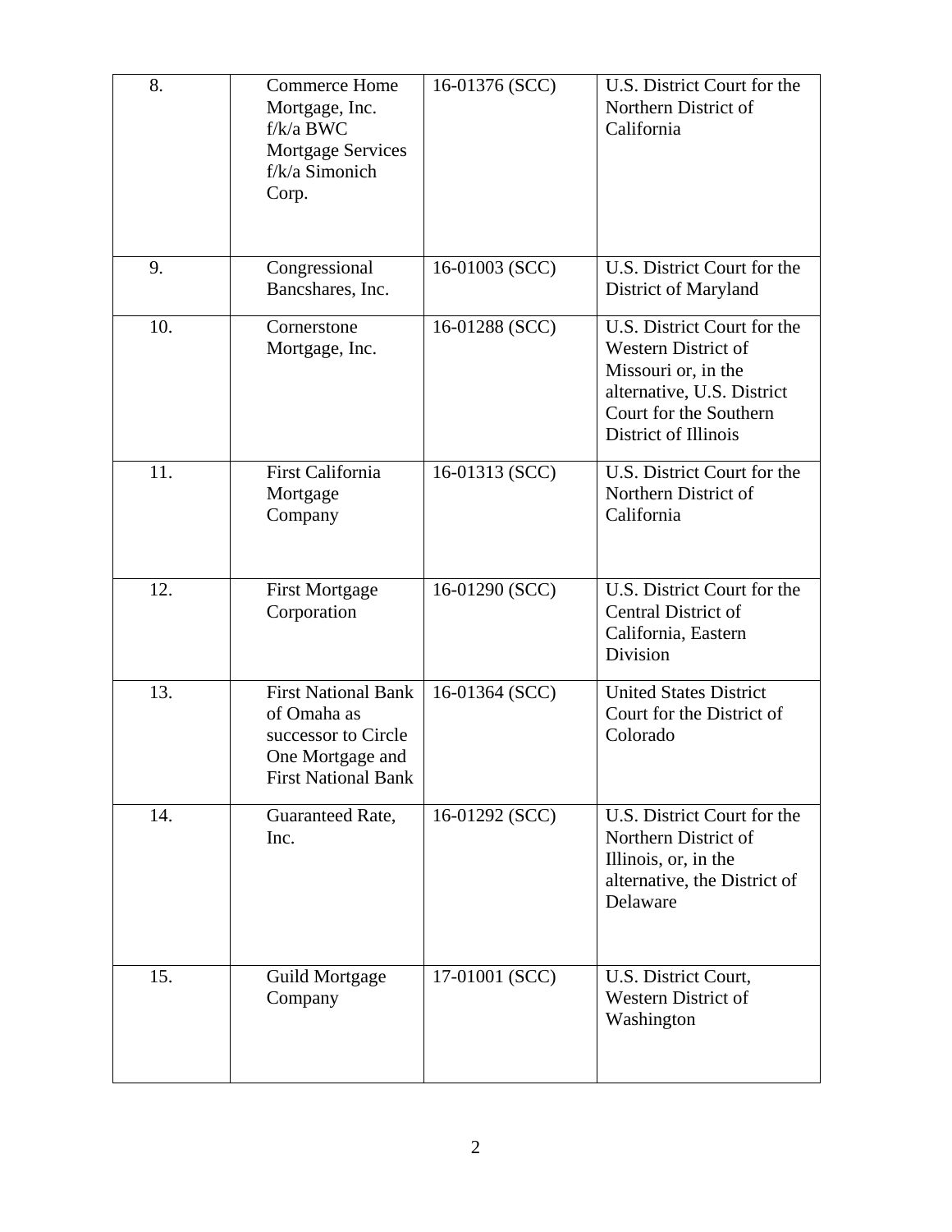| 8. | Commerce Home Mortgage, Inc. f/k/a BWC Mortgage Services f/k/a Simonich Corp. | 16-01376 (SCC) | U.S. District Court for the Northern District of California |
|---|---|---|---|
| 9. | Congressional Bancshares, Inc. | 16-01003 (SCC) | U.S. District Court for the District of Maryland |
| 10. | Cornerstone Mortgage, Inc. | 16-01288 (SCC) | U.S. District Court for the Western District of Missouri or, in the alternative, U.S. District Court for the Southern District of Illinois |
| 11. | First California Mortgage Company | 16-01313 (SCC) | U.S. District Court for the Northern District of California |
| 12. | First Mortgage Corporation | 16-01290 (SCC) | U.S. District Court for the Central District of California, Eastern Division |
| 13. | First National Bank of Omaha as successor to Circle One Mortgage and First National Bank | 16-01364 (SCC) | United States District Court for the District of Colorado |
| 14. | Guaranteed Rate, Inc. | 16-01292 (SCC) | U.S. District Court for the Northern District of Illinois, or, in the alternative, the District of Delaware |
| 15. | Guild Mortgage Company | 17-01001 (SCC) | U.S. District Court, Western District of Washington |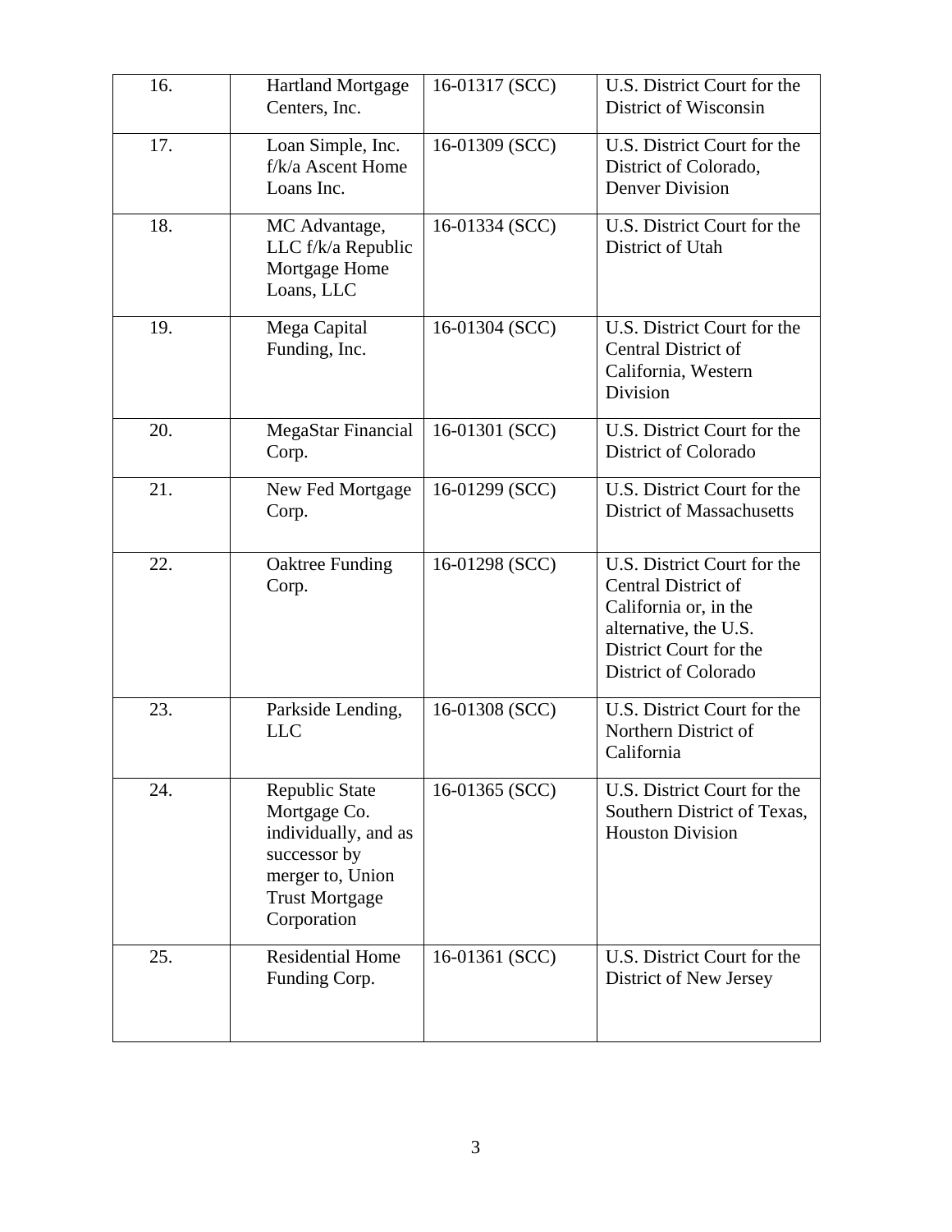| 16. | Hartland Mortgage Centers, Inc. | 16-01317 (SCC) | U.S. District Court for the District of Wisconsin |
|---|---|---|---|
| 17. | Loan Simple, Inc. f/k/a Ascent Home Loans Inc. | 16-01309 (SCC) | U.S. District Court for the District of Colorado, Denver Division |
| 18. | MC Advantage, LLC f/k/a Republic Mortgage Home Loans, LLC | 16-01334 (SCC) | U.S. District Court for the District of Utah |
| 19. | Mega Capital Funding, Inc. | 16-01304 (SCC) | U.S. District Court for the Central District of California, Western Division |
| 20. | MegaStar Financial Corp. | 16-01301 (SCC) | U.S. District Court for the District of Colorado |
| 21. | New Fed Mortgage Corp. | 16-01299 (SCC) | U.S. District Court for the District of Massachusetts |
| 22. | Oaktree Funding Corp. | 16-01298 (SCC) | U.S. District Court for the Central District of California or, in the alternative, the U.S. District Court for the District of Colorado |
| 23. | Parkside Lending, LLC | 16-01308 (SCC) | U.S. District Court for the Northern District of California |
| 24. | Republic State Mortgage Co. individually, and as successor by merger to, Union Trust Mortgage Corporation | 16-01365 (SCC) | U.S. District Court for the Southern District of Texas, Houston Division |
| 25. | Residential Home Funding Corp. | 16-01361 (SCC) | U.S. District Court for the District of New Jersey |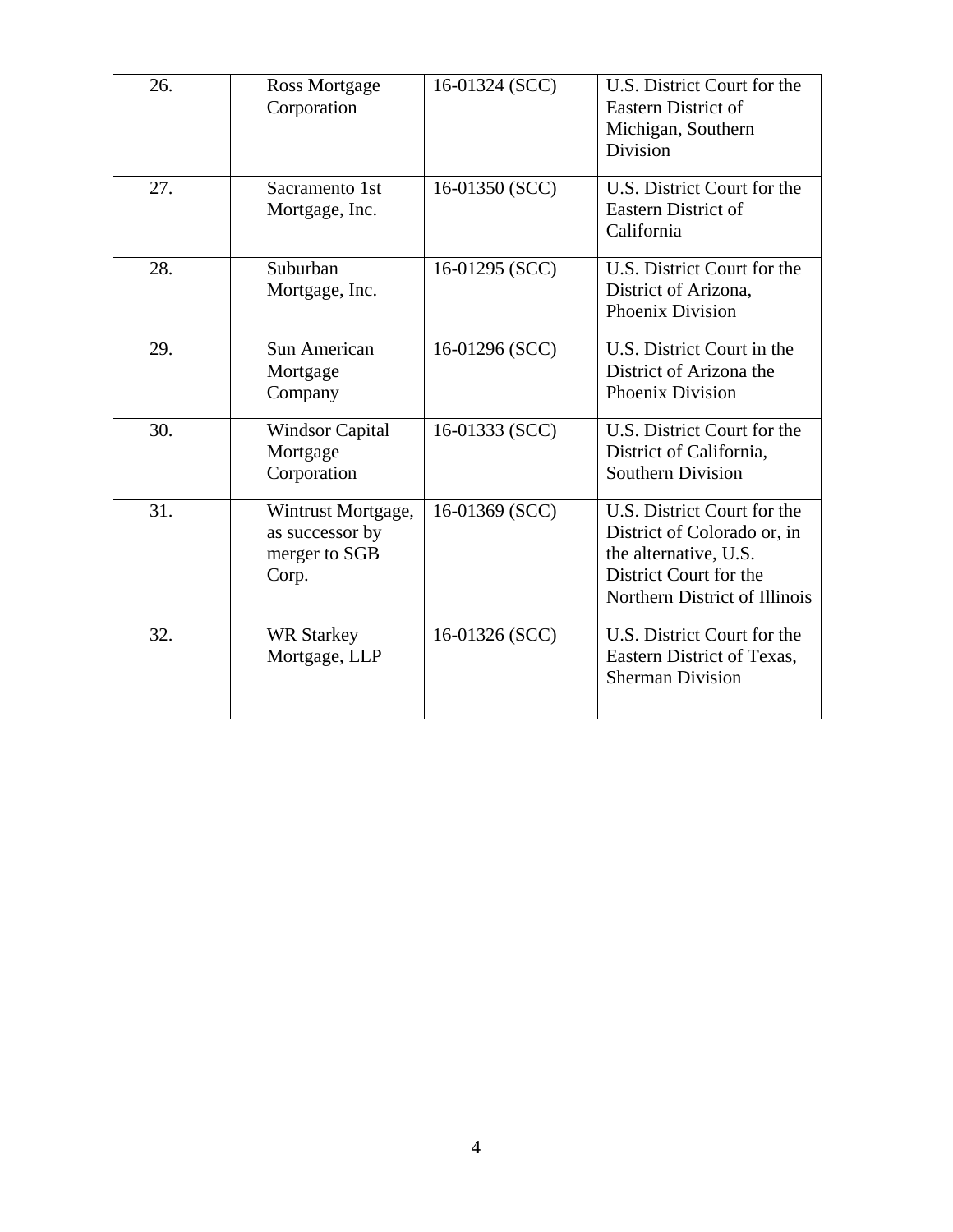| | | | |
|---|---|---|---|
| 26. | Ross Mortgage Corporation | 16-01324 (SCC) | U.S. District Court for the Eastern District of Michigan, Southern Division |
| 27. | Sacramento 1st Mortgage, Inc. | 16-01350 (SCC) | U.S. District Court for the Eastern District of California |
| 28. | Suburban Mortgage, Inc. | 16-01295 (SCC) | U.S. District Court for the District of Arizona, Phoenix Division |
| 29. | Sun American Mortgage Company | 16-01296 (SCC) | U.S. District Court in the District of Arizona the Phoenix Division |
| 30. | Windsor Capital Mortgage Corporation | 16-01333 (SCC) | U.S. District Court for the District of California, Southern Division |
| 31. | Wintrust Mortgage, as successor by merger to SGB Corp. | 16-01369 (SCC) | U.S. District Court for the District of Colorado or, in the alternative, U.S. District Court for the Northern District of Illinois |
| 32. | WR Starkey Mortgage, LLP | 16-01326 (SCC) | U.S. District Court for the Eastern District of Texas, Sherman Division |